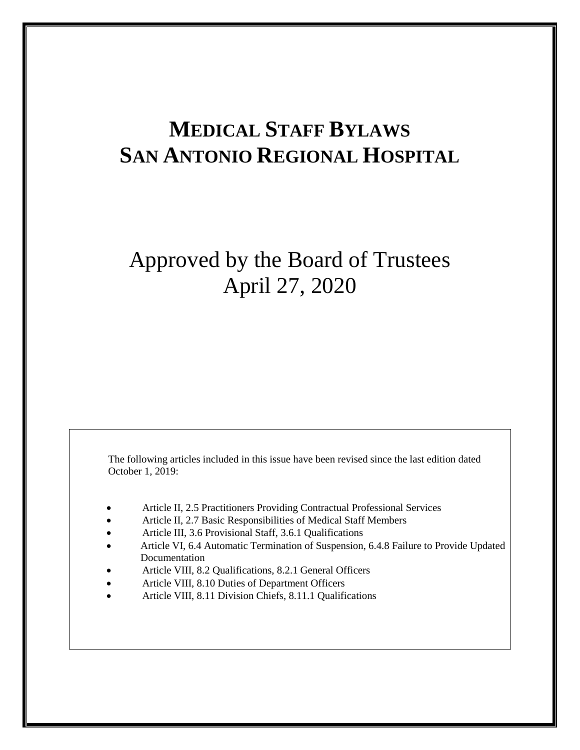# MEDICAL STAFF BYLAWS
# SAN ANTONIO REGIONAL HOSPITAL

## Approved by the Board of Trustees
## April 27, 2020

The following articles included in this issue have been revised since the last edition dated October 1, 2019:

- Article II, 2.5 Practitioners Providing Contractual Professional Services
- Article II, 2.7 Basic Responsibilities of Medical Staff Members
- Article III, 3.6 Provisional Staff, 3.6.1 Qualifications
- Article VI, 6.4 Automatic Termination of Suspension, 6.4.8 Failure to Provide Updated Documentation
- Article VIII, 8.2 Qualifications, 8.2.1 General Officers
- Article VIII, 8.10 Duties of Department Officers
- Article VIII, 8.11 Division Chiefs, 8.11.1 Qualifications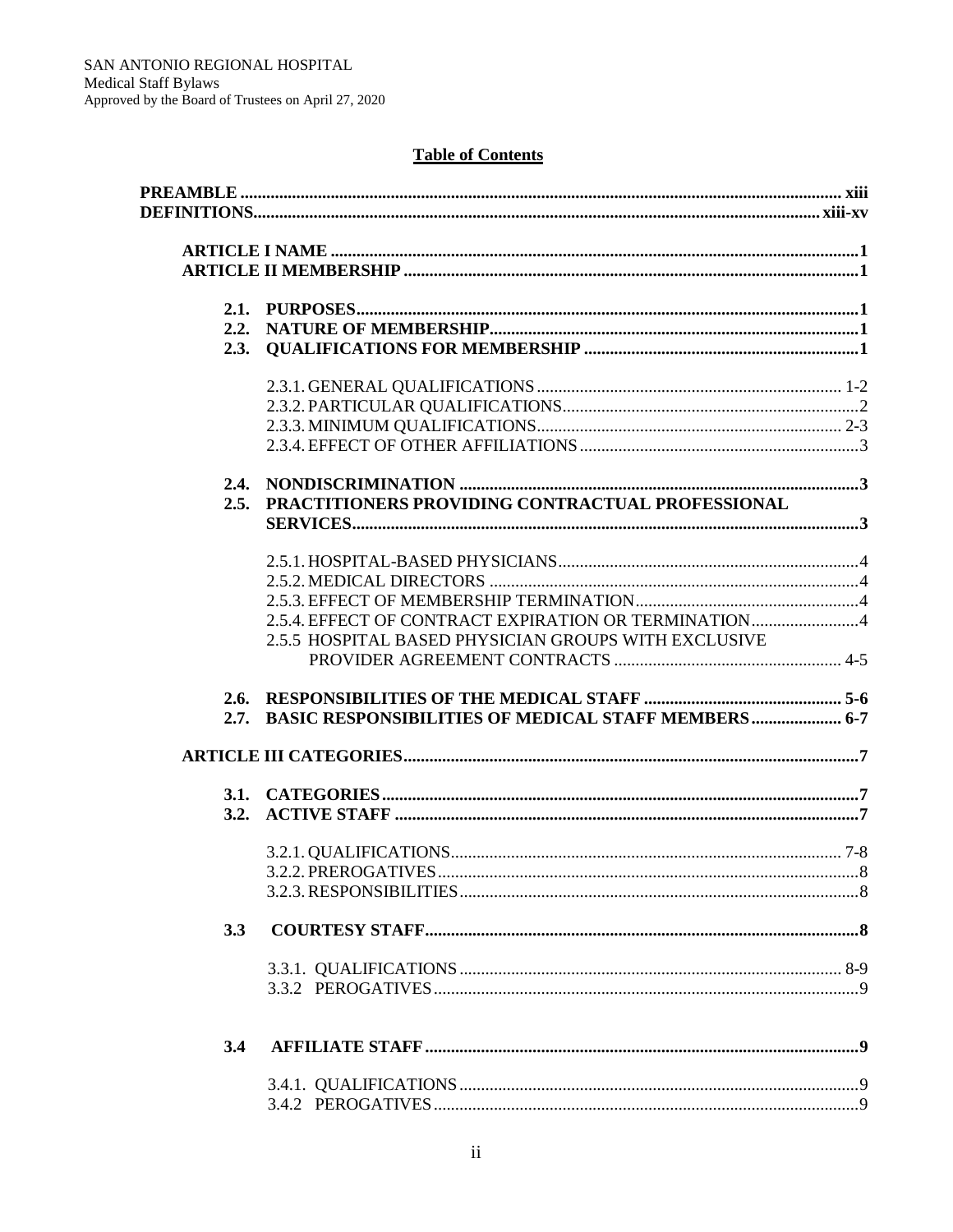SAN ANTONIO REGIONAL HOSPITAL
Medical Staff Bylaws
Approved by the Board of Trustees on April 27, 2020

## Table of Contents

**PREAMBLE** ..... **xiii**
**DEFINITIONS** ..... **xiii-xv**

**ARTICLE I NAME** ..... **1**
**ARTICLE II MEMBERSHIP** ..... **1**

- **2.1. PURPOSES** ..... **1**
- **2.2. NATURE OF MEMBERSHIP** ..... **1**
- **2.3. QUALIFICATIONS FOR MEMBERSHIP** ..... **1**
  - 2.3.1. GENERAL QUALIFICATIONS ..... 1-2
  - 2.3.2. PARTICULAR QUALIFICATIONS ..... 2
  - 2.3.3. MINIMUM QUALIFICATIONS ..... 2-3
  - 2.3.4. EFFECT OF OTHER AFFILIATIONS ..... 3
- **2.4. NONDISCRIMINATION** ..... **3**
- **2.5. PRACTITIONERS PROVIDING CONTRACTUAL PROFESSIONAL SERVICES** ..... **3**
  - 2.5.1. HOSPITAL-BASED PHYSICIANS ..... 4
  - 2.5.2. MEDICAL DIRECTORS ..... 4
  - 2.5.3. EFFECT OF MEMBERSHIP TERMINATION ..... 4
  - 2.5.4. EFFECT OF CONTRACT EXPIRATION OR TERMINATION ..... 4
  - 2.5.5 HOSPITAL BASED PHYSICIAN GROUPS WITH EXCLUSIVE PROVIDER AGREEMENT CONTRACTS ..... 4-5
- **2.6. RESPONSIBILITIES OF THE MEDICAL STAFF** ..... **5-6**
- **2.7. BASIC RESPONSIBILITIES OF MEDICAL STAFF MEMBERS** ..... **6-7**

**ARTICLE III CATEGORIES** ..... **7**

- **3.1. CATEGORIES** ..... **7**
- **3.2. ACTIVE STAFF** ..... **7**
  - 3.2.1. QUALIFICATIONS ..... 7-8
  - 3.2.2. PREROGATIVES ..... 8
  - 3.2.3. RESPONSIBILITIES ..... 8
- **3.3 COURTESY STAFF** ..... **8**
  - 3.3.1. QUALIFICATIONS ..... 8-9
  - 3.3.2 PEROGATIVES ..... 9
- **3.4 AFFILIATE STAFF** ..... **9**
  - 3.4.1. QUALIFICATIONS ..... 9
  - 3.4.2 PEROGATIVES ..... 9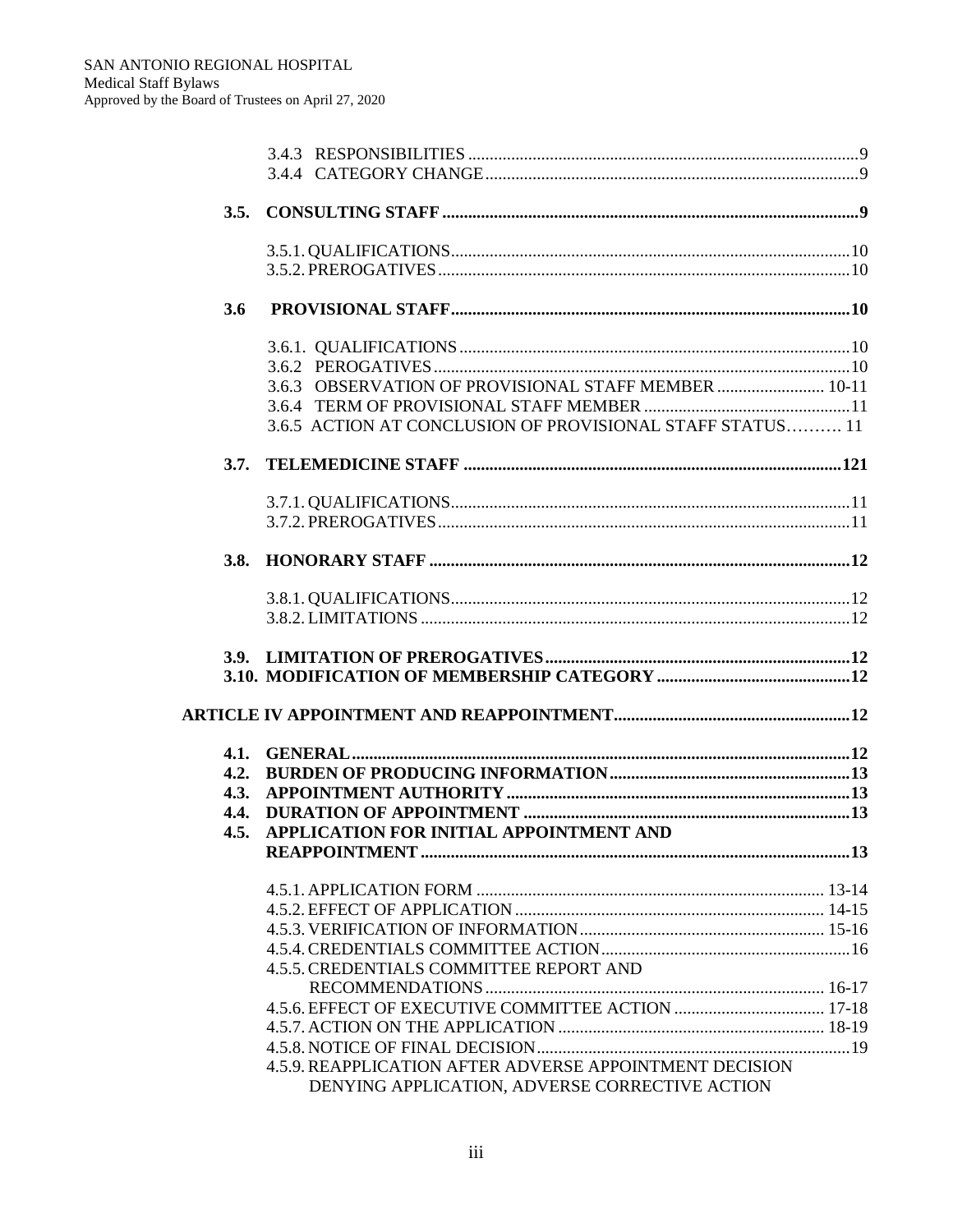3.4.3 RESPONSIBILITIES ..... 9
3.4.4 CATEGORY CHANGE ..... 9

**3.5. CONSULTING STAFF ..... 9**

3.5.1. QUALIFICATIONS ..... 10
3.5.2. PREROGATIVES ..... 10

**3.6 PROVISIONAL STAFF ..... 10**

3.6.1. QUALIFICATIONS ..... 10
3.6.2 PEROGATIVES ..... 10
3.6.3 OBSERVATION OF PROVISIONAL STAFF MEMBER ..... 10-11
3.6.4 TERM OF PROVISIONAL STAFF MEMBER ..... 11
3.6.5 ACTION AT CONCLUSION OF PROVISIONAL STAFF STATUS ..... 11

**3.7. TELEMEDICINE STAFF ..... 121**

3.7.1. QUALIFICATIONS ..... 11
3.7.2. PREROGATIVES ..... 11

**3.8. HONORARY STAFF ..... 12**

3.8.1. QUALIFICATIONS ..... 12
3.8.2. LIMITATIONS ..... 12

**3.9. LIMITATION OF PREROGATIVES ..... 12**
**3.10. MODIFICATION OF MEMBERSHIP CATEGORY ..... 12**

**ARTICLE IV APPOINTMENT AND REAPPOINTMENT ..... 12**

**4.1. GENERAL ..... 12**
**4.2. BURDEN OF PRODUCING INFORMATION ..... 13**
**4.3. APPOINTMENT AUTHORITY ..... 13**
**4.4. DURATION OF APPOINTMENT ..... 13**
**4.5. APPLICATION FOR INITIAL APPOINTMENT AND REAPPOINTMENT ..... 13**

4.5.1. APPLICATION FORM ..... 13-14
4.5.2. EFFECT OF APPLICATION ..... 14-15
4.5.3. VERIFICATION OF INFORMATION ..... 15-16
4.5.4. CREDENTIALS COMMITTEE ACTION ..... 16
4.5.5. CREDENTIALS COMMITTEE REPORT AND RECOMMENDATIONS ..... 16-17
4.5.6. EFFECT OF EXECUTIVE COMMITTEE ACTION ..... 17-18
4.5.7. ACTION ON THE APPLICATION ..... 18-19
4.5.8. NOTICE OF FINAL DECISION ..... 19
4.5.9. REAPPLICATION AFTER ADVERSE APPOINTMENT DECISION DENYING APPLICATION, ADVERSE CORRECTIVE ACTION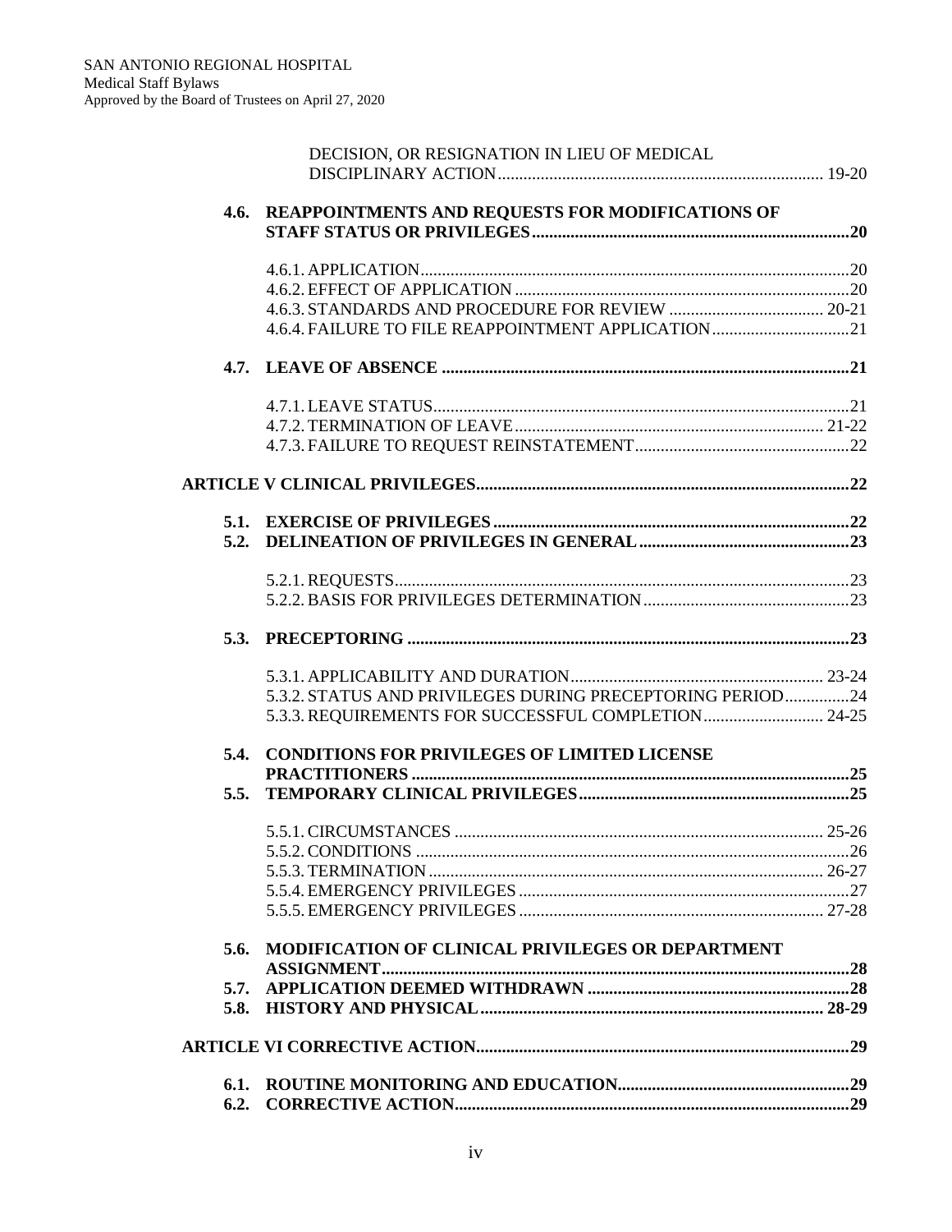DECISION, OR RESIGNATION IN LIEU OF MEDICAL DISCIPLINARY ACTION ........................................................................... 19-20

**4.6. REAPPOINTMENTS AND REQUESTS FOR MODIFICATIONS OF STAFF STATUS OR PRIVILEGES .......................................................................... 20**

4.6.1. APPLICATION ........................................................................................ 20
4.6.2. EFFECT OF APPLICATION ..................................................................... 20
4.6.3. STANDARDS AND PROCEDURE FOR REVIEW ................................... 20-21
4.6.4. FAILURE TO FILE REAPPOINTMENT APPLICATION ................................ 21

**4.7. LEAVE OF ABSENCE ................................................................................ 21**

4.7.1. LEAVE STATUS ....................................................................................... 21
4.7.2. TERMINATION OF LEAVE ................................................................... 21-22
4.7.3. FAILURE TO REQUEST REINSTATEMENT ............................................... 22

**ARTICLE V CLINICAL PRIVILEGES ..................................................................... 22**

**5.1. EXERCISE OF PRIVILEGES ..................................................................... 22**
**5.2. DELINEATION OF PRIVILEGES IN GENERAL ............................................ 23**

5.2.1. REQUESTS ............................................................................................ 23
5.2.2. BASIS FOR PRIVILEGES DETERMINATION ............................................... 23

**5.3. PRECEPTORING ....................................................................................... 23**

5.3.1. APPLICABILITY AND DURATION ........................................................ 23-24
5.3.2. STATUS AND PRIVILEGES DURING PRECEPTORING PERIOD ................ 24
5.3.3. REQUIREMENTS FOR SUCCESSFUL COMPLETION .............................. 24-25

**5.4. CONDITIONS FOR PRIVILEGES OF LIMITED LICENSE PRACTITIONERS .................................................................................... 25**
**5.5. TEMPORARY CLINICAL PRIVILEGES ....................................................... 25**

5.5.1. CIRCUMSTANCES .............................................................................. 25-26
5.5.2. CONDITIONS ......................................................................................... 26
5.5.3. TERMINATION ................................................................................... 26-27
5.5.4. EMERGENCY PRIVILEGES ...................................................................... 27
5.5.5. EMERGENCY PRIVILEGES ................................................................. 27-28

**5.6. MODIFICATION OF CLINICAL PRIVILEGES OR DEPARTMENT ASSIGNMENT ............................................................................................ 28**
**5.7. APPLICATION DEEMED WITHDRAWN ..................................................... 28**
**5.8. HISTORY AND PHYSICAL ................................................................... 28-29**

**ARTICLE VI CORRECTIVE ACTION ...................................................................... 29**

**6.1. ROUTINE MONITORING AND EDUCATION ............................................... 29**
**6.2. CORRECTIVE ACTION .............................................................................. 29**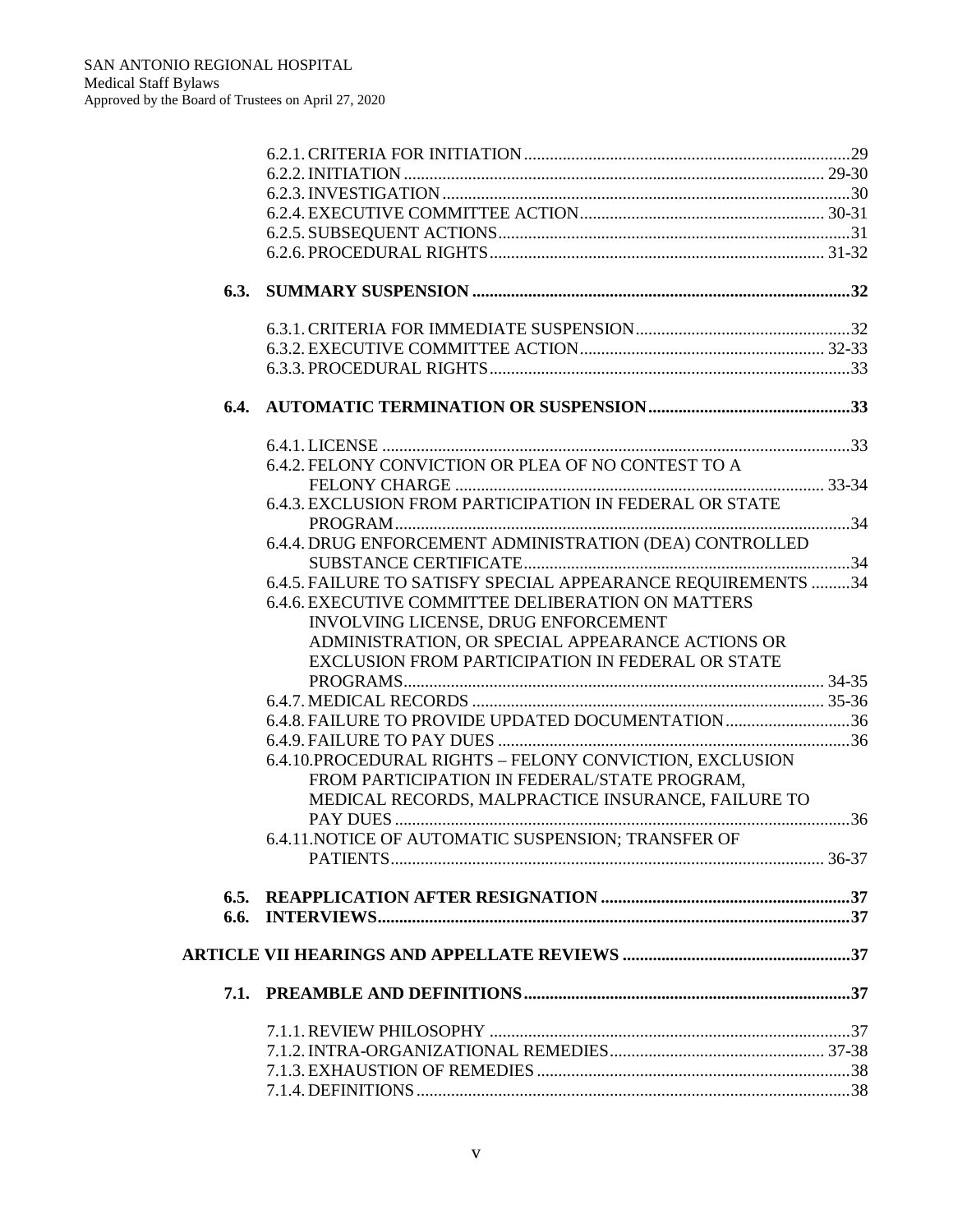- 6.2.1. CRITERIA FOR INITIATION ........ 29
- 6.2.2. INITIATION ........ 29-30
- 6.2.3. INVESTIGATION ........ 30
- 6.2.4. EXECUTIVE COMMITTEE ACTION ........ 30-31
- 6.2.5. SUBSEQUENT ACTIONS ........ 31
- 6.2.6. PROCEDURAL RIGHTS ........ 31-32

**6.3. SUMMARY SUSPENSION ........ 32**

- 6.3.1. CRITERIA FOR IMMEDIATE SUSPENSION ........ 32
- 6.3.2. EXECUTIVE COMMITTEE ACTION ........ 32-33
- 6.3.3. PROCEDURAL RIGHTS ........ 33

**6.4. AUTOMATIC TERMINATION OR SUSPENSION ........ 33**

- 6.4.1. LICENSE ........ 33
- 6.4.2. FELONY CONVICTION OR PLEA OF NO CONTEST TO A FELONY CHARGE ........ 33-34
- 6.4.3. EXCLUSION FROM PARTICIPATION IN FEDERAL OR STATE PROGRAM ........ 34
- 6.4.4. DRUG ENFORCEMENT ADMINISTRATION (DEA) CONTROLLED SUBSTANCE CERTIFICATE ........ 34
- 6.4.5. FAILURE TO SATISFY SPECIAL APPEARANCE REQUIREMENTS ........ 34
- 6.4.6. EXECUTIVE COMMITTEE DELIBERATION ON MATTERS INVOLVING LICENSE, DRUG ENFORCEMENT ADMINISTRATION, OR SPECIAL APPEARANCE ACTIONS OR EXCLUSION FROM PARTICIPATION IN FEDERAL OR STATE PROGRAMS ........ 34-35
- 6.4.7. MEDICAL RECORDS ........ 35-36
- 6.4.8. FAILURE TO PROVIDE UPDATED DOCUMENTATION ........ 36
- 6.4.9. FAILURE TO PAY DUES ........ 36
- 6.4.10. PROCEDURAL RIGHTS – FELONY CONVICTION, EXCLUSION FROM PARTICIPATION IN FEDERAL/STATE PROGRAM, MEDICAL RECORDS, MALPRACTICE INSURANCE, FAILURE TO PAY DUES ........ 36
- 6.4.11. NOTICE OF AUTOMATIC SUSPENSION; TRANSFER OF PATIENTS ........ 36-37

**6.5. REAPPLICATION AFTER RESIGNATION ........ 37**

**6.6. INTERVIEWS ........ 37**

**ARTICLE VII HEARINGS AND APPELLATE REVIEWS ........ 37**

**7.1. PREAMBLE AND DEFINITIONS ........ 37**

- 7.1.1. REVIEW PHILOSOPHY ........ 37
- 7.1.2. INTRA-ORGANIZATIONAL REMEDIES ........ 37-38
- 7.1.3. EXHAUSTION OF REMEDIES ........ 38
- 7.1.4. DEFINITIONS ........ 38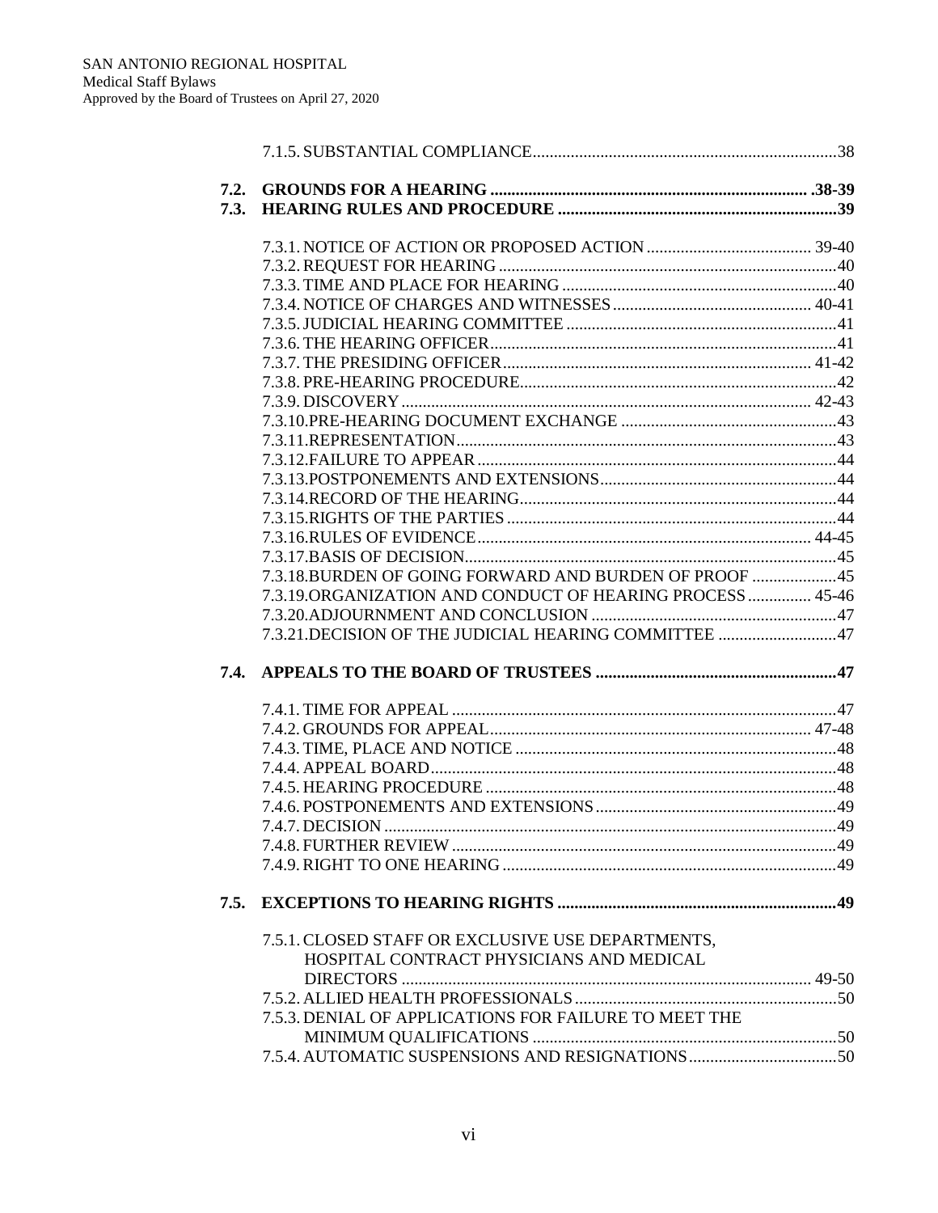7.1.5. SUBSTANTIAL COMPLIANCE........................................................................38

**7.2. GROUNDS FOR A HEARING ............................................................................ .38-39**

**7.3. HEARING RULES AND PROCEDURE ..................................................................39**

7.3.1. NOTICE OF ACTION OR PROPOSED ACTION ....................................... 39-40
7.3.2. REQUEST FOR HEARING ................................................................................40
7.3.3. TIME AND PLACE FOR HEARING .................................................................40
7.3.4. NOTICE OF CHARGES AND WITNESSES .............................................. 40-41
7.3.5. JUDICIAL HEARING COMMITTEE ................................................................41
7.3.6. THE HEARING OFFICER..................................................................................41
7.3.7. THE PRESIDING OFFICER......................................................................... 41-42
7.3.8. PRE-HEARING PROCEDURE...........................................................................42
7.3.9. DISCOVERY ................................................................................................ 42-43
7.3.10.PRE-HEARING DOCUMENT EXCHANGE ...................................................43
7.3.11.REPRESENTATION..........................................................................................43
7.3.12.FAILURE TO APPEAR .....................................................................................44
7.3.13.POSTPONEMENTS AND EXTENSIONS.........................................................44
7.3.14.RECORD OF THE HEARING...........................................................................44
7.3.15.RIGHTS OF THE PARTIES ..............................................................................44
7.3.16.RULES OF EVIDENCE................................................................................ 44-45
7.3.17.BASIS OF DECISION........................................................................................45
7.3.18.BURDEN OF GOING FORWARD AND BURDEN OF PROOF ....................45
7.3.19.ORGANIZATION AND CONDUCT OF HEARING PROCESS ............... 45-46
7.3.20.ADJOURNMENT AND CONCLUSION ..........................................................47
7.3.21.DECISION OF THE JUDICIAL HEARING COMMITTEE ............................47

**7.4. APPEALS TO THE BOARD OF TRUSTEES .........................................................47**

7.4.1. TIME FOR APPEAL ...........................................................................................47
7.4.2. GROUNDS FOR APPEAL............................................................................ 47-48
7.4.3. TIME, PLACE AND NOTICE ...........................................................................48
7.4.4. APPEAL BOARD................................................................................................48
7.4.5. HEARING PROCEDURE ...................................................................................48
7.4.6. POSTPONEMENTS AND EXTENSIONS.........................................................49
7.4.7. DECISION ...........................................................................................................49
7.4.8. FURTHER REVIEW ...........................................................................................49
7.4.9. RIGHT TO ONE HEARING ...............................................................................49

**7.5. EXCEPTIONS TO HEARING RIGHTS ..................................................................49**

7.5.1. CLOSED STAFF OR EXCLUSIVE USE DEPARTMENTS, HOSPITAL CONTRACT PHYSICIANS AND MEDICAL DIRECTORS ................................................................................................ 49-50
7.5.2. ALLIED HEALTH PROFESSIONALS ..............................................................50
7.5.3. DENIAL OF APPLICATIONS FOR FAILURE TO MEET THE MINIMUM QUALIFICATIONS ........................................................................50
7.5.4. AUTOMATIC SUSPENSIONS AND RESIGNATIONS...................................50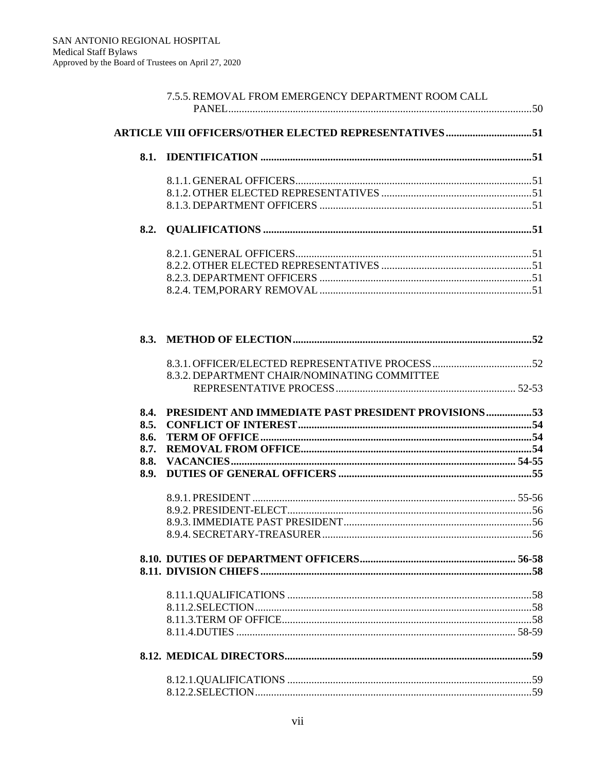7.5.5. REMOVAL FROM EMERGENCY DEPARTMENT ROOM CALL PANEL ..... 50

**ARTICLE VIII OFFICERS/OTHER ELECTED REPRESENTATIVES ..... 51**

**8.1. IDENTIFICATION ..... 51**

8.1.1. GENERAL OFFICERS ..... 51
8.1.2. OTHER ELECTED REPRESENTATIVES ..... 51
8.1.3. DEPARTMENT OFFICERS ..... 51

**8.2. QUALIFICATIONS ..... 51**

8.2.1. GENERAL OFFICERS ..... 51
8.2.2. OTHER ELECTED REPRESENTATIVES ..... 51
8.2.3. DEPARTMENT OFFICERS ..... 51
8.2.4. TEM,PORARY REMOVAL ..... 51

**8.3. METHOD OF ELECTION ..... 52**

8.3.1. OFFICER/ELECTED REPRESENTATIVE PROCESS ..... 52
8.3.2. DEPARTMENT CHAIR/NOMINATING COMMITTEE REPRESENTATIVE PROCESS ..... 52-53

**8.4. PRESIDENT AND IMMEDIATE PAST PRESIDENT PROVISIONS ..... 53**
**8.5. CONFLICT OF INTEREST ..... 54**
**8.6. TERM OF OFFICE ..... 54**
**8.7. REMOVAL FROM OFFICE ..... 54**
**8.8. VACANCIES ..... 54-55**
**8.9. DUTIES OF GENERAL OFFICERS ..... 55**

8.9.1. PRESIDENT ..... 55-56
8.9.2. PRESIDENT-ELECT ..... 56
8.9.3. IMMEDIATE PAST PRESIDENT ..... 56
8.9.4. SECRETARY-TREASURER ..... 56

**8.10. DUTIES OF DEPARTMENT OFFICERS ..... 56-58**
**8.11. DIVISION CHIEFS ..... 58**

8.11.1. QUALIFICATIONS ..... 58
8.11.2. SELECTION ..... 58
8.11.3. TERM OF OFFICE ..... 58
8.11.4. DUTIES ..... 58-59

**8.12. MEDICAL DIRECTORS ..... 59**

8.12.1. QUALIFICATIONS ..... 59
8.12.2. SELECTION ..... 59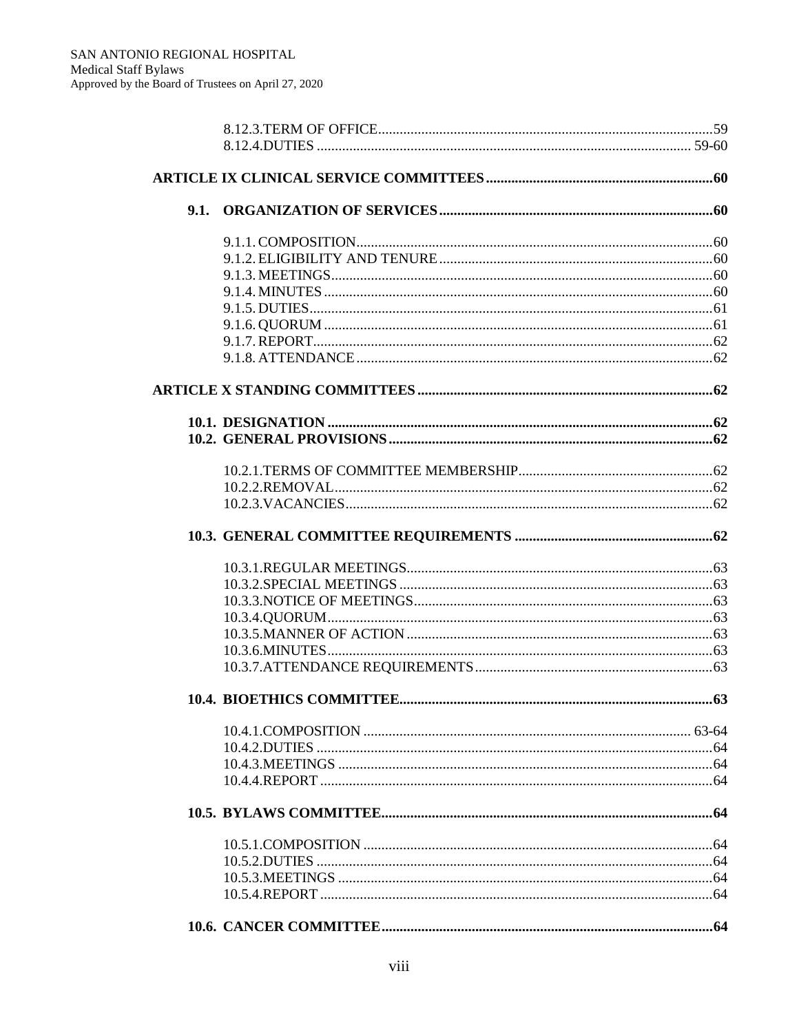8.12.3. TERM OF OFFICE ............................................................................................59
8.12.4. DUTIES ....................................................................................................... 59-60

**ARTICLE IX CLINICAL SERVICE COMMITTEES ................................................................60**

**9.1. ORGANIZATION OF SERVICES ............................................................................60**

9.1.1. COMPOSITION ..............................................................................................60
9.1.2. ELIGIBILITY AND TENURE ...........................................................................60
9.1.3. MEETINGS ......................................................................................................60
9.1.4. MINUTES .........................................................................................................60
9.1.5. DUTIES .............................................................................................................61
9.1.6. QUORUM .........................................................................................................61
9.1.7. REPORT ............................................................................................................62
9.1.8. ATTENDANCE ..................................................................................................62

**ARTICLE X STANDING COMMITTEES ..................................................................................62**

**10.1. DESIGNATION ..........................................................................................................62**
**10.2. GENERAL PROVISIONS ..........................................................................................62**

10.2.1. TERMS OF COMMITTEE MEMBERSHIP ......................................................62
10.2.2. REMOVAL .........................................................................................................62
10.2.3. VACANCIES ......................................................................................................62

**10.3. GENERAL COMMITTEE REQUIREMENTS .......................................................62**

10.3.1. REGULAR MEETINGS ....................................................................................63
10.3.2. SPECIAL MEETINGS .......................................................................................63
10.3.3. NOTICE OF MEETINGS ..................................................................................63
10.3.4. QUORUM ..........................................................................................................63
10.3.5. MANNER OF ACTION ....................................................................................63
10.3.6. MINUTES ..........................................................................................................63
10.3.7. ATTENDANCE REQUIREMENTS ..................................................................63

**10.4. BIOETHICS COMMITTEE .......................................................................................63**

10.4.1. COMPOSITION ........................................................................................... 63-64
10.4.2. DUTIES .............................................................................................................64
10.4.3. MEETINGS .......................................................................................................64
10.4.4. REPORT ............................................................................................................64

**10.5. BYLAWS COMMITTEE ............................................................................................64**

10.5.1. COMPOSITION .................................................................................................64
10.5.2. DUTIES .............................................................................................................64
10.5.3. MEETINGS .......................................................................................................64
10.5.4. REPORT ............................................................................................................64

**10.6. CANCER COMMITTEE ............................................................................................64**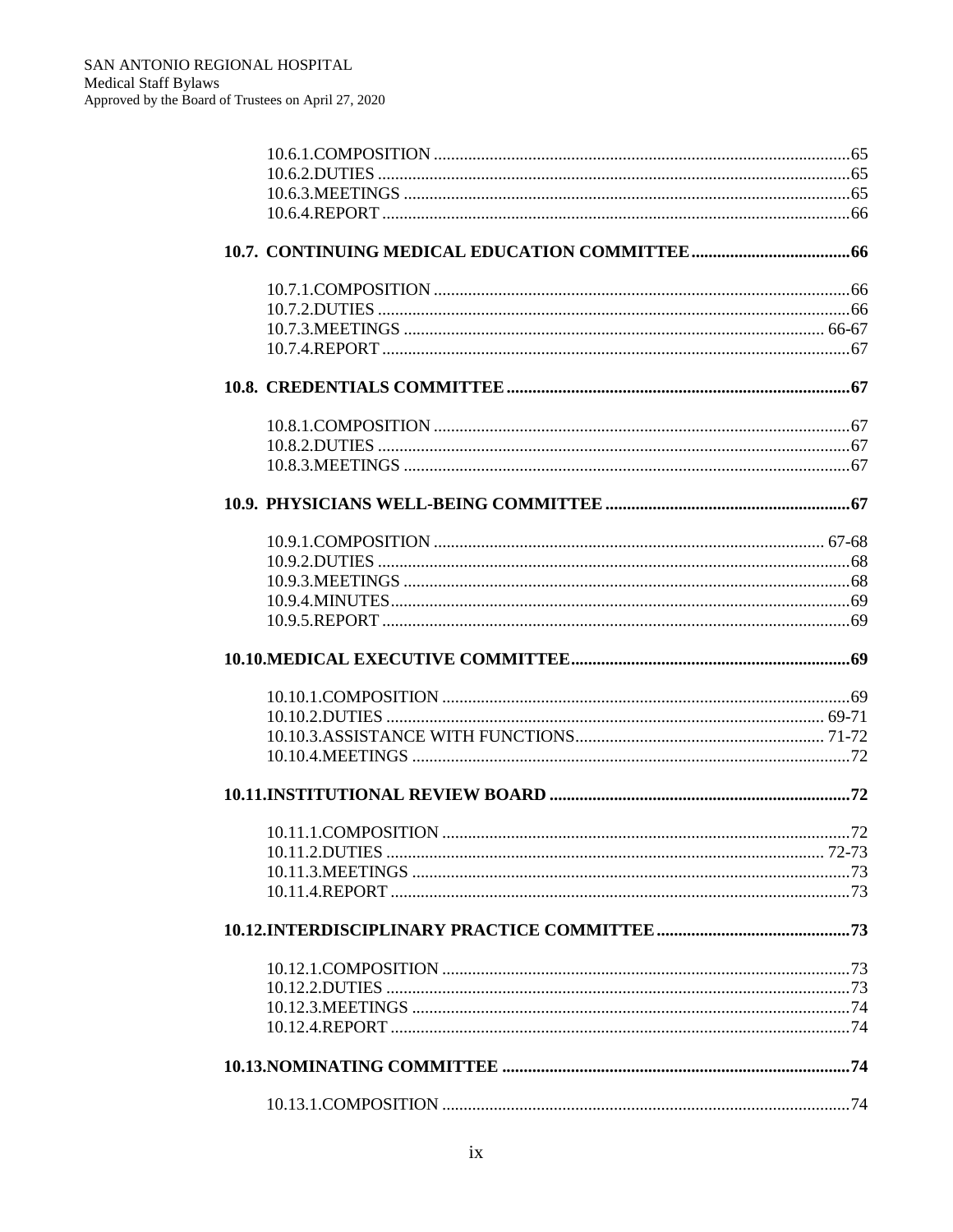10.6.1.COMPOSITION ....................................................................................................65
10.6.2.DUTIES ................................................................................................................65
10.6.3.MEETINGS ..........................................................................................................65
10.6.4.REPORT ..............................................................................................................66

**10.7. CONTINUING MEDICAL EDUCATION COMMITTEE.....................................66**

10.7.1.COMPOSITION ....................................................................................................66
10.7.2.DUTIES ................................................................................................................66
10.7.3.MEETINGS ..................................................................................................... 66-67
10.7.4.REPORT ..............................................................................................................67

**10.8. CREDENTIALS COMMITTEE................................................................................67**

10.8.1.COMPOSITION ....................................................................................................67
10.8.2.DUTIES ................................................................................................................67
10.8.3.MEETINGS ..........................................................................................................67

**10.9. PHYSICIANS WELL-BEING COMMITTEE .........................................................67**

10.9.1.COMPOSITION ............................................................................................. 67-68
10.9.2.DUTIES ................................................................................................................68
10.9.3.MEETINGS ..........................................................................................................68
10.9.4.MINUTES.............................................................................................................69
10.9.5.REPORT ..............................................................................................................69

**10.10.MEDICAL EXECUTIVE COMMITTEE.................................................................69**

10.10.1.COMPOSITION ..................................................................................................69
10.10.2.DUTIES ......................................................................................................... 69-71
10.10.3.ASSISTANCE WITH FUNCTIONS.......................................................... 71-72
10.10.4.MEETINGS ........................................................................................................72

**10.11.INSTITUTIONAL REVIEW BOARD .....................................................................72**

10.11.1.COMPOSITION ..................................................................................................72
10.11.2.DUTIES ......................................................................................................... 72-73
10.11.3.MEETINGS ........................................................................................................73
10.11.4.REPORT ............................................................................................................73

**10.12.INTERDISCIPLINARY PRACTICE COMMITTEE.............................................73**

10.12.1.COMPOSITION ..................................................................................................73
10.12.2.DUTIES ..............................................................................................................73
10.12.3.MEETINGS ........................................................................................................74
10.12.4.REPORT ............................................................................................................74

**10.13.NOMINATING COMMITTEE ..................................................................................74**

10.13.1.COMPOSITION ..................................................................................................74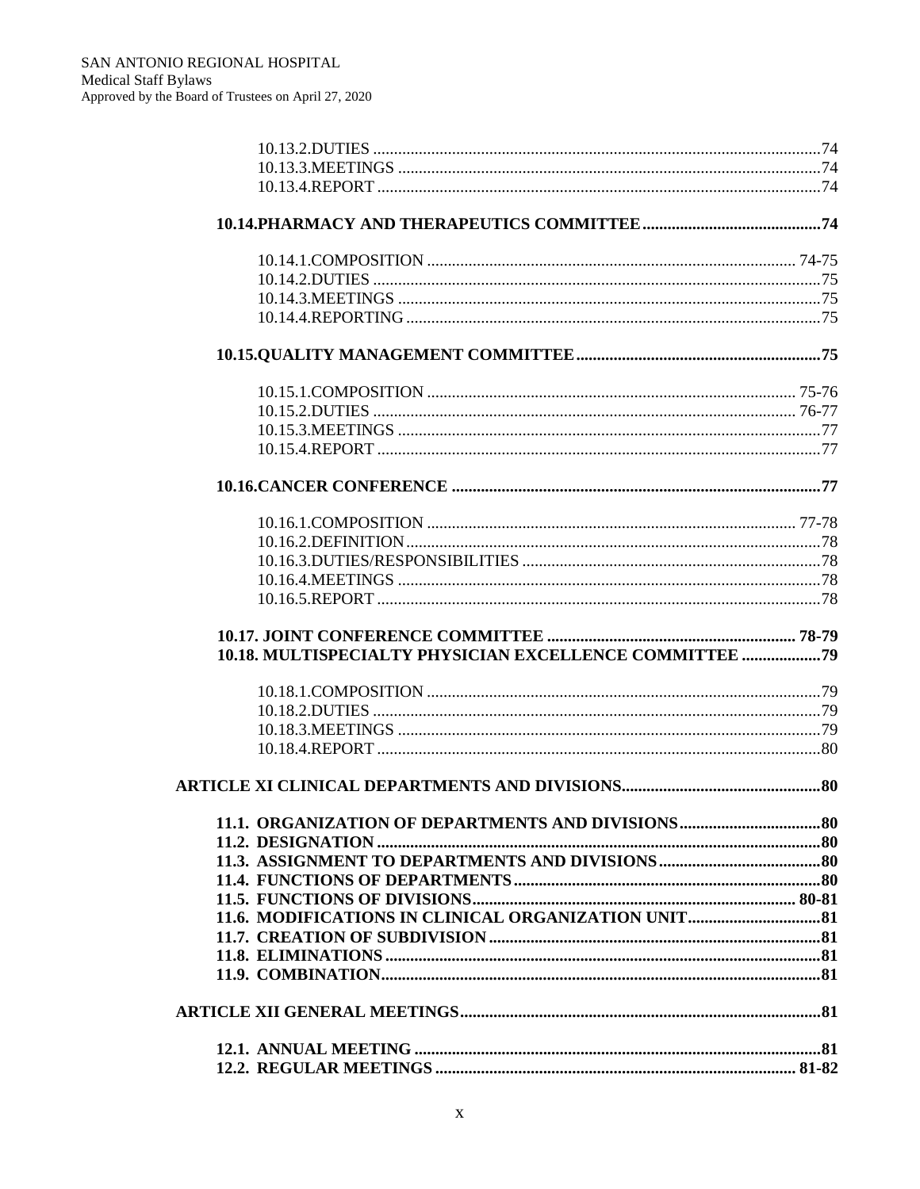10.13.2.DUTIES ....74
10.13.3.MEETINGS ....74
10.13.4.REPORT ....74

**10.14.PHARMACY AND THERAPEUTICS COMMITTEE ....74**

10.14.1.COMPOSITION .... 74-75
10.14.2.DUTIES ....75
10.14.3.MEETINGS ....75
10.14.4.REPORTING ....75

**10.15.QUALITY MANAGEMENT COMMITTEE ....75**

10.15.1.COMPOSITION .... 75-76
10.15.2.DUTIES .... 76-77
10.15.3.MEETINGS ....77
10.15.4.REPORT ....77

**10.16.CANCER CONFERENCE ....77**

10.16.1.COMPOSITION .... 77-78
10.16.2.DEFINITION ....78
10.16.3.DUTIES/RESPONSIBILITIES ....78
10.16.4.MEETINGS ....78
10.16.5.REPORT ....78

**10.17. JOINT CONFERENCE COMMITTEE .... 78-79**
**10.18. MULTISPECIALTY PHYSICIAN EXCELLENCE COMMITTEE ....79**

10.18.1.COMPOSITION ....79
10.18.2.DUTIES ....79
10.18.3.MEETINGS ....79
10.18.4.REPORT ....80

**ARTICLE XI CLINICAL DEPARTMENTS AND DIVISIONS ....80**

**11.1. ORGANIZATION OF DEPARTMENTS AND DIVISIONS ....80**
**11.2. DESIGNATION ....80**
**11.3. ASSIGNMENT TO DEPARTMENTS AND DIVISIONS ....80**
**11.4. FUNCTIONS OF DEPARTMENTS ....80**
**11.5. FUNCTIONS OF DIVISIONS .... 80-81**
**11.6. MODIFICATIONS IN CLINICAL ORGANIZATION UNIT ....81**
**11.7. CREATION OF SUBDIVISION ....81**
**11.8. ELIMINATIONS ....81**
**11.9. COMBINATION ....81**

**ARTICLE XII GENERAL MEETINGS ....81**

**12.1. ANNUAL MEETING ....81**
**12.2. REGULAR MEETINGS .... 81-82**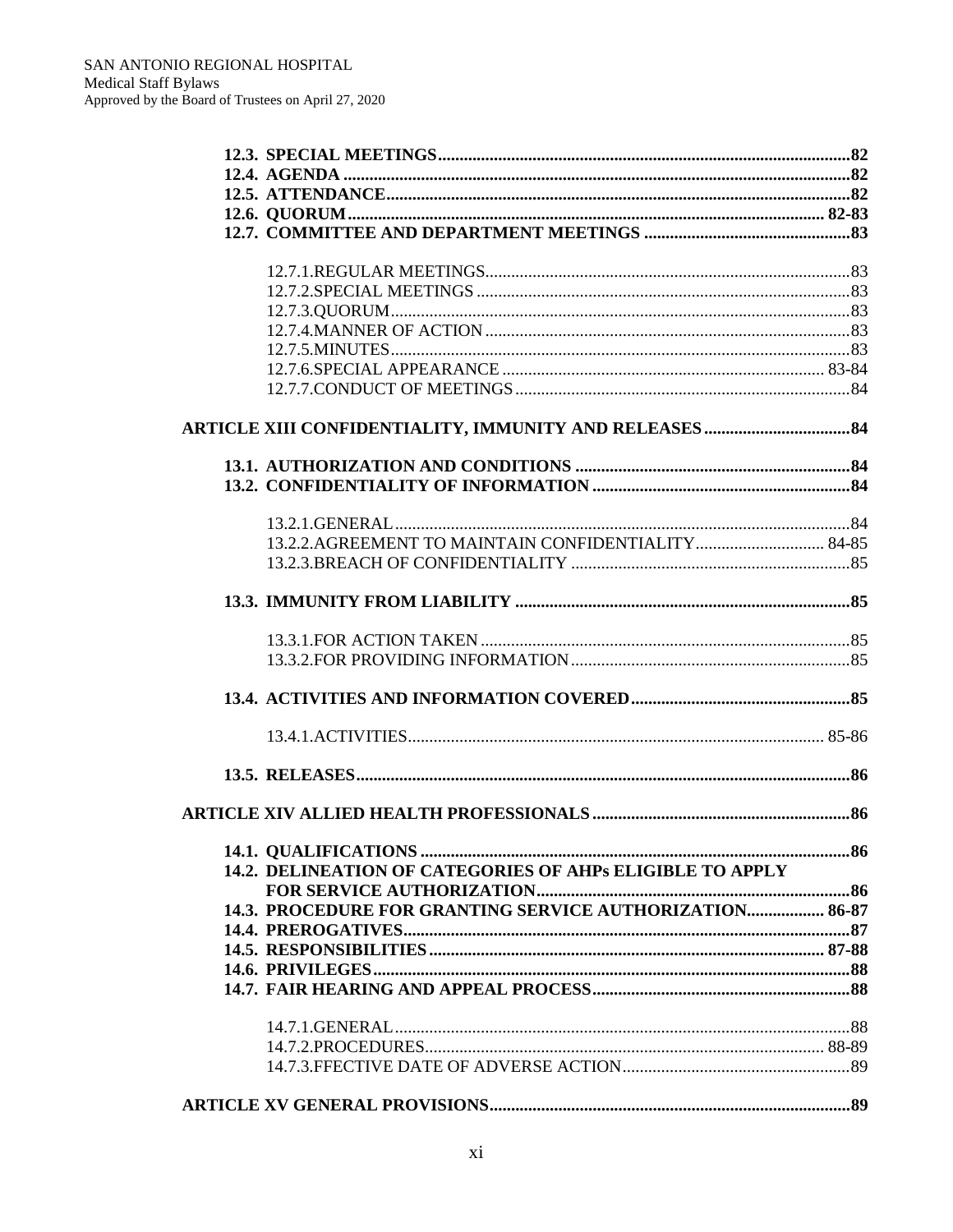**12.3. SPECIAL MEETINGS**...............................................................................................**82**
**12.4. AGENDA**...............................................................................................................**82**
**12.5. ATTENDANCE**.......................................................................................................**82**
**12.6. QUORUM**...............................................................................................................**82-83**
**12.7. COMMITTEE AND DEPARTMENT MEETINGS**...................................................**83**

12.7.1.REGULAR MEETINGS...................................................................................83
12.7.2.SPECIAL MEETINGS.....................................................................................83
12.7.3.QUORUM.........................................................................................................83
12.7.4.MANNER OF ACTION...................................................................................83
12.7.5.MINUTES.........................................................................................................83
12.7.6.SPECIAL APPEARANCE.........................................................................83-84
12.7.7.CONDUCT OF MEETINGS............................................................................84

**ARTICLE XIII CONFIDENTIALITY, IMMUNITY AND RELEASES**.................................**84**

**13.1. AUTHORIZATION AND CONDITIONS**...............................................................**84**
**13.2. CONFIDENTIALITY OF INFORMATION**..........................................................**84**

13.2.1.GENERAL........................................................................................................84
13.2.2.AGREEMENT TO MAINTAIN CONFIDENTIALITY.............................84-85
13.2.3.BREACH OF CONFIDENTIALITY...............................................................85

**13.3. IMMUNITY FROM LIABILITY**............................................................................**85**

13.3.1.FOR ACTION TAKEN....................................................................................85
13.3.2.FOR PROVIDING INFORMATION...............................................................85

**13.4. ACTIVITIES AND INFORMATION COVERED**.................................................**85**

13.4.1.ACTIVITIES..............................................................................................85-86

**13.5. RELEASES**.................................................................................................................**86**

**ARTICLE XIV ALLIED HEALTH PROFESSIONALS**...........................................................**86**

**14.1. QUALIFICATIONS**...................................................................................................**86**
**14.2. DELINEATION OF CATEGORIES OF AHPs ELIGIBLE TO APPLY FOR SERVICE AUTHORIZATION**.......................................................................**86**
**14.3. PROCEDURE FOR GRANTING SERVICE AUTHORIZATION**.................**86-87**
**14.4. PREROGATIVES**.......................................................................................................**87**
**14.5. RESPONSIBILITIES**...........................................................................................**87-88**
**14.6. PRIVILEGES**................................................................................................................**88**
**14.7. FAIR HEARING AND APPEAL PROCESS**..........................................................**88**

14.7.1.GENERAL........................................................................................................88
14.7.2.PROCEDURES...........................................................................................88-89
14.7.3.FFECTIVE DATE OF ADVERSE ACTION....................................................89

**ARTICLE XV GENERAL PROVISIONS**.................................................................................**89**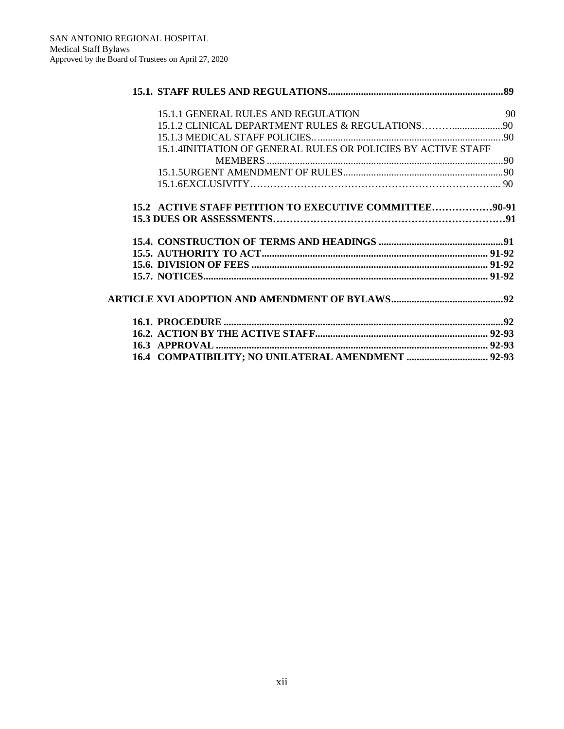**15.1. STAFF RULES AND REGULATIONS.....................................................................89**

15.1.1 GENERAL RULES AND REGULATION 90
15.1.2 CLINICAL DEPARTMENT RULES & REGULATIONS………....................90
15.1.3 MEDICAL STAFF POLICIES..........................................................................90
15.1.4INITIATION OF GENERAL RULES OR POLICIES BY ACTIVE STAFF MEMBERS.............................................................................................90
15.1.5URGENT AMENDMENT OF RULES...............................................................90
15.1.6EXCLUSIVITY……………………………………………………………….. 90

**15.2 ACTIVE STAFF PETITION TO EXECUTIVE COMMITTEE………………90-91**
**15.3 DUES OR ASSESSMENTS……………………………………………………………91**

**15.4. CONSTRUCTION OF TERMS AND HEADINGS .................................................91**
**15.5. AUTHORITY TO ACT........................................................................................ 91-92**
**15.6. DIVISION OF FEES ............................................................................................ 91-92**
**15.7. NOTICES................................................................................................................ 91-92**

**ARTICLE XVI ADOPTION AND AMENDMENT OF BYLAWS............................................92**

**16.1. PROCEDURE .............................................................................................................92**
**16.2. ACTION BY THE ACTIVE STAFF................................................................... 92-93**
**16.3 APPROVAL .......................................................................................................... 92-93**
**16.4 COMPATIBILITY; NO UNILATERAL AMENDMENT ................................ 92-93**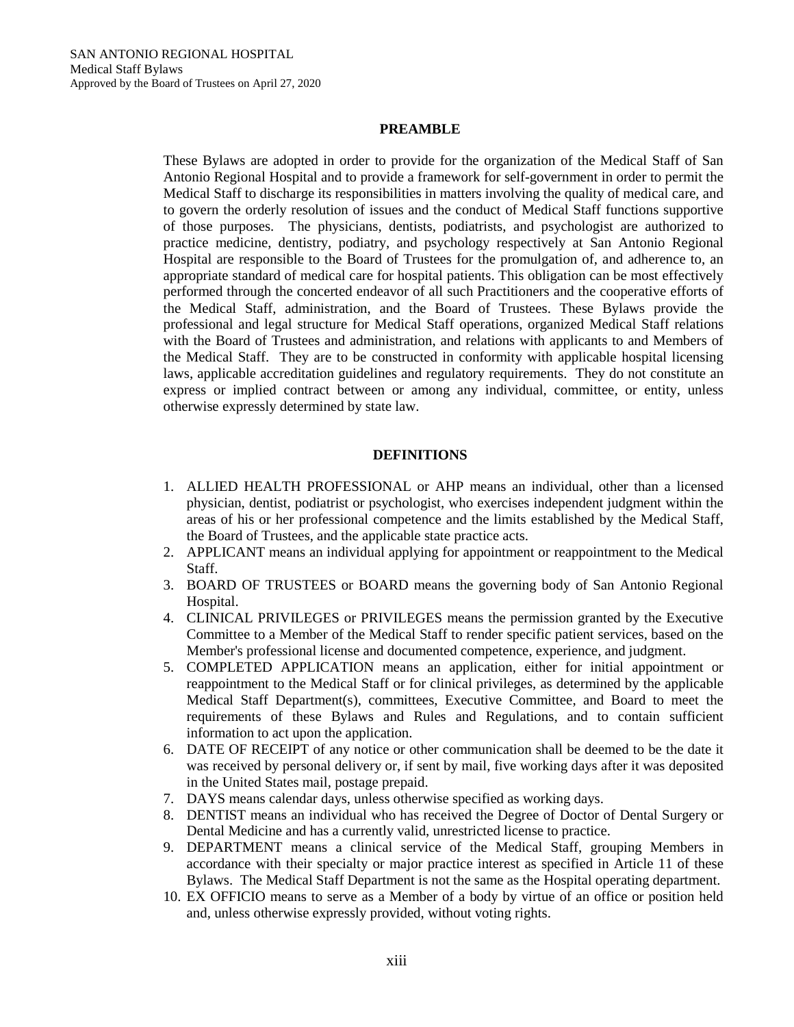## PREAMBLE

These Bylaws are adopted in order to provide for the organization of the Medical Staff of San Antonio Regional Hospital and to provide a framework for self-government in order to permit the Medical Staff to discharge its responsibilities in matters involving the quality of medical care, and to govern the orderly resolution of issues and the conduct of Medical Staff functions supportive of those purposes. The physicians, dentists, podiatrists, and psychologist are authorized to practice medicine, dentistry, podiatry, and psychology respectively at San Antonio Regional Hospital are responsible to the Board of Trustees for the promulgation of, and adherence to, an appropriate standard of medical care for hospital patients. This obligation can be most effectively performed through the concerted endeavor of all such Practitioners and the cooperative efforts of the Medical Staff, administration, and the Board of Trustees. These Bylaws provide the professional and legal structure for Medical Staff operations, organized Medical Staff relations with the Board of Trustees and administration, and relations with applicants to and Members of the Medical Staff. They are to be constructed in conformity with applicable hospital licensing laws, applicable accreditation guidelines and regulatory requirements. They do not constitute an express or implied contract between or among any individual, committee, or entity, unless otherwise expressly determined by state law.

## DEFINITIONS

1. ALLIED HEALTH PROFESSIONAL or AHP means an individual, other than a licensed physician, dentist, podiatrist or psychologist, who exercises independent judgment within the areas of his or her professional competence and the limits established by the Medical Staff, the Board of Trustees, and the applicable state practice acts.
2. APPLICANT means an individual applying for appointment or reappointment to the Medical Staff.
3. BOARD OF TRUSTEES or BOARD means the governing body of San Antonio Regional Hospital.
4. CLINICAL PRIVILEGES or PRIVILEGES means the permission granted by the Executive Committee to a Member of the Medical Staff to render specific patient services, based on the Member's professional license and documented competence, experience, and judgment.
5. COMPLETED APPLICATION means an application, either for initial appointment or reappointment to the Medical Staff or for clinical privileges, as determined by the applicable Medical Staff Department(s), committees, Executive Committee, and Board to meet the requirements of these Bylaws and Rules and Regulations, and to contain sufficient information to act upon the application.
6. DATE OF RECEIPT of any notice or other communication shall be deemed to be the date it was received by personal delivery or, if sent by mail, five working days after it was deposited in the United States mail, postage prepaid.
7. DAYS means calendar days, unless otherwise specified as working days.
8. DENTIST means an individual who has received the Degree of Doctor of Dental Surgery or Dental Medicine and has a currently valid, unrestricted license to practice.
9. DEPARTMENT means a clinical service of the Medical Staff, grouping Members in accordance with their specialty or major practice interest as specified in Article 11 of these Bylaws. The Medical Staff Department is not the same as the Hospital operating department.
10. EX OFFICIO means to serve as a Member of a body by virtue of an office or position held and, unless otherwise expressly provided, without voting rights.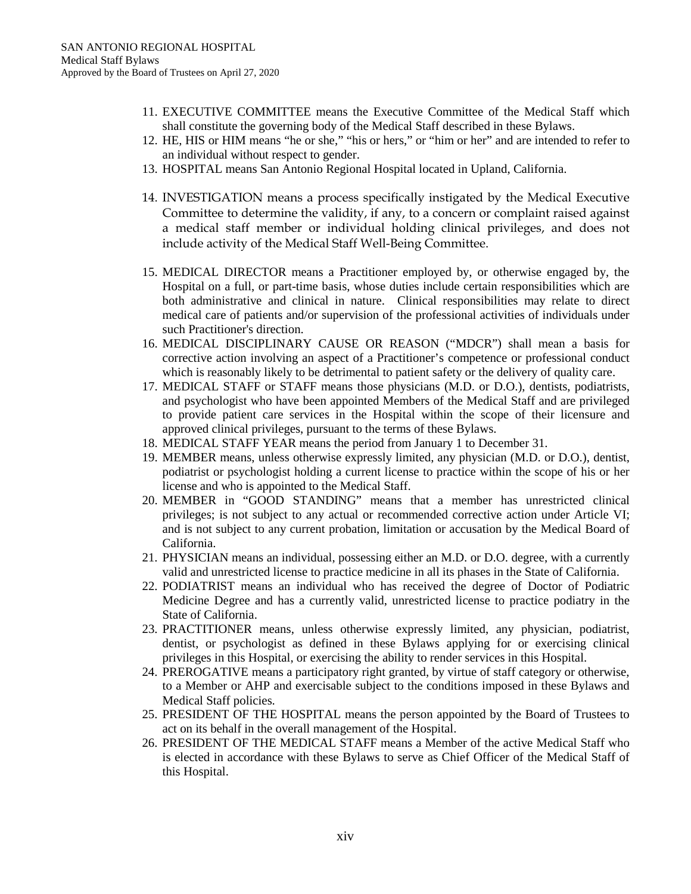11. EXECUTIVE COMMITTEE means the Executive Committee of the Medical Staff which shall constitute the governing body of the Medical Staff described in these Bylaws.
12. HE, HIS or HIM means "he or she," "his or hers," or "him or her" and are intended to refer to an individual without respect to gender.
13. HOSPITAL means San Antonio Regional Hospital located in Upland, California.
14. INVESTIGATION means a process specifically instigated by the Medical Executive Committee to determine the validity, if any, to a concern or complaint raised against a medical staff member or individual holding clinical privileges, and does not include activity of the Medical Staff Well-Being Committee.
15. MEDICAL DIRECTOR means a Practitioner employed by, or otherwise engaged by, the Hospital on a full, or part-time basis, whose duties include certain responsibilities which are both administrative and clinical in nature. Clinical responsibilities may relate to direct medical care of patients and/or supervision of the professional activities of individuals under such Practitioner's direction.
16. MEDICAL DISCIPLINARY CAUSE OR REASON ("MDCR") shall mean a basis for corrective action involving an aspect of a Practitioner's competence or professional conduct which is reasonably likely to be detrimental to patient safety or the delivery of quality care.
17. MEDICAL STAFF or STAFF means those physicians (M.D. or D.O.), dentists, podiatrists, and psychologist who have been appointed Members of the Medical Staff and are privileged to provide patient care services in the Hospital within the scope of their licensure and approved clinical privileges, pursuant to the terms of these Bylaws.
18. MEDICAL STAFF YEAR means the period from January 1 to December 31.
19. MEMBER means, unless otherwise expressly limited, any physician (M.D. or D.O.), dentist, podiatrist or psychologist holding a current license to practice within the scope of his or her license and who is appointed to the Medical Staff.
20. MEMBER in "GOOD STANDING" means that a member has unrestricted clinical privileges; is not subject to any actual or recommended corrective action under Article VI; and is not subject to any current probation, limitation or accusation by the Medical Board of California.
21. PHYSICIAN means an individual, possessing either an M.D. or D.O. degree, with a currently valid and unrestricted license to practice medicine in all its phases in the State of California.
22. PODIATRIST means an individual who has received the degree of Doctor of Podiatric Medicine Degree and has a currently valid, unrestricted license to practice podiatry in the State of California.
23. PRACTITIONER means, unless otherwise expressly limited, any physician, podiatrist, dentist, or psychologist as defined in these Bylaws applying for or exercising clinical privileges in this Hospital, or exercising the ability to render services in this Hospital.
24. PREROGATIVE means a participatory right granted, by virtue of staff category or otherwise, to a Member or AHP and exercisable subject to the conditions imposed in these Bylaws and Medical Staff policies.
25. PRESIDENT OF THE HOSPITAL means the person appointed by the Board of Trustees to act on its behalf in the overall management of the Hospital.
26. PRESIDENT OF THE MEDICAL STAFF means a Member of the active Medical Staff who is elected in accordance with these Bylaws to serve as Chief Officer of the Medical Staff of this Hospital.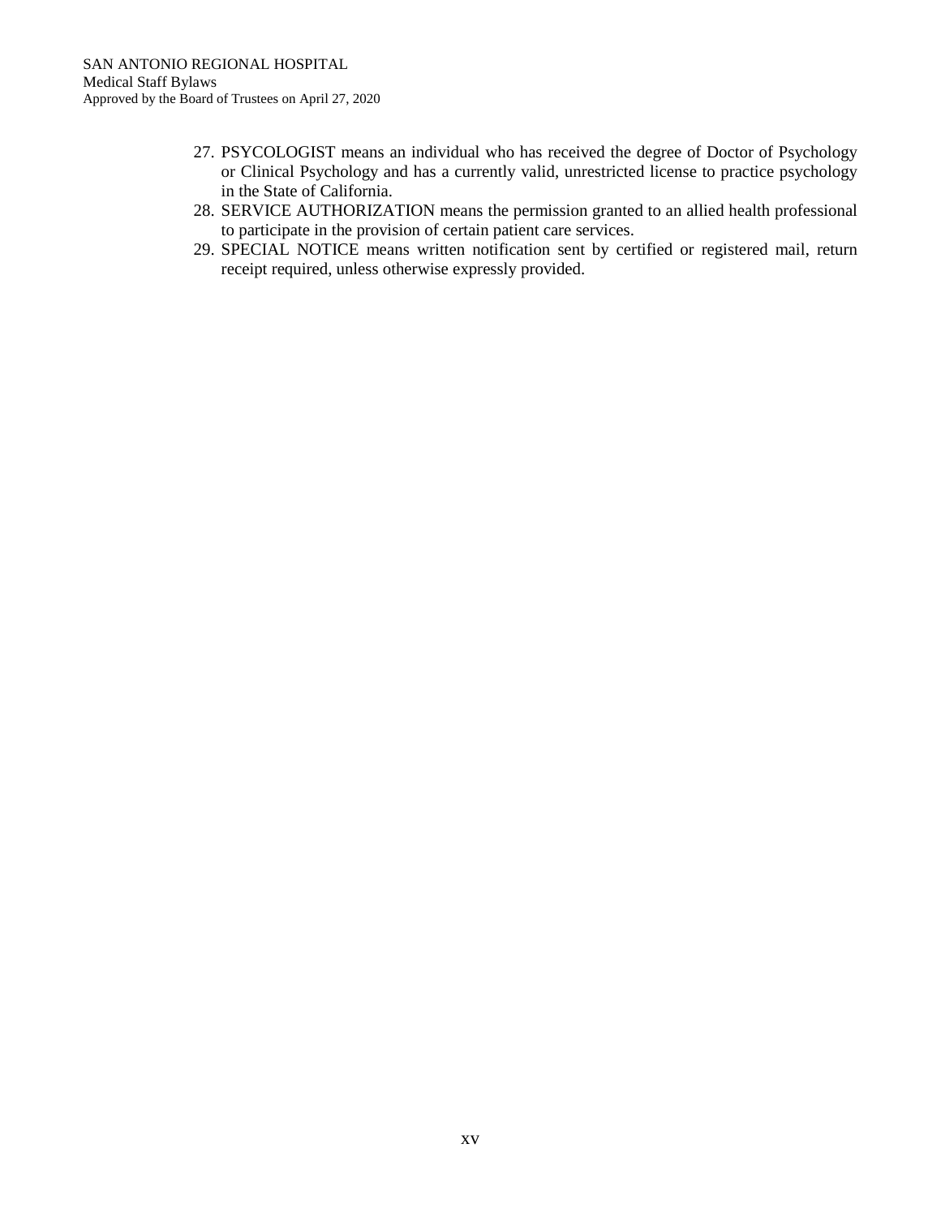27. PSYCOLOGIST means an individual who has received the degree of Doctor of Psychology or Clinical Psychology and has a currently valid, unrestricted license to practice psychology in the State of California.
28. SERVICE AUTHORIZATION means the permission granted to an allied health professional to participate in the provision of certain patient care services.
29. SPECIAL NOTICE means written notification sent by certified or registered mail, return receipt required, unless otherwise expressly provided.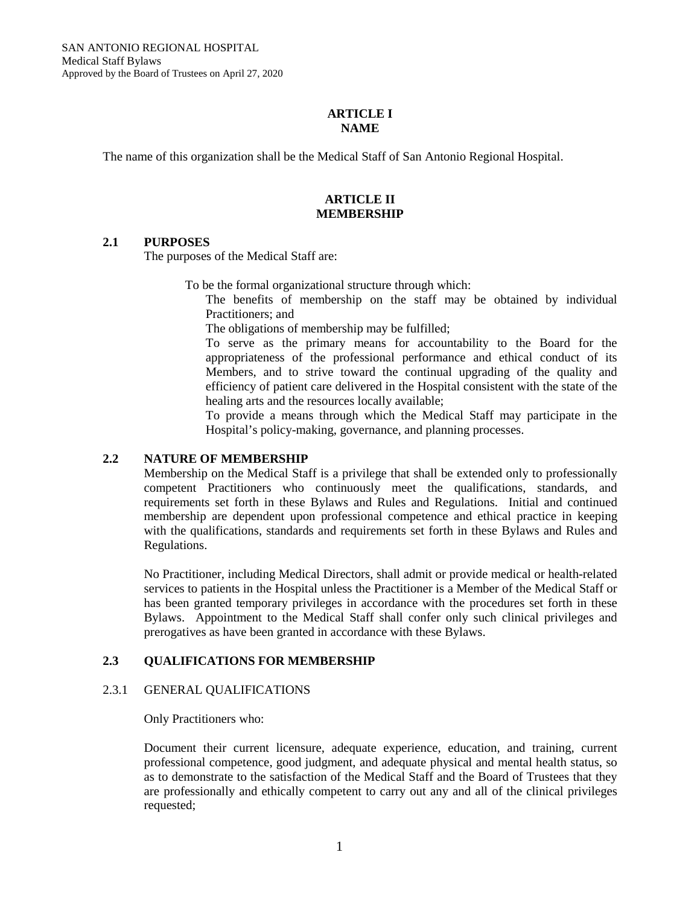# ARTICLE I
# NAME

The name of this organization shall be the Medical Staff of San Antonio Regional Hospital.

# ARTICLE II
# MEMBERSHIP

## 2.1 PURPOSES

The purposes of the Medical Staff are:

To be the formal organizational structure through which:

The benefits of membership on the staff may be obtained by individual Practitioners; and

The obligations of membership may be fulfilled;

To serve as the primary means for accountability to the Board for the appropriateness of the professional performance and ethical conduct of its Members, and to strive toward the continual upgrading of the quality and efficiency of patient care delivered in the Hospital consistent with the state of the healing arts and the resources locally available;

To provide a means through which the Medical Staff may participate in the Hospital's policy-making, governance, and planning processes.

## 2.2 NATURE OF MEMBERSHIP

Membership on the Medical Staff is a privilege that shall be extended only to professionally competent Practitioners who continuously meet the qualifications, standards, and requirements set forth in these Bylaws and Rules and Regulations. Initial and continued membership are dependent upon professional competence and ethical practice in keeping with the qualifications, standards and requirements set forth in these Bylaws and Rules and Regulations.

No Practitioner, including Medical Directors, shall admit or provide medical or health-related services to patients in the Hospital unless the Practitioner is a Member of the Medical Staff or has been granted temporary privileges in accordance with the procedures set forth in these Bylaws. Appointment to the Medical Staff shall confer only such clinical privileges and prerogatives as have been granted in accordance with these Bylaws.

## 2.3 QUALIFICATIONS FOR MEMBERSHIP

### 2.3.1 GENERAL QUALIFICATIONS

Only Practitioners who:

Document their current licensure, adequate experience, education, and training, current professional competence, good judgment, and adequate physical and mental health status, so as to demonstrate to the satisfaction of the Medical Staff and the Board of Trustees that they are professionally and ethically competent to carry out any and all of the clinical privileges requested;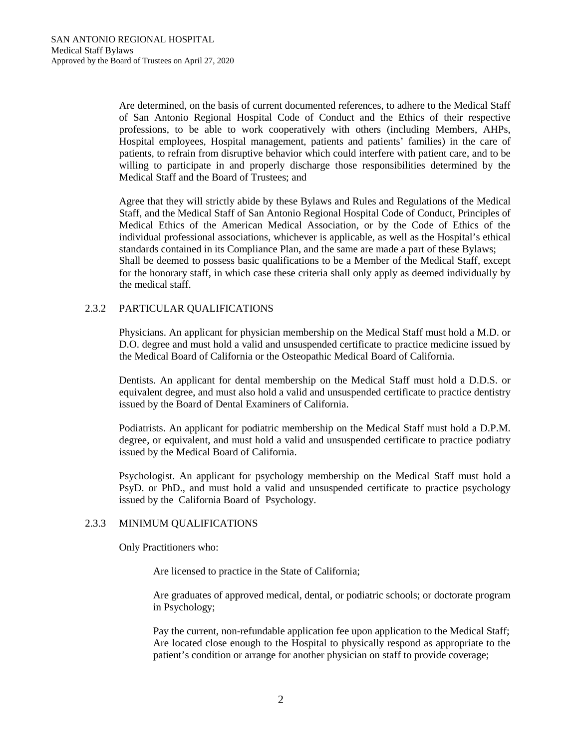Are determined, on the basis of current documented references, to adhere to the Medical Staff of San Antonio Regional Hospital Code of Conduct and the Ethics of their respective professions, to be able to work cooperatively with others (including Members, AHPs, Hospital employees, Hospital management, patients and patients' families) in the care of patients, to refrain from disruptive behavior which could interfere with patient care, and to be willing to participate in and properly discharge those responsibilities determined by the Medical Staff and the Board of Trustees; and

Agree that they will strictly abide by these Bylaws and Rules and Regulations of the Medical Staff, and the Medical Staff of San Antonio Regional Hospital Code of Conduct, Principles of Medical Ethics of the American Medical Association, or by the Code of Ethics of the individual professional associations, whichever is applicable, as well as the Hospital's ethical standards contained in its Compliance Plan, and the same are made a part of these Bylaws;
Shall be deemed to possess basic qualifications to be a Member of the Medical Staff, except for the honorary staff, in which case these criteria shall only apply as deemed individually by the medical staff.

### 2.3.2 PARTICULAR QUALIFICATIONS

Physicians. An applicant for physician membership on the Medical Staff must hold a M.D. or D.O. degree and must hold a valid and unsuspended certificate to practice medicine issued by the Medical Board of California or the Osteopathic Medical Board of California.

Dentists. An applicant for dental membership on the Medical Staff must hold a D.D.S. or equivalent degree, and must also hold a valid and unsuspended certificate to practice dentistry issued by the Board of Dental Examiners of California.

Podiatrists. An applicant for podiatric membership on the Medical Staff must hold a D.P.M. degree, or equivalent, and must hold a valid and unsuspended certificate to practice podiatry issued by the Medical Board of California.

Psychologist. An applicant for psychology membership on the Medical Staff must hold a PsyD. or PhD., and must hold a valid and unsuspended certificate to practice psychology issued by the California Board of Psychology.

### 2.3.3 MINIMUM QUALIFICATIONS

Only Practitioners who:

Are licensed to practice in the State of California;

Are graduates of approved medical, dental, or podiatric schools; or doctorate program in Psychology;

Pay the current, non-refundable application fee upon application to the Medical Staff;
Are located close enough to the Hospital to physically respond as appropriate to the patient's condition or arrange for another physician on staff to provide coverage;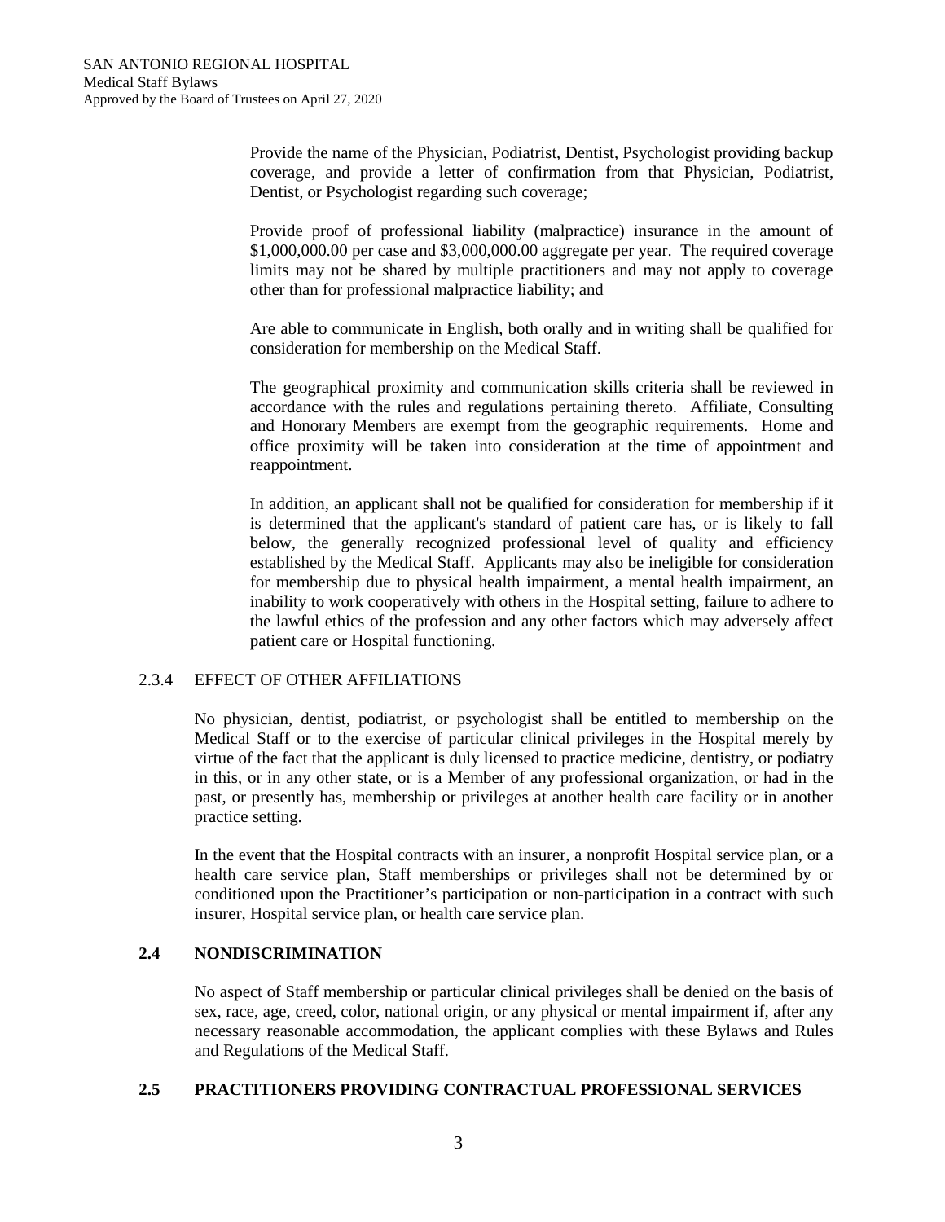Provide the name of the Physician, Podiatrist, Dentist, Psychologist providing backup coverage, and provide a letter of confirmation from that Physician, Podiatrist, Dentist, or Psychologist regarding such coverage;

Provide proof of professional liability (malpractice) insurance in the amount of $1,000,000.00 per case and $3,000,000.00 aggregate per year. The required coverage limits may not be shared by multiple practitioners and may not apply to coverage other than for professional malpractice liability; and

Are able to communicate in English, both orally and in writing shall be qualified for consideration for membership on the Medical Staff.

The geographical proximity and communication skills criteria shall be reviewed in accordance with the rules and regulations pertaining thereto. Affiliate, Consulting and Honorary Members are exempt from the geographic requirements. Home and office proximity will be taken into consideration at the time of appointment and reappointment.

In addition, an applicant shall not be qualified for consideration for membership if it is determined that the applicant's standard of patient care has, or is likely to fall below, the generally recognized professional level of quality and efficiency established by the Medical Staff. Applicants may also be ineligible for consideration for membership due to physical health impairment, a mental health impairment, an inability to work cooperatively with others in the Hospital setting, failure to adhere to the lawful ethics of the profession and any other factors which may adversely affect patient care or Hospital functioning.

### 2.3.4 EFFECT OF OTHER AFFILIATIONS

No physician, dentist, podiatrist, or psychologist shall be entitled to membership on the Medical Staff or to the exercise of particular clinical privileges in the Hospital merely by virtue of the fact that the applicant is duly licensed to practice medicine, dentistry, or podiatry in this, or in any other state, or is a Member of any professional organization, or had in the past, or presently has, membership or privileges at another health care facility or in another practice setting.

In the event that the Hospital contracts with an insurer, a nonprofit Hospital service plan, or a health care service plan, Staff memberships or privileges shall not be determined by or conditioned upon the Practitioner's participation or non-participation in a contract with such insurer, Hospital service plan, or health care service plan.

## 2.4 NONDISCRIMINATION

No aspect of Staff membership or particular clinical privileges shall be denied on the basis of sex, race, age, creed, color, national origin, or any physical or mental impairment if, after any necessary reasonable accommodation, the applicant complies with these Bylaws and Rules and Regulations of the Medical Staff.

## 2.5 PRACTITIONERS PROVIDING CONTRACTUAL PROFESSIONAL SERVICES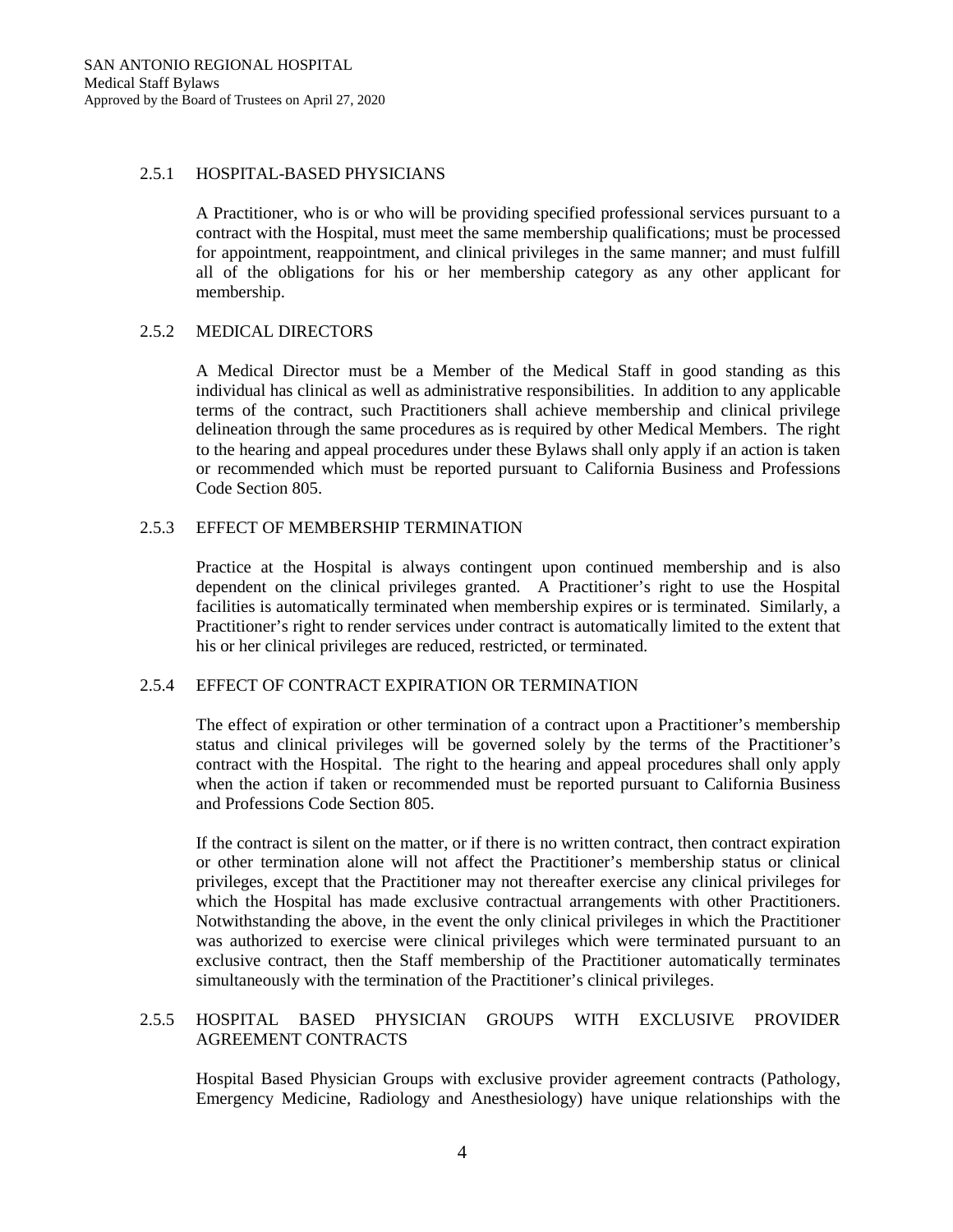### 2.5.1 HOSPITAL-BASED PHYSICIANS

A Practitioner, who is or who will be providing specified professional services pursuant to a contract with the Hospital, must meet the same membership qualifications; must be processed for appointment, reappointment, and clinical privileges in the same manner; and must fulfill all of the obligations for his or her membership category as any other applicant for membership.

### 2.5.2 MEDICAL DIRECTORS

A Medical Director must be a Member of the Medical Staff in good standing as this individual has clinical as well as administrative responsibilities. In addition to any applicable terms of the contract, such Practitioners shall achieve membership and clinical privilege delineation through the same procedures as is required by other Medical Members. The right to the hearing and appeal procedures under these Bylaws shall only apply if an action is taken or recommended which must be reported pursuant to California Business and Professions Code Section 805.

### 2.5.3 EFFECT OF MEMBERSHIP TERMINATION

Practice at the Hospital is always contingent upon continued membership and is also dependent on the clinical privileges granted. A Practitioner's right to use the Hospital facilities is automatically terminated when membership expires or is terminated. Similarly, a Practitioner's right to render services under contract is automatically limited to the extent that his or her clinical privileges are reduced, restricted, or terminated.

### 2.5.4 EFFECT OF CONTRACT EXPIRATION OR TERMINATION

The effect of expiration or other termination of a contract upon a Practitioner's membership status and clinical privileges will be governed solely by the terms of the Practitioner's contract with the Hospital. The right to the hearing and appeal procedures shall only apply when the action if taken or recommended must be reported pursuant to California Business and Professions Code Section 805.

If the contract is silent on the matter, or if there is no written contract, then contract expiration or other termination alone will not affect the Practitioner's membership status or clinical privileges, except that the Practitioner may not thereafter exercise any clinical privileges for which the Hospital has made exclusive contractual arrangements with other Practitioners. Notwithstanding the above, in the event the only clinical privileges in which the Practitioner was authorized to exercise were clinical privileges which were terminated pursuant to an exclusive contract, then the Staff membership of the Practitioner automatically terminates simultaneously with the termination of the Practitioner's clinical privileges.

### 2.5.5 HOSPITAL BASED PHYSICIAN GROUPS WITH EXCLUSIVE PROVIDER AGREEMENT CONTRACTS

Hospital Based Physician Groups with exclusive provider agreement contracts (Pathology, Emergency Medicine, Radiology and Anesthesiology) have unique relationships with the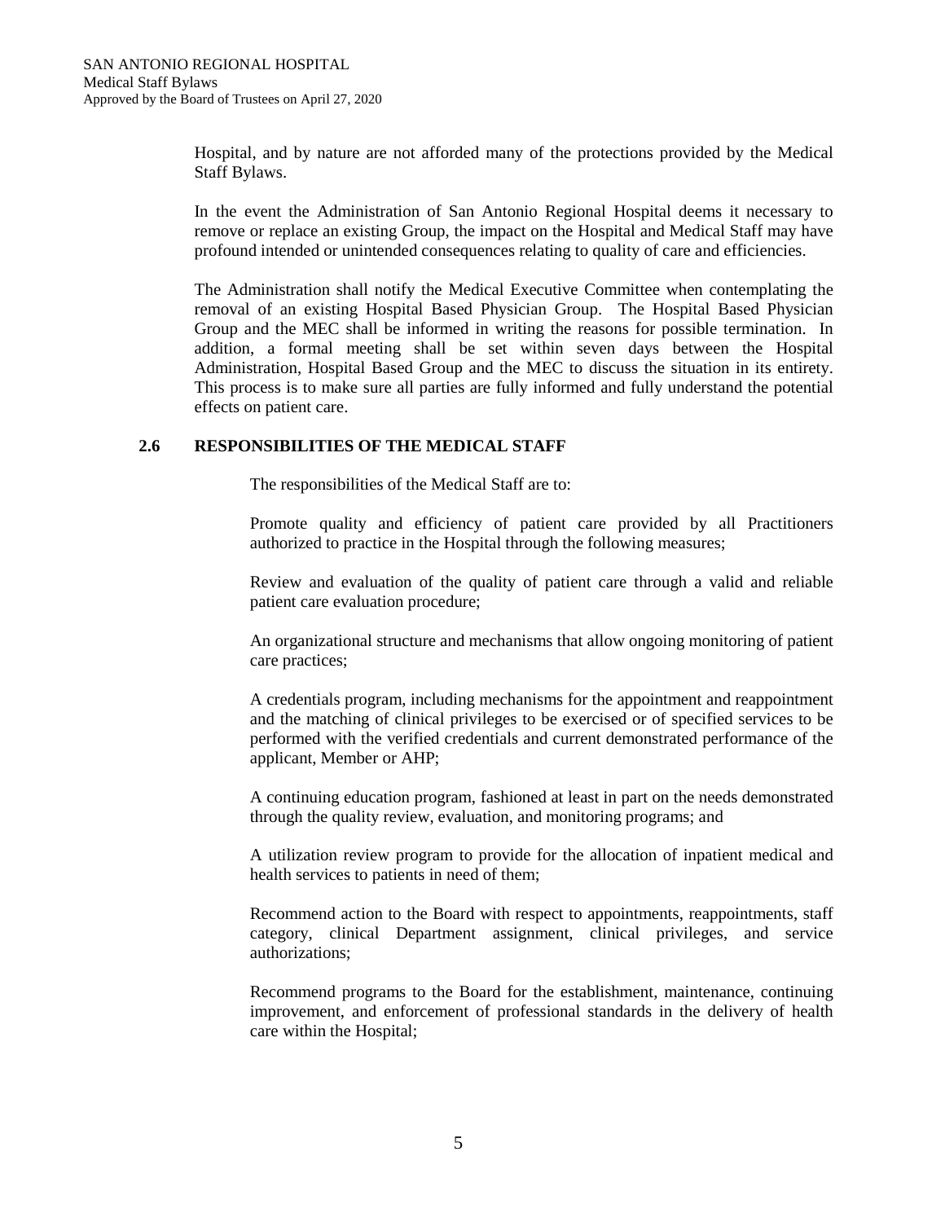Hospital, and by nature are not afforded many of the protections provided by the Medical Staff Bylaws.

In the event the Administration of San Antonio Regional Hospital deems it necessary to remove or replace an existing Group, the impact on the Hospital and Medical Staff may have profound intended or unintended consequences relating to quality of care and efficiencies.

The Administration shall notify the Medical Executive Committee when contemplating the removal of an existing Hospital Based Physician Group. The Hospital Based Physician Group and the MEC shall be informed in writing the reasons for possible termination. In addition, a formal meeting shall be set within seven days between the Hospital Administration, Hospital Based Group and the MEC to discuss the situation in its entirety. This process is to make sure all parties are fully informed and fully understand the potential effects on patient care.

### 2.6 RESPONSIBILITIES OF THE MEDICAL STAFF

The responsibilities of the Medical Staff are to:

Promote quality and efficiency of patient care provided by all Practitioners authorized to practice in the Hospital through the following measures;

Review and evaluation of the quality of patient care through a valid and reliable patient care evaluation procedure;

An organizational structure and mechanisms that allow ongoing monitoring of patient care practices;

A credentials program, including mechanisms for the appointment and reappointment and the matching of clinical privileges to be exercised or of specified services to be performed with the verified credentials and current demonstrated performance of the applicant, Member or AHP;

A continuing education program, fashioned at least in part on the needs demonstrated through the quality review, evaluation, and monitoring programs; and

A utilization review program to provide for the allocation of inpatient medical and health services to patients in need of them;

Recommend action to the Board with respect to appointments, reappointments, staff category, clinical Department assignment, clinical privileges, and service authorizations;

Recommend programs to the Board for the establishment, maintenance, continuing improvement, and enforcement of professional standards in the delivery of health care within the Hospital;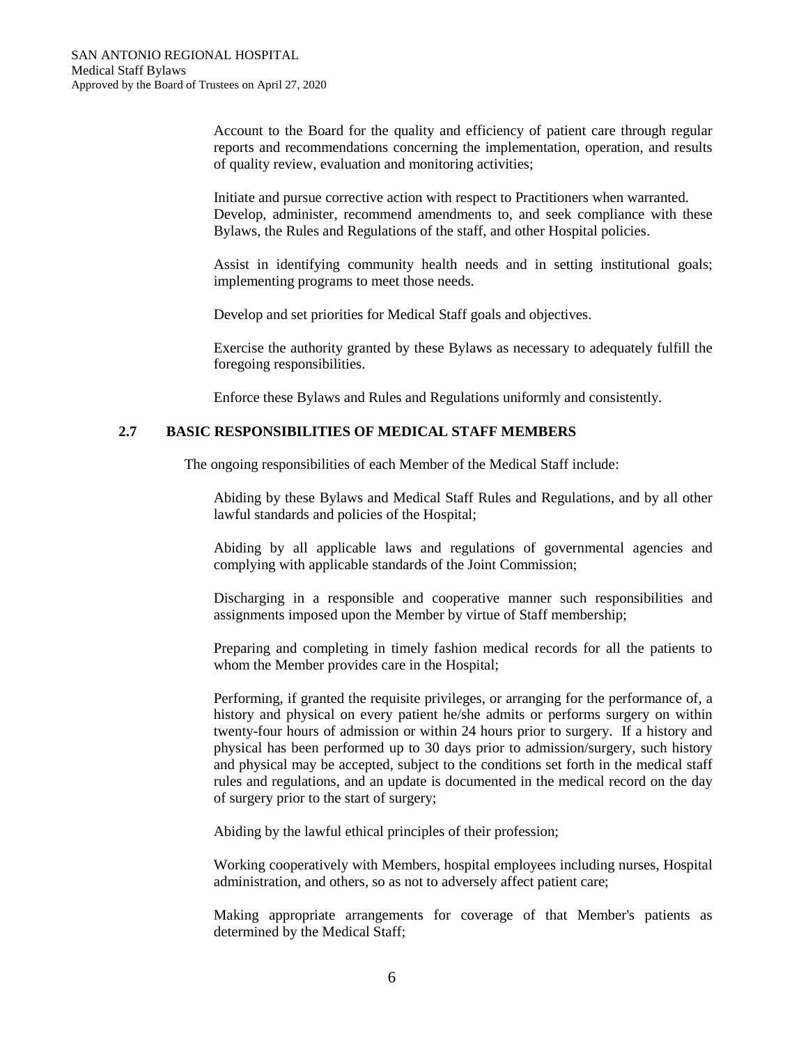Account to the Board for the quality and efficiency of patient care through regular reports and recommendations concerning the implementation, operation, and results of quality review, evaluation and monitoring activities;

Initiate and pursue corrective action with respect to Practitioners when warranted. Develop, administer, recommend amendments to, and seek compliance with these Bylaws, the Rules and Regulations of the staff, and other Hospital policies.

Assist in identifying community health needs and in setting institutional goals; implementing programs to meet those needs.

Develop and set priorities for Medical Staff goals and objectives.

Exercise the authority granted by these Bylaws as necessary to adequately fulfill the foregoing responsibilities.

Enforce these Bylaws and Rules and Regulations uniformly and consistently.

### 2.7 BASIC RESPONSIBILITIES OF MEDICAL STAFF MEMBERS

The ongoing responsibilities of each Member of the Medical Staff include:

Abiding by these Bylaws and Medical Staff Rules and Regulations, and by all other lawful standards and policies of the Hospital;

Abiding by all applicable laws and regulations of governmental agencies and complying with applicable standards of the Joint Commission;

Discharging in a responsible and cooperative manner such responsibilities and assignments imposed upon the Member by virtue of Staff membership;

Preparing and completing in timely fashion medical records for all the patients to whom the Member provides care in the Hospital;

Performing, if granted the requisite privileges, or arranging for the performance of, a history and physical on every patient he/she admits or performs surgery on within twenty-four hours of admission or within 24 hours prior to surgery. If a history and physical has been performed up to 30 days prior to admission/surgery, such history and physical may be accepted, subject to the conditions set forth in the medical staff rules and regulations, and an update is documented in the medical record on the day of surgery prior to the start of surgery;

Abiding by the lawful ethical principles of their profession;

Working cooperatively with Members, hospital employees including nurses, Hospital administration, and others, so as not to adversely affect patient care;

Making appropriate arrangements for coverage of that Member's patients as determined by the Medical Staff;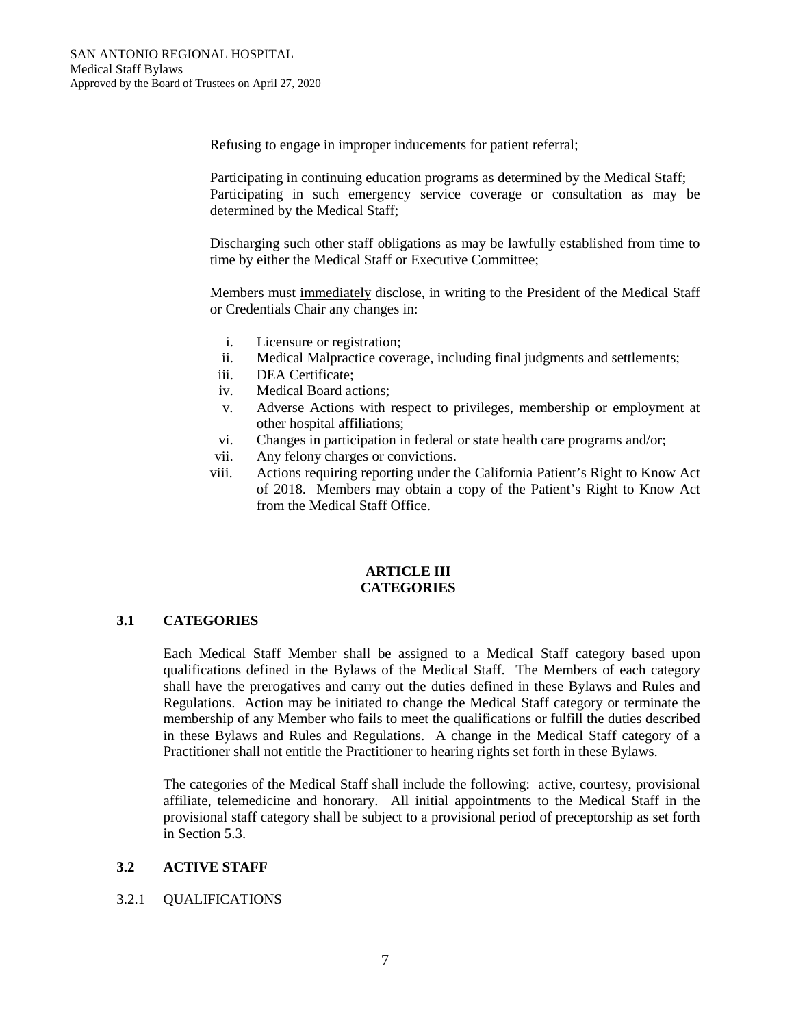Refusing to engage in improper inducements for patient referral;

Participating in continuing education programs as determined by the Medical Staff; Participating in such emergency service coverage or consultation as may be determined by the Medical Staff;

Discharging such other staff obligations as may be lawfully established from time to time by either the Medical Staff or Executive Committee;

Members must <u>immediately</u> disclose, in writing to the President of the Medical Staff or Credentials Chair any changes in:

i. Licensure or registration;
ii. Medical Malpractice coverage, including final judgments and settlements;
iii. DEA Certificate;
iv. Medical Board actions;
v. Adverse Actions with respect to privileges, membership or employment at other hospital affiliations;
vi. Changes in participation in federal or state health care programs and/or;
vii. Any felony charges or convictions.
viii. Actions requiring reporting under the California Patient's Right to Know Act of 2018. Members may obtain a copy of the Patient's Right to Know Act from the Medical Staff Office.

# ARTICLE III
# CATEGORIES

## 3.1 CATEGORIES

Each Medical Staff Member shall be assigned to a Medical Staff category based upon qualifications defined in the Bylaws of the Medical Staff. The Members of each category shall have the prerogatives and carry out the duties defined in these Bylaws and Rules and Regulations. Action may be initiated to change the Medical Staff category or terminate the membership of any Member who fails to meet the qualifications or fulfill the duties described in these Bylaws and Rules and Regulations. A change in the Medical Staff category of a Practitioner shall not entitle the Practitioner to hearing rights set forth in these Bylaws.

The categories of the Medical Staff shall include the following: active, courtesy, provisional affiliate, telemedicine and honorary. All initial appointments to the Medical Staff in the provisional staff category shall be subject to a provisional period of preceptorship as set forth in Section 5.3.

## 3.2 ACTIVE STAFF

### 3.2.1 QUALIFICATIONS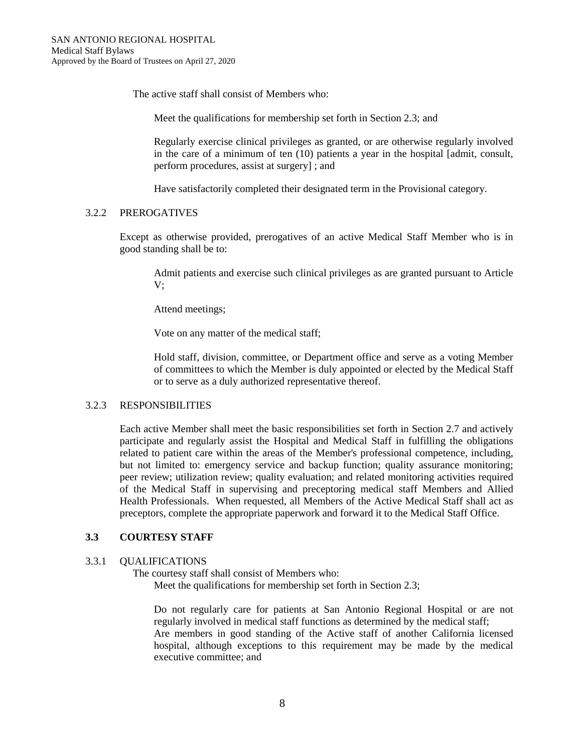The active staff shall consist of Members who:

Meet the qualifications for membership set forth in Section 2.3; and

Regularly exercise clinical privileges as granted, or are otherwise regularly involved in the care of a minimum of ten (10) patients a year in the hospital [admit, consult, perform procedures, assist at surgery] ; and

Have satisfactorily completed their designated term in the Provisional category.

3.2.2 PREROGATIVES

Except as otherwise provided, prerogatives of an active Medical Staff Member who is in good standing shall be to:

Admit patients and exercise such clinical privileges as are granted pursuant to Article V;

Attend meetings;

Vote on any matter of the medical staff;

Hold staff, division, committee, or Department office and serve as a voting Member of committees to which the Member is duly appointed or elected by the Medical Staff or to serve as a duly authorized representative thereof.

3.2.3 RESPONSIBILITIES

Each active Member shall meet the basic responsibilities set forth in Section 2.7 and actively participate and regularly assist the Hospital and Medical Staff in fulfilling the obligations related to patient care within the areas of the Member's professional competence, including, but not limited to: emergency service and backup function; quality assurance monitoring; peer review; utilization review; quality evaluation; and related monitoring activities required of the Medical Staff in supervising and preceptoring medical staff Members and Allied Health Professionals. When requested, all Members of the Active Medical Staff shall act as preceptors, complete the appropriate paperwork and forward it to the Medical Staff Office.

## 3.3 COURTESY STAFF

3.3.1 QUALIFICATIONS

The courtesy staff shall consist of Members who:

Meet the qualifications for membership set forth in Section 2.3;

Do not regularly care for patients at San Antonio Regional Hospital or are not regularly involved in medical staff functions as determined by the medical staff;

Are members in good standing of the Active staff of another California licensed hospital, although exceptions to this requirement may be made by the medical executive committee; and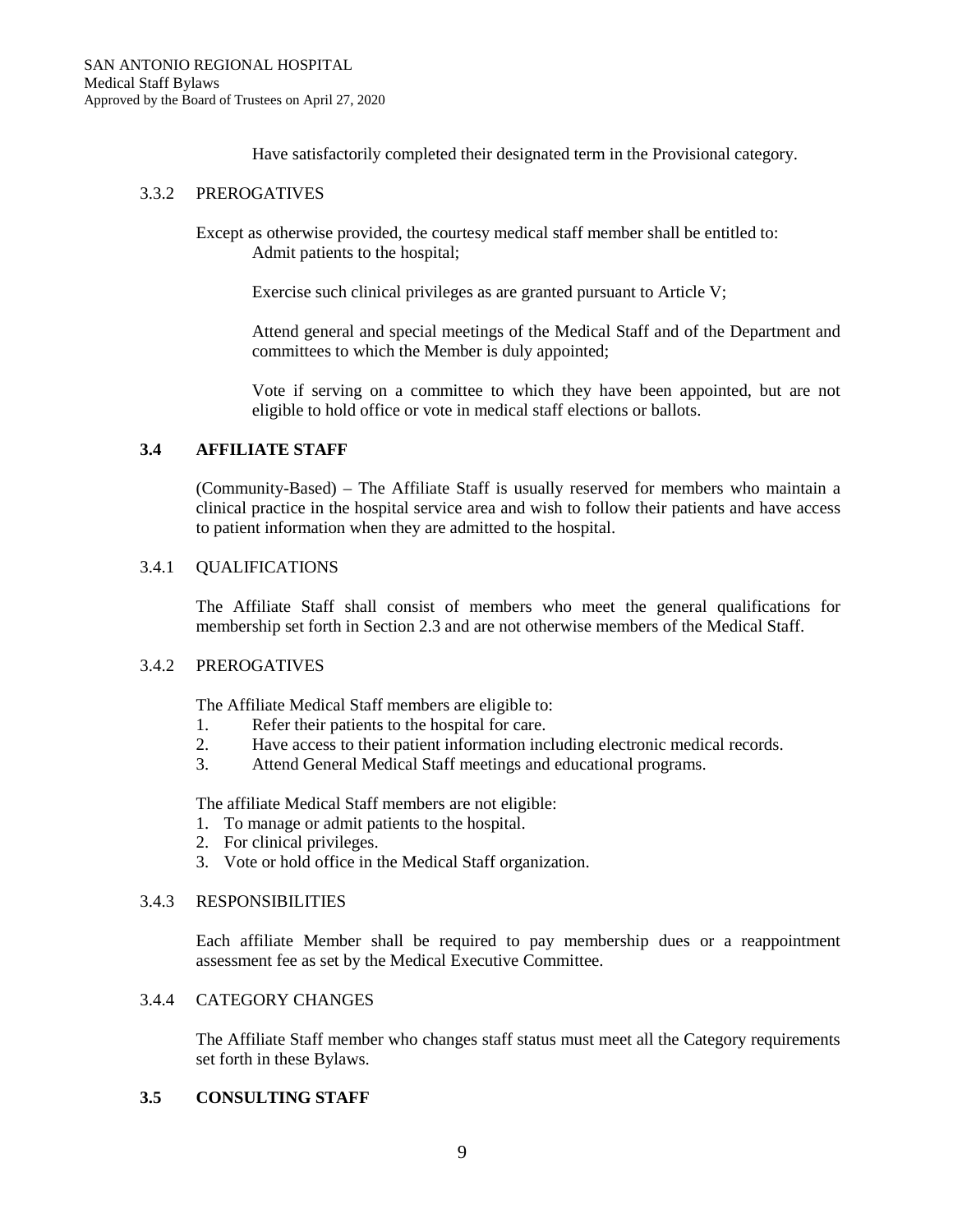Have satisfactorily completed their designated term in the Provisional category.

3.3.2 PREROGATIVES

Except as otherwise provided, the courtesy medical staff member shall be entitled to:

Admit patients to the hospital;

Exercise such clinical privileges as are granted pursuant to Article V;

Attend general and special meetings of the Medical Staff and of the Department and committees to which the Member is duly appointed;

Vote if serving on a committee to which they have been appointed, but are not eligible to hold office or vote in medical staff elections or ballots.

## 3.4 AFFILIATE STAFF

(Community-Based) – The Affiliate Staff is usually reserved for members who maintain a clinical practice in the hospital service area and wish to follow their patients and have access to patient information when they are admitted to the hospital.

3.4.1 QUALIFICATIONS

The Affiliate Staff shall consist of members who meet the general qualifications for membership set forth in Section 2.3 and are not otherwise members of the Medical Staff.

3.4.2 PREROGATIVES

The Affiliate Medical Staff members are eligible to:

1. Refer their patients to the hospital for care.
2. Have access to their patient information including electronic medical records.
3. Attend General Medical Staff meetings and educational programs.

The affiliate Medical Staff members are not eligible:

1. To manage or admit patients to the hospital.
2. For clinical privileges.
3. Vote or hold office in the Medical Staff organization.

3.4.3 RESPONSIBILITIES

Each affiliate Member shall be required to pay membership dues or a reappointment assessment fee as set by the Medical Executive Committee.

3.4.4 CATEGORY CHANGES

The Affiliate Staff member who changes staff status must meet all the Category requirements set forth in these Bylaws.

## 3.5 CONSULTING STAFF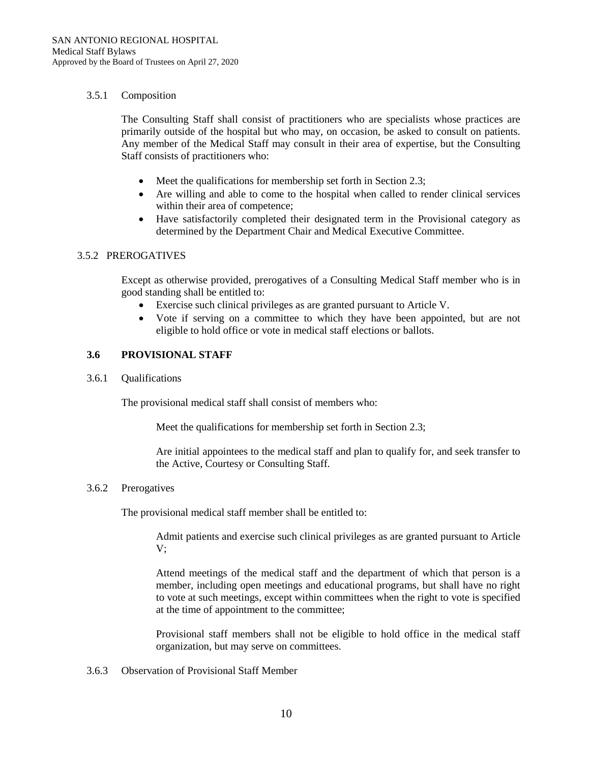3.5.1 Composition

The Consulting Staff shall consist of practitioners who are specialists whose practices are primarily outside of the hospital but who may, on occasion, be asked to consult on patients. Any member of the Medical Staff may consult in their area of expertise, but the Consulting Staff consists of practitioners who:

- Meet the qualifications for membership set forth in Section 2.3;
- Are willing and able to come to the hospital when called to render clinical services within their area of competence;
- Have satisfactorily completed their designated term in the Provisional category as determined by the Department Chair and Medical Executive Committee.

3.5.2 PREROGATIVES

Except as otherwise provided, prerogatives of a Consulting Medical Staff member who is in good standing shall be entitled to:

- Exercise such clinical privileges as are granted pursuant to Article V.
- Vote if serving on a committee to which they have been appointed, but are not eligible to hold office or vote in medical staff elections or ballots.

### 3.6 PROVISIONAL STAFF

3.6.1 Qualifications

The provisional medical staff shall consist of members who:

Meet the qualifications for membership set forth in Section 2.3;

Are initial appointees to the medical staff and plan to qualify for, and seek transfer to the Active, Courtesy or Consulting Staff.

3.6.2 Prerogatives

The provisional medical staff member shall be entitled to:

Admit patients and exercise such clinical privileges as are granted pursuant to Article V;

Attend meetings of the medical staff and the department of which that person is a member, including open meetings and educational programs, but shall have no right to vote at such meetings, except within committees when the right to vote is specified at the time of appointment to the committee;

Provisional staff members shall not be eligible to hold office in the medical staff organization, but may serve on committees.

3.6.3 Observation of Provisional Staff Member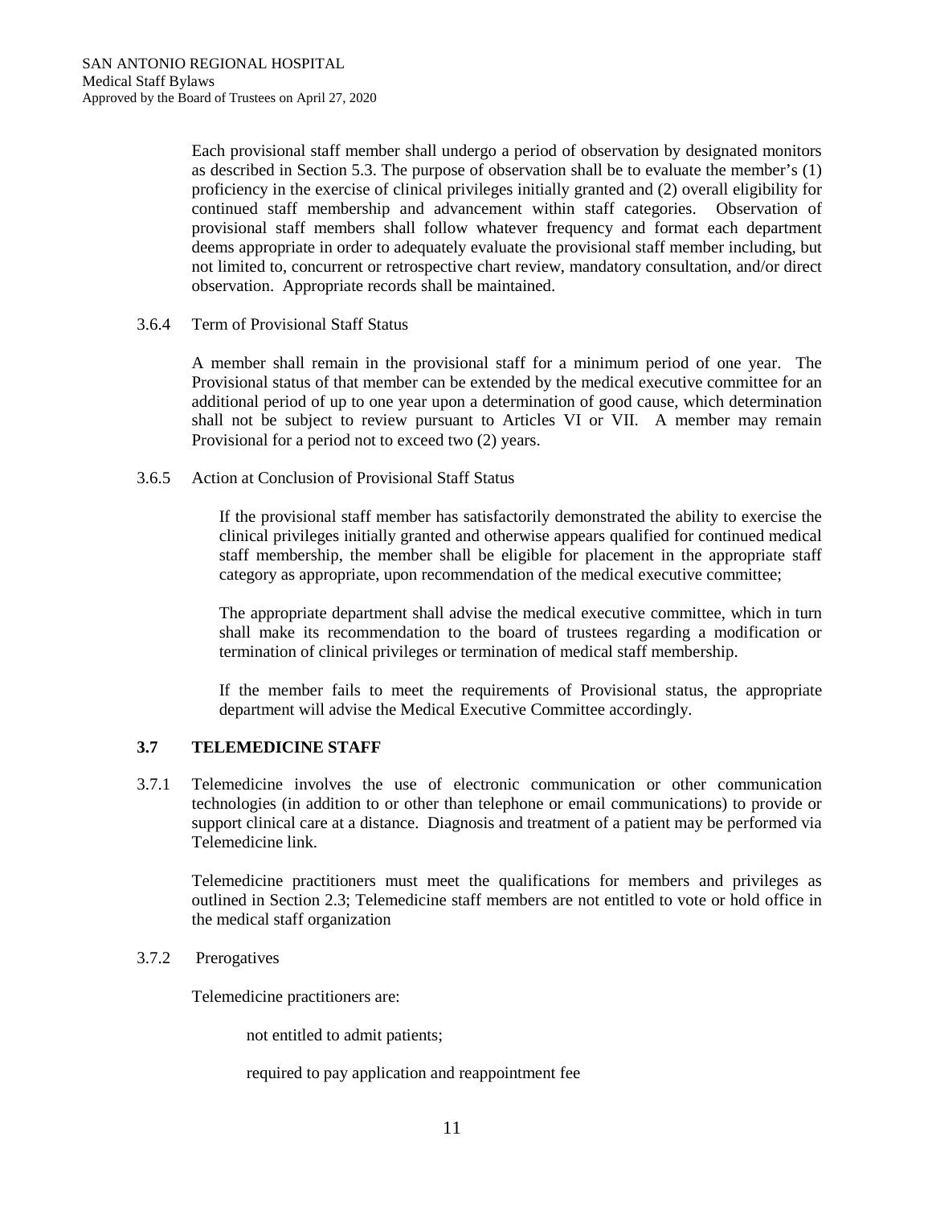Each provisional staff member shall undergo a period of observation by designated monitors as described in Section 5.3. The purpose of observation shall be to evaluate the member's (1) proficiency in the exercise of clinical privileges initially granted and (2) overall eligibility for continued staff membership and advancement within staff categories. Observation of provisional staff members shall follow whatever frequency and format each department deems appropriate in order to adequately evaluate the provisional staff member including, but not limited to, concurrent or retrospective chart review, mandatory consultation, and/or direct observation. Appropriate records shall be maintained.

3.6.4 Term of Provisional Staff Status

A member shall remain in the provisional staff for a minimum period of one year. The Provisional status of that member can be extended by the medical executive committee for an additional period of up to one year upon a determination of good cause, which determination shall not be subject to review pursuant to Articles VI or VII. A member may remain Provisional for a period not to exceed two (2) years.

3.6.5 Action at Conclusion of Provisional Staff Status

If the provisional staff member has satisfactorily demonstrated the ability to exercise the clinical privileges initially granted and otherwise appears qualified for continued medical staff membership, the member shall be eligible for placement in the appropriate staff category as appropriate, upon recommendation of the medical executive committee;

The appropriate department shall advise the medical executive committee, which in turn shall make its recommendation to the board of trustees regarding a modification or termination of clinical privileges or termination of medical staff membership.

If the member fails to meet the requirements of Provisional status, the appropriate department will advise the Medical Executive Committee accordingly.

### 3.7 TELEMEDICINE STAFF

3.7.1 Telemedicine involves the use of electronic communication or other communication technologies (in addition to or other than telephone or email communications) to provide or support clinical care at a distance. Diagnosis and treatment of a patient may be performed via Telemedicine link.

Telemedicine practitioners must meet the qualifications for members and privileges as outlined in Section 2.3; Telemedicine staff members are not entitled to vote or hold office in the medical staff organization

3.7.2 Prerogatives

Telemedicine practitioners are:

not entitled to admit patients;

required to pay application and reappointment fee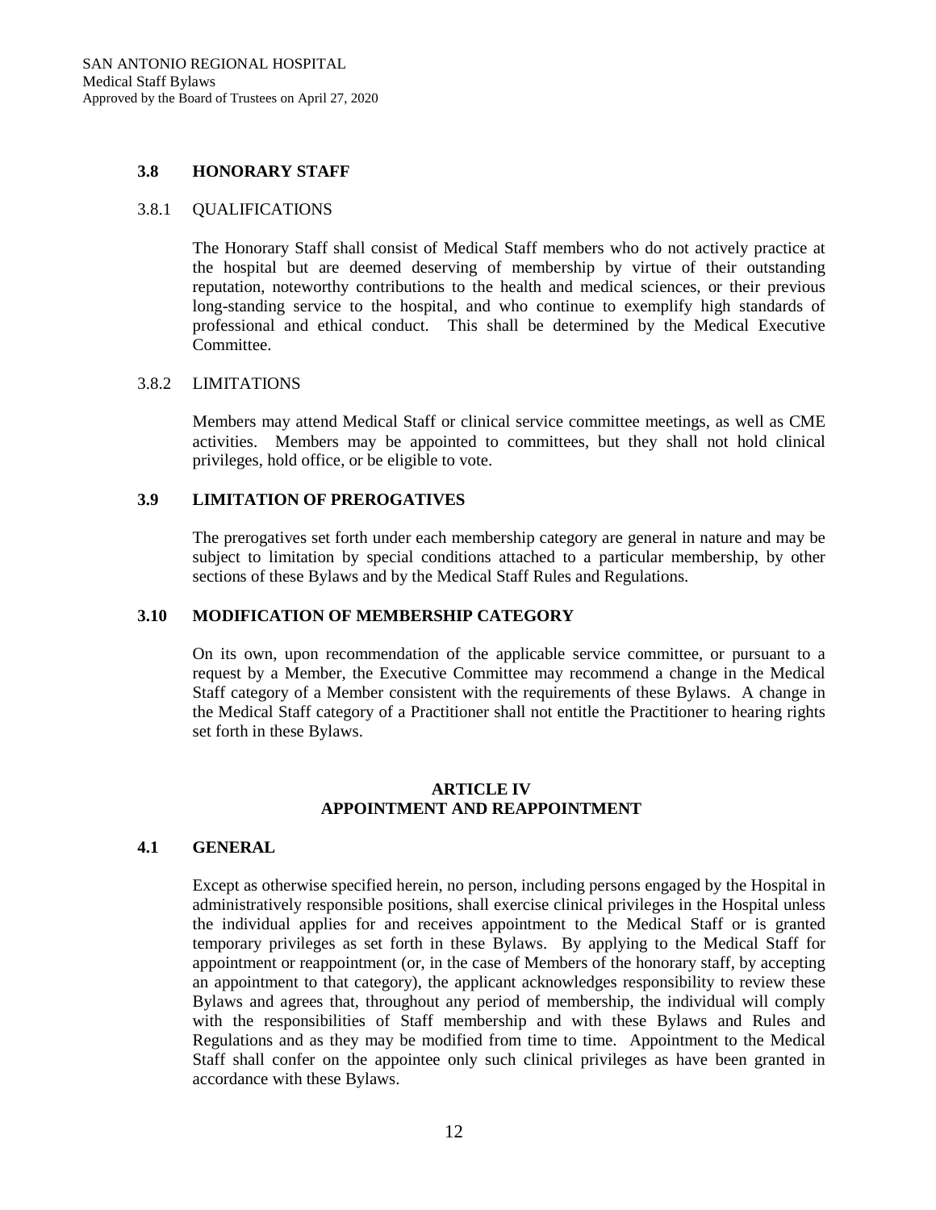### 3.8 HONORARY STAFF

3.8.1 QUALIFICATIONS

The Honorary Staff shall consist of Medical Staff members who do not actively practice at the hospital but are deemed deserving of membership by virtue of their outstanding reputation, noteworthy contributions to the health and medical sciences, or their previous long-standing service to the hospital, and who continue to exemplify high standards of professional and ethical conduct. This shall be determined by the Medical Executive Committee.

3.8.2 LIMITATIONS

Members may attend Medical Staff or clinical service committee meetings, as well as CME activities. Members may be appointed to committees, but they shall not hold clinical privileges, hold office, or be eligible to vote.

### 3.9 LIMITATION OF PREROGATIVES

The prerogatives set forth under each membership category are general in nature and may be subject to limitation by special conditions attached to a particular membership, by other sections of these Bylaws and by the Medical Staff Rules and Regulations.

### 3.10 MODIFICATION OF MEMBERSHIP CATEGORY

On its own, upon recommendation of the applicable service committee, or pursuant to a request by a Member, the Executive Committee may recommend a change in the Medical Staff category of a Member consistent with the requirements of these Bylaws. A change in the Medical Staff category of a Practitioner shall not entitle the Practitioner to hearing rights set forth in these Bylaws.

## ARTICLE IV
## APPOINTMENT AND REAPPOINTMENT

### 4.1 GENERAL

Except as otherwise specified herein, no person, including persons engaged by the Hospital in administratively responsible positions, shall exercise clinical privileges in the Hospital unless the individual applies for and receives appointment to the Medical Staff or is granted temporary privileges as set forth in these Bylaws. By applying to the Medical Staff for appointment or reappointment (or, in the case of Members of the honorary staff, by accepting an appointment to that category), the applicant acknowledges responsibility to review these Bylaws and agrees that, throughout any period of membership, the individual will comply with the responsibilities of Staff membership and with these Bylaws and Rules and Regulations and as they may be modified from time to time. Appointment to the Medical Staff shall confer on the appointee only such clinical privileges as have been granted in accordance with these Bylaws.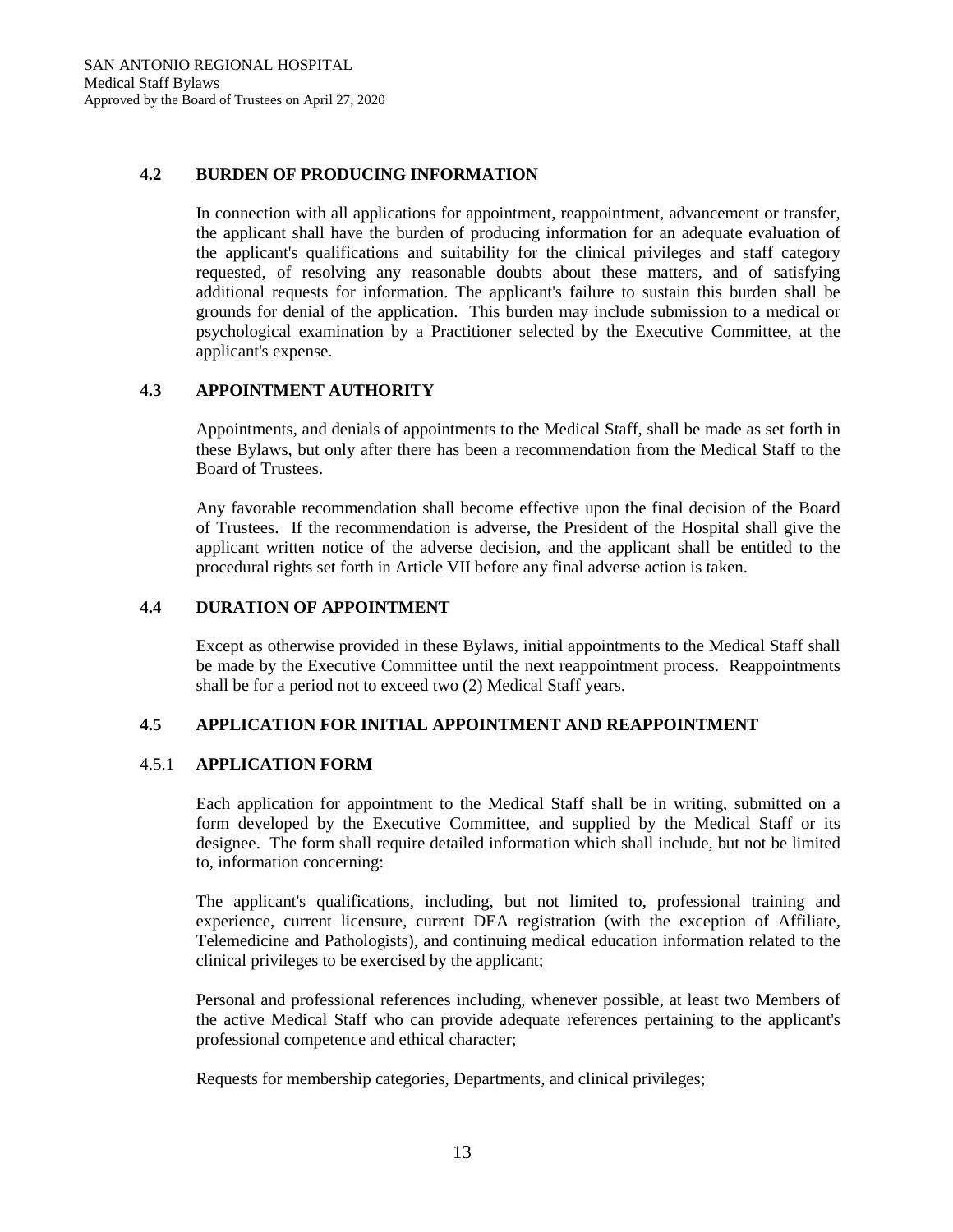### 4.2 BURDEN OF PRODUCING INFORMATION

In connection with all applications for appointment, reappointment, advancement or transfer, the applicant shall have the burden of producing information for an adequate evaluation of the applicant's qualifications and suitability for the clinical privileges and staff category requested, of resolving any reasonable doubts about these matters, and of satisfying additional requests for information. The applicant's failure to sustain this burden shall be grounds for denial of the application. This burden may include submission to a medical or psychological examination by a Practitioner selected by the Executive Committee, at the applicant's expense.

### 4.3 APPOINTMENT AUTHORITY

Appointments, and denials of appointments to the Medical Staff, shall be made as set forth in these Bylaws, but only after there has been a recommendation from the Medical Staff to the Board of Trustees.

Any favorable recommendation shall become effective upon the final decision of the Board of Trustees. If the recommendation is adverse, the President of the Hospital shall give the applicant written notice of the adverse decision, and the applicant shall be entitled to the procedural rights set forth in Article VII before any final adverse action is taken.

### 4.4 DURATION OF APPOINTMENT

Except as otherwise provided in these Bylaws, initial appointments to the Medical Staff shall be made by the Executive Committee until the next reappointment process. Reappointments shall be for a period not to exceed two (2) Medical Staff years.

### 4.5 APPLICATION FOR INITIAL APPOINTMENT AND REAPPOINTMENT

#### 4.5.1 APPLICATION FORM

Each application for appointment to the Medical Staff shall be in writing, submitted on a form developed by the Executive Committee, and supplied by the Medical Staff or its designee. The form shall require detailed information which shall include, but not be limited to, information concerning:

The applicant's qualifications, including, but not limited to, professional training and experience, current licensure, current DEA registration (with the exception of Affiliate, Telemedicine and Pathologists), and continuing medical education information related to the clinical privileges to be exercised by the applicant;

Personal and professional references including, whenever possible, at least two Members of the active Medical Staff who can provide adequate references pertaining to the applicant's professional competence and ethical character;

Requests for membership categories, Departments, and clinical privileges;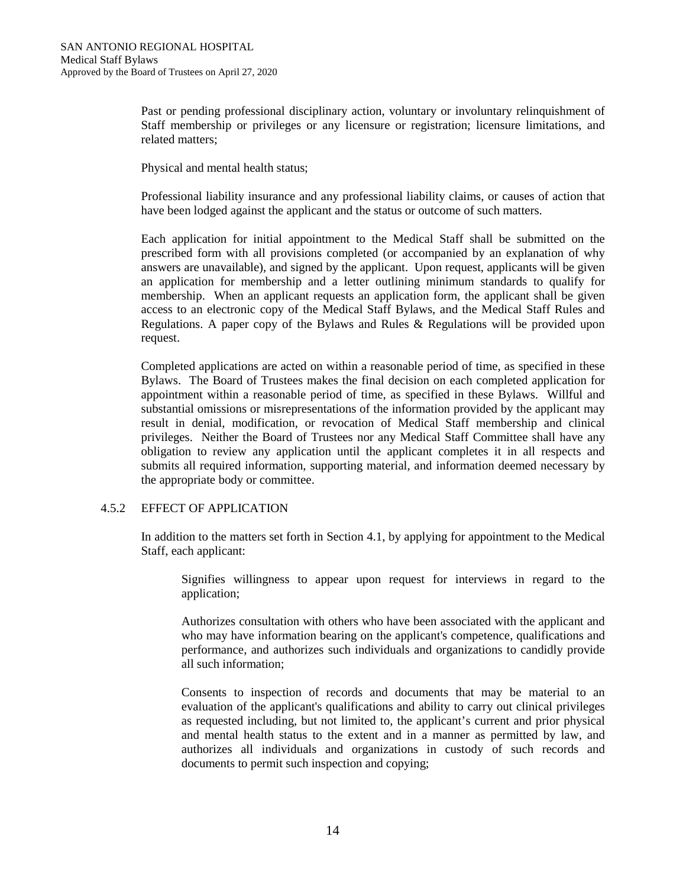Past or pending professional disciplinary action, voluntary or involuntary relinquishment of Staff membership or privileges or any licensure or registration; licensure limitations, and related matters;

Physical and mental health status;

Professional liability insurance and any professional liability claims, or causes of action that have been lodged against the applicant and the status or outcome of such matters.

Each application for initial appointment to the Medical Staff shall be submitted on the prescribed form with all provisions completed (or accompanied by an explanation of why answers are unavailable), and signed by the applicant. Upon request, applicants will be given an application for membership and a letter outlining minimum standards to qualify for membership. When an applicant requests an application form, the applicant shall be given access to an electronic copy of the Medical Staff Bylaws, and the Medical Staff Rules and Regulations. A paper copy of the Bylaws and Rules & Regulations will be provided upon request.

Completed applications are acted on within a reasonable period of time, as specified in these Bylaws. The Board of Trustees makes the final decision on each completed application for appointment within a reasonable period of time, as specified in these Bylaws. Willful and substantial omissions or misrepresentations of the information provided by the applicant may result in denial, modification, or revocation of Medical Staff membership and clinical privileges. Neither the Board of Trustees nor any Medical Staff Committee shall have any obligation to review any application until the applicant completes it in all respects and submits all required information, supporting material, and information deemed necessary by the appropriate body or committee.

### 4.5.2 EFFECT OF APPLICATION

In addition to the matters set forth in Section 4.1, by applying for appointment to the Medical Staff, each applicant:

Signifies willingness to appear upon request for interviews in regard to the application;

Authorizes consultation with others who have been associated with the applicant and who may have information bearing on the applicant's competence, qualifications and performance, and authorizes such individuals and organizations to candidly provide all such information;

Consents to inspection of records and documents that may be material to an evaluation of the applicant's qualifications and ability to carry out clinical privileges as requested including, but not limited to, the applicant's current and prior physical and mental health status to the extent and in a manner as permitted by law, and authorizes all individuals and organizations in custody of such records and documents to permit such inspection and copying;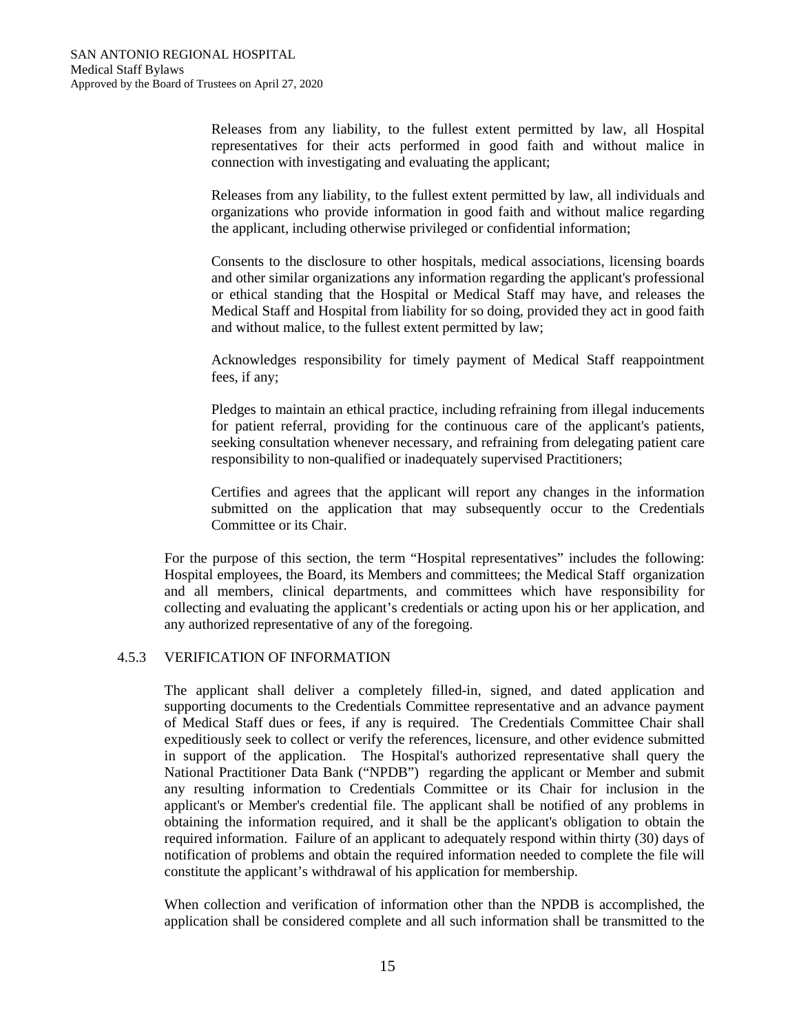Releases from any liability, to the fullest extent permitted by law, all Hospital representatives for their acts performed in good faith and without malice in connection with investigating and evaluating the applicant;

Releases from any liability, to the fullest extent permitted by law, all individuals and organizations who provide information in good faith and without malice regarding the applicant, including otherwise privileged or confidential information;

Consents to the disclosure to other hospitals, medical associations, licensing boards and other similar organizations any information regarding the applicant's professional or ethical standing that the Hospital or Medical Staff may have, and releases the Medical Staff and Hospital from liability for so doing, provided they act in good faith and without malice, to the fullest extent permitted by law;

Acknowledges responsibility for timely payment of Medical Staff reappointment fees, if any;

Pledges to maintain an ethical practice, including refraining from illegal inducements for patient referral, providing for the continuous care of the applicant's patients, seeking consultation whenever necessary, and refraining from delegating patient care responsibility to non-qualified or inadequately supervised Practitioners;

Certifies and agrees that the applicant will report any changes in the information submitted on the application that may subsequently occur to the Credentials Committee or its Chair.

For the purpose of this section, the term "Hospital representatives" includes the following: Hospital employees, the Board, its Members and committees; the Medical Staff organization and all members, clinical departments, and committees which have responsibility for collecting and evaluating the applicant's credentials or acting upon his or her application, and any authorized representative of any of the foregoing.

### 4.5.3 VERIFICATION OF INFORMATION

The applicant shall deliver a completely filled-in, signed, and dated application and supporting documents to the Credentials Committee representative and an advance payment of Medical Staff dues or fees, if any is required. The Credentials Committee Chair shall expeditiously seek to collect or verify the references, licensure, and other evidence submitted in support of the application. The Hospital's authorized representative shall query the National Practitioner Data Bank ("NPDB") regarding the applicant or Member and submit any resulting information to Credentials Committee or its Chair for inclusion in the applicant's or Member's credential file. The applicant shall be notified of any problems in obtaining the information required, and it shall be the applicant's obligation to obtain the required information. Failure of an applicant to adequately respond within thirty (30) days of notification of problems and obtain the required information needed to complete the file will constitute the applicant's withdrawal of his application for membership.

When collection and verification of information other than the NPDB is accomplished, the application shall be considered complete and all such information shall be transmitted to the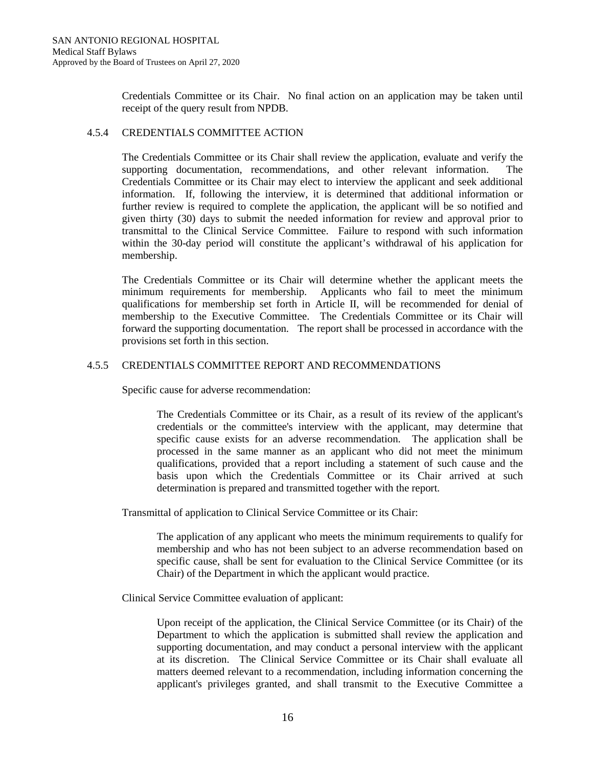Credentials Committee or its Chair. No final action on an application may be taken until receipt of the query result from NPDB.

### 4.5.4 CREDENTIALS COMMITTEE ACTION

The Credentials Committee or its Chair shall review the application, evaluate and verify the supporting documentation, recommendations, and other relevant information. The Credentials Committee or its Chair may elect to interview the applicant and seek additional information. If, following the interview, it is determined that additional information or further review is required to complete the application, the applicant will be so notified and given thirty (30) days to submit the needed information for review and approval prior to transmittal to the Clinical Service Committee. Failure to respond with such information within the 30-day period will constitute the applicant's withdrawal of his application for membership.

The Credentials Committee or its Chair will determine whether the applicant meets the minimum requirements for membership. Applicants who fail to meet the minimum qualifications for membership set forth in Article II, will be recommended for denial of membership to the Executive Committee. The Credentials Committee or its Chair will forward the supporting documentation. The report shall be processed in accordance with the provisions set forth in this section.

### 4.5.5 CREDENTIALS COMMITTEE REPORT AND RECOMMENDATIONS

Specific cause for adverse recommendation:

> The Credentials Committee or its Chair, as a result of its review of the applicant's credentials or the committee's interview with the applicant, may determine that specific cause exists for an adverse recommendation. The application shall be processed in the same manner as an applicant who did not meet the minimum qualifications, provided that a report including a statement of such cause and the basis upon which the Credentials Committee or its Chair arrived at such determination is prepared and transmitted together with the report.

Transmittal of application to Clinical Service Committee or its Chair:

> The application of any applicant who meets the minimum requirements to qualify for membership and who has not been subject to an adverse recommendation based on specific cause, shall be sent for evaluation to the Clinical Service Committee (or its Chair) of the Department in which the applicant would practice.

Clinical Service Committee evaluation of applicant:

> Upon receipt of the application, the Clinical Service Committee (or its Chair) of the Department to which the application is submitted shall review the application and supporting documentation, and may conduct a personal interview with the applicant at its discretion. The Clinical Service Committee or its Chair shall evaluate all matters deemed relevant to a recommendation, including information concerning the applicant's privileges granted, and shall transmit to the Executive Committee a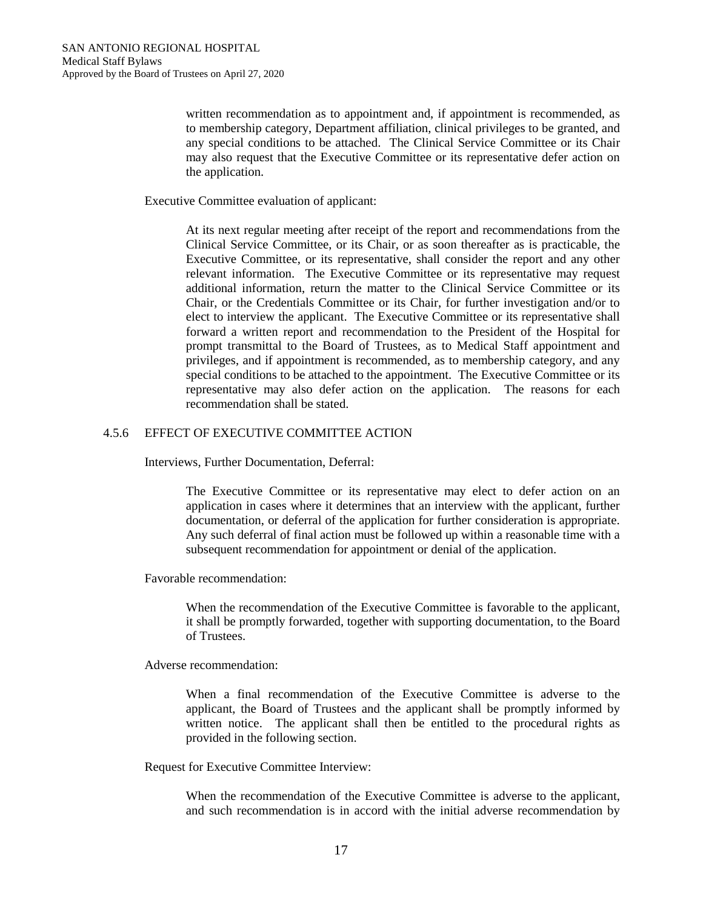written recommendation as to appointment and, if appointment is recommended, as to membership category, Department affiliation, clinical privileges to be granted, and any special conditions to be attached. The Clinical Service Committee or its Chair may also request that the Executive Committee or its representative defer action on the application.

Executive Committee evaluation of applicant:

At its next regular meeting after receipt of the report and recommendations from the Clinical Service Committee, or its Chair, or as soon thereafter as is practicable, the Executive Committee, or its representative, shall consider the report and any other relevant information. The Executive Committee or its representative may request additional information, return the matter to the Clinical Service Committee or its Chair, or the Credentials Committee or its Chair, for further investigation and/or to elect to interview the applicant. The Executive Committee or its representative shall forward a written report and recommendation to the President of the Hospital for prompt transmittal to the Board of Trustees, as to Medical Staff appointment and privileges, and if appointment is recommended, as to membership category, and any special conditions to be attached to the appointment. The Executive Committee or its representative may also defer action on the application. The reasons for each recommendation shall be stated.

### 4.5.6 EFFECT OF EXECUTIVE COMMITTEE ACTION

Interviews, Further Documentation, Deferral:

The Executive Committee or its representative may elect to defer action on an application in cases where it determines that an interview with the applicant, further documentation, or deferral of the application for further consideration is appropriate. Any such deferral of final action must be followed up within a reasonable time with a subsequent recommendation for appointment or denial of the application.

Favorable recommendation:

When the recommendation of the Executive Committee is favorable to the applicant, it shall be promptly forwarded, together with supporting documentation, to the Board of Trustees.

Adverse recommendation:

When a final recommendation of the Executive Committee is adverse to the applicant, the Board of Trustees and the applicant shall be promptly informed by written notice. The applicant shall then be entitled to the procedural rights as provided in the following section.

Request for Executive Committee Interview:

When the recommendation of the Executive Committee is adverse to the applicant, and such recommendation is in accord with the initial adverse recommendation by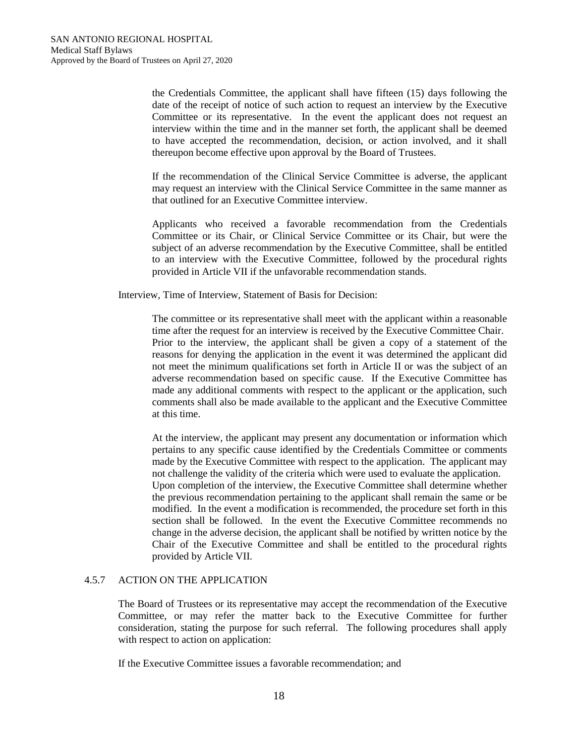the Credentials Committee, the applicant shall have fifteen (15) days following the date of the receipt of notice of such action to request an interview by the Executive Committee or its representative. In the event the applicant does not request an interview within the time and in the manner set forth, the applicant shall be deemed to have accepted the recommendation, decision, or action involved, and it shall thereupon become effective upon approval by the Board of Trustees.

If the recommendation of the Clinical Service Committee is adverse, the applicant may request an interview with the Clinical Service Committee in the same manner as that outlined for an Executive Committee interview.

Applicants who received a favorable recommendation from the Credentials Committee or its Chair, or Clinical Service Committee or its Chair, but were the subject of an adverse recommendation by the Executive Committee, shall be entitled to an interview with the Executive Committee, followed by the procedural rights provided in Article VII if the unfavorable recommendation stands.

Interview, Time of Interview, Statement of Basis for Decision:

The committee or its representative shall meet with the applicant within a reasonable time after the request for an interview is received by the Executive Committee Chair. Prior to the interview, the applicant shall be given a copy of a statement of the reasons for denying the application in the event it was determined the applicant did not meet the minimum qualifications set forth in Article II or was the subject of an adverse recommendation based on specific cause. If the Executive Committee has made any additional comments with respect to the applicant or the application, such comments shall also be made available to the applicant and the Executive Committee at this time.

At the interview, the applicant may present any documentation or information which pertains to any specific cause identified by the Credentials Committee or comments made by the Executive Committee with respect to the application. The applicant may not challenge the validity of the criteria which were used to evaluate the application. Upon completion of the interview, the Executive Committee shall determine whether the previous recommendation pertaining to the applicant shall remain the same or be modified. In the event a modification is recommended, the procedure set forth in this section shall be followed. In the event the Executive Committee recommends no change in the adverse decision, the applicant shall be notified by written notice by the Chair of the Executive Committee and shall be entitled to the procedural rights provided by Article VII.

### 4.5.7 ACTION ON THE APPLICATION

The Board of Trustees or its representative may accept the recommendation of the Executive Committee, or may refer the matter back to the Executive Committee for further consideration, stating the purpose for such referral. The following procedures shall apply with respect to action on application:

If the Executive Committee issues a favorable recommendation; and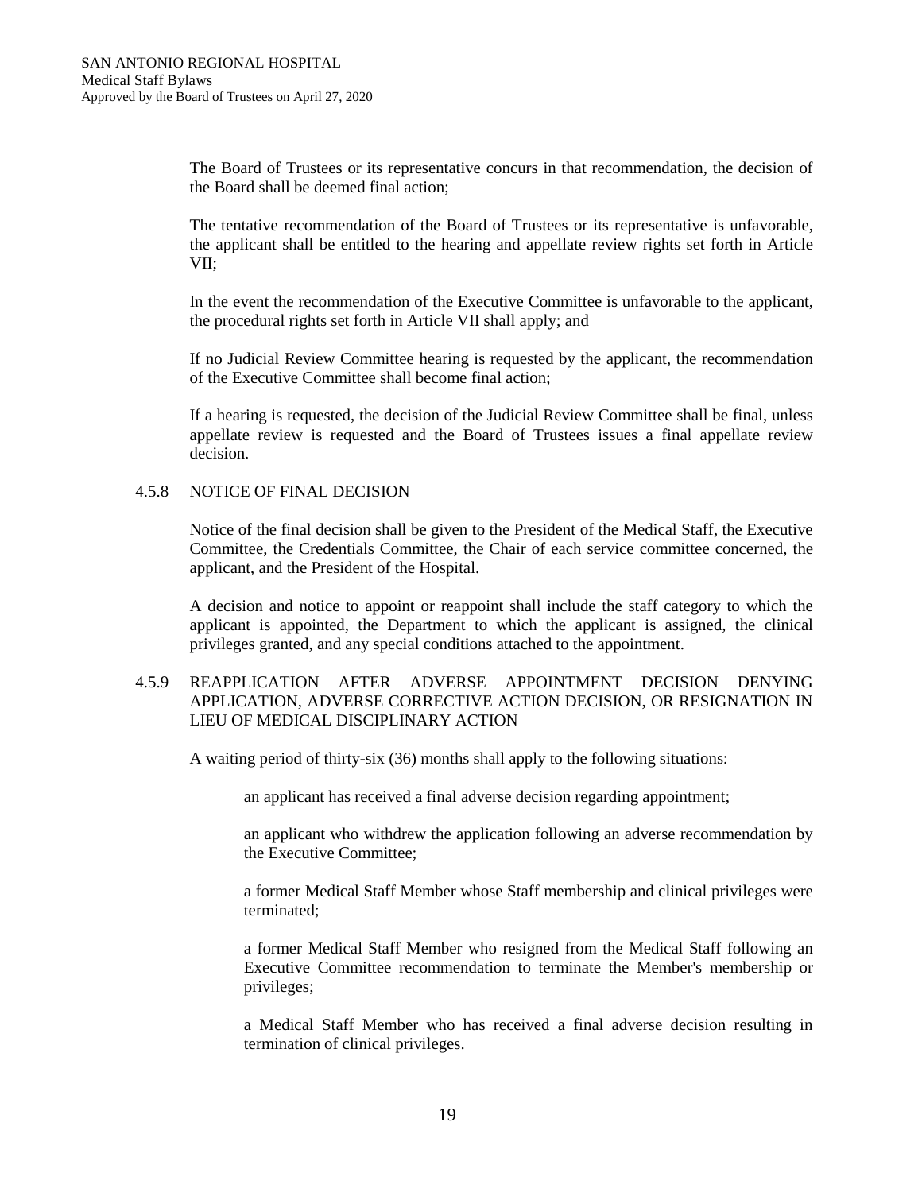The Board of Trustees or its representative concurs in that recommendation, the decision of the Board shall be deemed final action;

The tentative recommendation of the Board of Trustees or its representative is unfavorable, the applicant shall be entitled to the hearing and appellate review rights set forth in Article VII;

In the event the recommendation of the Executive Committee is unfavorable to the applicant, the procedural rights set forth in Article VII shall apply; and

If no Judicial Review Committee hearing is requested by the applicant, the recommendation of the Executive Committee shall become final action;

If a hearing is requested, the decision of the Judicial Review Committee shall be final, unless appellate review is requested and the Board of Trustees issues a final appellate review decision.

#### 4.5.8 NOTICE OF FINAL DECISION

Notice of the final decision shall be given to the President of the Medical Staff, the Executive Committee, the Credentials Committee, the Chair of each service committee concerned, the applicant, and the President of the Hospital.

A decision and notice to appoint or reappoint shall include the staff category to which the applicant is appointed, the Department to which the applicant is assigned, the clinical privileges granted, and any special conditions attached to the appointment.

#### 4.5.9 REAPPLICATION AFTER ADVERSE APPOINTMENT DECISION DENYING APPLICATION, ADVERSE CORRECTIVE ACTION DECISION, OR RESIGNATION IN LIEU OF MEDICAL DISCIPLINARY ACTION

A waiting period of thirty-six (36) months shall apply to the following situations:

an applicant has received a final adverse decision regarding appointment;

an applicant who withdrew the application following an adverse recommendation by the Executive Committee;

a former Medical Staff Member whose Staff membership and clinical privileges were terminated;

a former Medical Staff Member who resigned from the Medical Staff following an Executive Committee recommendation to terminate the Member's membership or privileges;

a Medical Staff Member who has received a final adverse decision resulting in termination of clinical privileges.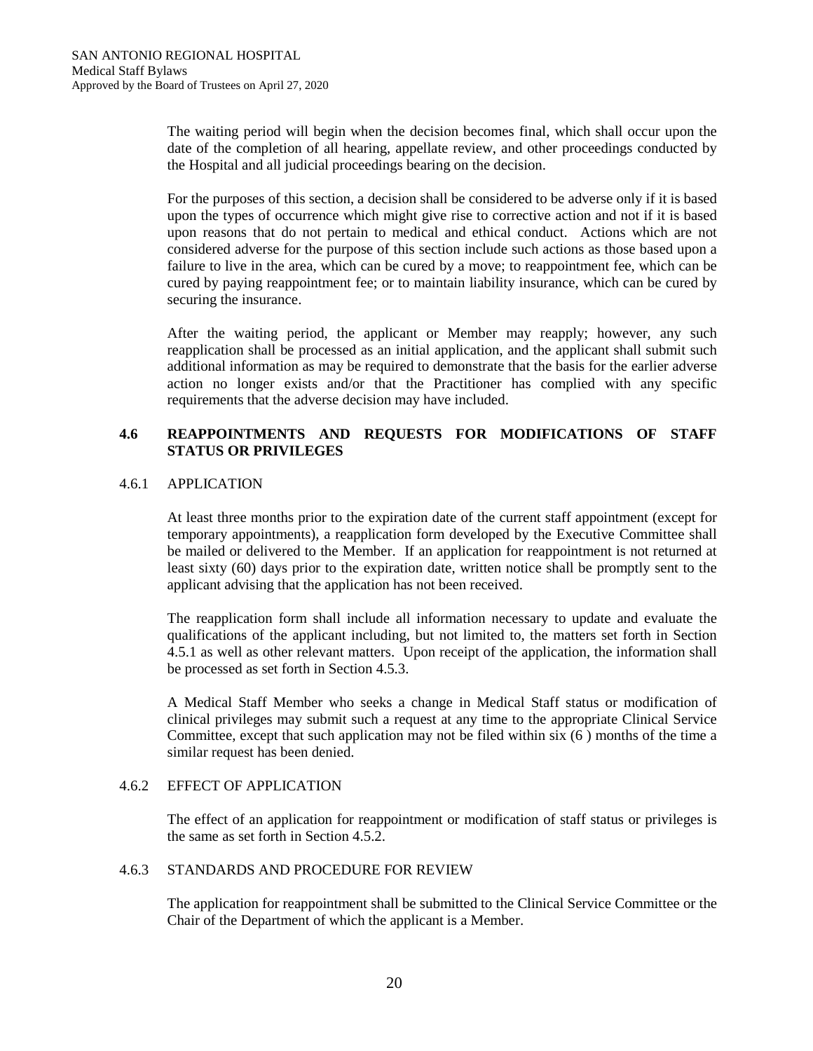The waiting period will begin when the decision becomes final, which shall occur upon the date of the completion of all hearing, appellate review, and other proceedings conducted by the Hospital and all judicial proceedings bearing on the decision.

For the purposes of this section, a decision shall be considered to be adverse only if it is based upon the types of occurrence which might give rise to corrective action and not if it is based upon reasons that do not pertain to medical and ethical conduct. Actions which are not considered adverse for the purpose of this section include such actions as those based upon a failure to live in the area, which can be cured by a move; to reappointment fee, which can be cured by paying reappointment fee; or to maintain liability insurance, which can be cured by securing the insurance.

After the waiting period, the applicant or Member may reapply; however, any such reapplication shall be processed as an initial application, and the applicant shall submit such additional information as may be required to demonstrate that the basis for the earlier adverse action no longer exists and/or that the Practitioner has complied with any specific requirements that the adverse decision may have included.

## 4.6 REAPPOINTMENTS AND REQUESTS FOR MODIFICATIONS OF STAFF STATUS OR PRIVILEGES

### 4.6.1 APPLICATION

At least three months prior to the expiration date of the current staff appointment (except for temporary appointments), a reapplication form developed by the Executive Committee shall be mailed or delivered to the Member. If an application for reappointment is not returned at least sixty (60) days prior to the expiration date, written notice shall be promptly sent to the applicant advising that the application has not been received.

The reapplication form shall include all information necessary to update and evaluate the qualifications of the applicant including, but not limited to, the matters set forth in Section 4.5.1 as well as other relevant matters. Upon receipt of the application, the information shall be processed as set forth in Section 4.5.3.

A Medical Staff Member who seeks a change in Medical Staff status or modification of clinical privileges may submit such a request at any time to the appropriate Clinical Service Committee, except that such application may not be filed within six (6 ) months of the time a similar request has been denied.

### 4.6.2 EFFECT OF APPLICATION

The effect of an application for reappointment or modification of staff status or privileges is the same as set forth in Section 4.5.2.

### 4.6.3 STANDARDS AND PROCEDURE FOR REVIEW

The application for reappointment shall be submitted to the Clinical Service Committee or the Chair of the Department of which the applicant is a Member.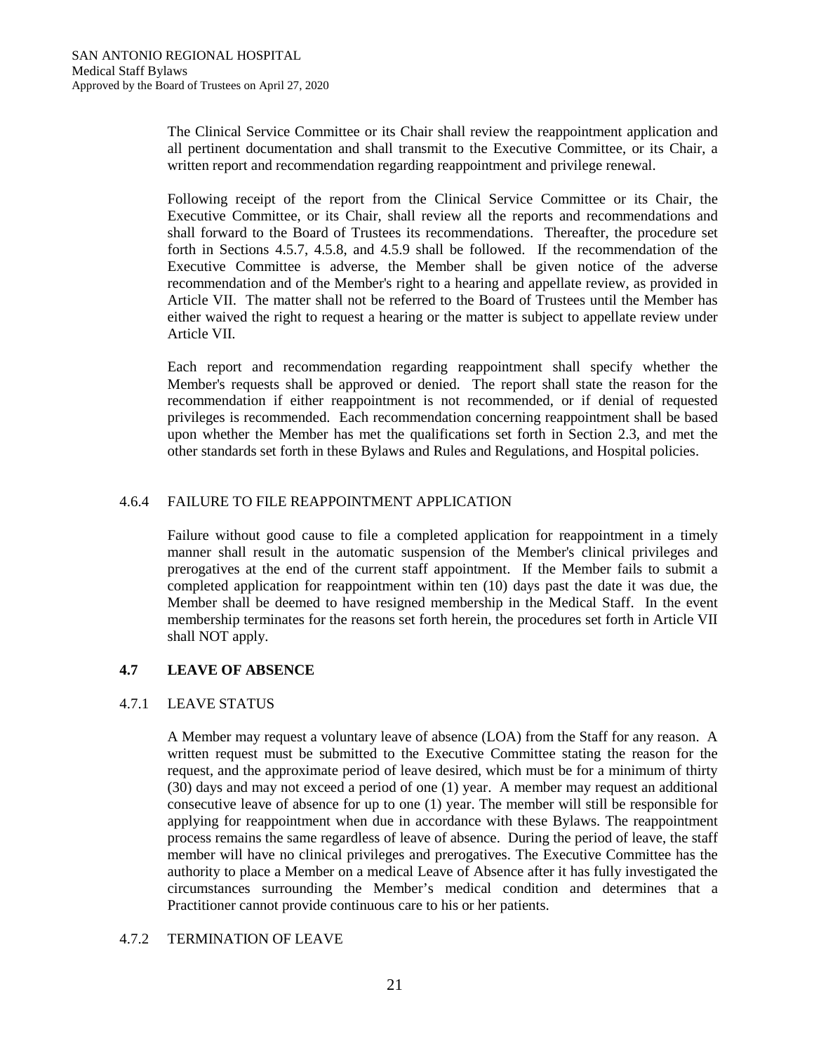The Clinical Service Committee or its Chair shall review the reappointment application and all pertinent documentation and shall transmit to the Executive Committee, or its Chair, a written report and recommendation regarding reappointment and privilege renewal.

Following receipt of the report from the Clinical Service Committee or its Chair, the Executive Committee, or its Chair, shall review all the reports and recommendations and shall forward to the Board of Trustees its recommendations. Thereafter, the procedure set forth in Sections 4.5.7, 4.5.8, and 4.5.9 shall be followed. If the recommendation of the Executive Committee is adverse, the Member shall be given notice of the adverse recommendation and of the Member's right to a hearing and appellate review, as provided in Article VII. The matter shall not be referred to the Board of Trustees until the Member has either waived the right to request a hearing or the matter is subject to appellate review under Article VII.

Each report and recommendation regarding reappointment shall specify whether the Member's requests shall be approved or denied. The report shall state the reason for the recommendation if either reappointment is not recommended, or if denial of requested privileges is recommended. Each recommendation concerning reappointment shall be based upon whether the Member has met the qualifications set forth in Section 2.3, and met the other standards set forth in these Bylaws and Rules and Regulations, and Hospital policies.

#### 4.6.4 FAILURE TO FILE REAPPOINTMENT APPLICATION

Failure without good cause to file a completed application for reappointment in a timely manner shall result in the automatic suspension of the Member's clinical privileges and prerogatives at the end of the current staff appointment. If the Member fails to submit a completed application for reappointment within ten (10) days past the date it was due, the Member shall be deemed to have resigned membership in the Medical Staff. In the event membership terminates for the reasons set forth herein, the procedures set forth in Article VII shall NOT apply.

### 4.7 LEAVE OF ABSENCE

#### 4.7.1 LEAVE STATUS

A Member may request a voluntary leave of absence (LOA) from the Staff for any reason. A written request must be submitted to the Executive Committee stating the reason for the request, and the approximate period of leave desired, which must be for a minimum of thirty (30) days and may not exceed a period of one (1) year. A member may request an additional consecutive leave of absence for up to one (1) year. The member will still be responsible for applying for reappointment when due in accordance with these Bylaws. The reappointment process remains the same regardless of leave of absence. During the period of leave, the staff member will have no clinical privileges and prerogatives. The Executive Committee has the authority to place a Member on a medical Leave of Absence after it has fully investigated the circumstances surrounding the Member's medical condition and determines that a Practitioner cannot provide continuous care to his or her patients.

#### 4.7.2 TERMINATION OF LEAVE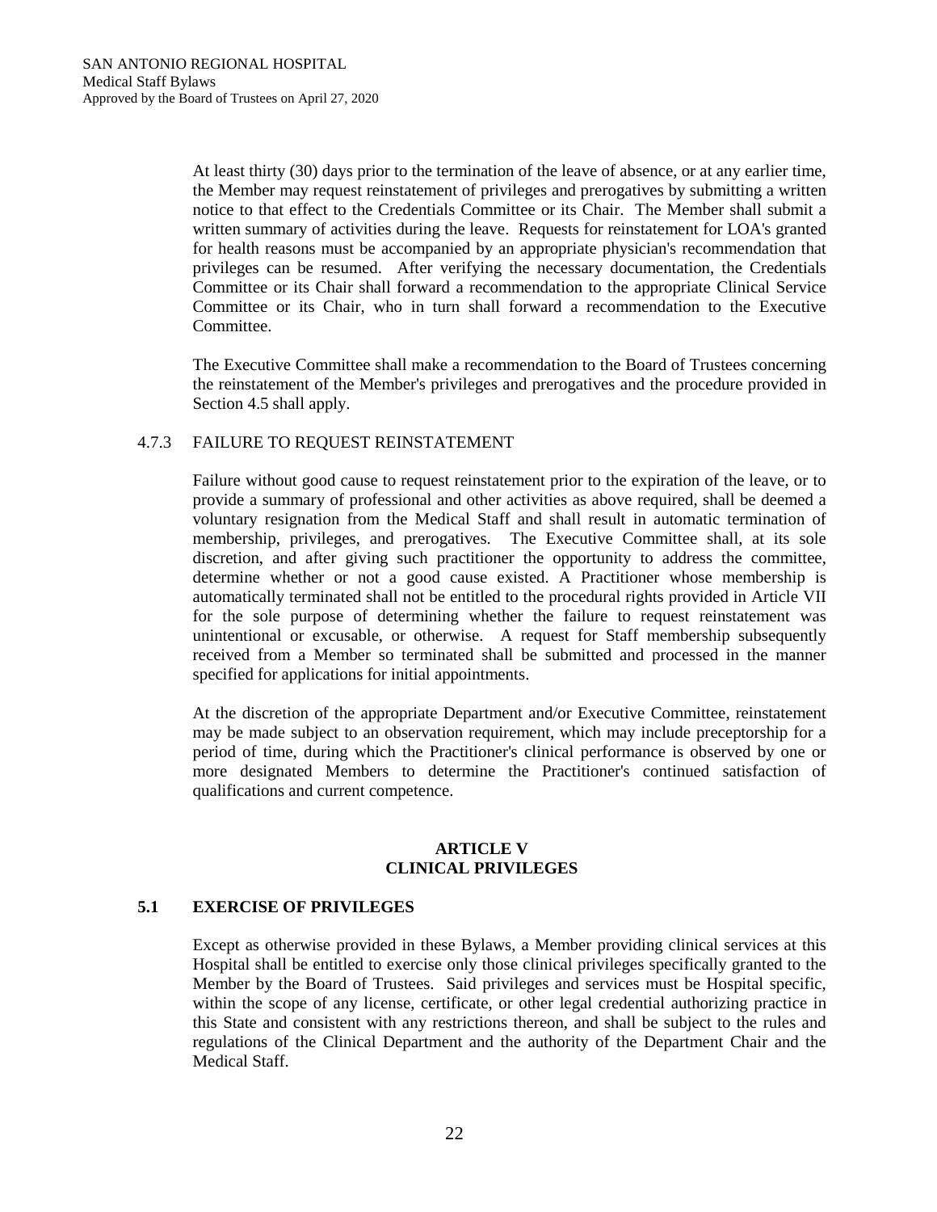At least thirty (30) days prior to the termination of the leave of absence, or at any earlier time, the Member may request reinstatement of privileges and prerogatives by submitting a written notice to that effect to the Credentials Committee or its Chair. The Member shall submit a written summary of activities during the leave. Requests for reinstatement for LOA's granted for health reasons must be accompanied by an appropriate physician's recommendation that privileges can be resumed. After verifying the necessary documentation, the Credentials Committee or its Chair shall forward a recommendation to the appropriate Clinical Service Committee or its Chair, who in turn shall forward a recommendation to the Executive Committee.

The Executive Committee shall make a recommendation to the Board of Trustees concerning the reinstatement of the Member's privileges and prerogatives and the procedure provided in Section 4.5 shall apply.

#### 4.7.3 FAILURE TO REQUEST REINSTATEMENT

Failure without good cause to request reinstatement prior to the expiration of the leave, or to provide a summary of professional and other activities as above required, shall be deemed a voluntary resignation from the Medical Staff and shall result in automatic termination of membership, privileges, and prerogatives. The Executive Committee shall, at its sole discretion, and after giving such practitioner the opportunity to address the committee, determine whether or not a good cause existed. A Practitioner whose membership is automatically terminated shall not be entitled to the procedural rights provided in Article VII for the sole purpose of determining whether the failure to request reinstatement was unintentional or excusable, or otherwise. A request for Staff membership subsequently received from a Member so terminated shall be submitted and processed in the manner specified for applications for initial appointments.

At the discretion of the appropriate Department and/or Executive Committee, reinstatement may be made subject to an observation requirement, which may include preceptorship for a period of time, during which the Practitioner's clinical performance is observed by one or more designated Members to determine the Practitioner's continued satisfaction of qualifications and current competence.

## ARTICLE V
## CLINICAL PRIVILEGES

### 5.1 EXERCISE OF PRIVILEGES

Except as otherwise provided in these Bylaws, a Member providing clinical services at this Hospital shall be entitled to exercise only those clinical privileges specifically granted to the Member by the Board of Trustees. Said privileges and services must be Hospital specific, within the scope of any license, certificate, or other legal credential authorizing practice in this State and consistent with any restrictions thereon, and shall be subject to the rules and regulations of the Clinical Department and the authority of the Department Chair and the Medical Staff.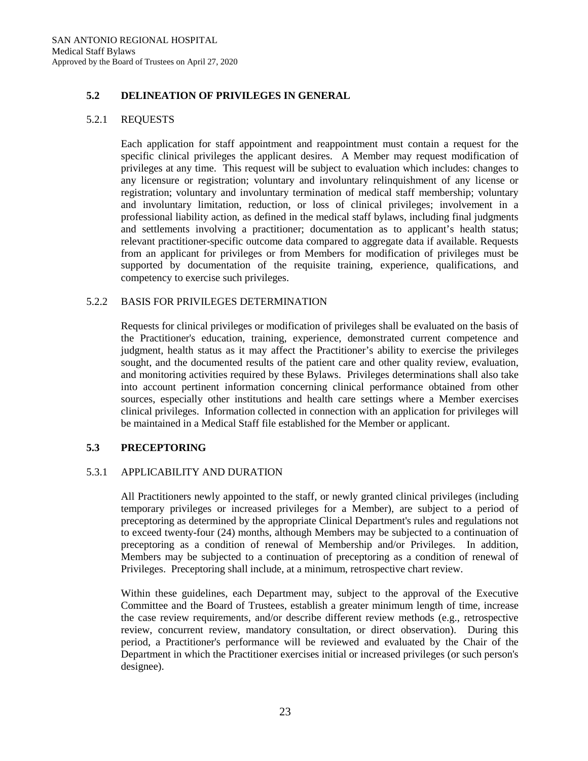## 5.2 DELINEATION OF PRIVILEGES IN GENERAL

### 5.2.1 REQUESTS

Each application for staff appointment and reappointment must contain a request for the specific clinical privileges the applicant desires. A Member may request modification of privileges at any time. This request will be subject to evaluation which includes: changes to any licensure or registration; voluntary and involuntary relinquishment of any license or registration; voluntary and involuntary termination of medical staff membership; voluntary and involuntary limitation, reduction, or loss of clinical privileges; involvement in a professional liability action, as defined in the medical staff bylaws, including final judgments and settlements involving a practitioner; documentation as to applicant's health status; relevant practitioner-specific outcome data compared to aggregate data if available. Requests from an applicant for privileges or from Members for modification of privileges must be supported by documentation of the requisite training, experience, qualifications, and competency to exercise such privileges.

### 5.2.2 BASIS FOR PRIVILEGES DETERMINATION

Requests for clinical privileges or modification of privileges shall be evaluated on the basis of the Practitioner's education, training, experience, demonstrated current competence and judgment, health status as it may affect the Practitioner's ability to exercise the privileges sought, and the documented results of the patient care and other quality review, evaluation, and monitoring activities required by these Bylaws. Privileges determinations shall also take into account pertinent information concerning clinical performance obtained from other sources, especially other institutions and health care settings where a Member exercises clinical privileges. Information collected in connection with an application for privileges will be maintained in a Medical Staff file established for the Member or applicant.

## 5.3 PRECEPTORING

### 5.3.1 APPLICABILITY AND DURATION

All Practitioners newly appointed to the staff, or newly granted clinical privileges (including temporary privileges or increased privileges for a Member), are subject to a period of preceptoring as determined by the appropriate Clinical Department's rules and regulations not to exceed twenty-four (24) months, although Members may be subjected to a continuation of preceptoring as a condition of renewal of Membership and/or Privileges. In addition, Members may be subjected to a continuation of preceptoring as a condition of renewal of Privileges. Preceptoring shall include, at a minimum, retrospective chart review.

Within these guidelines, each Department may, subject to the approval of the Executive Committee and the Board of Trustees, establish a greater minimum length of time, increase the case review requirements, and/or describe different review methods (e.g., retrospective review, concurrent review, mandatory consultation, or direct observation). During this period, a Practitioner's performance will be reviewed and evaluated by the Chair of the Department in which the Practitioner exercises initial or increased privileges (or such person's designee).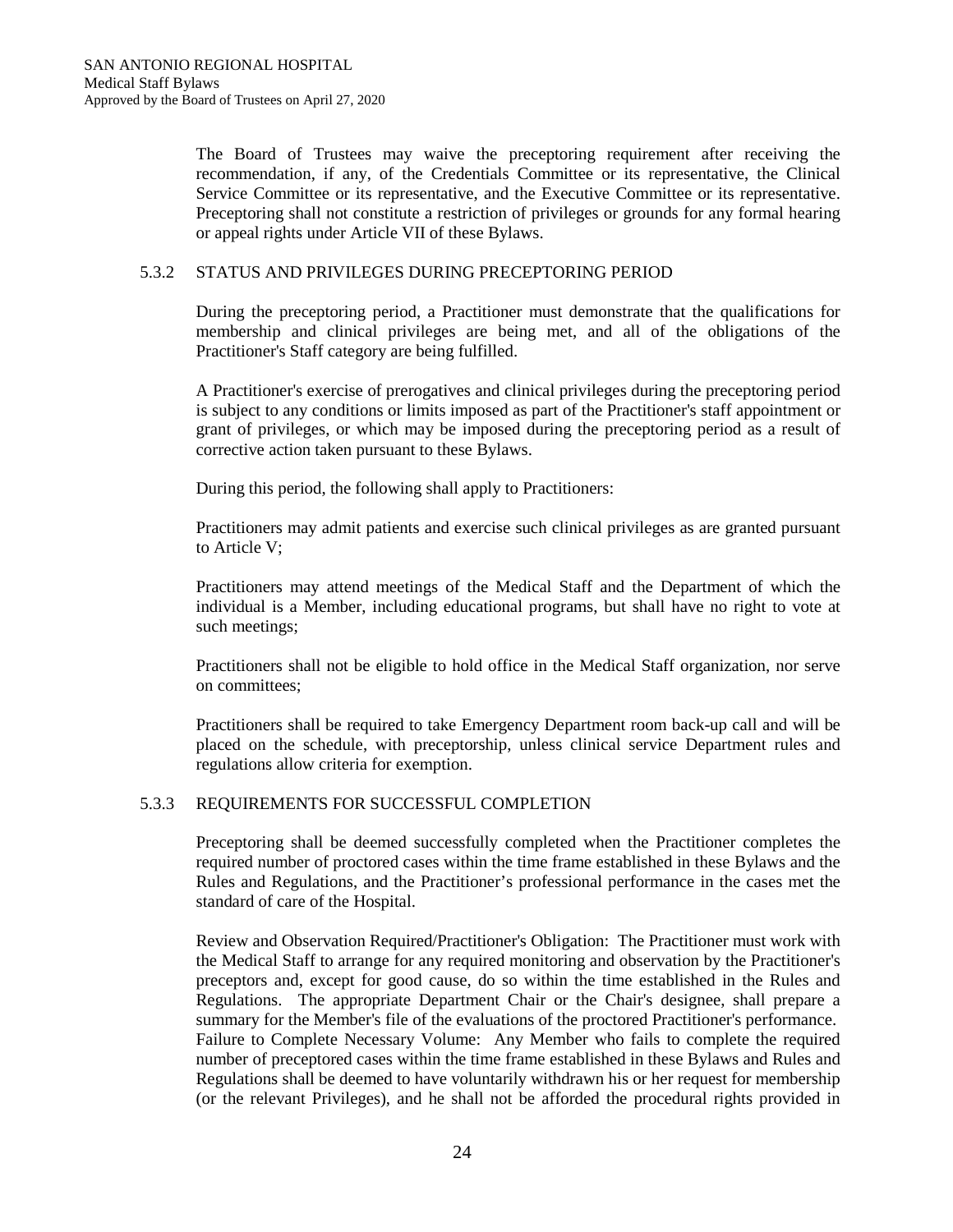The Board of Trustees may waive the preceptoring requirement after receiving the recommendation, if any, of the Credentials Committee or its representative, the Clinical Service Committee or its representative, and the Executive Committee or its representative. Preceptoring shall not constitute a restriction of privileges or grounds for any formal hearing or appeal rights under Article VII of these Bylaws.

### 5.3.2 STATUS AND PRIVILEGES DURING PRECEPTORING PERIOD

During the preceptoring period, a Practitioner must demonstrate that the qualifications for membership and clinical privileges are being met, and all of the obligations of the Practitioner's Staff category are being fulfilled.

A Practitioner's exercise of prerogatives and clinical privileges during the preceptoring period is subject to any conditions or limits imposed as part of the Practitioner's staff appointment or grant of privileges, or which may be imposed during the preceptoring period as a result of corrective action taken pursuant to these Bylaws.

During this period, the following shall apply to Practitioners:

Practitioners may admit patients and exercise such clinical privileges as are granted pursuant to Article V;

Practitioners may attend meetings of the Medical Staff and the Department of which the individual is a Member, including educational programs, but shall have no right to vote at such meetings;

Practitioners shall not be eligible to hold office in the Medical Staff organization, nor serve on committees;

Practitioners shall be required to take Emergency Department room back-up call and will be placed on the schedule, with preceptorship, unless clinical service Department rules and regulations allow criteria for exemption.

### 5.3.3 REQUIREMENTS FOR SUCCESSFUL COMPLETION

Preceptoring shall be deemed successfully completed when the Practitioner completes the required number of proctored cases within the time frame established in these Bylaws and the Rules and Regulations, and the Practitioner's professional performance in the cases met the standard of care of the Hospital.

Review and Observation Required/Practitioner's Obligation: The Practitioner must work with the Medical Staff to arrange for any required monitoring and observation by the Practitioner's preceptors and, except for good cause, do so within the time established in the Rules and Regulations. The appropriate Department Chair or the Chair's designee, shall prepare a summary for the Member's file of the evaluations of the proctored Practitioner's performance. Failure to Complete Necessary Volume: Any Member who fails to complete the required number of preceptored cases within the time frame established in these Bylaws and Rules and Regulations shall be deemed to have voluntarily withdrawn his or her request for membership (or the relevant Privileges), and he shall not be afforded the procedural rights provided in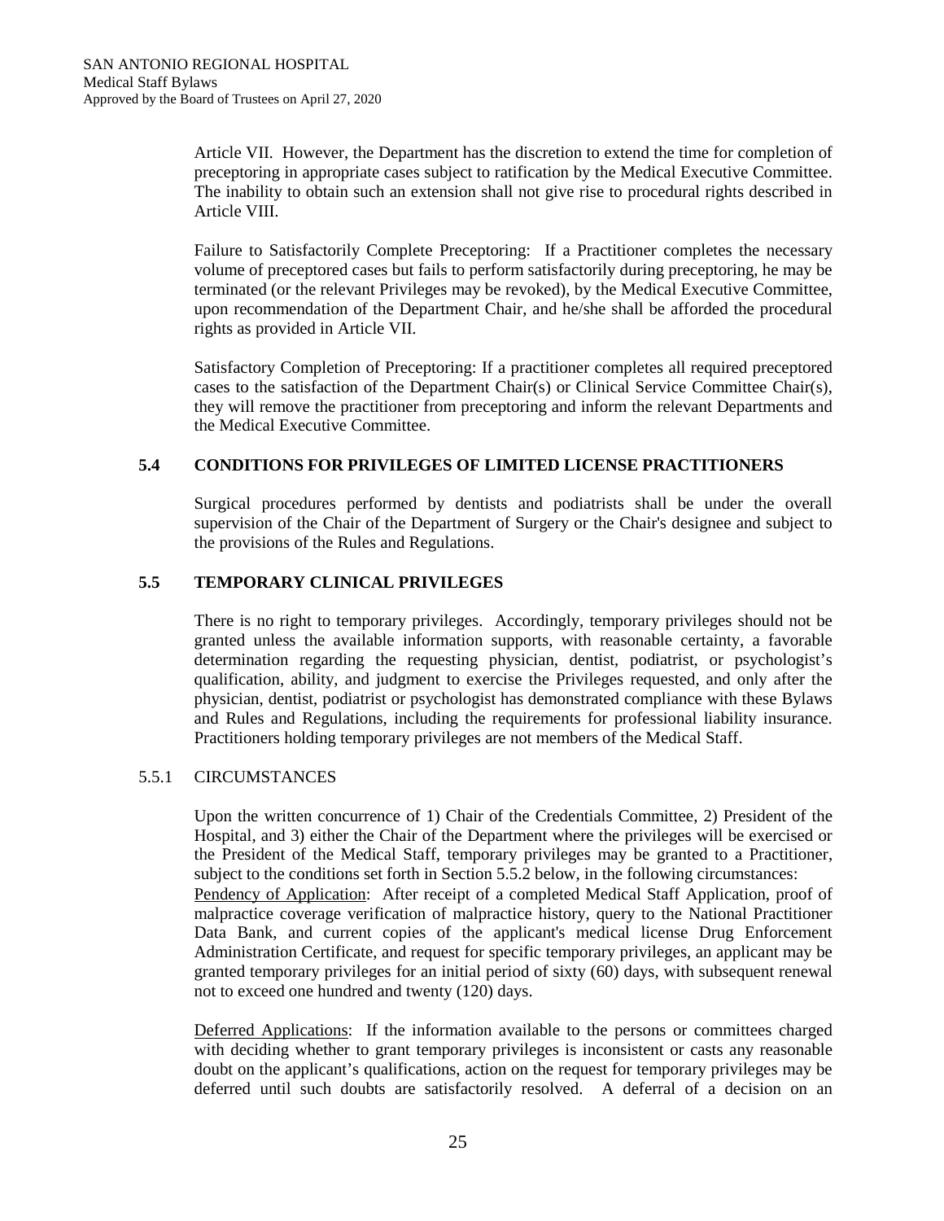Article VII. However, the Department has the discretion to extend the time for completion of preceptoring in appropriate cases subject to ratification by the Medical Executive Committee. The inability to obtain such an extension shall not give rise to procedural rights described in Article VIII.

Failure to Satisfactorily Complete Preceptoring: If a Practitioner completes the necessary volume of preceptored cases but fails to perform satisfactorily during preceptoring, he may be terminated (or the relevant Privileges may be revoked), by the Medical Executive Committee, upon recommendation of the Department Chair, and he/she shall be afforded the procedural rights as provided in Article VII.

Satisfactory Completion of Preceptoring: If a practitioner completes all required preceptored cases to the satisfaction of the Department Chair(s) or Clinical Service Committee Chair(s), they will remove the practitioner from preceptoring and inform the relevant Departments and the Medical Executive Committee.

## 5.4 CONDITIONS FOR PRIVILEGES OF LIMITED LICENSE PRACTITIONERS

Surgical procedures performed by dentists and podiatrists shall be under the overall supervision of the Chair of the Department of Surgery or the Chair's designee and subject to the provisions of the Rules and Regulations.

## 5.5 TEMPORARY CLINICAL PRIVILEGES

There is no right to temporary privileges. Accordingly, temporary privileges should not be granted unless the available information supports, with reasonable certainty, a favorable determination regarding the requesting physician, dentist, podiatrist, or psychologist's qualification, ability, and judgment to exercise the Privileges requested, and only after the physician, dentist, podiatrist or psychologist has demonstrated compliance with these Bylaws and Rules and Regulations, including the requirements for professional liability insurance. Practitioners holding temporary privileges are not members of the Medical Staff.

### 5.5.1 CIRCUMSTANCES

Upon the written concurrence of 1) Chair of the Credentials Committee, 2) President of the Hospital, and 3) either the Chair of the Department where the privileges will be exercised or the President of the Medical Staff, temporary privileges may be granted to a Practitioner, subject to the conditions set forth in Section 5.5.2 below, in the following circumstances:

Pendency of Application: After receipt of a completed Medical Staff Application, proof of malpractice coverage verification of malpractice history, query to the National Practitioner Data Bank, and current copies of the applicant's medical license Drug Enforcement Administration Certificate, and request for specific temporary privileges, an applicant may be granted temporary privileges for an initial period of sixty (60) days, with subsequent renewal not to exceed one hundred and twenty (120) days.

Deferred Applications: If the information available to the persons or committees charged with deciding whether to grant temporary privileges is inconsistent or casts any reasonable doubt on the applicant's qualifications, action on the request for temporary privileges may be deferred until such doubts are satisfactorily resolved. A deferral of a decision on an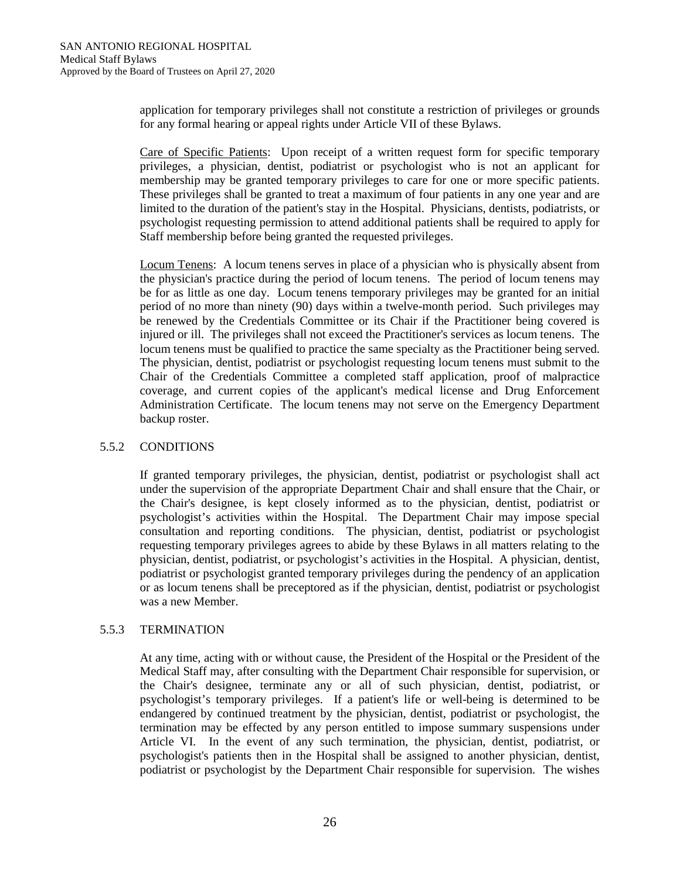application for temporary privileges shall not constitute a restriction of privileges or grounds for any formal hearing or appeal rights under Article VII of these Bylaws.

Care of Specific Patients: Upon receipt of a written request form for specific temporary privileges, a physician, dentist, podiatrist or psychologist who is not an applicant for membership may be granted temporary privileges to care for one or more specific patients. These privileges shall be granted to treat a maximum of four patients in any one year and are limited to the duration of the patient's stay in the Hospital. Physicians, dentists, podiatrists, or psychologist requesting permission to attend additional patients shall be required to apply for Staff membership before being granted the requested privileges.

Locum Tenens: A locum tenens serves in place of a physician who is physically absent from the physician's practice during the period of locum tenens. The period of locum tenens may be for as little as one day. Locum tenens temporary privileges may be granted for an initial period of no more than ninety (90) days within a twelve-month period. Such privileges may be renewed by the Credentials Committee or its Chair if the Practitioner being covered is injured or ill. The privileges shall not exceed the Practitioner's services as locum tenens. The locum tenens must be qualified to practice the same specialty as the Practitioner being served. The physician, dentist, podiatrist or psychologist requesting locum tenens must submit to the Chair of the Credentials Committee a completed staff application, proof of malpractice coverage, and current copies of the applicant's medical license and Drug Enforcement Administration Certificate. The locum tenens may not serve on the Emergency Department backup roster.

### 5.5.2 CONDITIONS

If granted temporary privileges, the physician, dentist, podiatrist or psychologist shall act under the supervision of the appropriate Department Chair and shall ensure that the Chair, or the Chair's designee, is kept closely informed as to the physician, dentist, podiatrist or psychologist's activities within the Hospital. The Department Chair may impose special consultation and reporting conditions. The physician, dentist, podiatrist or psychologist requesting temporary privileges agrees to abide by these Bylaws in all matters relating to the physician, dentist, podiatrist, or psychologist's activities in the Hospital. A physician, dentist, podiatrist or psychologist granted temporary privileges during the pendency of an application or as locum tenens shall be preceptored as if the physician, dentist, podiatrist or psychologist was a new Member.

### 5.5.3 TERMINATION

At any time, acting with or without cause, the President of the Hospital or the President of the Medical Staff may, after consulting with the Department Chair responsible for supervision, or the Chair's designee, terminate any or all of such physician, dentist, podiatrist, or psychologist's temporary privileges. If a patient's life or well-being is determined to be endangered by continued treatment by the physician, dentist, podiatrist or psychologist, the termination may be effected by any person entitled to impose summary suspensions under Article VI. In the event of any such termination, the physician, dentist, podiatrist, or psychologist's patients then in the Hospital shall be assigned to another physician, dentist, podiatrist or psychologist by the Department Chair responsible for supervision. The wishes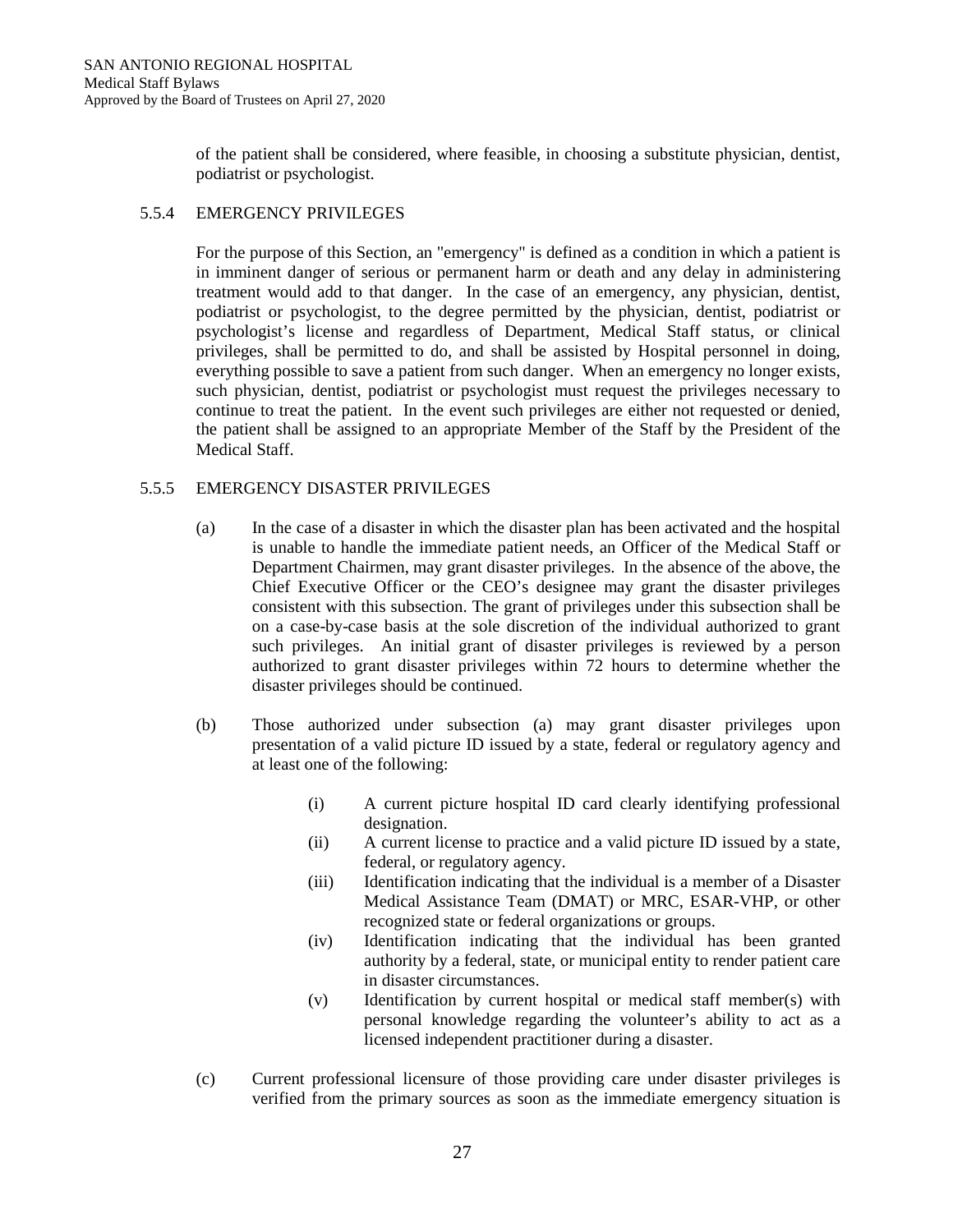of the patient shall be considered, where feasible, in choosing a substitute physician, dentist, podiatrist or psychologist.

### 5.5.4 EMERGENCY PRIVILEGES

For the purpose of this Section, an "emergency" is defined as a condition in which a patient is in imminent danger of serious or permanent harm or death and any delay in administering treatment would add to that danger. In the case of an emergency, any physician, dentist, podiatrist or psychologist, to the degree permitted by the physician, dentist, podiatrist or psychologist's license and regardless of Department, Medical Staff status, or clinical privileges, shall be permitted to do, and shall be assisted by Hospital personnel in doing, everything possible to save a patient from such danger. When an emergency no longer exists, such physician, dentist, podiatrist or psychologist must request the privileges necessary to continue to treat the patient. In the event such privileges are either not requested or denied, the patient shall be assigned to an appropriate Member of the Staff by the President of the Medical Staff.

### 5.5.5 EMERGENCY DISASTER PRIVILEGES

(a) In the case of a disaster in which the disaster plan has been activated and the hospital is unable to handle the immediate patient needs, an Officer of the Medical Staff or Department Chairmen, may grant disaster privileges. In the absence of the above, the Chief Executive Officer or the CEO's designee may grant the disaster privileges consistent with this subsection. The grant of privileges under this subsection shall be on a case-by-case basis at the sole discretion of the individual authorized to grant such privileges. An initial grant of disaster privileges is reviewed by a person authorized to grant disaster privileges within 72 hours to determine whether the disaster privileges should be continued.

(b) Those authorized under subsection (a) may grant disaster privileges upon presentation of a valid picture ID issued by a state, federal or regulatory agency and at least one of the following:

- (i) A current picture hospital ID card clearly identifying professional designation.
- (ii) A current license to practice and a valid picture ID issued by a state, federal, or regulatory agency.
- (iii) Identification indicating that the individual is a member of a Disaster Medical Assistance Team (DMAT) or MRC, ESAR-VHP, or other recognized state or federal organizations or groups.
- (iv) Identification indicating that the individual has been granted authority by a federal, state, or municipal entity to render patient care in disaster circumstances.
- (v) Identification by current hospital or medical staff member(s) with personal knowledge regarding the volunteer's ability to act as a licensed independent practitioner during a disaster.

(c) Current professional licensure of those providing care under disaster privileges is verified from the primary sources as soon as the immediate emergency situation is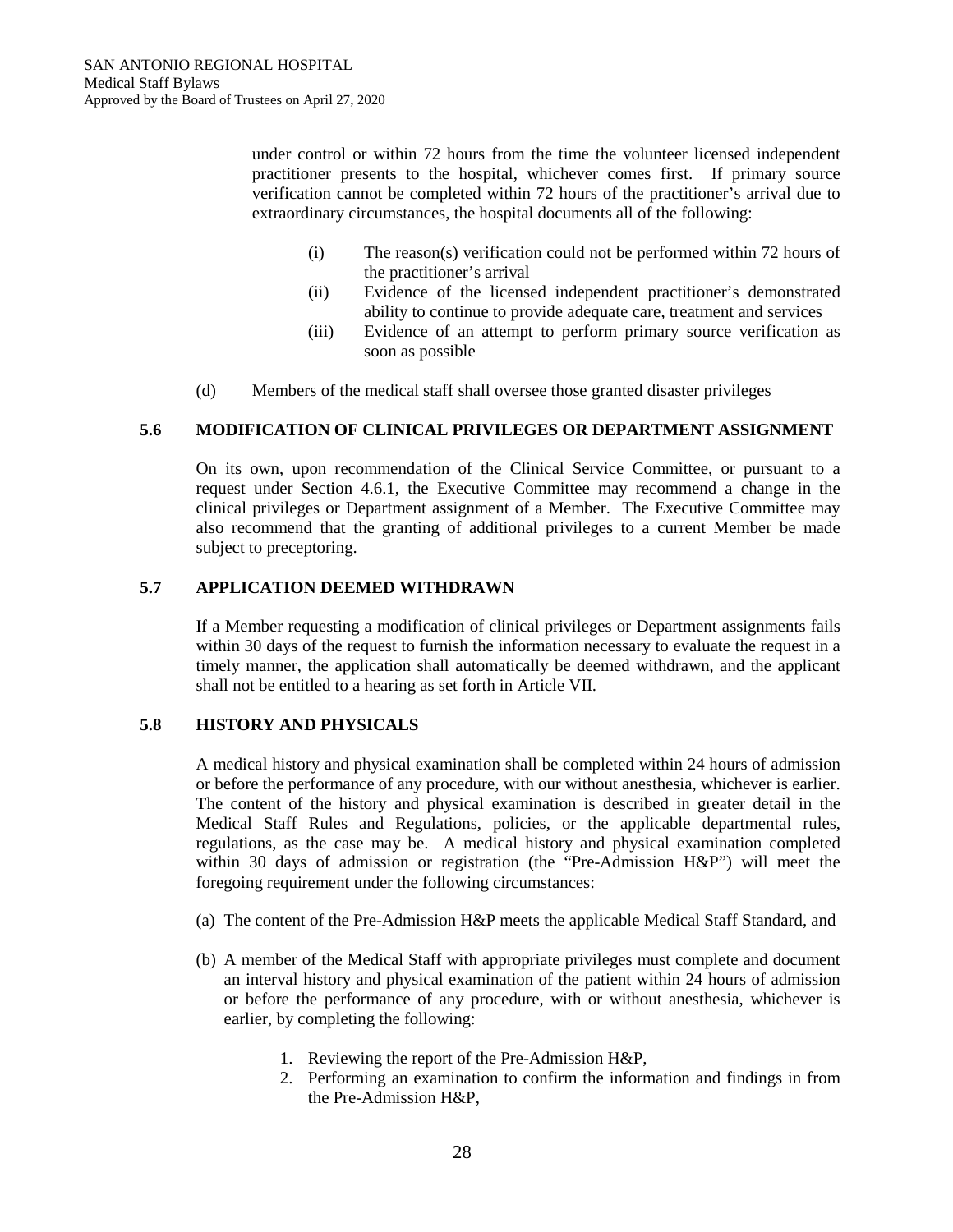under control or within 72 hours from the time the volunteer licensed independent practitioner presents to the hospital, whichever comes first. If primary source verification cannot be completed within 72 hours of the practitioner's arrival due to extraordinary circumstances, the hospital documents all of the following:

(i) The reason(s) verification could not be performed within 72 hours of the practitioner's arrival

(ii) Evidence of the licensed independent practitioner's demonstrated ability to continue to provide adequate care, treatment and services

(iii) Evidence of an attempt to perform primary source verification as soon as possible

(d) Members of the medical staff shall oversee those granted disaster privileges

### 5.6 MODIFICATION OF CLINICAL PRIVILEGES OR DEPARTMENT ASSIGNMENT

On its own, upon recommendation of the Clinical Service Committee, or pursuant to a request under Section 4.6.1, the Executive Committee may recommend a change in the clinical privileges or Department assignment of a Member. The Executive Committee may also recommend that the granting of additional privileges to a current Member be made subject to preceptoring.

### 5.7 APPLICATION DEEMED WITHDRAWN

If a Member requesting a modification of clinical privileges or Department assignments fails within 30 days of the request to furnish the information necessary to evaluate the request in a timely manner, the application shall automatically be deemed withdrawn, and the applicant shall not be entitled to a hearing as set forth in Article VII.

### 5.8 HISTORY AND PHYSICALS

A medical history and physical examination shall be completed within 24 hours of admission or before the performance of any procedure, with our without anesthesia, whichever is earlier. The content of the history and physical examination is described in greater detail in the Medical Staff Rules and Regulations, policies, or the applicable departmental rules, regulations, as the case may be. A medical history and physical examination completed within 30 days of admission or registration (the "Pre-Admission H&P") will meet the foregoing requirement under the following circumstances:

(a) The content of the Pre-Admission H&P meets the applicable Medical Staff Standard, and

(b) A member of the Medical Staff with appropriate privileges must complete and document an interval history and physical examination of the patient within 24 hours of admission or before the performance of any procedure, with or without anesthesia, whichever is earlier, by completing the following:

1. Reviewing the report of the Pre-Admission H&P,
2. Performing an examination to confirm the information and findings in from the Pre-Admission H&P,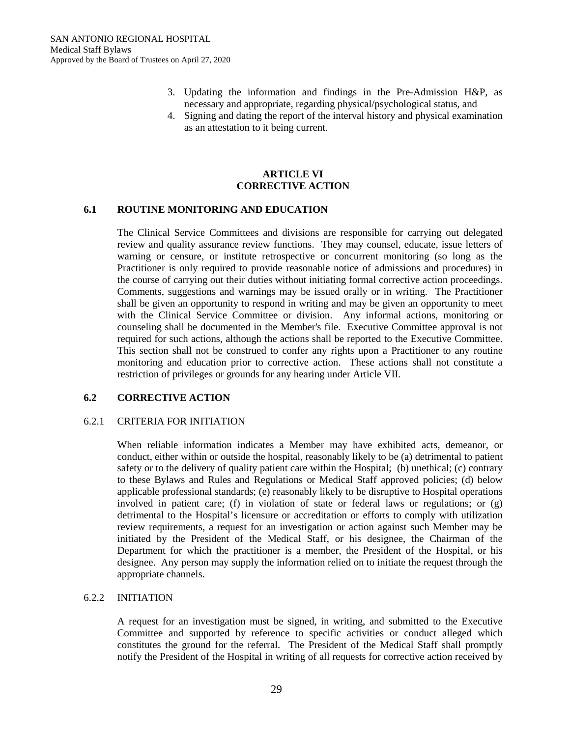3. Updating the information and findings in the Pre-Admission H&P, as necessary and appropriate, regarding physical/psychological status, and
4. Signing and dating the report of the interval history and physical examination as an attestation to it being current.

# ARTICLE VI
# CORRECTIVE ACTION

## 6.1 ROUTINE MONITORING AND EDUCATION

The Clinical Service Committees and divisions are responsible for carrying out delegated review and quality assurance review functions. They may counsel, educate, issue letters of warning or censure, or institute retrospective or concurrent monitoring (so long as the Practitioner is only required to provide reasonable notice of admissions and procedures) in the course of carrying out their duties without initiating formal corrective action proceedings. Comments, suggestions and warnings may be issued orally or in writing. The Practitioner shall be given an opportunity to respond in writing and may be given an opportunity to meet with the Clinical Service Committee or division. Any informal actions, monitoring or counseling shall be documented in the Member's file. Executive Committee approval is not required for such actions, although the actions shall be reported to the Executive Committee. This section shall not be construed to confer any rights upon a Practitioner to any routine monitoring and education prior to corrective action. These actions shall not constitute a restriction of privileges or grounds for any hearing under Article VII.

## 6.2 CORRECTIVE ACTION

### 6.2.1 CRITERIA FOR INITIATION

When reliable information indicates a Member may have exhibited acts, demeanor, or conduct, either within or outside the hospital, reasonably likely to be (a) detrimental to patient safety or to the delivery of quality patient care within the Hospital; (b) unethical; (c) contrary to these Bylaws and Rules and Regulations or Medical Staff approved policies; (d) below applicable professional standards; (e) reasonably likely to be disruptive to Hospital operations involved in patient care; (f) in violation of state or federal laws or regulations; or (g) detrimental to the Hospital's licensure or accreditation or efforts to comply with utilization review requirements, a request for an investigation or action against such Member may be initiated by the President of the Medical Staff, or his designee, the Chairman of the Department for which the practitioner is a member, the President of the Hospital, or his designee. Any person may supply the information relied on to initiate the request through the appropriate channels.

### 6.2.2 INITIATION

A request for an investigation must be signed, in writing, and submitted to the Executive Committee and supported by reference to specific activities or conduct alleged which constitutes the ground for the referral. The President of the Medical Staff shall promptly notify the President of the Hospital in writing of all requests for corrective action received by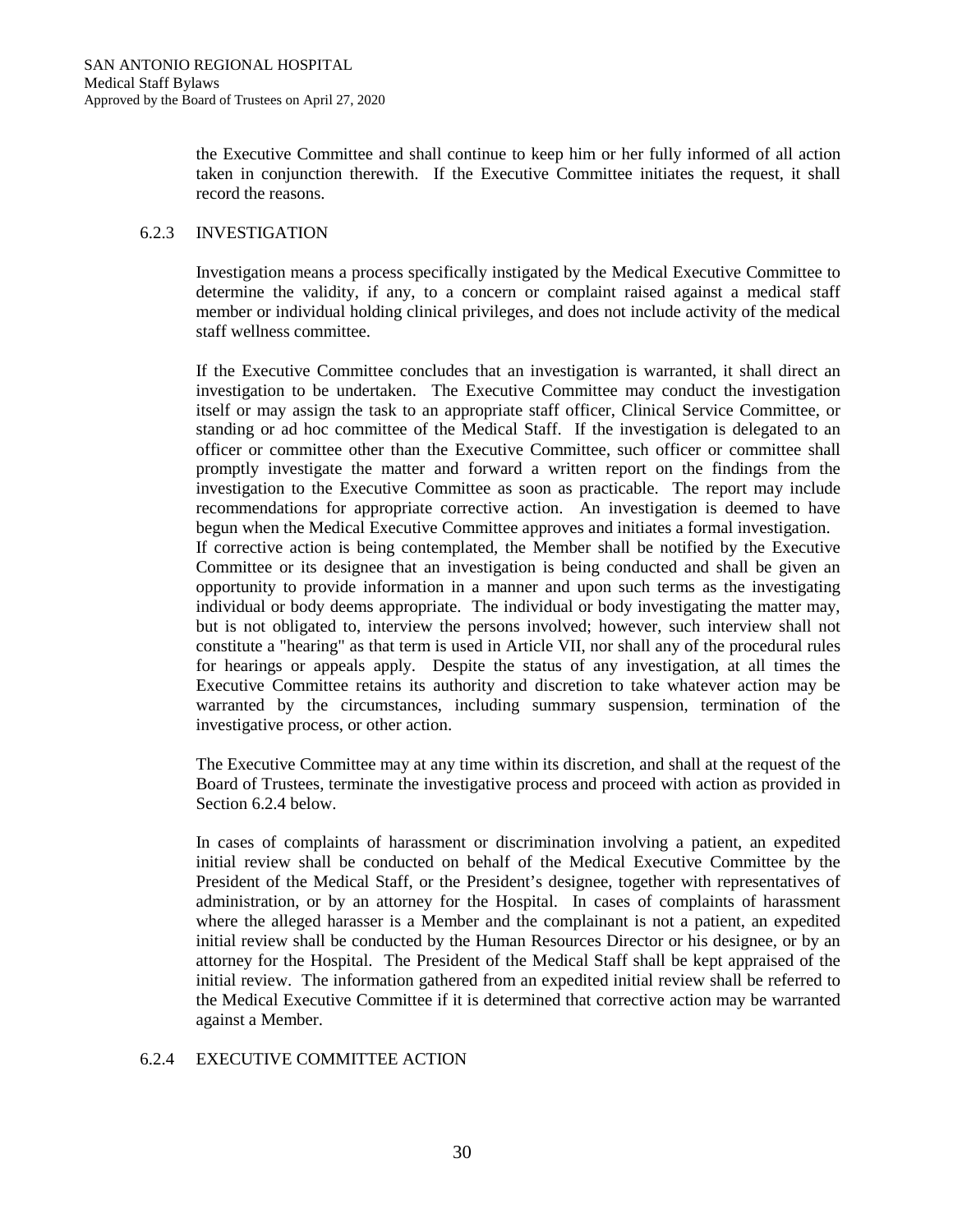the Executive Committee and shall continue to keep him or her fully informed of all action taken in conjunction therewith. If the Executive Committee initiates the request, it shall record the reasons.

### 6.2.3 INVESTIGATION

Investigation means a process specifically instigated by the Medical Executive Committee to determine the validity, if any, to a concern or complaint raised against a medical staff member or individual holding clinical privileges, and does not include activity of the medical staff wellness committee.

If the Executive Committee concludes that an investigation is warranted, it shall direct an investigation to be undertaken. The Executive Committee may conduct the investigation itself or may assign the task to an appropriate staff officer, Clinical Service Committee, or standing or ad hoc committee of the Medical Staff. If the investigation is delegated to an officer or committee other than the Executive Committee, such officer or committee shall promptly investigate the matter and forward a written report on the findings from the investigation to the Executive Committee as soon as practicable. The report may include recommendations for appropriate corrective action. An investigation is deemed to have begun when the Medical Executive Committee approves and initiates a formal investigation.
If corrective action is being contemplated, the Member shall be notified by the Executive Committee or its designee that an investigation is being conducted and shall be given an opportunity to provide information in a manner and upon such terms as the investigating individual or body deems appropriate. The individual or body investigating the matter may, but is not obligated to, interview the persons involved; however, such interview shall not constitute a "hearing" as that term is used in Article VII, nor shall any of the procedural rules for hearings or appeals apply. Despite the status of any investigation, at all times the Executive Committee retains its authority and discretion to take whatever action may be warranted by the circumstances, including summary suspension, termination of the investigative process, or other action.

The Executive Committee may at any time within its discretion, and shall at the request of the Board of Trustees, terminate the investigative process and proceed with action as provided in Section 6.2.4 below.

In cases of complaints of harassment or discrimination involving a patient, an expedited initial review shall be conducted on behalf of the Medical Executive Committee by the President of the Medical Staff, or the President's designee, together with representatives of administration, or by an attorney for the Hospital. In cases of complaints of harassment where the alleged harasser is a Member and the complainant is not a patient, an expedited initial review shall be conducted by the Human Resources Director or his designee, or by an attorney for the Hospital. The President of the Medical Staff shall be kept appraised of the initial review. The information gathered from an expedited initial review shall be referred to the Medical Executive Committee if it is determined that corrective action may be warranted against a Member.

### 6.2.4 EXECUTIVE COMMITTEE ACTION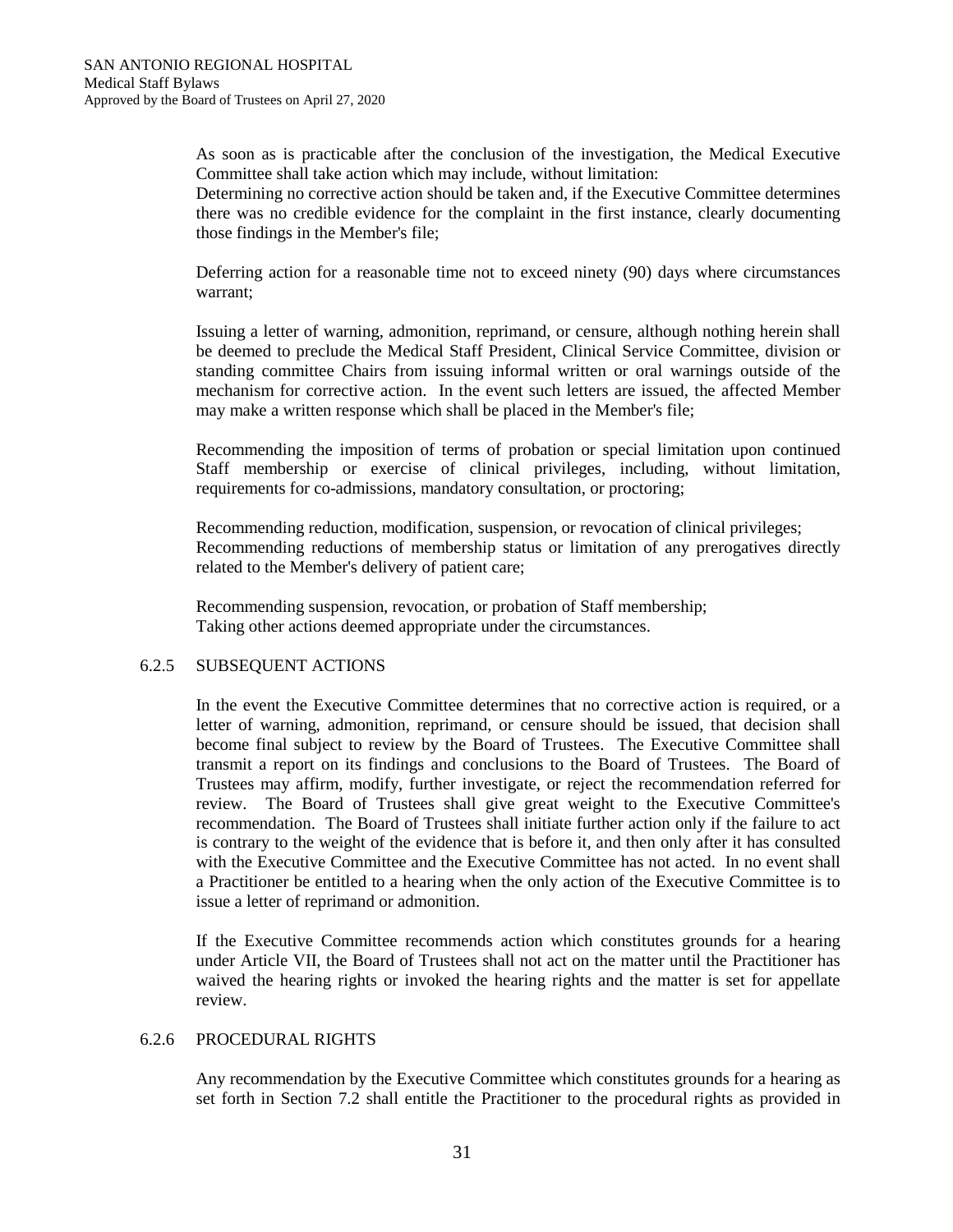As soon as is practicable after the conclusion of the investigation, the Medical Executive Committee shall take action which may include, without limitation:

Determining no corrective action should be taken and, if the Executive Committee determines there was no credible evidence for the complaint in the first instance, clearly documenting those findings in the Member's file;

Deferring action for a reasonable time not to exceed ninety (90) days where circumstances warrant;

Issuing a letter of warning, admonition, reprimand, or censure, although nothing herein shall be deemed to preclude the Medical Staff President, Clinical Service Committee, division or standing committee Chairs from issuing informal written or oral warnings outside of the mechanism for corrective action. In the event such letters are issued, the affected Member may make a written response which shall be placed in the Member's file;

Recommending the imposition of terms of probation or special limitation upon continued Staff membership or exercise of clinical privileges, including, without limitation, requirements for co-admissions, mandatory consultation, or proctoring;

Recommending reduction, modification, suspension, or revocation of clinical privileges;

Recommending reductions of membership status or limitation of any prerogatives directly related to the Member's delivery of patient care;

Recommending suspension, revocation, or probation of Staff membership;

Taking other actions deemed appropriate under the circumstances.

### 6.2.5 SUBSEQUENT ACTIONS

In the event the Executive Committee determines that no corrective action is required, or a letter of warning, admonition, reprimand, or censure should be issued, that decision shall become final subject to review by the Board of Trustees. The Executive Committee shall transmit a report on its findings and conclusions to the Board of Trustees. The Board of Trustees may affirm, modify, further investigate, or reject the recommendation referred for review. The Board of Trustees shall give great weight to the Executive Committee's recommendation. The Board of Trustees shall initiate further action only if the failure to act is contrary to the weight of the evidence that is before it, and then only after it has consulted with the Executive Committee and the Executive Committee has not acted. In no event shall a Practitioner be entitled to a hearing when the only action of the Executive Committee is to issue a letter of reprimand or admonition.

If the Executive Committee recommends action which constitutes grounds for a hearing under Article VII, the Board of Trustees shall not act on the matter until the Practitioner has waived the hearing rights or invoked the hearing rights and the matter is set for appellate review.

### 6.2.6 PROCEDURAL RIGHTS

Any recommendation by the Executive Committee which constitutes grounds for a hearing as set forth in Section 7.2 shall entitle the Practitioner to the procedural rights as provided in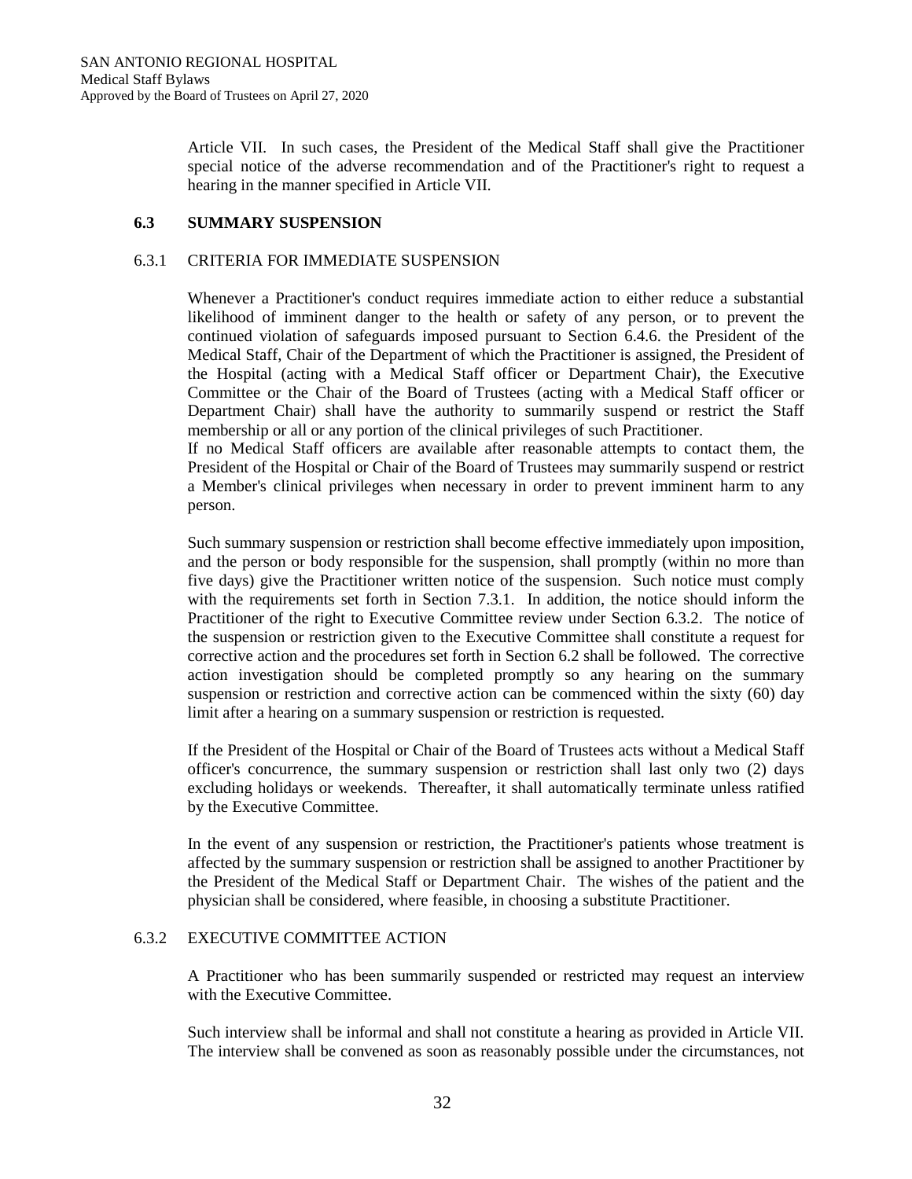Article VII. In such cases, the President of the Medical Staff shall give the Practitioner special notice of the adverse recommendation and of the Practitioner's right to request a hearing in the manner specified in Article VII.

### 6.3 SUMMARY SUSPENSION

#### 6.3.1 CRITERIA FOR IMMEDIATE SUSPENSION

Whenever a Practitioner's conduct requires immediate action to either reduce a substantial likelihood of imminent danger to the health or safety of any person, or to prevent the continued violation of safeguards imposed pursuant to Section 6.4.6. the President of the Medical Staff, Chair of the Department of which the Practitioner is assigned, the President of the Hospital (acting with a Medical Staff officer or Department Chair), the Executive Committee or the Chair of the Board of Trustees (acting with a Medical Staff officer or Department Chair) shall have the authority to summarily suspend or restrict the Staff membership or all or any portion of the clinical privileges of such Practitioner.

If no Medical Staff officers are available after reasonable attempts to contact them, the President of the Hospital or Chair of the Board of Trustees may summarily suspend or restrict a Member's clinical privileges when necessary in order to prevent imminent harm to any person.

Such summary suspension or restriction shall become effective immediately upon imposition, and the person or body responsible for the suspension, shall promptly (within no more than five days) give the Practitioner written notice of the suspension. Such notice must comply with the requirements set forth in Section 7.3.1. In addition, the notice should inform the Practitioner of the right to Executive Committee review under Section 6.3.2. The notice of the suspension or restriction given to the Executive Committee shall constitute a request for corrective action and the procedures set forth in Section 6.2 shall be followed. The corrective action investigation should be completed promptly so any hearing on the summary suspension or restriction and corrective action can be commenced within the sixty (60) day limit after a hearing on a summary suspension or restriction is requested.

If the President of the Hospital or Chair of the Board of Trustees acts without a Medical Staff officer's concurrence, the summary suspension or restriction shall last only two (2) days excluding holidays or weekends. Thereafter, it shall automatically terminate unless ratified by the Executive Committee.

In the event of any suspension or restriction, the Practitioner's patients whose treatment is affected by the summary suspension or restriction shall be assigned to another Practitioner by the President of the Medical Staff or Department Chair. The wishes of the patient and the physician shall be considered, where feasible, in choosing a substitute Practitioner.

#### 6.3.2 EXECUTIVE COMMITTEE ACTION

A Practitioner who has been summarily suspended or restricted may request an interview with the Executive Committee.

Such interview shall be informal and shall not constitute a hearing as provided in Article VII. The interview shall be convened as soon as reasonably possible under the circumstances, not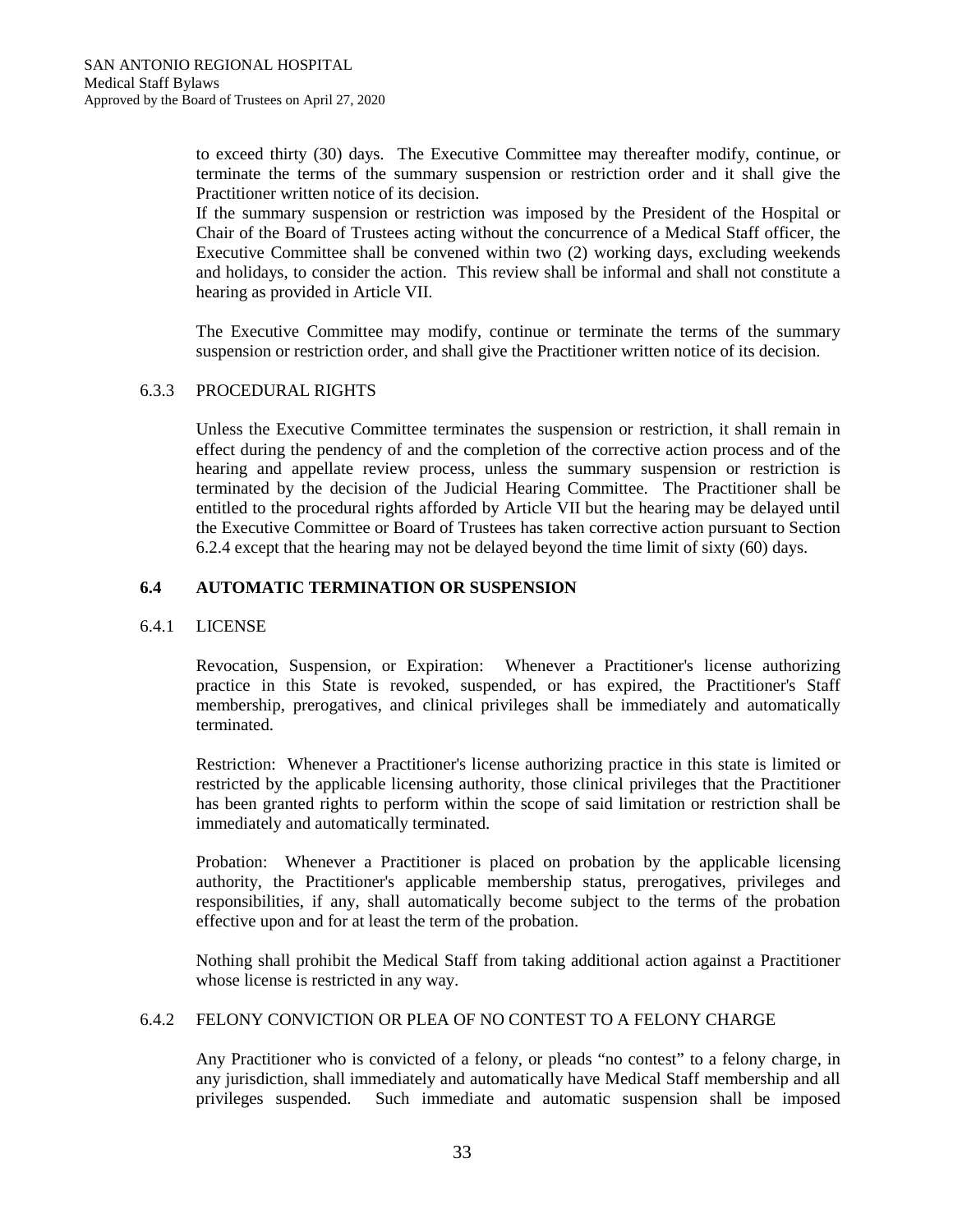to exceed thirty (30) days. The Executive Committee may thereafter modify, continue, or terminate the terms of the summary suspension or restriction order and it shall give the Practitioner written notice of its decision.

If the summary suspension or restriction was imposed by the President of the Hospital or Chair of the Board of Trustees acting without the concurrence of a Medical Staff officer, the Executive Committee shall be convened within two (2) working days, excluding weekends and holidays, to consider the action. This review shall be informal and shall not constitute a hearing as provided in Article VII.

The Executive Committee may modify, continue or terminate the terms of the summary suspension or restriction order, and shall give the Practitioner written notice of its decision.

6.3.3 PROCEDURAL RIGHTS

Unless the Executive Committee terminates the suspension or restriction, it shall remain in effect during the pendency of and the completion of the corrective action process and of the hearing and appellate review process, unless the summary suspension or restriction is terminated by the decision of the Judicial Hearing Committee. The Practitioner shall be entitled to the procedural rights afforded by Article VII but the hearing may be delayed until the Executive Committee or Board of Trustees has taken corrective action pursuant to Section 6.2.4 except that the hearing may not be delayed beyond the time limit of sixty (60) days.

## 6.4 AUTOMATIC TERMINATION OR SUSPENSION

6.4.1 LICENSE

Revocation, Suspension, or Expiration: Whenever a Practitioner's license authorizing practice in this State is revoked, suspended, or has expired, the Practitioner's Staff membership, prerogatives, and clinical privileges shall be immediately and automatically terminated.

Restriction: Whenever a Practitioner's license authorizing practice in this state is limited or restricted by the applicable licensing authority, those clinical privileges that the Practitioner has been granted rights to perform within the scope of said limitation or restriction shall be immediately and automatically terminated.

Probation: Whenever a Practitioner is placed on probation by the applicable licensing authority, the Practitioner's applicable membership status, prerogatives, privileges and responsibilities, if any, shall automatically become subject to the terms of the probation effective upon and for at least the term of the probation.

Nothing shall prohibit the Medical Staff from taking additional action against a Practitioner whose license is restricted in any way.

6.4.2 FELONY CONVICTION OR PLEA OF NO CONTEST TO A FELONY CHARGE

Any Practitioner who is convicted of a felony, or pleads "no contest" to a felony charge, in any jurisdiction, shall immediately and automatically have Medical Staff membership and all privileges suspended. Such immediate and automatic suspension shall be imposed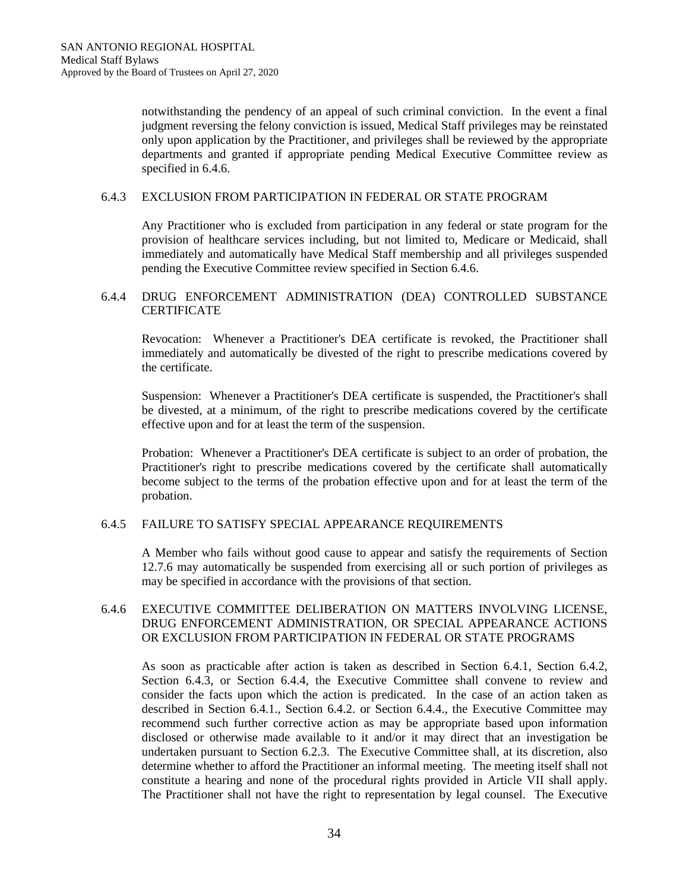notwithstanding the pendency of an appeal of such criminal conviction. In the event a final judgment reversing the felony conviction is issued, Medical Staff privileges may be reinstated only upon application by the Practitioner, and privileges shall be reviewed by the appropriate departments and granted if appropriate pending Medical Executive Committee review as specified in 6.4.6.

### 6.4.3 EXCLUSION FROM PARTICIPATION IN FEDERAL OR STATE PROGRAM

Any Practitioner who is excluded from participation in any federal or state program for the provision of healthcare services including, but not limited to, Medicare or Medicaid, shall immediately and automatically have Medical Staff membership and all privileges suspended pending the Executive Committee review specified in Section 6.4.6.

### 6.4.4 DRUG ENFORCEMENT ADMINISTRATION (DEA) CONTROLLED SUBSTANCE CERTIFICATE

Revocation: Whenever a Practitioner's DEA certificate is revoked, the Practitioner shall immediately and automatically be divested of the right to prescribe medications covered by the certificate.

Suspension: Whenever a Practitioner's DEA certificate is suspended, the Practitioner's shall be divested, at a minimum, of the right to prescribe medications covered by the certificate effective upon and for at least the term of the suspension.

Probation: Whenever a Practitioner's DEA certificate is subject to an order of probation, the Practitioner's right to prescribe medications covered by the certificate shall automatically become subject to the terms of the probation effective upon and for at least the term of the probation.

### 6.4.5 FAILURE TO SATISFY SPECIAL APPEARANCE REQUIREMENTS

A Member who fails without good cause to appear and satisfy the requirements of Section 12.7.6 may automatically be suspended from exercising all or such portion of privileges as may be specified in accordance with the provisions of that section.

### 6.4.6 EXECUTIVE COMMITTEE DELIBERATION ON MATTERS INVOLVING LICENSE, DRUG ENFORCEMENT ADMINISTRATION, OR SPECIAL APPEARANCE ACTIONS OR EXCLUSION FROM PARTICIPATION IN FEDERAL OR STATE PROGRAMS

As soon as practicable after action is taken as described in Section 6.4.1, Section 6.4.2, Section 6.4.3, or Section 6.4.4, the Executive Committee shall convene to review and consider the facts upon which the action is predicated. In the case of an action taken as described in Section 6.4.1., Section 6.4.2. or Section 6.4.4., the Executive Committee may recommend such further corrective action as may be appropriate based upon information disclosed or otherwise made available to it and/or it may direct that an investigation be undertaken pursuant to Section 6.2.3. The Executive Committee shall, at its discretion, also determine whether to afford the Practitioner an informal meeting. The meeting itself shall not constitute a hearing and none of the procedural rights provided in Article VII shall apply. The Practitioner shall not have the right to representation by legal counsel. The Executive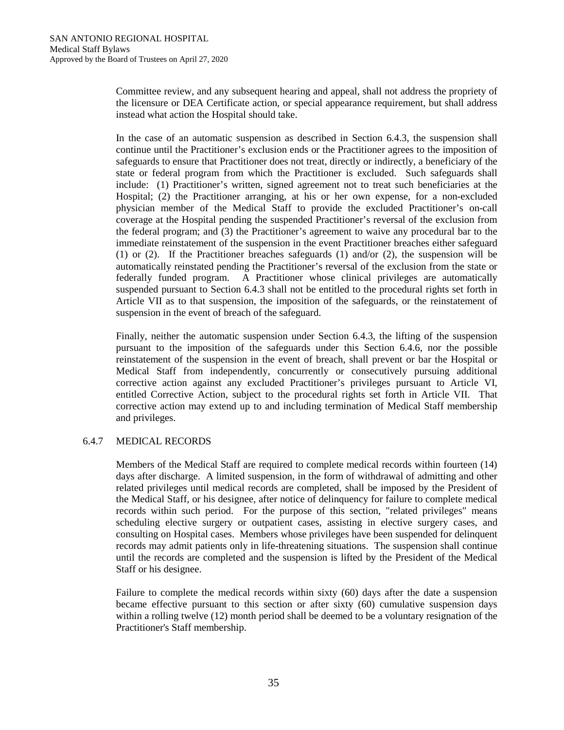Committee review, and any subsequent hearing and appeal, shall not address the propriety of the licensure or DEA Certificate action, or special appearance requirement, but shall address instead what action the Hospital should take.

In the case of an automatic suspension as described in Section 6.4.3, the suspension shall continue until the Practitioner's exclusion ends or the Practitioner agrees to the imposition of safeguards to ensure that Practitioner does not treat, directly or indirectly, a beneficiary of the state or federal program from which the Practitioner is excluded. Such safeguards shall include: (1) Practitioner's written, signed agreement not to treat such beneficiaries at the Hospital; (2) the Practitioner arranging, at his or her own expense, for a non-excluded physician member of the Medical Staff to provide the excluded Practitioner's on-call coverage at the Hospital pending the suspended Practitioner's reversal of the exclusion from the federal program; and (3) the Practitioner's agreement to waive any procedural bar to the immediate reinstatement of the suspension in the event Practitioner breaches either safeguard (1) or (2). If the Practitioner breaches safeguards (1) and/or (2), the suspension will be automatically reinstated pending the Practitioner's reversal of the exclusion from the state or federally funded program. A Practitioner whose clinical privileges are automatically suspended pursuant to Section 6.4.3 shall not be entitled to the procedural rights set forth in Article VII as to that suspension, the imposition of the safeguards, or the reinstatement of suspension in the event of breach of the safeguard.

Finally, neither the automatic suspension under Section 6.4.3, the lifting of the suspension pursuant to the imposition of the safeguards under this Section 6.4.6, nor the possible reinstatement of the suspension in the event of breach, shall prevent or bar the Hospital or Medical Staff from independently, concurrently or consecutively pursuing additional corrective action against any excluded Practitioner's privileges pursuant to Article VI, entitled Corrective Action, subject to the procedural rights set forth in Article VII. That corrective action may extend up to and including termination of Medical Staff membership and privileges.

### 6.4.7 MEDICAL RECORDS

Members of the Medical Staff are required to complete medical records within fourteen (14) days after discharge. A limited suspension, in the form of withdrawal of admitting and other related privileges until medical records are completed, shall be imposed by the President of the Medical Staff, or his designee, after notice of delinquency for failure to complete medical records within such period. For the purpose of this section, "related privileges" means scheduling elective surgery or outpatient cases, assisting in elective surgery cases, and consulting on Hospital cases. Members whose privileges have been suspended for delinquent records may admit patients only in life-threatening situations. The suspension shall continue until the records are completed and the suspension is lifted by the President of the Medical Staff or his designee.

Failure to complete the medical records within sixty (60) days after the date a suspension became effective pursuant to this section or after sixty (60) cumulative suspension days within a rolling twelve (12) month period shall be deemed to be a voluntary resignation of the Practitioner's Staff membership.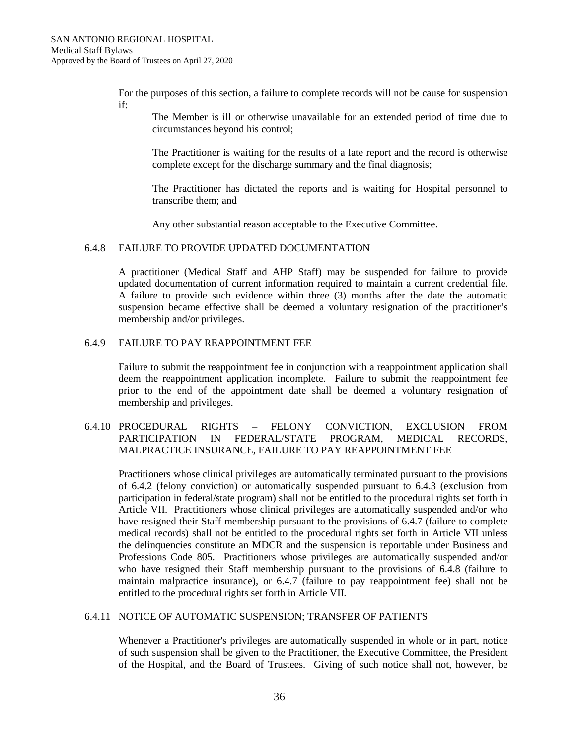For the purposes of this section, a failure to complete records will not be cause for suspension if:

The Member is ill or otherwise unavailable for an extended period of time due to circumstances beyond his control;

The Practitioner is waiting for the results of a late report and the record is otherwise complete except for the discharge summary and the final diagnosis;

The Practitioner has dictated the reports and is waiting for Hospital personnel to transcribe them; and

Any other substantial reason acceptable to the Executive Committee.

### 6.4.8 FAILURE TO PROVIDE UPDATED DOCUMENTATION

A practitioner (Medical Staff and AHP Staff) may be suspended for failure to provide updated documentation of current information required to maintain a current credential file. A failure to provide such evidence within three (3) months after the date the automatic suspension became effective shall be deemed a voluntary resignation of the practitioner's membership and/or privileges.

### 6.4.9 FAILURE TO PAY REAPPOINTMENT FEE

Failure to submit the reappointment fee in conjunction with a reappointment application shall deem the reappointment application incomplete. Failure to submit the reappointment fee prior to the end of the appointment date shall be deemed a voluntary resignation of membership and privileges.

### 6.4.10 PROCEDURAL RIGHTS – FELONY CONVICTION, EXCLUSION FROM PARTICIPATION IN FEDERAL/STATE PROGRAM, MEDICAL RECORDS, MALPRACTICE INSURANCE, FAILURE TO PAY REAPPOINTMENT FEE

Practitioners whose clinical privileges are automatically terminated pursuant to the provisions of 6.4.2 (felony conviction) or automatically suspended pursuant to 6.4.3 (exclusion from participation in federal/state program) shall not be entitled to the procedural rights set forth in Article VII. Practitioners whose clinical privileges are automatically suspended and/or who have resigned their Staff membership pursuant to the provisions of 6.4.7 (failure to complete medical records) shall not be entitled to the procedural rights set forth in Article VII unless the delinquencies constitute an MDCR and the suspension is reportable under Business and Professions Code 805. Practitioners whose privileges are automatically suspended and/or who have resigned their Staff membership pursuant to the provisions of 6.4.8 (failure to maintain malpractice insurance), or 6.4.7 (failure to pay reappointment fee) shall not be entitled to the procedural rights set forth in Article VII.

### 6.4.11 NOTICE OF AUTOMATIC SUSPENSION; TRANSFER OF PATIENTS

Whenever a Practitioner's privileges are automatically suspended in whole or in part, notice of such suspension shall be given to the Practitioner, the Executive Committee, the President of the Hospital, and the Board of Trustees. Giving of such notice shall not, however, be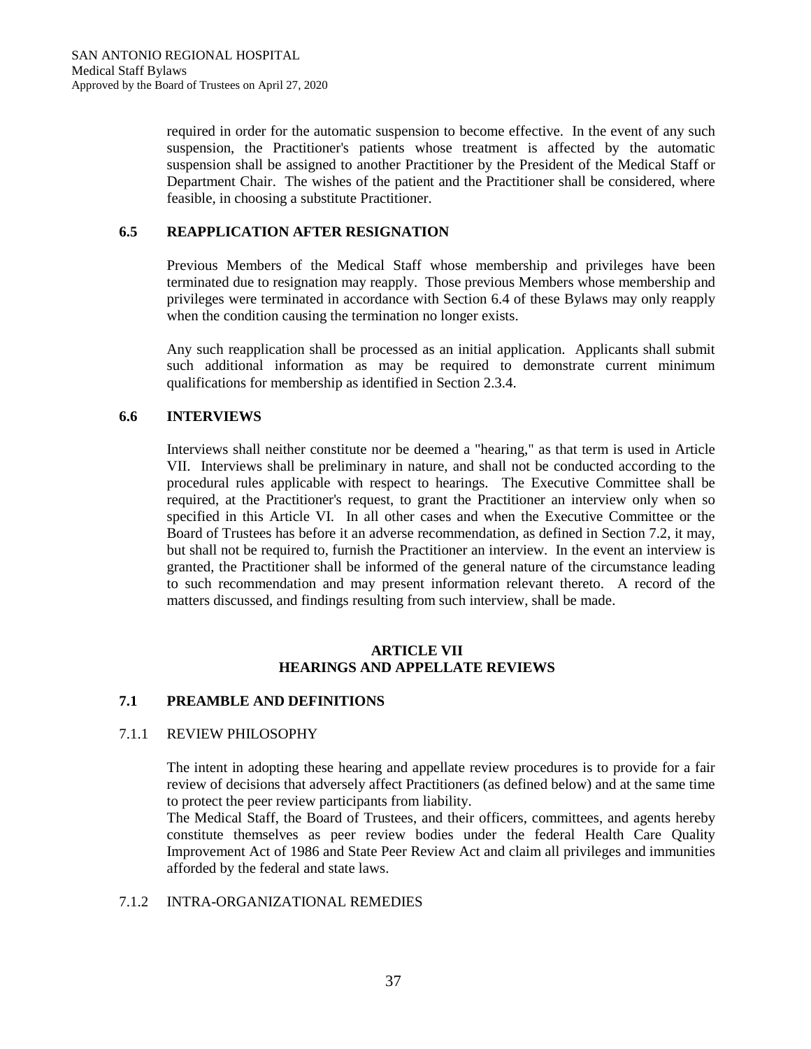required in order for the automatic suspension to become effective. In the event of any such suspension, the Practitioner's patients whose treatment is affected by the automatic suspension shall be assigned to another Practitioner by the President of the Medical Staff or Department Chair. The wishes of the patient and the Practitioner shall be considered, where feasible, in choosing a substitute Practitioner.

### 6.5 REAPPLICATION AFTER RESIGNATION

Previous Members of the Medical Staff whose membership and privileges have been terminated due to resignation may reapply. Those previous Members whose membership and privileges were terminated in accordance with Section 6.4 of these Bylaws may only reapply when the condition causing the termination no longer exists.

Any such reapplication shall be processed as an initial application. Applicants shall submit such additional information as may be required to demonstrate current minimum qualifications for membership as identified in Section 2.3.4.

### 6.6 INTERVIEWS

Interviews shall neither constitute nor be deemed a "hearing," as that term is used in Article VII. Interviews shall be preliminary in nature, and shall not be conducted according to the procedural rules applicable with respect to hearings. The Executive Committee shall be required, at the Practitioner's request, to grant the Practitioner an interview only when so specified in this Article VI. In all other cases and when the Executive Committee or the Board of Trustees has before it an adverse recommendation, as defined in Section 7.2, it may, but shall not be required to, furnish the Practitioner an interview. In the event an interview is granted, the Practitioner shall be informed of the general nature of the circumstance leading to such recommendation and may present information relevant thereto. A record of the matters discussed, and findings resulting from such interview, shall be made.

## ARTICLE VII
## HEARINGS AND APPELLATE REVIEWS

### 7.1 PREAMBLE AND DEFINITIONS

#### 7.1.1 REVIEW PHILOSOPHY

The intent in adopting these hearing and appellate review procedures is to provide for a fair review of decisions that adversely affect Practitioners (as defined below) and at the same time to protect the peer review participants from liability.

The Medical Staff, the Board of Trustees, and their officers, committees, and agents hereby constitute themselves as peer review bodies under the federal Health Care Quality Improvement Act of 1986 and State Peer Review Act and claim all privileges and immunities afforded by the federal and state laws.

#### 7.1.2 INTRA-ORGANIZATIONAL REMEDIES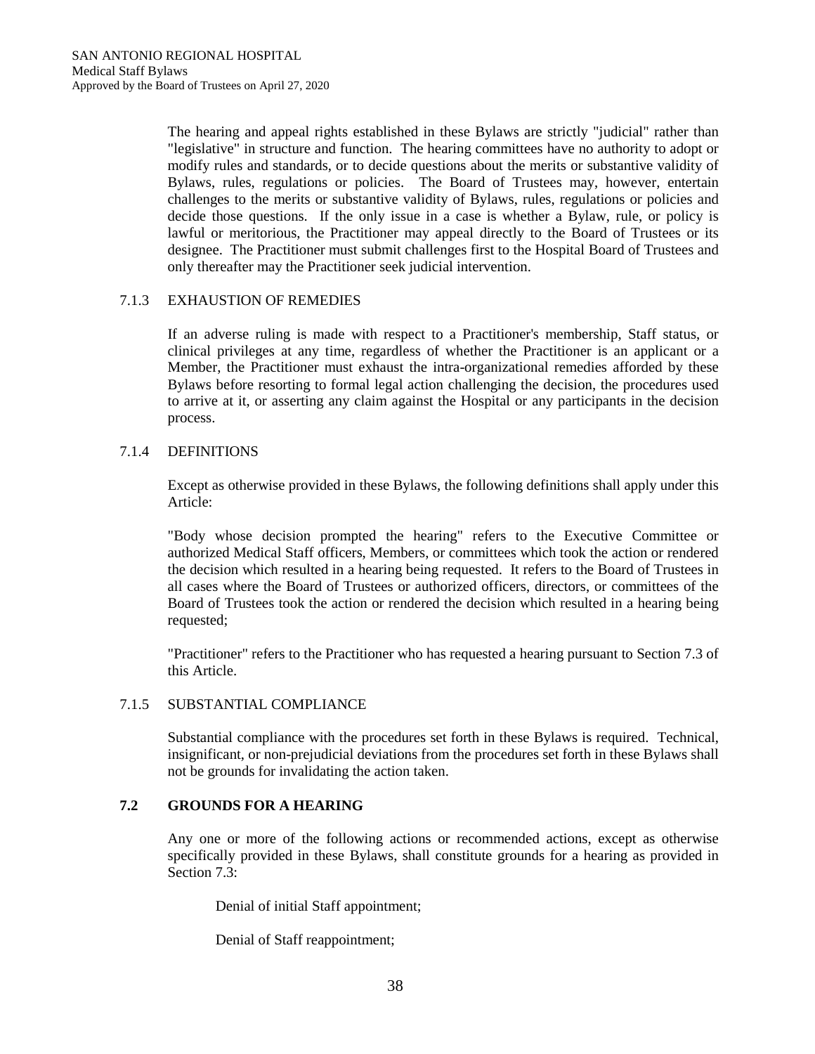The hearing and appeal rights established in these Bylaws are strictly "judicial" rather than "legislative" in structure and function. The hearing committees have no authority to adopt or modify rules and standards, or to decide questions about the merits or substantive validity of Bylaws, rules, regulations or policies. The Board of Trustees may, however, entertain challenges to the merits or substantive validity of Bylaws, rules, regulations or policies and decide those questions. If the only issue in a case is whether a Bylaw, rule, or policy is lawful or meritorious, the Practitioner may appeal directly to the Board of Trustees or its designee. The Practitioner must submit challenges first to the Hospital Board of Trustees and only thereafter may the Practitioner seek judicial intervention.

### 7.1.3 EXHAUSTION OF REMEDIES

If an adverse ruling is made with respect to a Practitioner's membership, Staff status, or clinical privileges at any time, regardless of whether the Practitioner is an applicant or a Member, the Practitioner must exhaust the intra-organizational remedies afforded by these Bylaws before resorting to formal legal action challenging the decision, the procedures used to arrive at it, or asserting any claim against the Hospital or any participants in the decision process.

### 7.1.4 DEFINITIONS

Except as otherwise provided in these Bylaws, the following definitions shall apply under this Article:

"Body whose decision prompted the hearing" refers to the Executive Committee or authorized Medical Staff officers, Members, or committees which took the action or rendered the decision which resulted in a hearing being requested. It refers to the Board of Trustees in all cases where the Board of Trustees or authorized officers, directors, or committees of the Board of Trustees took the action or rendered the decision which resulted in a hearing being requested;

"Practitioner" refers to the Practitioner who has requested a hearing pursuant to Section 7.3 of this Article.

### 7.1.5 SUBSTANTIAL COMPLIANCE

Substantial compliance with the procedures set forth in these Bylaws is required. Technical, insignificant, or non-prejudicial deviations from the procedures set forth in these Bylaws shall not be grounds for invalidating the action taken.

## 7.2 GROUNDS FOR A HEARING

Any one or more of the following actions or recommended actions, except as otherwise specifically provided in these Bylaws, shall constitute grounds for a hearing as provided in Section 7.3:

Denial of initial Staff appointment;

Denial of Staff reappointment;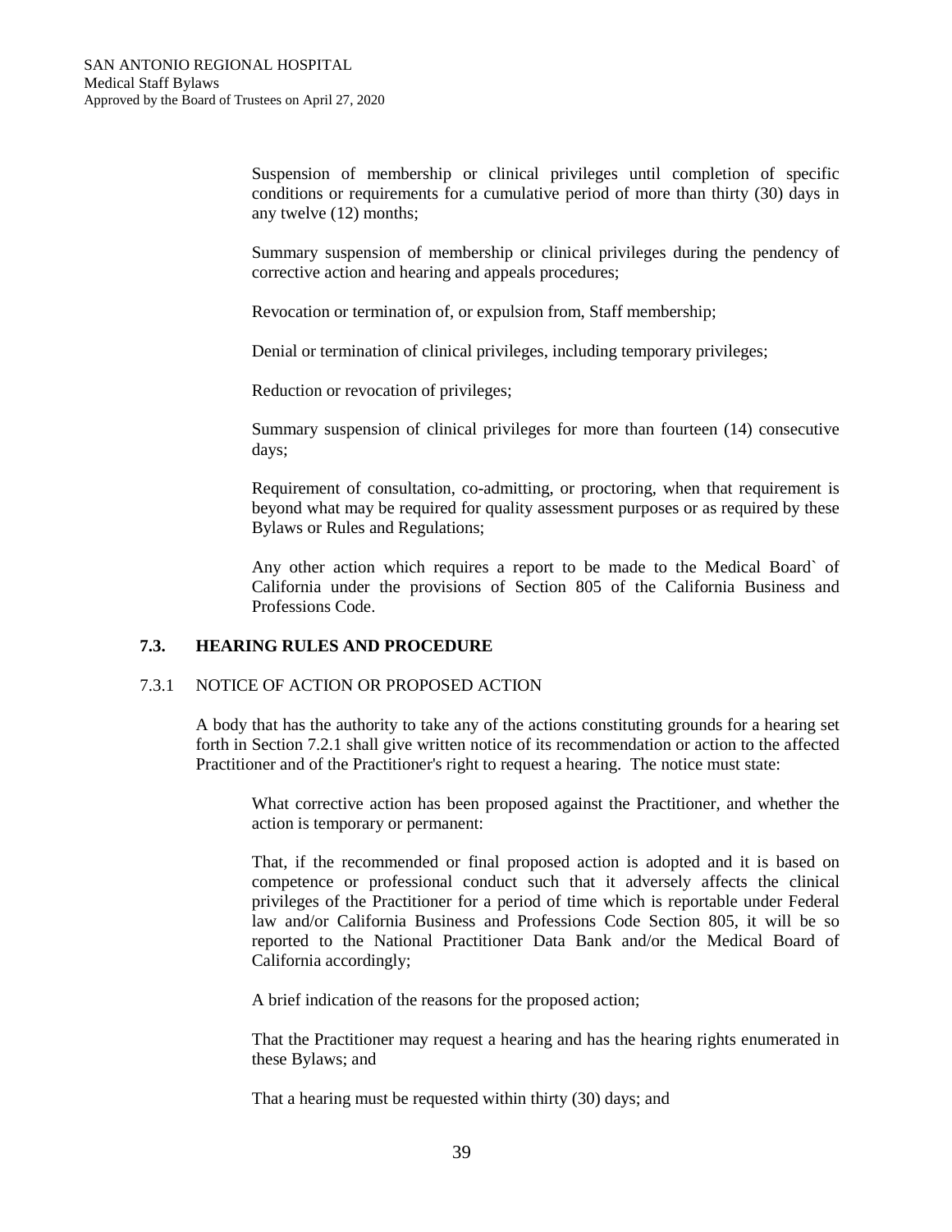Suspension of membership or clinical privileges until completion of specific conditions or requirements for a cumulative period of more than thirty (30) days in any twelve (12) months;

Summary suspension of membership or clinical privileges during the pendency of corrective action and hearing and appeals procedures;

Revocation or termination of, or expulsion from, Staff membership;

Denial or termination of clinical privileges, including temporary privileges;

Reduction or revocation of privileges;

Summary suspension of clinical privileges for more than fourteen (14) consecutive days;

Requirement of consultation, co-admitting, or proctoring, when that requirement is beyond what may be required for quality assessment purposes or as required by these Bylaws or Rules and Regulations;

Any other action which requires a report to be made to the Medical Board` of California under the provisions of Section 805 of the California Business and Professions Code.

## 7.3. HEARING RULES AND PROCEDURE

### 7.3.1 NOTICE OF ACTION OR PROPOSED ACTION

A body that has the authority to take any of the actions constituting grounds for a hearing set forth in Section 7.2.1 shall give written notice of its recommendation or action to the affected Practitioner and of the Practitioner's right to request a hearing. The notice must state:

What corrective action has been proposed against the Practitioner, and whether the action is temporary or permanent:

That, if the recommended or final proposed action is adopted and it is based on competence or professional conduct such that it adversely affects the clinical privileges of the Practitioner for a period of time which is reportable under Federal law and/or California Business and Professions Code Section 805, it will be so reported to the National Practitioner Data Bank and/or the Medical Board of California accordingly;

A brief indication of the reasons for the proposed action;

That the Practitioner may request a hearing and has the hearing rights enumerated in these Bylaws; and

That a hearing must be requested within thirty (30) days; and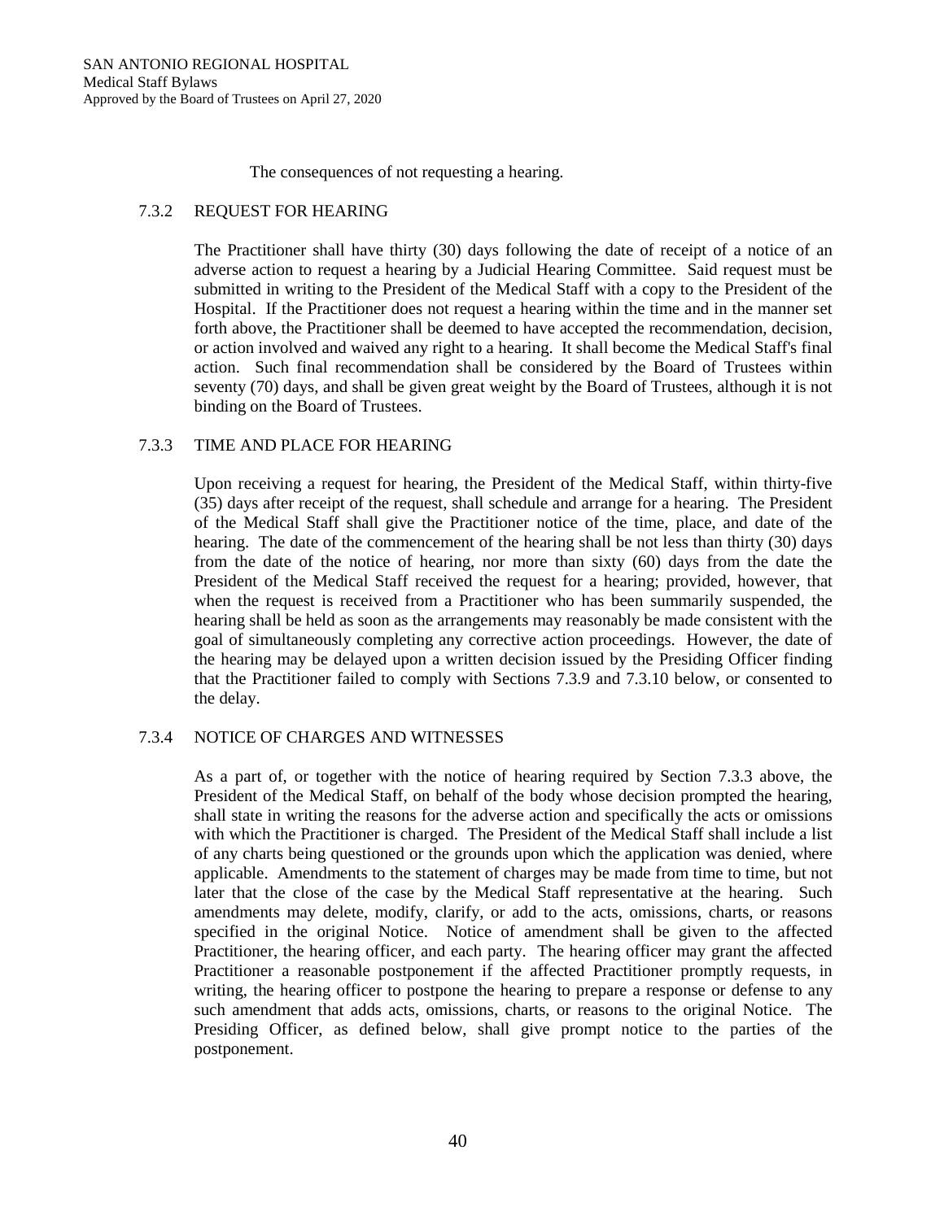The consequences of not requesting a hearing.

### 7.3.2 REQUEST FOR HEARING

The Practitioner shall have thirty (30) days following the date of receipt of a notice of an adverse action to request a hearing by a Judicial Hearing Committee. Said request must be submitted in writing to the President of the Medical Staff with a copy to the President of the Hospital. If the Practitioner does not request a hearing within the time and in the manner set forth above, the Practitioner shall be deemed to have accepted the recommendation, decision, or action involved and waived any right to a hearing. It shall become the Medical Staff's final action. Such final recommendation shall be considered by the Board of Trustees within seventy (70) days, and shall be given great weight by the Board of Trustees, although it is not binding on the Board of Trustees.

### 7.3.3 TIME AND PLACE FOR HEARING

Upon receiving a request for hearing, the President of the Medical Staff, within thirty-five (35) days after receipt of the request, shall schedule and arrange for a hearing. The President of the Medical Staff shall give the Practitioner notice of the time, place, and date of the hearing. The date of the commencement of the hearing shall be not less than thirty (30) days from the date of the notice of hearing, nor more than sixty (60) days from the date the President of the Medical Staff received the request for a hearing; provided, however, that when the request is received from a Practitioner who has been summarily suspended, the hearing shall be held as soon as the arrangements may reasonably be made consistent with the goal of simultaneously completing any corrective action proceedings. However, the date of the hearing may be delayed upon a written decision issued by the Presiding Officer finding that the Practitioner failed to comply with Sections 7.3.9 and 7.3.10 below, or consented to the delay.

### 7.3.4 NOTICE OF CHARGES AND WITNESSES

As a part of, or together with the notice of hearing required by Section 7.3.3 above, the President of the Medical Staff, on behalf of the body whose decision prompted the hearing, shall state in writing the reasons for the adverse action and specifically the acts or omissions with which the Practitioner is charged. The President of the Medical Staff shall include a list of any charts being questioned or the grounds upon which the application was denied, where applicable. Amendments to the statement of charges may be made from time to time, but not later that the close of the case by the Medical Staff representative at the hearing. Such amendments may delete, modify, clarify, or add to the acts, omissions, charts, or reasons specified in the original Notice. Notice of amendment shall be given to the affected Practitioner, the hearing officer, and each party. The hearing officer may grant the affected Practitioner a reasonable postponement if the affected Practitioner promptly requests, in writing, the hearing officer to postpone the hearing to prepare a response or defense to any such amendment that adds acts, omissions, charts, or reasons to the original Notice. The Presiding Officer, as defined below, shall give prompt notice to the parties of the postponement.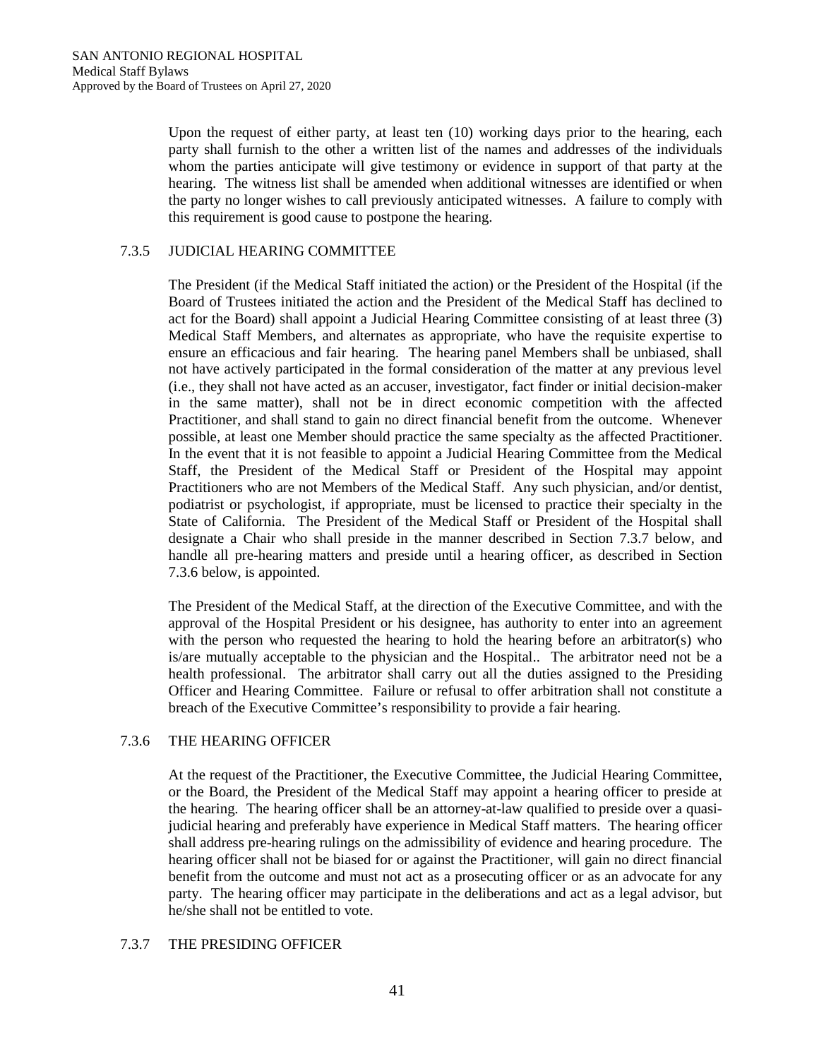Upon the request of either party, at least ten (10) working days prior to the hearing, each party shall furnish to the other a written list of the names and addresses of the individuals whom the parties anticipate will give testimony or evidence in support of that party at the hearing. The witness list shall be amended when additional witnesses are identified or when the party no longer wishes to call previously anticipated witnesses. A failure to comply with this requirement is good cause to postpone the hearing.

### 7.3.5 JUDICIAL HEARING COMMITTEE

The President (if the Medical Staff initiated the action) or the President of the Hospital (if the Board of Trustees initiated the action and the President of the Medical Staff has declined to act for the Board) shall appoint a Judicial Hearing Committee consisting of at least three (3) Medical Staff Members, and alternates as appropriate, who have the requisite expertise to ensure an efficacious and fair hearing. The hearing panel Members shall be unbiased, shall not have actively participated in the formal consideration of the matter at any previous level (i.e., they shall not have acted as an accuser, investigator, fact finder or initial decision-maker in the same matter), shall not be in direct economic competition with the affected Practitioner, and shall stand to gain no direct financial benefit from the outcome. Whenever possible, at least one Member should practice the same specialty as the affected Practitioner. In the event that it is not feasible to appoint a Judicial Hearing Committee from the Medical Staff, the President of the Medical Staff or President of the Hospital may appoint Practitioners who are not Members of the Medical Staff. Any such physician, and/or dentist, podiatrist or psychologist, if appropriate, must be licensed to practice their specialty in the State of California. The President of the Medical Staff or President of the Hospital shall designate a Chair who shall preside in the manner described in Section 7.3.7 below, and handle all pre-hearing matters and preside until a hearing officer, as described in Section 7.3.6 below, is appointed.

The President of the Medical Staff, at the direction of the Executive Committee, and with the approval of the Hospital President or his designee, has authority to enter into an agreement with the person who requested the hearing to hold the hearing before an arbitrator(s) who is/are mutually acceptable to the physician and the Hospital.. The arbitrator need not be a health professional. The arbitrator shall carry out all the duties assigned to the Presiding Officer and Hearing Committee. Failure or refusal to offer arbitration shall not constitute a breach of the Executive Committee's responsibility to provide a fair hearing.

### 7.3.6 THE HEARING OFFICER

At the request of the Practitioner, the Executive Committee, the Judicial Hearing Committee, or the Board, the President of the Medical Staff may appoint a hearing officer to preside at the hearing. The hearing officer shall be an attorney-at-law qualified to preside over a quasi-judicial hearing and preferably have experience in Medical Staff matters. The hearing officer shall address pre-hearing rulings on the admissibility of evidence and hearing procedure. The hearing officer shall not be biased for or against the Practitioner, will gain no direct financial benefit from the outcome and must not act as a prosecuting officer or as an advocate for any party. The hearing officer may participate in the deliberations and act as a legal advisor, but he/she shall not be entitled to vote.

### 7.3.7 THE PRESIDING OFFICER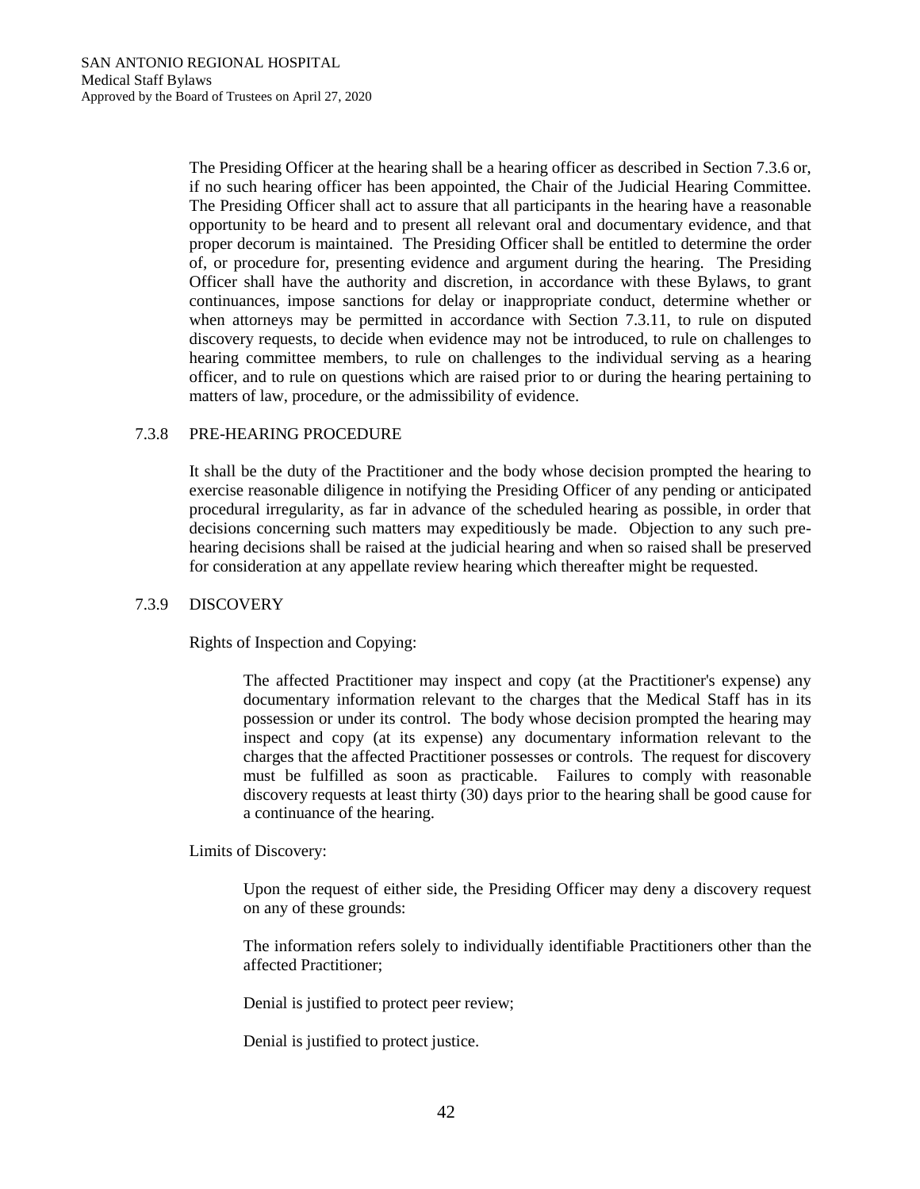The Presiding Officer at the hearing shall be a hearing officer as described in Section 7.3.6 or, if no such hearing officer has been appointed, the Chair of the Judicial Hearing Committee. The Presiding Officer shall act to assure that all participants in the hearing have a reasonable opportunity to be heard and to present all relevant oral and documentary evidence, and that proper decorum is maintained. The Presiding Officer shall be entitled to determine the order of, or procedure for, presenting evidence and argument during the hearing. The Presiding Officer shall have the authority and discretion, in accordance with these Bylaws, to grant continuances, impose sanctions for delay or inappropriate conduct, determine whether or when attorneys may be permitted in accordance with Section 7.3.11, to rule on disputed discovery requests, to decide when evidence may not be introduced, to rule on challenges to hearing committee members, to rule on challenges to the individual serving as a hearing officer, and to rule on questions which are raised prior to or during the hearing pertaining to matters of law, procedure, or the admissibility of evidence.

### 7.3.8 PRE-HEARING PROCEDURE

It shall be the duty of the Practitioner and the body whose decision prompted the hearing to exercise reasonable diligence in notifying the Presiding Officer of any pending or anticipated procedural irregularity, as far in advance of the scheduled hearing as possible, in order that decisions concerning such matters may expeditiously be made. Objection to any such pre-hearing decisions shall be raised at the judicial hearing and when so raised shall be preserved for consideration at any appellate review hearing which thereafter might be requested.

### 7.3.9 DISCOVERY

Rights of Inspection and Copying:

The affected Practitioner may inspect and copy (at the Practitioner's expense) any documentary information relevant to the charges that the Medical Staff has in its possession or under its control. The body whose decision prompted the hearing may inspect and copy (at its expense) any documentary information relevant to the charges that the affected Practitioner possesses or controls. The request for discovery must be fulfilled as soon as practicable. Failures to comply with reasonable discovery requests at least thirty (30) days prior to the hearing shall be good cause for a continuance of the hearing.

Limits of Discovery:

Upon the request of either side, the Presiding Officer may deny a discovery request on any of these grounds:

The information refers solely to individually identifiable Practitioners other than the affected Practitioner;

Denial is justified to protect peer review;

Denial is justified to protect justice.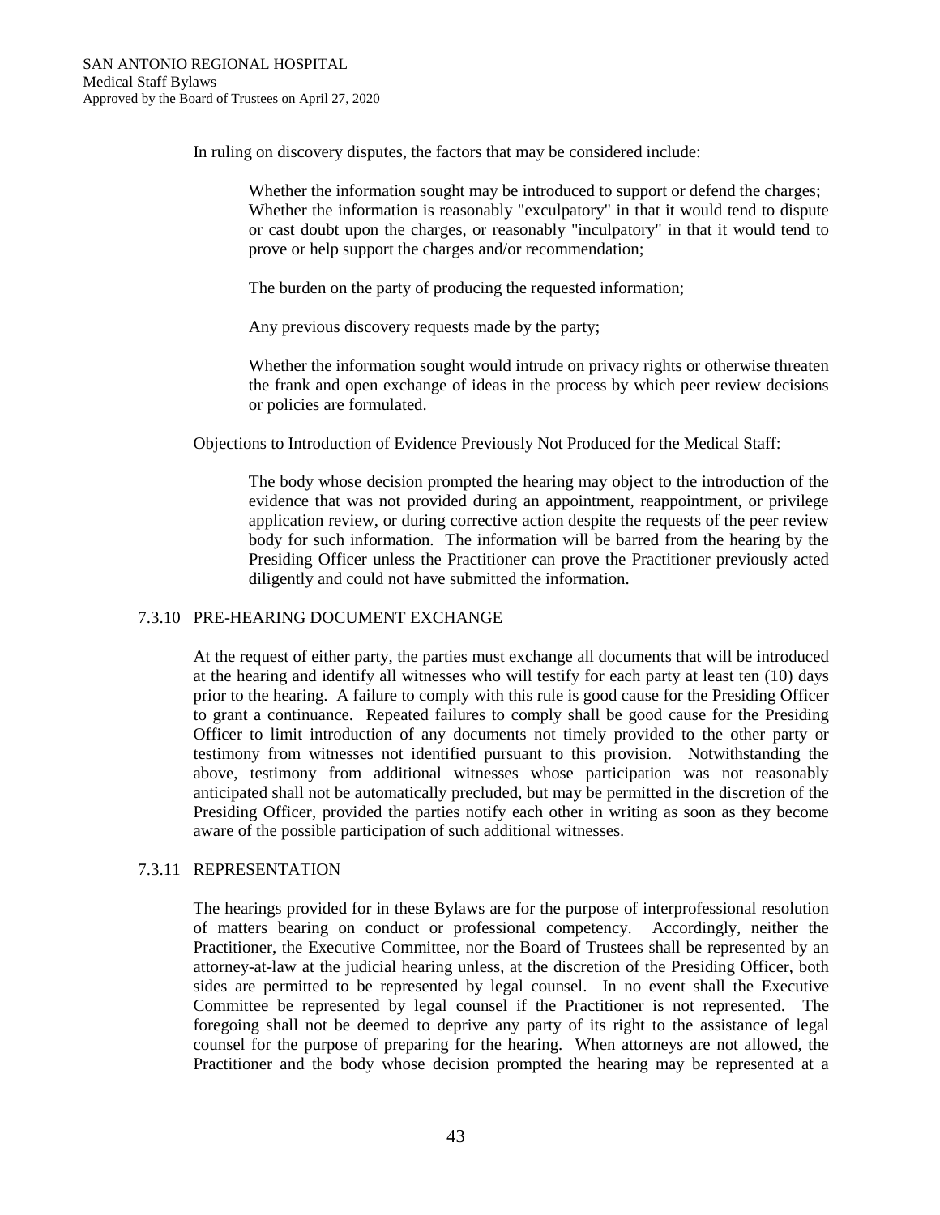In ruling on discovery disputes, the factors that may be considered include:

Whether the information sought may be introduced to support or defend the charges; Whether the information is reasonably "exculpatory" in that it would tend to dispute or cast doubt upon the charges, or reasonably "inculpatory" in that it would tend to prove or help support the charges and/or recommendation;

The burden on the party of producing the requested information;

Any previous discovery requests made by the party;

Whether the information sought would intrude on privacy rights or otherwise threaten the frank and open exchange of ideas in the process by which peer review decisions or policies are formulated.

Objections to Introduction of Evidence Previously Not Produced for the Medical Staff:

The body whose decision prompted the hearing may object to the introduction of the evidence that was not provided during an appointment, reappointment, or privilege application review, or during corrective action despite the requests of the peer review body for such information. The information will be barred from the hearing by the Presiding Officer unless the Practitioner can prove the Practitioner previously acted diligently and could not have submitted the information.

### 7.3.10 PRE-HEARING DOCUMENT EXCHANGE

At the request of either party, the parties must exchange all documents that will be introduced at the hearing and identify all witnesses who will testify for each party at least ten (10) days prior to the hearing. A failure to comply with this rule is good cause for the Presiding Officer to grant a continuance. Repeated failures to comply shall be good cause for the Presiding Officer to limit introduction of any documents not timely provided to the other party or testimony from witnesses not identified pursuant to this provision. Notwithstanding the above, testimony from additional witnesses whose participation was not reasonably anticipated shall not be automatically precluded, but may be permitted in the discretion of the Presiding Officer, provided the parties notify each other in writing as soon as they become aware of the possible participation of such additional witnesses.

### 7.3.11 REPRESENTATION

The hearings provided for in these Bylaws are for the purpose of interprofessional resolution of matters bearing on conduct or professional competency. Accordingly, neither the Practitioner, the Executive Committee, nor the Board of Trustees shall be represented by an attorney-at-law at the judicial hearing unless, at the discretion of the Presiding Officer, both sides are permitted to be represented by legal counsel. In no event shall the Executive Committee be represented by legal counsel if the Practitioner is not represented. The foregoing shall not be deemed to deprive any party of its right to the assistance of legal counsel for the purpose of preparing for the hearing. When attorneys are not allowed, the Practitioner and the body whose decision prompted the hearing may be represented at a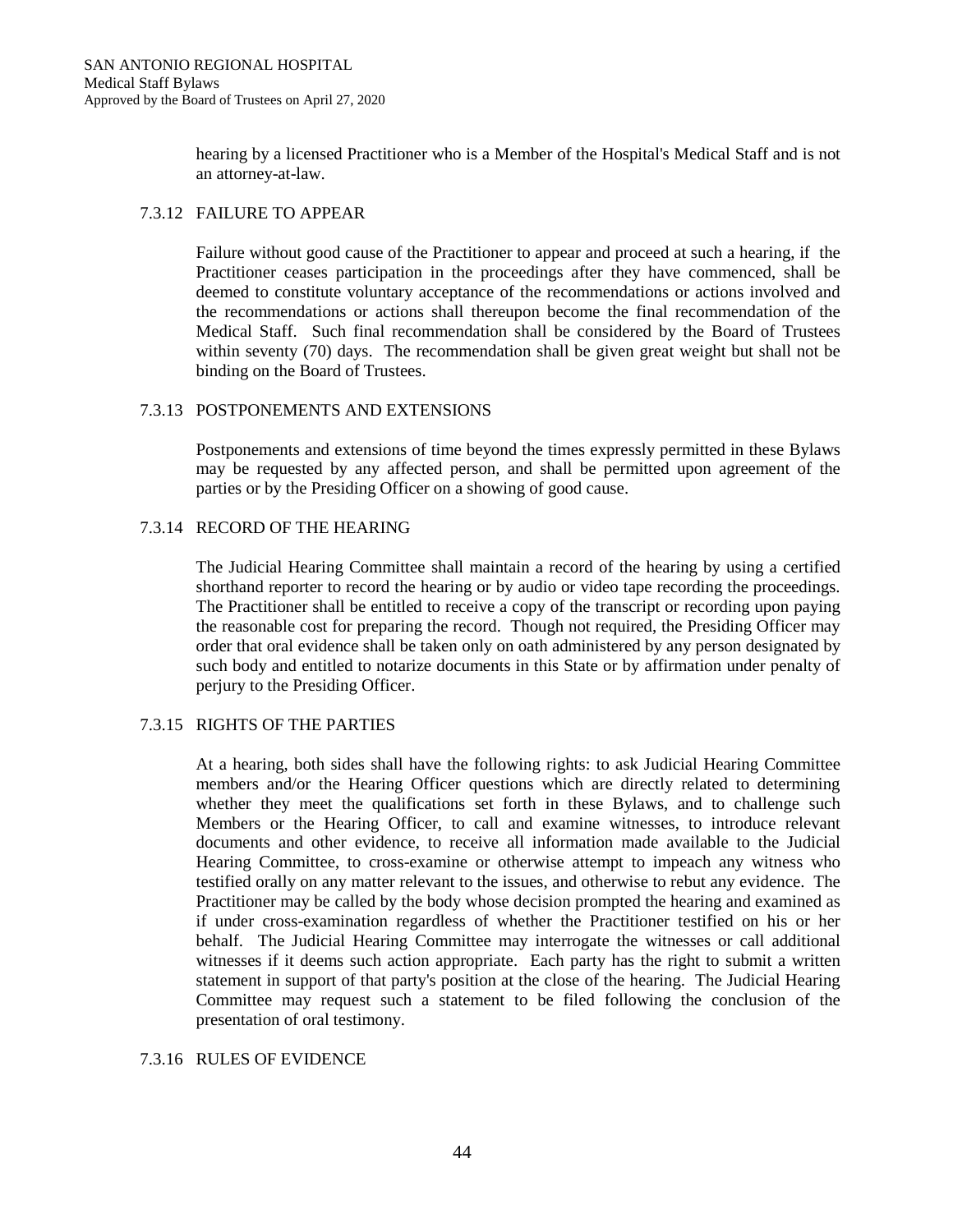hearing by a licensed Practitioner who is a Member of the Hospital's Medical Staff and is not an attorney-at-law.

### 7.3.12 FAILURE TO APPEAR

Failure without good cause of the Practitioner to appear and proceed at such a hearing, if the Practitioner ceases participation in the proceedings after they have commenced, shall be deemed to constitute voluntary acceptance of the recommendations or actions involved and the recommendations or actions shall thereupon become the final recommendation of the Medical Staff. Such final recommendation shall be considered by the Board of Trustees within seventy (70) days. The recommendation shall be given great weight but shall not be binding on the Board of Trustees.

### 7.3.13 POSTPONEMENTS AND EXTENSIONS

Postponements and extensions of time beyond the times expressly permitted in these Bylaws may be requested by any affected person, and shall be permitted upon agreement of the parties or by the Presiding Officer on a showing of good cause.

### 7.3.14 RECORD OF THE HEARING

The Judicial Hearing Committee shall maintain a record of the hearing by using a certified shorthand reporter to record the hearing or by audio or video tape recording the proceedings. The Practitioner shall be entitled to receive a copy of the transcript or recording upon paying the reasonable cost for preparing the record. Though not required, the Presiding Officer may order that oral evidence shall be taken only on oath administered by any person designated by such body and entitled to notarize documents in this State or by affirmation under penalty of perjury to the Presiding Officer.

### 7.3.15 RIGHTS OF THE PARTIES

At a hearing, both sides shall have the following rights: to ask Judicial Hearing Committee members and/or the Hearing Officer questions which are directly related to determining whether they meet the qualifications set forth in these Bylaws, and to challenge such Members or the Hearing Officer, to call and examine witnesses, to introduce relevant documents and other evidence, to receive all information made available to the Judicial Hearing Committee, to cross-examine or otherwise attempt to impeach any witness who testified orally on any matter relevant to the issues, and otherwise to rebut any evidence. The Practitioner may be called by the body whose decision prompted the hearing and examined as if under cross-examination regardless of whether the Practitioner testified on his or her behalf. The Judicial Hearing Committee may interrogate the witnesses or call additional witnesses if it deems such action appropriate. Each party has the right to submit a written statement in support of that party's position at the close of the hearing. The Judicial Hearing Committee may request such a statement to be filed following the conclusion of the presentation of oral testimony.

### 7.3.16 RULES OF EVIDENCE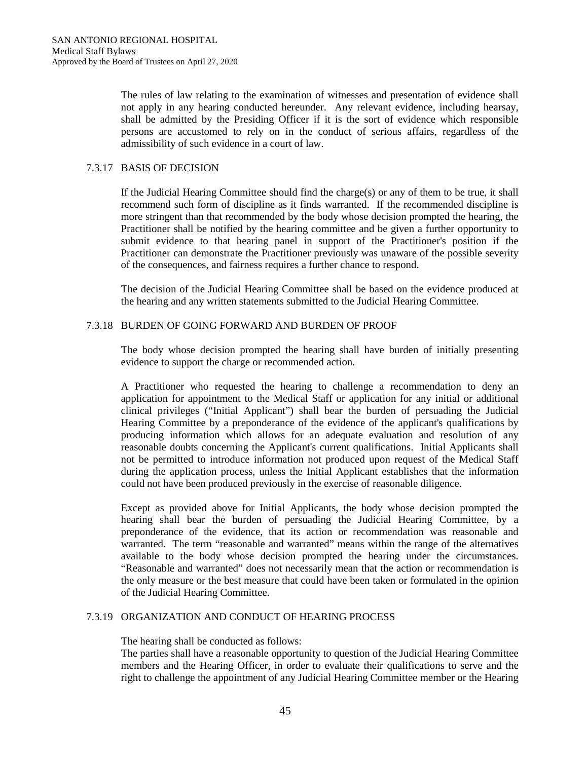The rules of law relating to the examination of witnesses and presentation of evidence shall not apply in any hearing conducted hereunder. Any relevant evidence, including hearsay, shall be admitted by the Presiding Officer if it is the sort of evidence which responsible persons are accustomed to rely on in the conduct of serious affairs, regardless of the admissibility of such evidence in a court of law.

### 7.3.17 BASIS OF DECISION

If the Judicial Hearing Committee should find the charge(s) or any of them to be true, it shall recommend such form of discipline as it finds warranted. If the recommended discipline is more stringent than that recommended by the body whose decision prompted the hearing, the Practitioner shall be notified by the hearing committee and be given a further opportunity to submit evidence to that hearing panel in support of the Practitioner's position if the Practitioner can demonstrate the Practitioner previously was unaware of the possible severity of the consequences, and fairness requires a further chance to respond.

The decision of the Judicial Hearing Committee shall be based on the evidence produced at the hearing and any written statements submitted to the Judicial Hearing Committee.

### 7.3.18 BURDEN OF GOING FORWARD AND BURDEN OF PROOF

The body whose decision prompted the hearing shall have burden of initially presenting evidence to support the charge or recommended action.

A Practitioner who requested the hearing to challenge a recommendation to deny an application for appointment to the Medical Staff or application for any initial or additional clinical privileges ("Initial Applicant") shall bear the burden of persuading the Judicial Hearing Committee by a preponderance of the evidence of the applicant's qualifications by producing information which allows for an adequate evaluation and resolution of any reasonable doubts concerning the Applicant's current qualifications. Initial Applicants shall not be permitted to introduce information not produced upon request of the Medical Staff during the application process, unless the Initial Applicant establishes that the information could not have been produced previously in the exercise of reasonable diligence.

Except as provided above for Initial Applicants, the body whose decision prompted the hearing shall bear the burden of persuading the Judicial Hearing Committee, by a preponderance of the evidence, that its action or recommendation was reasonable and warranted. The term "reasonable and warranted" means within the range of the alternatives available to the body whose decision prompted the hearing under the circumstances. "Reasonable and warranted" does not necessarily mean that the action or recommendation is the only measure or the best measure that could have been taken or formulated in the opinion of the Judicial Hearing Committee.

### 7.3.19 ORGANIZATION AND CONDUCT OF HEARING PROCESS

The hearing shall be conducted as follows:
The parties shall have a reasonable opportunity to question of the Judicial Hearing Committee members and the Hearing Officer, in order to evaluate their qualifications to serve and the right to challenge the appointment of any Judicial Hearing Committee member or the Hearing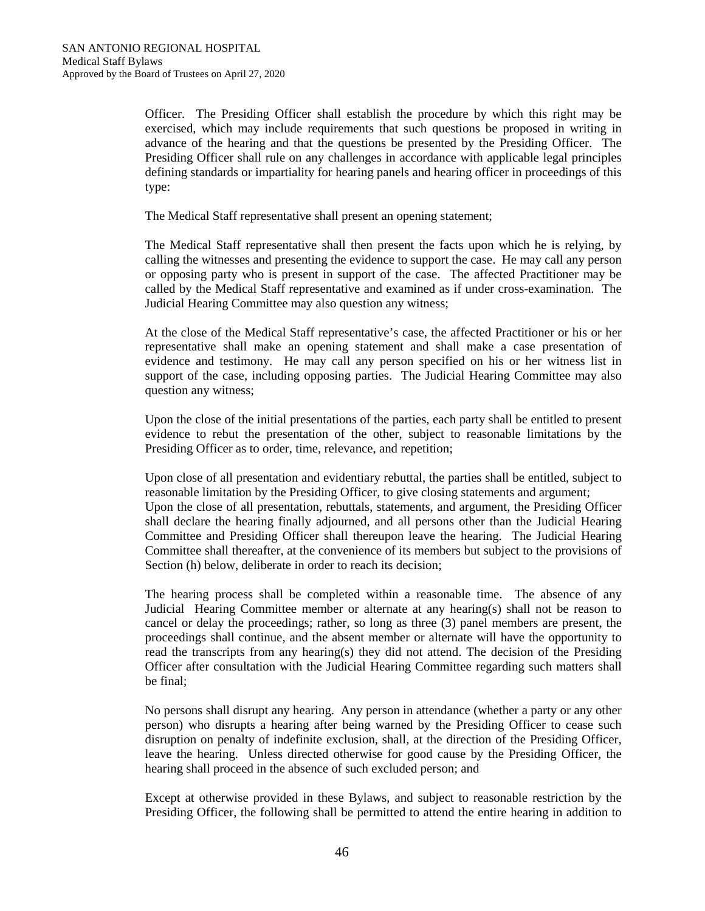Officer. The Presiding Officer shall establish the procedure by which this right may be exercised, which may include requirements that such questions be proposed in writing in advance of the hearing and that the questions be presented by the Presiding Officer. The Presiding Officer shall rule on any challenges in accordance with applicable legal principles defining standards or impartiality for hearing panels and hearing officer in proceedings of this type:

The Medical Staff representative shall present an opening statement;

The Medical Staff representative shall then present the facts upon which he is relying, by calling the witnesses and presenting the evidence to support the case. He may call any person or opposing party who is present in support of the case. The affected Practitioner may be called by the Medical Staff representative and examined as if under cross-examination. The Judicial Hearing Committee may also question any witness;

At the close of the Medical Staff representative's case, the affected Practitioner or his or her representative shall make an opening statement and shall make a case presentation of evidence and testimony. He may call any person specified on his or her witness list in support of the case, including opposing parties. The Judicial Hearing Committee may also question any witness;

Upon the close of the initial presentations of the parties, each party shall be entitled to present evidence to rebut the presentation of the other, subject to reasonable limitations by the Presiding Officer as to order, time, relevance, and repetition;

Upon close of all presentation and evidentiary rebuttal, the parties shall be entitled, subject to reasonable limitation by the Presiding Officer, to give closing statements and argument;
Upon the close of all presentation, rebuttals, statements, and argument, the Presiding Officer shall declare the hearing finally adjourned, and all persons other than the Judicial Hearing Committee and Presiding Officer shall thereupon leave the hearing. The Judicial Hearing Committee shall thereafter, at the convenience of its members but subject to the provisions of Section (h) below, deliberate in order to reach its decision;

The hearing process shall be completed within a reasonable time. The absence of any Judicial Hearing Committee member or alternate at any hearing(s) shall not be reason to cancel or delay the proceedings; rather, so long as three (3) panel members are present, the proceedings shall continue, and the absent member or alternate will have the opportunity to read the transcripts from any hearing(s) they did not attend. The decision of the Presiding Officer after consultation with the Judicial Hearing Committee regarding such matters shall be final;

No persons shall disrupt any hearing. Any person in attendance (whether a party or any other person) who disrupts a hearing after being warned by the Presiding Officer to cease such disruption on penalty of indefinite exclusion, shall, at the direction of the Presiding Officer, leave the hearing. Unless directed otherwise for good cause by the Presiding Officer, the hearing shall proceed in the absence of such excluded person; and

Except at otherwise provided in these Bylaws, and subject to reasonable restriction by the Presiding Officer, the following shall be permitted to attend the entire hearing in addition to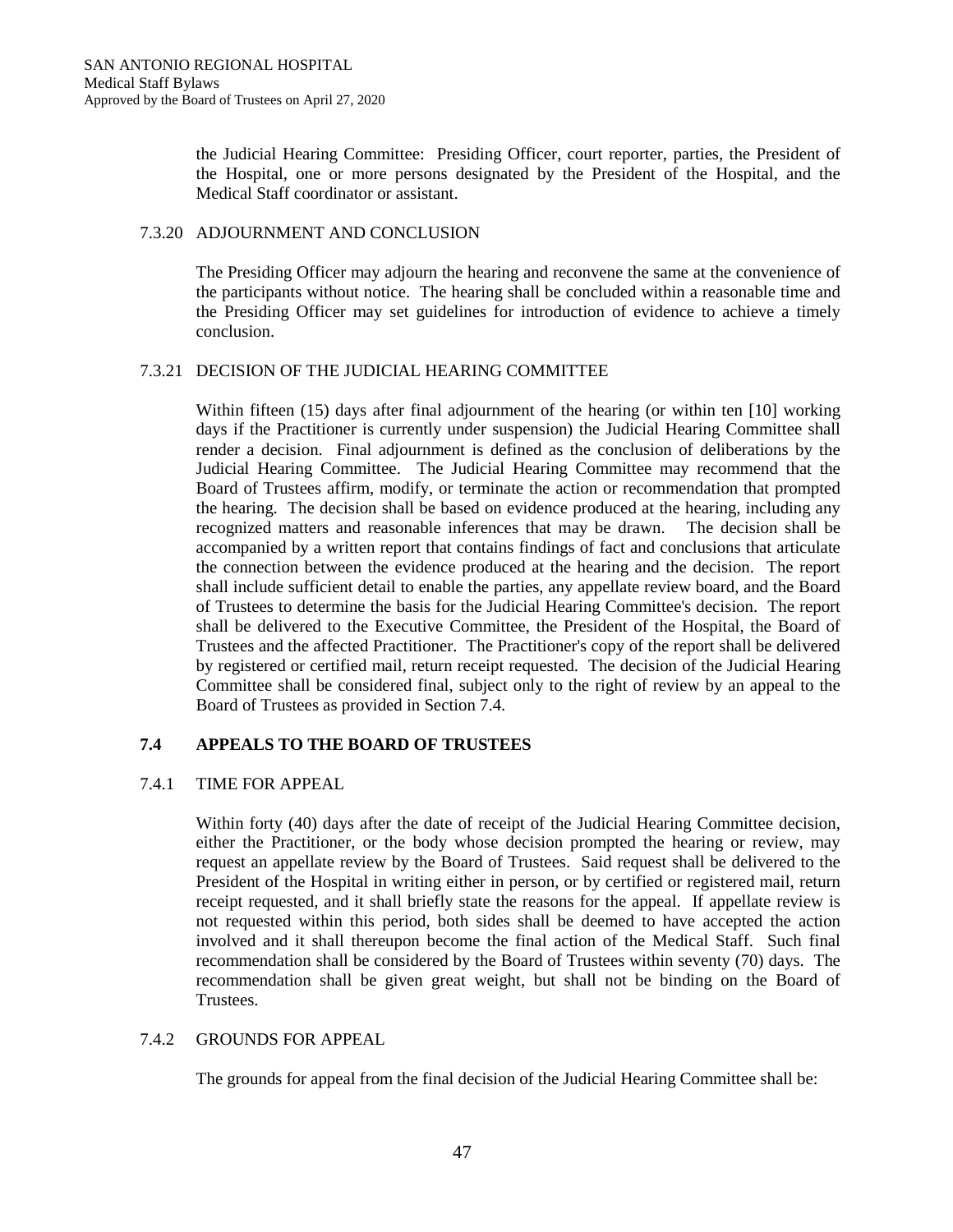the Judicial Hearing Committee: Presiding Officer, court reporter, parties, the President of the Hospital, one or more persons designated by the President of the Hospital, and the Medical Staff coordinator or assistant.

7.3.20 ADJOURNMENT AND CONCLUSION

The Presiding Officer may adjourn the hearing and reconvene the same at the convenience of the participants without notice. The hearing shall be concluded within a reasonable time and the Presiding Officer may set guidelines for introduction of evidence to achieve a timely conclusion.

7.3.21 DECISION OF THE JUDICIAL HEARING COMMITTEE

Within fifteen (15) days after final adjournment of the hearing (or within ten [10] working days if the Practitioner is currently under suspension) the Judicial Hearing Committee shall render a decision. Final adjournment is defined as the conclusion of deliberations by the Judicial Hearing Committee. The Judicial Hearing Committee may recommend that the Board of Trustees affirm, modify, or terminate the action or recommendation that prompted the hearing. The decision shall be based on evidence produced at the hearing, including any recognized matters and reasonable inferences that may be drawn. The decision shall be accompanied by a written report that contains findings of fact and conclusions that articulate the connection between the evidence produced at the hearing and the decision. The report shall include sufficient detail to enable the parties, any appellate review board, and the Board of Trustees to determine the basis for the Judicial Hearing Committee's decision. The report shall be delivered to the Executive Committee, the President of the Hospital, the Board of Trustees and the affected Practitioner. The Practitioner's copy of the report shall be delivered by registered or certified mail, return receipt requested. The decision of the Judicial Hearing Committee shall be considered final, subject only to the right of review by an appeal to the Board of Trustees as provided in Section 7.4.

## 7.4 APPEALS TO THE BOARD OF TRUSTEES

7.4.1 TIME FOR APPEAL

Within forty (40) days after the date of receipt of the Judicial Hearing Committee decision, either the Practitioner, or the body whose decision prompted the hearing or review, may request an appellate review by the Board of Trustees. Said request shall be delivered to the President of the Hospital in writing either in person, or by certified or registered mail, return receipt requested, and it shall briefly state the reasons for the appeal. If appellate review is not requested within this period, both sides shall be deemed to have accepted the action involved and it shall thereupon become the final action of the Medical Staff. Such final recommendation shall be considered by the Board of Trustees within seventy (70) days. The recommendation shall be given great weight, but shall not be binding on the Board of Trustees.

7.4.2 GROUNDS FOR APPEAL

The grounds for appeal from the final decision of the Judicial Hearing Committee shall be: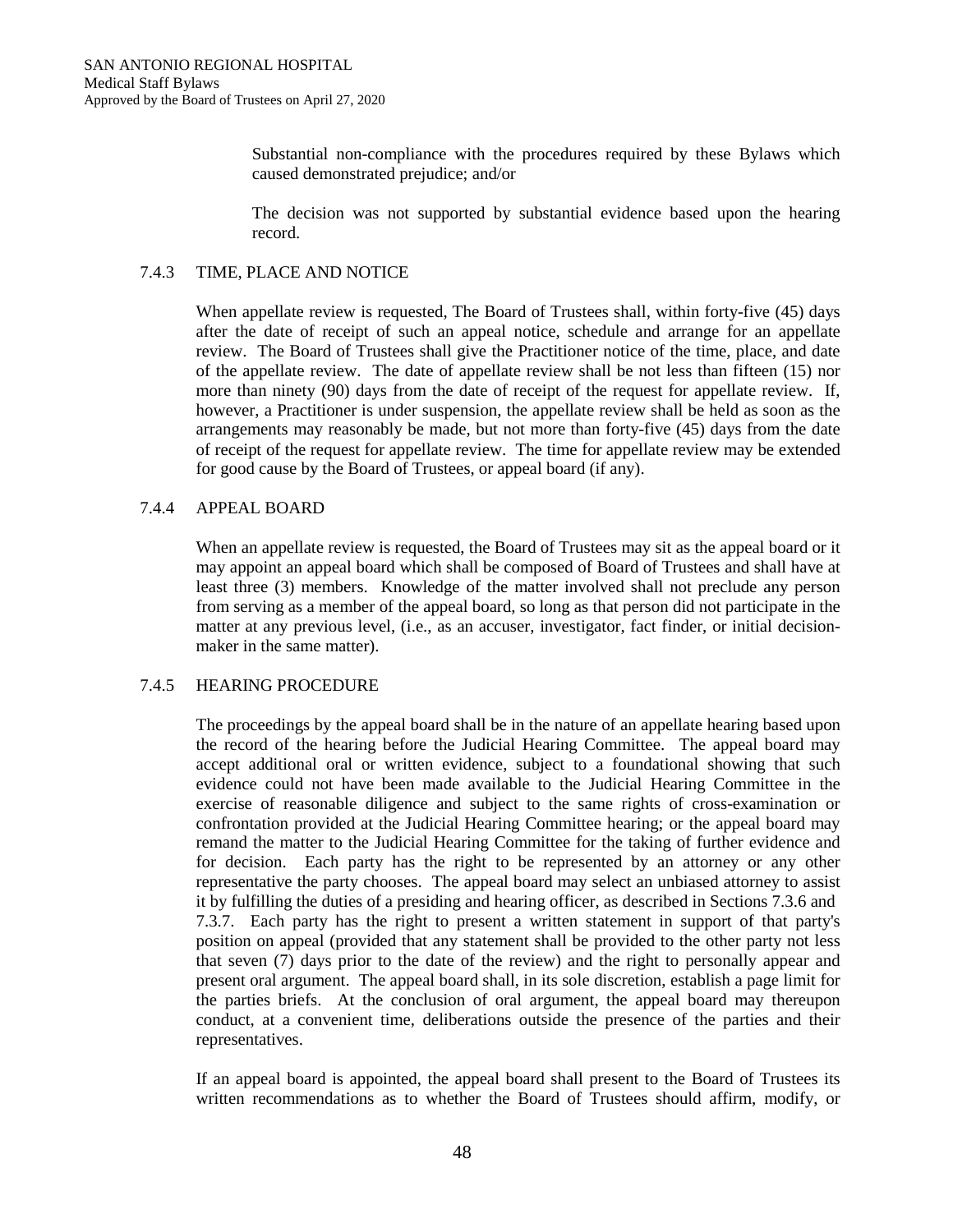Substantial non-compliance with the procedures required by these Bylaws which caused demonstrated prejudice; and/or

The decision was not supported by substantial evidence based upon the hearing record.

### 7.4.3 TIME, PLACE AND NOTICE

When appellate review is requested, The Board of Trustees shall, within forty-five (45) days after the date of receipt of such an appeal notice, schedule and arrange for an appellate review. The Board of Trustees shall give the Practitioner notice of the time, place, and date of the appellate review. The date of appellate review shall be not less than fifteen (15) nor more than ninety (90) days from the date of receipt of the request for appellate review. If, however, a Practitioner is under suspension, the appellate review shall be held as soon as the arrangements may reasonably be made, but not more than forty-five (45) days from the date of receipt of the request for appellate review. The time for appellate review may be extended for good cause by the Board of Trustees, or appeal board (if any).

### 7.4.4 APPEAL BOARD

When an appellate review is requested, the Board of Trustees may sit as the appeal board or it may appoint an appeal board which shall be composed of Board of Trustees and shall have at least three (3) members. Knowledge of the matter involved shall not preclude any person from serving as a member of the appeal board, so long as that person did not participate in the matter at any previous level, (i.e., as an accuser, investigator, fact finder, or initial decision-maker in the same matter).

### 7.4.5 HEARING PROCEDURE

The proceedings by the appeal board shall be in the nature of an appellate hearing based upon the record of the hearing before the Judicial Hearing Committee. The appeal board may accept additional oral or written evidence, subject to a foundational showing that such evidence could not have been made available to the Judicial Hearing Committee in the exercise of reasonable diligence and subject to the same rights of cross-examination or confrontation provided at the Judicial Hearing Committee hearing; or the appeal board may remand the matter to the Judicial Hearing Committee for the taking of further evidence and for decision. Each party has the right to be represented by an attorney or any other representative the party chooses. The appeal board may select an unbiased attorney to assist it by fulfilling the duties of a presiding and hearing officer, as described in Sections 7.3.6 and 7.3.7. Each party has the right to present a written statement in support of that party's position on appeal (provided that any statement shall be provided to the other party not less that seven (7) days prior to the date of the review) and the right to personally appear and present oral argument. The appeal board shall, in its sole discretion, establish a page limit for the parties briefs. At the conclusion of oral argument, the appeal board may thereupon conduct, at a convenient time, deliberations outside the presence of the parties and their representatives.

If an appeal board is appointed, the appeal board shall present to the Board of Trustees its written recommendations as to whether the Board of Trustees should affirm, modify, or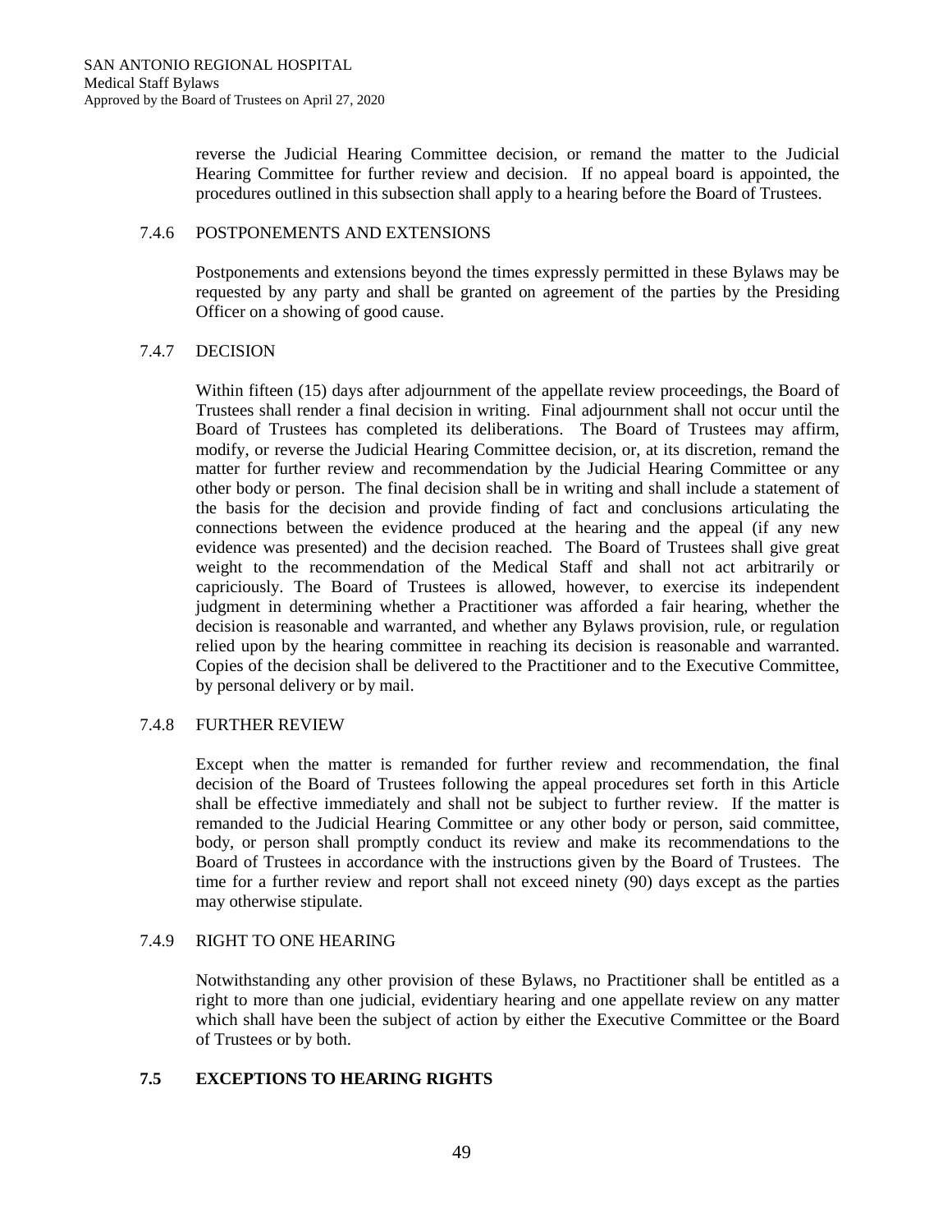reverse the Judicial Hearing Committee decision, or remand the matter to the Judicial Hearing Committee for further review and decision. If no appeal board is appointed, the procedures outlined in this subsection shall apply to a hearing before the Board of Trustees.

7.4.6 POSTPONEMENTS AND EXTENSIONS

Postponements and extensions beyond the times expressly permitted in these Bylaws may be requested by any party and shall be granted on agreement of the parties by the Presiding Officer on a showing of good cause.

7.4.7 DECISION

Within fifteen (15) days after adjournment of the appellate review proceedings, the Board of Trustees shall render a final decision in writing. Final adjournment shall not occur until the Board of Trustees has completed its deliberations. The Board of Trustees may affirm, modify, or reverse the Judicial Hearing Committee decision, or, at its discretion, remand the matter for further review and recommendation by the Judicial Hearing Committee or any other body or person. The final decision shall be in writing and shall include a statement of the basis for the decision and provide finding of fact and conclusions articulating the connections between the evidence produced at the hearing and the appeal (if any new evidence was presented) and the decision reached. The Board of Trustees shall give great weight to the recommendation of the Medical Staff and shall not act arbitrarily or capriciously. The Board of Trustees is allowed, however, to exercise its independent judgment in determining whether a Practitioner was afforded a fair hearing, whether the decision is reasonable and warranted, and whether any Bylaws provision, rule, or regulation relied upon by the hearing committee in reaching its decision is reasonable and warranted. Copies of the decision shall be delivered to the Practitioner and to the Executive Committee, by personal delivery or by mail.

7.4.8 FURTHER REVIEW

Except when the matter is remanded for further review and recommendation, the final decision of the Board of Trustees following the appeal procedures set forth in this Article shall be effective immediately and shall not be subject to further review. If the matter is remanded to the Judicial Hearing Committee or any other body or person, said committee, body, or person shall promptly conduct its review and make its recommendations to the Board of Trustees in accordance with the instructions given by the Board of Trustees. The time for a further review and report shall not exceed ninety (90) days except as the parties may otherwise stipulate.

7.4.9 RIGHT TO ONE HEARING

Notwithstanding any other provision of these Bylaws, no Practitioner shall be entitled as a right to more than one judicial, evidentiary hearing and one appellate review on any matter which shall have been the subject of action by either the Executive Committee or the Board of Trustees or by both.

## 7.5 EXCEPTIONS TO HEARING RIGHTS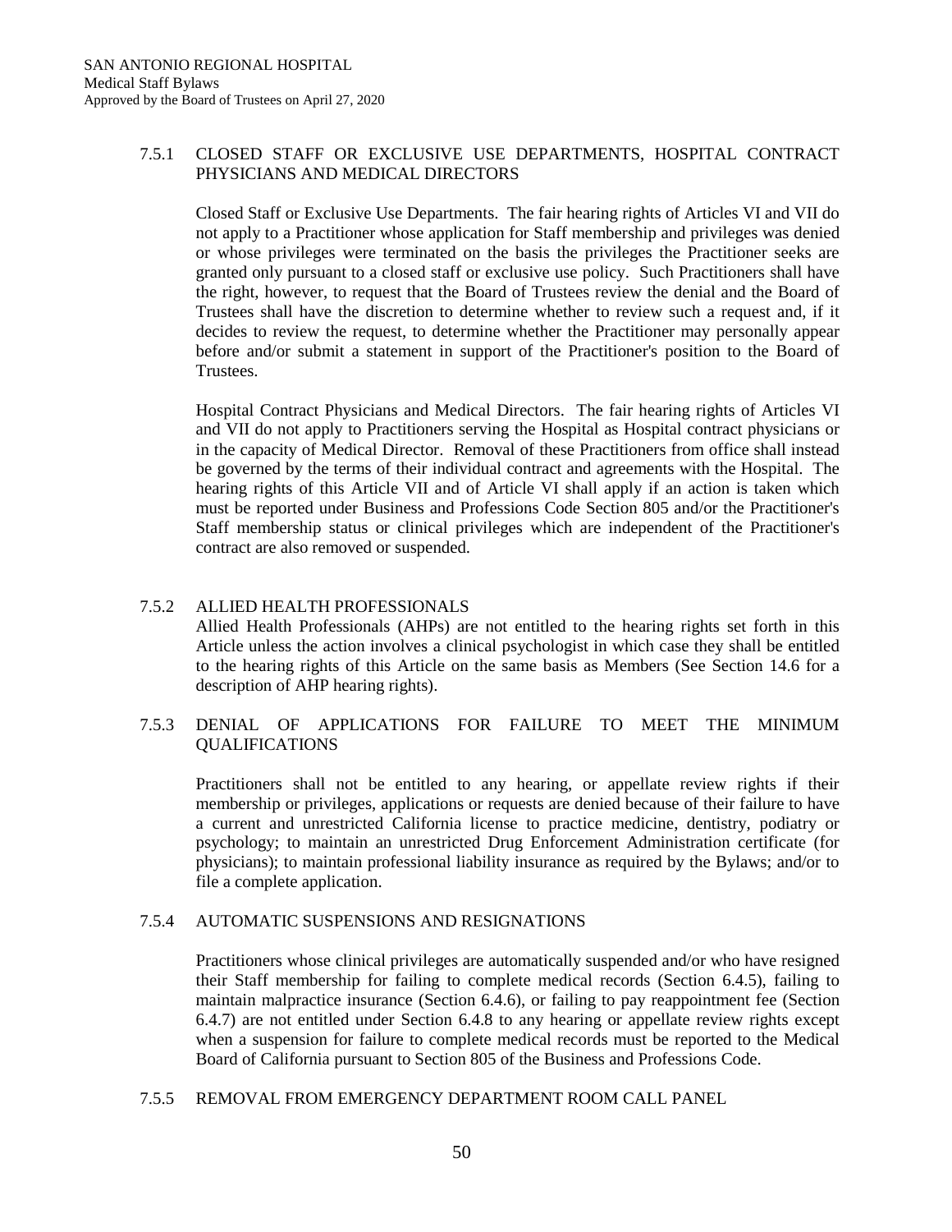### 7.5.1 CLOSED STAFF OR EXCLUSIVE USE DEPARTMENTS, HOSPITAL CONTRACT PHYSICIANS AND MEDICAL DIRECTORS

Closed Staff or Exclusive Use Departments. The fair hearing rights of Articles VI and VII do not apply to a Practitioner whose application for Staff membership and privileges was denied or whose privileges were terminated on the basis the privileges the Practitioner seeks are granted only pursuant to a closed staff or exclusive use policy. Such Practitioners shall have the right, however, to request that the Board of Trustees review the denial and the Board of Trustees shall have the discretion to determine whether to review such a request and, if it decides to review the request, to determine whether the Practitioner may personally appear before and/or submit a statement in support of the Practitioner's position to the Board of Trustees.

Hospital Contract Physicians and Medical Directors. The fair hearing rights of Articles VI and VII do not apply to Practitioners serving the Hospital as Hospital contract physicians or in the capacity of Medical Director. Removal of these Practitioners from office shall instead be governed by the terms of their individual contract and agreements with the Hospital. The hearing rights of this Article VII and of Article VI shall apply if an action is taken which must be reported under Business and Professions Code Section 805 and/or the Practitioner's Staff membership status or clinical privileges which are independent of the Practitioner's contract are also removed or suspended.

### 7.5.2 ALLIED HEALTH PROFESSIONALS

Allied Health Professionals (AHPs) are not entitled to the hearing rights set forth in this Article unless the action involves a clinical psychologist in which case they shall be entitled to the hearing rights of this Article on the same basis as Members (See Section 14.6 for a description of AHP hearing rights).

### 7.5.3 DENIAL OF APPLICATIONS FOR FAILURE TO MEET THE MINIMUM QUALIFICATIONS

Practitioners shall not be entitled to any hearing, or appellate review rights if their membership or privileges, applications or requests are denied because of their failure to have a current and unrestricted California license to practice medicine, dentistry, podiatry or psychology; to maintain an unrestricted Drug Enforcement Administration certificate (for physicians); to maintain professional liability insurance as required by the Bylaws; and/or to file a complete application.

### 7.5.4 AUTOMATIC SUSPENSIONS AND RESIGNATIONS

Practitioners whose clinical privileges are automatically suspended and/or who have resigned their Staff membership for failing to complete medical records (Section 6.4.5), failing to maintain malpractice insurance (Section 6.4.6), or failing to pay reappointment fee (Section 6.4.7) are not entitled under Section 6.4.8 to any hearing or appellate review rights except when a suspension for failure to complete medical records must be reported to the Medical Board of California pursuant to Section 805 of the Business and Professions Code.

### 7.5.5 REMOVAL FROM EMERGENCY DEPARTMENT ROOM CALL PANEL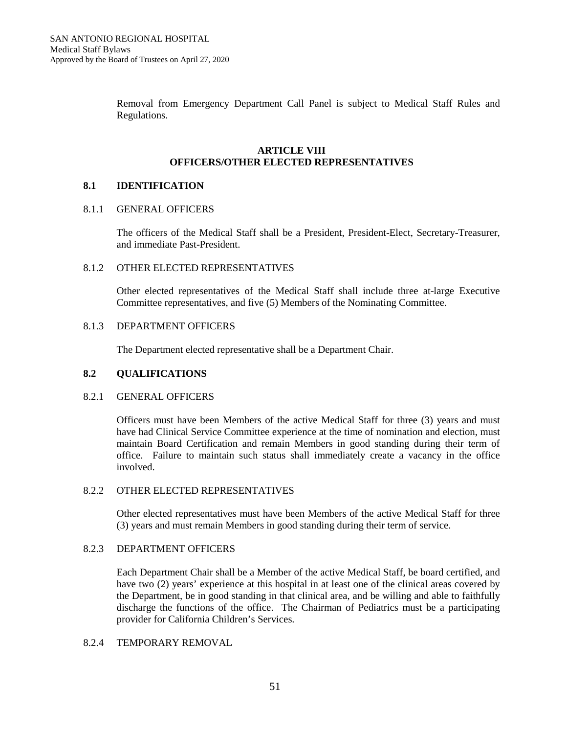Removal from Emergency Department Call Panel is subject to Medical Staff Rules and Regulations.

## ARTICLE VIII
## OFFICERS/OTHER ELECTED REPRESENTATIVES

### 8.1 IDENTIFICATION

8.1.1 GENERAL OFFICERS

The officers of the Medical Staff shall be a President, President-Elect, Secretary-Treasurer, and immediate Past-President.

8.1.2 OTHER ELECTED REPRESENTATIVES

Other elected representatives of the Medical Staff shall include three at-large Executive Committee representatives, and five (5) Members of the Nominating Committee.

8.1.3 DEPARTMENT OFFICERS

The Department elected representative shall be a Department Chair.

### 8.2 QUALIFICATIONS

8.2.1 GENERAL OFFICERS

Officers must have been Members of the active Medical Staff for three (3) years and must have had Clinical Service Committee experience at the time of nomination and election, must maintain Board Certification and remain Members in good standing during their term of office. Failure to maintain such status shall immediately create a vacancy in the office involved.

8.2.2 OTHER ELECTED REPRESENTATIVES

Other elected representatives must have been Members of the active Medical Staff for three (3) years and must remain Members in good standing during their term of service.

8.2.3 DEPARTMENT OFFICERS

Each Department Chair shall be a Member of the active Medical Staff, be board certified, and have two (2) years' experience at this hospital in at least one of the clinical areas covered by the Department, be in good standing in that clinical area, and be willing and able to faithfully discharge the functions of the office. The Chairman of Pediatrics must be a participating provider for California Children's Services.

8.2.4 TEMPORARY REMOVAL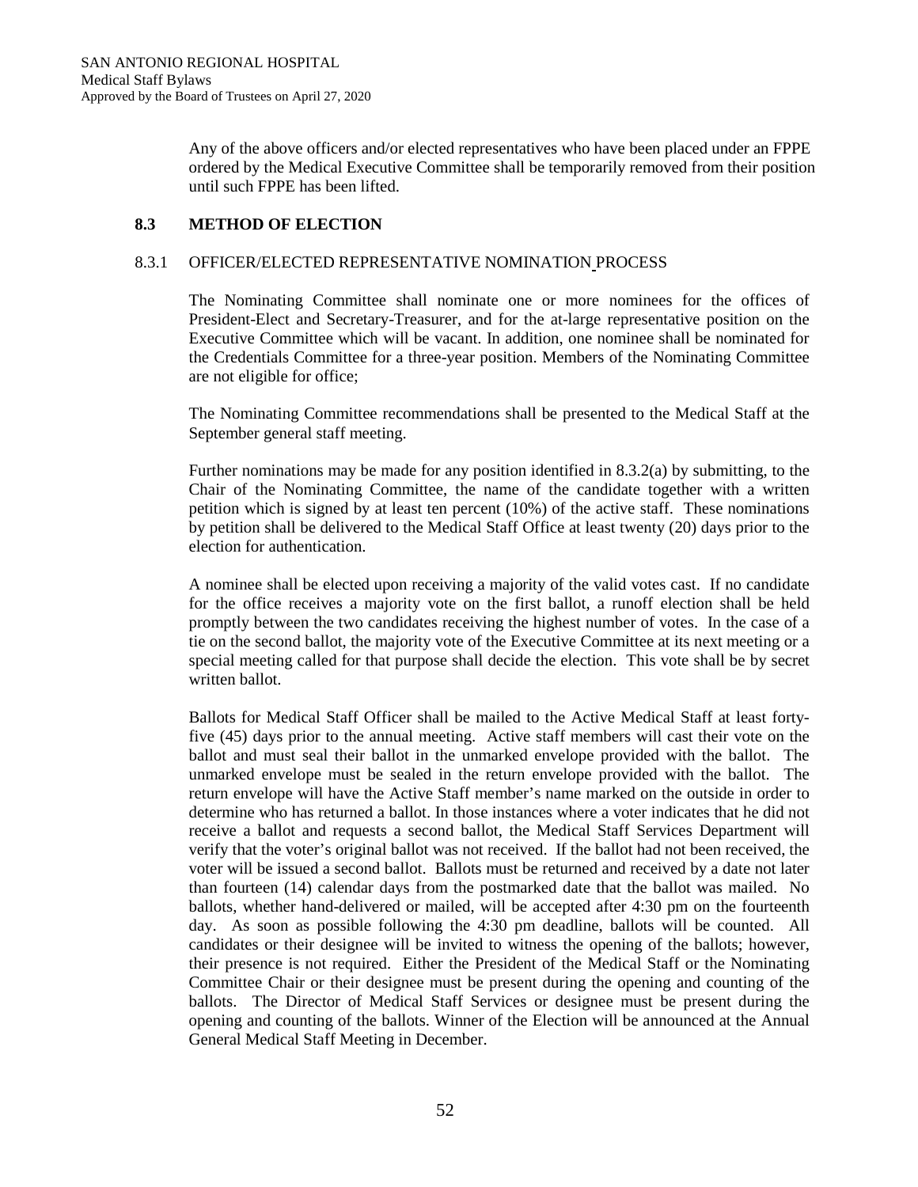Any of the above officers and/or elected representatives who have been placed under an FPPE ordered by the Medical Executive Committee shall be temporarily removed from their position until such FPPE has been lifted.

### 8.3 METHOD OF ELECTION

#### 8.3.1 OFFICER/ELECTED REPRESENTATIVE NOMINATION PROCESS

The Nominating Committee shall nominate one or more nominees for the offices of President-Elect and Secretary-Treasurer, and for the at-large representative position on the Executive Committee which will be vacant. In addition, one nominee shall be nominated for the Credentials Committee for a three-year position. Members of the Nominating Committee are not eligible for office;

The Nominating Committee recommendations shall be presented to the Medical Staff at the September general staff meeting.

Further nominations may be made for any position identified in 8.3.2(a) by submitting, to the Chair of the Nominating Committee, the name of the candidate together with a written petition which is signed by at least ten percent (10%) of the active staff. These nominations by petition shall be delivered to the Medical Staff Office at least twenty (20) days prior to the election for authentication.

A nominee shall be elected upon receiving a majority of the valid votes cast. If no candidate for the office receives a majority vote on the first ballot, a runoff election shall be held promptly between the two candidates receiving the highest number of votes. In the case of a tie on the second ballot, the majority vote of the Executive Committee at its next meeting or a special meeting called for that purpose shall decide the election. This vote shall be by secret written ballot.

Ballots for Medical Staff Officer shall be mailed to the Active Medical Staff at least forty-five (45) days prior to the annual meeting. Active staff members will cast their vote on the ballot and must seal their ballot in the unmarked envelope provided with the ballot. The unmarked envelope must be sealed in the return envelope provided with the ballot. The return envelope will have the Active Staff member's name marked on the outside in order to determine who has returned a ballot. In those instances where a voter indicates that he did not receive a ballot and requests a second ballot, the Medical Staff Services Department will verify that the voter's original ballot was not received. If the ballot had not been received, the voter will be issued a second ballot. Ballots must be returned and received by a date not later than fourteen (14) calendar days from the postmarked date that the ballot was mailed. No ballots, whether hand-delivered or mailed, will be accepted after 4:30 pm on the fourteenth day. As soon as possible following the 4:30 pm deadline, ballots will be counted. All candidates or their designee will be invited to witness the opening of the ballots; however, their presence is not required. Either the President of the Medical Staff or the Nominating Committee Chair or their designee must be present during the opening and counting of the ballots. The Director of Medical Staff Services or designee must be present during the opening and counting of the ballots. Winner of the Election will be announced at the Annual General Medical Staff Meeting in December.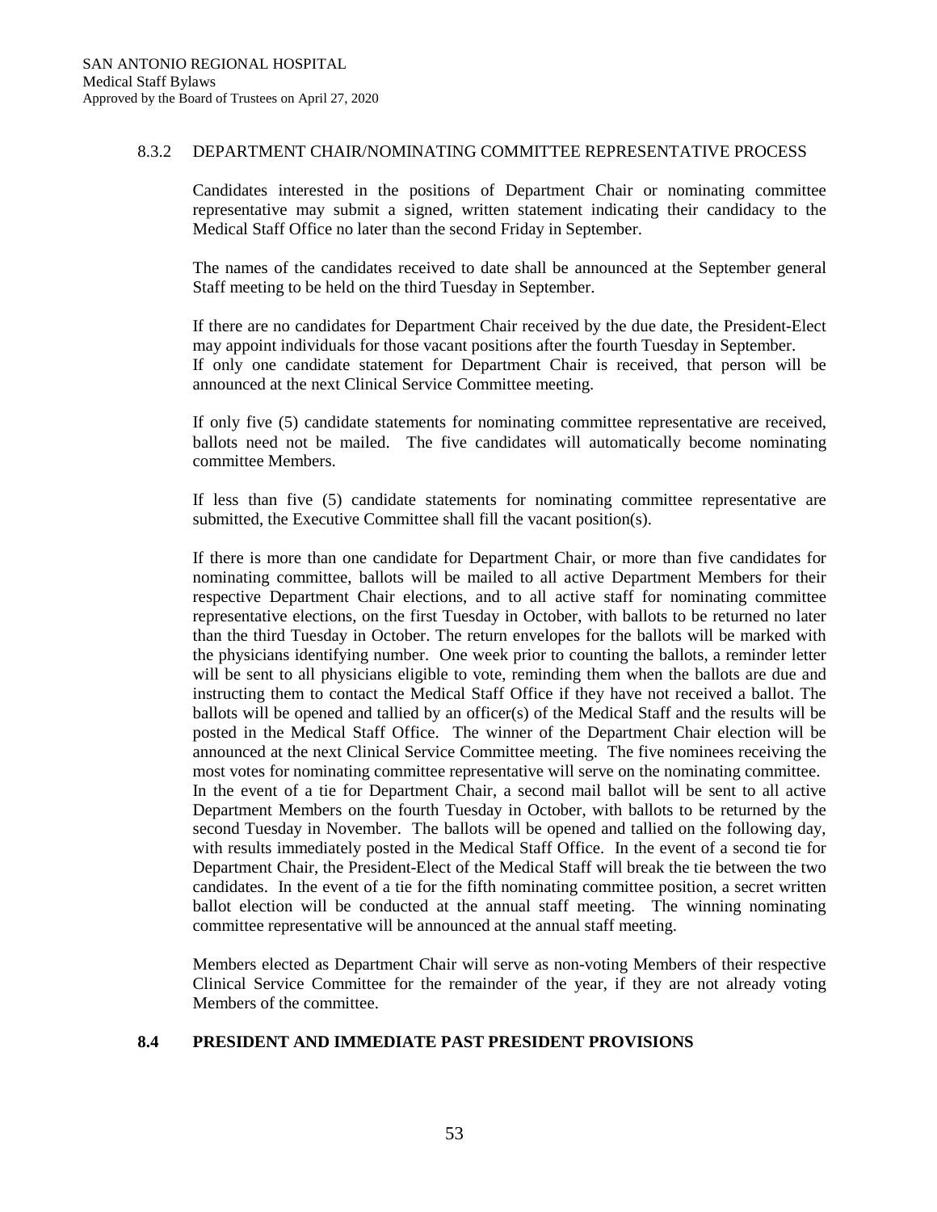### 8.3.2 DEPARTMENT CHAIR/NOMINATING COMMITTEE REPRESENTATIVE PROCESS

Candidates interested in the positions of Department Chair or nominating committee representative may submit a signed, written statement indicating their candidacy to the Medical Staff Office no later than the second Friday in September.

The names of the candidates received to date shall be announced at the September general Staff meeting to be held on the third Tuesday in September.

If there are no candidates for Department Chair received by the due date, the President-Elect may appoint individuals for those vacant positions after the fourth Tuesday in September. If only one candidate statement for Department Chair is received, that person will be announced at the next Clinical Service Committee meeting.

If only five (5) candidate statements for nominating committee representative are received, ballots need not be mailed. The five candidates will automatically become nominating committee Members.

If less than five (5) candidate statements for nominating committee representative are submitted, the Executive Committee shall fill the vacant position(s).

If there is more than one candidate for Department Chair, or more than five candidates for nominating committee, ballots will be mailed to all active Department Members for their respective Department Chair elections, and to all active staff for nominating committee representative elections, on the first Tuesday in October, with ballots to be returned no later than the third Tuesday in October. The return envelopes for the ballots will be marked with the physicians identifying number. One week prior to counting the ballots, a reminder letter will be sent to all physicians eligible to vote, reminding them when the ballots are due and instructing them to contact the Medical Staff Office if they have not received a ballot. The ballots will be opened and tallied by an officer(s) of the Medical Staff and the results will be posted in the Medical Staff Office. The winner of the Department Chair election will be announced at the next Clinical Service Committee meeting. The five nominees receiving the most votes for nominating committee representative will serve on the nominating committee. In the event of a tie for Department Chair, a second mail ballot will be sent to all active Department Members on the fourth Tuesday in October, with ballots to be returned by the second Tuesday in November. The ballots will be opened and tallied on the following day, with results immediately posted in the Medical Staff Office. In the event of a second tie for Department Chair, the President-Elect of the Medical Staff will break the tie between the two candidates. In the event of a tie for the fifth nominating committee position, a secret written ballot election will be conducted at the annual staff meeting. The winning nominating committee representative will be announced at the annual staff meeting.

Members elected as Department Chair will serve as non-voting Members of their respective Clinical Service Committee for the remainder of the year, if they are not already voting Members of the committee.

## 8.4 PRESIDENT AND IMMEDIATE PAST PRESIDENT PROVISIONS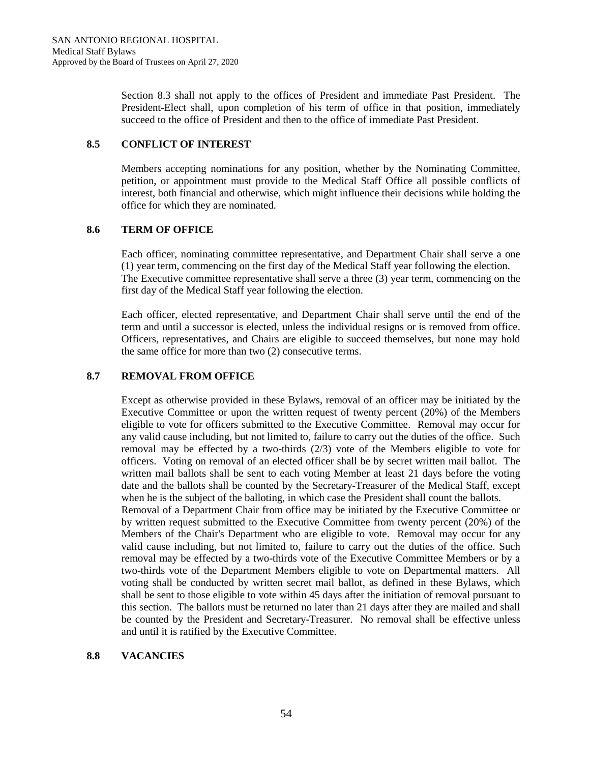Section 8.3 shall not apply to the offices of President and immediate Past President. The President-Elect shall, upon completion of his term of office in that position, immediately succeed to the office of President and then to the office of immediate Past President.

### 8.5 CONFLICT OF INTEREST

Members accepting nominations for any position, whether by the Nominating Committee, petition, or appointment must provide to the Medical Staff Office all possible conflicts of interest, both financial and otherwise, which might influence their decisions while holding the office for which they are nominated.

### 8.6 TERM OF OFFICE

Each officer, nominating committee representative, and Department Chair shall serve a one (1) year term, commencing on the first day of the Medical Staff year following the election. The Executive committee representative shall serve a three (3) year term, commencing on the first day of the Medical Staff year following the election.

Each officer, elected representative, and Department Chair shall serve until the end of the term and until a successor is elected, unless the individual resigns or is removed from office. Officers, representatives, and Chairs are eligible to succeed themselves, but none may hold the same office for more than two (2) consecutive terms.

### 8.7 REMOVAL FROM OFFICE

Except as otherwise provided in these Bylaws, removal of an officer may be initiated by the Executive Committee or upon the written request of twenty percent (20%) of the Members eligible to vote for officers submitted to the Executive Committee. Removal may occur for any valid cause including, but not limited to, failure to carry out the duties of the office. Such removal may be effected by a two-thirds (2/3) vote of the Members eligible to vote for officers. Voting on removal of an elected officer shall be by secret written mail ballot. The written mail ballots shall be sent to each voting Member at least 21 days before the voting date and the ballots shall be counted by the Secretary-Treasurer of the Medical Staff, except when he is the subject of the balloting, in which case the President shall count the ballots.

Removal of a Department Chair from office may be initiated by the Executive Committee or by written request submitted to the Executive Committee from twenty percent (20%) of the Members of the Chair's Department who are eligible to vote. Removal may occur for any valid cause including, but not limited to, failure to carry out the duties of the office. Such removal may be effected by a two-thirds vote of the Executive Committee Members or by a two-thirds vote of the Department Members eligible to vote on Departmental matters. All voting shall be conducted by written secret mail ballot, as defined in these Bylaws, which shall be sent to those eligible to vote within 45 days after the initiation of removal pursuant to this section. The ballots must be returned no later than 21 days after they are mailed and shall be counted by the President and Secretary-Treasurer. No removal shall be effective unless and until it is ratified by the Executive Committee.

### 8.8 VACANCIES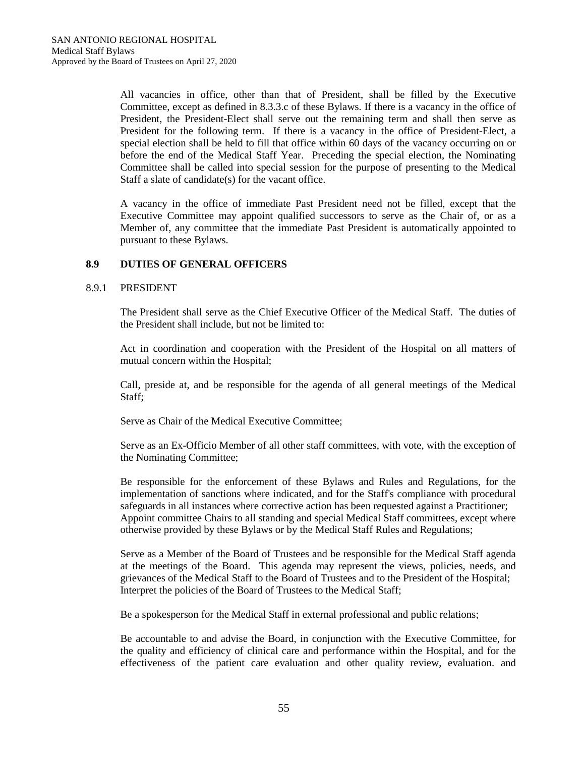All vacancies in office, other than that of President, shall be filled by the Executive Committee, except as defined in 8.3.3.c of these Bylaws. If there is a vacancy in the office of President, the President-Elect shall serve out the remaining term and shall then serve as President for the following term. If there is a vacancy in the office of President-Elect, a special election shall be held to fill that office within 60 days of the vacancy occurring on or before the end of the Medical Staff Year. Preceding the special election, the Nominating Committee shall be called into special session for the purpose of presenting to the Medical Staff a slate of candidate(s) for the vacant office.

A vacancy in the office of immediate Past President need not be filled, except that the Executive Committee may appoint qualified successors to serve as the Chair of, or as a Member of, any committee that the immediate Past President is automatically appointed to pursuant to these Bylaws.

## 8.9 DUTIES OF GENERAL OFFICERS

### 8.9.1 PRESIDENT

The President shall serve as the Chief Executive Officer of the Medical Staff. The duties of the President shall include, but not be limited to:

Act in coordination and cooperation with the President of the Hospital on all matters of mutual concern within the Hospital;

Call, preside at, and be responsible for the agenda of all general meetings of the Medical Staff;

Serve as Chair of the Medical Executive Committee;

Serve as an Ex-Officio Member of all other staff committees, with vote, with the exception of the Nominating Committee;

Be responsible for the enforcement of these Bylaws and Rules and Regulations, for the implementation of sanctions where indicated, and for the Staff's compliance with procedural safeguards in all instances where corrective action has been requested against a Practitioner;
Appoint committee Chairs to all standing and special Medical Staff committees, except where otherwise provided by these Bylaws or by the Medical Staff Rules and Regulations;

Serve as a Member of the Board of Trustees and be responsible for the Medical Staff agenda at the meetings of the Board. This agenda may represent the views, policies, needs, and grievances of the Medical Staff to the Board of Trustees and to the President of the Hospital;
Interpret the policies of the Board of Trustees to the Medical Staff;

Be a spokesperson for the Medical Staff in external professional and public relations;

Be accountable to and advise the Board, in conjunction with the Executive Committee, for the quality and efficiency of clinical care and performance within the Hospital, and for the effectiveness of the patient care evaluation and other quality review, evaluation. and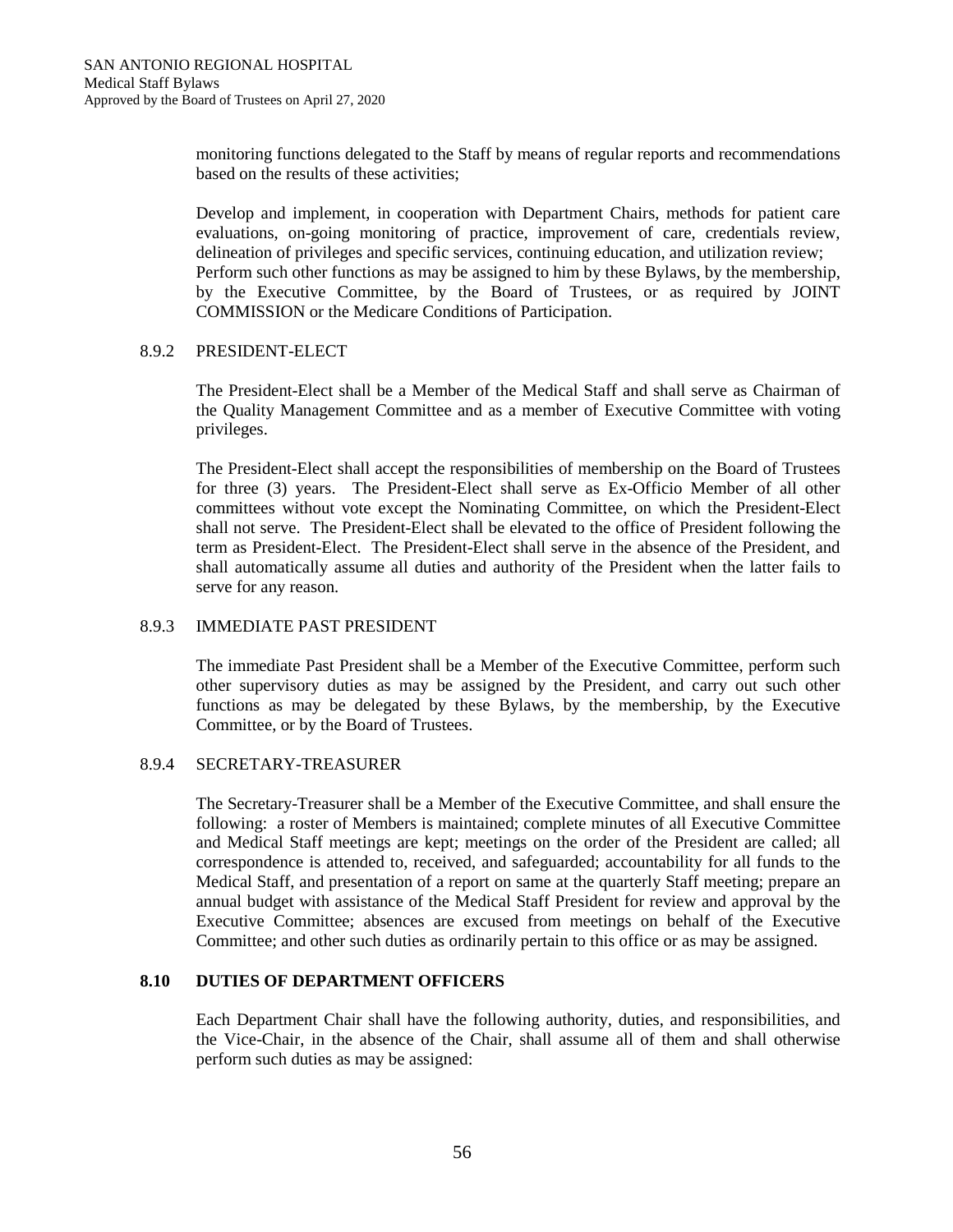monitoring functions delegated to the Staff by means of regular reports and recommendations based on the results of these activities;

Develop and implement, in cooperation with Department Chairs, methods for patient care evaluations, on-going monitoring of practice, improvement of care, credentials review, delineation of privileges and specific services, continuing education, and utilization review;

Perform such other functions as may be assigned to him by these Bylaws, by the membership, by the Executive Committee, by the Board of Trustees, or as required by JOINT COMMISSION or the Medicare Conditions of Participation.

### 8.9.2 PRESIDENT-ELECT

The President-Elect shall be a Member of the Medical Staff and shall serve as Chairman of the Quality Management Committee and as a member of Executive Committee with voting privileges.

The President-Elect shall accept the responsibilities of membership on the Board of Trustees for three (3) years. The President-Elect shall serve as Ex-Officio Member of all other committees without vote except the Nominating Committee, on which the President-Elect shall not serve. The President-Elect shall be elevated to the office of President following the term as President-Elect. The President-Elect shall serve in the absence of the President, and shall automatically assume all duties and authority of the President when the latter fails to serve for any reason.

### 8.9.3 IMMEDIATE PAST PRESIDENT

The immediate Past President shall be a Member of the Executive Committee, perform such other supervisory duties as may be assigned by the President, and carry out such other functions as may be delegated by these Bylaws, by the membership, by the Executive Committee, or by the Board of Trustees.

### 8.9.4 SECRETARY-TREASURER

The Secretary-Treasurer shall be a Member of the Executive Committee, and shall ensure the following: a roster of Members is maintained; complete minutes of all Executive Committee and Medical Staff meetings are kept; meetings on the order of the President are called; all correspondence is attended to, received, and safeguarded; accountability for all funds to the Medical Staff, and presentation of a report on same at the quarterly Staff meeting; prepare an annual budget with assistance of the Medical Staff President for review and approval by the Executive Committee; absences are excused from meetings on behalf of the Executive Committee; and other such duties as ordinarily pertain to this office or as may be assigned.

## 8.10 DUTIES OF DEPARTMENT OFFICERS

Each Department Chair shall have the following authority, duties, and responsibilities, and the Vice-Chair, in the absence of the Chair, shall assume all of them and shall otherwise perform such duties as may be assigned: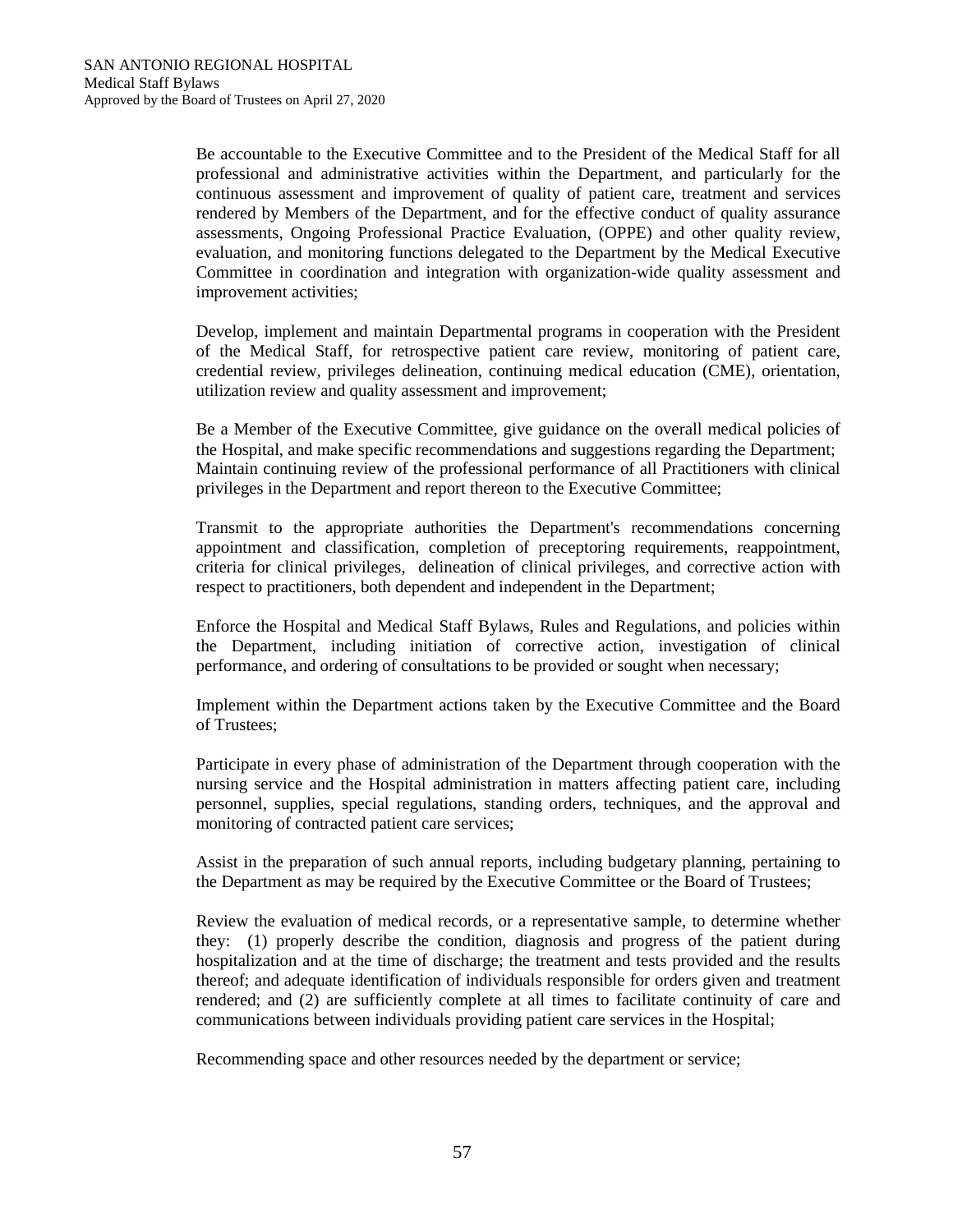Be accountable to the Executive Committee and to the President of the Medical Staff for all professional and administrative activities within the Department, and particularly for the continuous assessment and improvement of quality of patient care, treatment and services rendered by Members of the Department, and for the effective conduct of quality assurance assessments, Ongoing Professional Practice Evaluation, (OPPE) and other quality review, evaluation, and monitoring functions delegated to the Department by the Medical Executive Committee in coordination and integration with organization-wide quality assessment and improvement activities;

Develop, implement and maintain Departmental programs in cooperation with the President of the Medical Staff, for retrospective patient care review, monitoring of patient care, credential review, privileges delineation, continuing medical education (CME), orientation, utilization review and quality assessment and improvement;

Be a Member of the Executive Committee, give guidance on the overall medical policies of the Hospital, and make specific recommendations and suggestions regarding the Department; Maintain continuing review of the professional performance of all Practitioners with clinical privileges in the Department and report thereon to the Executive Committee;

Transmit to the appropriate authorities the Department's recommendations concerning appointment and classification, completion of preceptoring requirements, reappointment, criteria for clinical privileges, delineation of clinical privileges, and corrective action with respect to practitioners, both dependent and independent in the Department;

Enforce the Hospital and Medical Staff Bylaws, Rules and Regulations, and policies within the Department, including initiation of corrective action, investigation of clinical performance, and ordering of consultations to be provided or sought when necessary;

Implement within the Department actions taken by the Executive Committee and the Board of Trustees;

Participate in every phase of administration of the Department through cooperation with the nursing service and the Hospital administration in matters affecting patient care, including personnel, supplies, special regulations, standing orders, techniques, and the approval and monitoring of contracted patient care services;

Assist in the preparation of such annual reports, including budgetary planning, pertaining to the Department as may be required by the Executive Committee or the Board of Trustees;

Review the evaluation of medical records, or a representative sample, to determine whether they: (1) properly describe the condition, diagnosis and progress of the patient during hospitalization and at the time of discharge; the treatment and tests provided and the results thereof; and adequate identification of individuals responsible for orders given and treatment rendered; and (2) are sufficiently complete at all times to facilitate continuity of care and communications between individuals providing patient care services in the Hospital;

Recommending space and other resources needed by the department or service;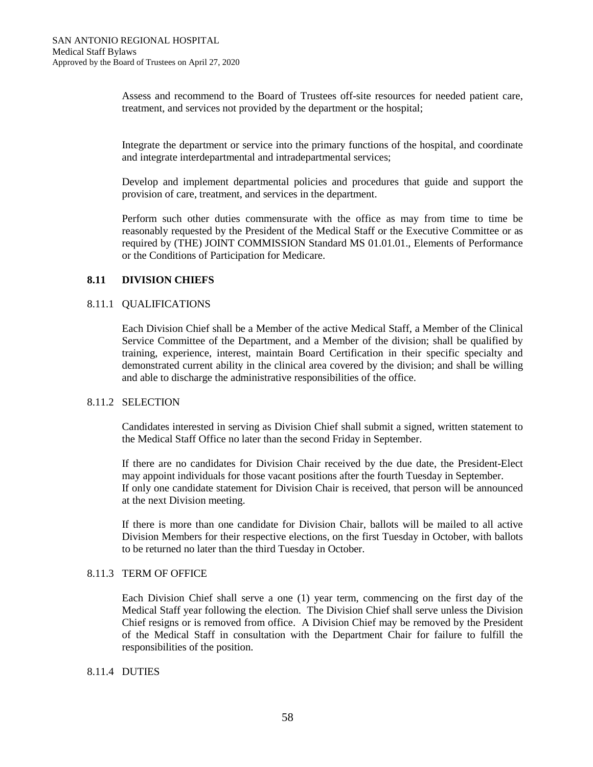Assess and recommend to the Board of Trustees off-site resources for needed patient care, treatment, and services not provided by the department or the hospital;

Integrate the department or service into the primary functions of the hospital, and coordinate and integrate interdepartmental and intradepartmental services;

Develop and implement departmental policies and procedures that guide and support the provision of care, treatment, and services in the department.

Perform such other duties commensurate with the office as may from time to time be reasonably requested by the President of the Medical Staff or the Executive Committee or as required by (THE) JOINT COMMISSION Standard MS 01.01.01., Elements of Performance or the Conditions of Participation for Medicare.

## 8.11 DIVISION CHIEFS

### 8.11.1 QUALIFICATIONS

Each Division Chief shall be a Member of the active Medical Staff, a Member of the Clinical Service Committee of the Department, and a Member of the division; shall be qualified by training, experience, interest, maintain Board Certification in their specific specialty and demonstrated current ability in the clinical area covered by the division; and shall be willing and able to discharge the administrative responsibilities of the office.

### 8.11.2 SELECTION

Candidates interested in serving as Division Chief shall submit a signed, written statement to the Medical Staff Office no later than the second Friday in September.

If there are no candidates for Division Chair received by the due date, the President-Elect may appoint individuals for those vacant positions after the fourth Tuesday in September.
If only one candidate statement for Division Chair is received, that person will be announced at the next Division meeting.

If there is more than one candidate for Division Chair, ballots will be mailed to all active Division Members for their respective elections, on the first Tuesday in October, with ballots to be returned no later than the third Tuesday in October.

### 8.11.3 TERM OF OFFICE

Each Division Chief shall serve a one (1) year term, commencing on the first day of the Medical Staff year following the election. The Division Chief shall serve unless the Division Chief resigns or is removed from office. A Division Chief may be removed by the President of the Medical Staff in consultation with the Department Chair for failure to fulfill the responsibilities of the position.

### 8.11.4 DUTIES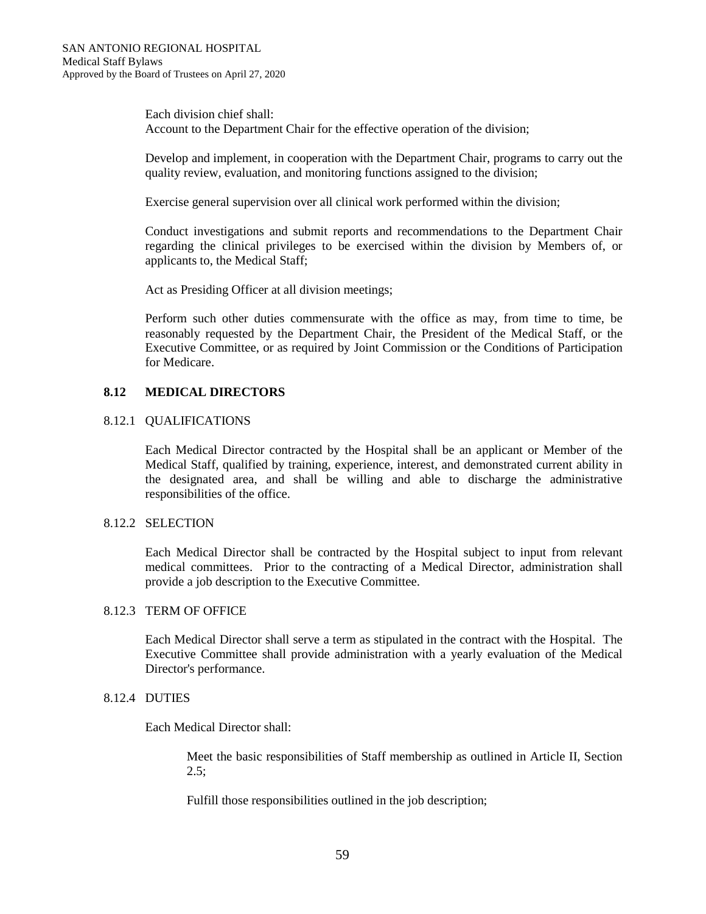Each division chief shall:

Account to the Department Chair for the effective operation of the division;

Develop and implement, in cooperation with the Department Chair, programs to carry out the quality review, evaluation, and monitoring functions assigned to the division;

Exercise general supervision over all clinical work performed within the division;

Conduct investigations and submit reports and recommendations to the Department Chair regarding the clinical privileges to be exercised within the division by Members of, or applicants to, the Medical Staff;

Act as Presiding Officer at all division meetings;

Perform such other duties commensurate with the office as may, from time to time, be reasonably requested by the Department Chair, the President of the Medical Staff, or the Executive Committee, or as required by Joint Commission or the Conditions of Participation for Medicare.

## 8.12 MEDICAL DIRECTORS

### 8.12.1 QUALIFICATIONS

Each Medical Director contracted by the Hospital shall be an applicant or Member of the Medical Staff, qualified by training, experience, interest, and demonstrated current ability in the designated area, and shall be willing and able to discharge the administrative responsibilities of the office.

### 8.12.2 SELECTION

Each Medical Director shall be contracted by the Hospital subject to input from relevant medical committees. Prior to the contracting of a Medical Director, administration shall provide a job description to the Executive Committee.

### 8.12.3 TERM OF OFFICE

Each Medical Director shall serve a term as stipulated in the contract with the Hospital. The Executive Committee shall provide administration with a yearly evaluation of the Medical Director's performance.

### 8.12.4 DUTIES

Each Medical Director shall:

Meet the basic responsibilities of Staff membership as outlined in Article II, Section 2.5;

Fulfill those responsibilities outlined in the job description;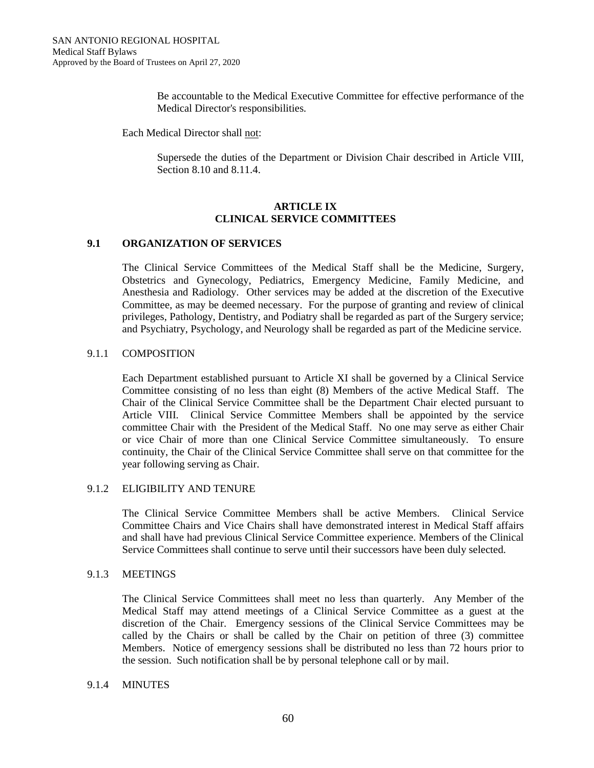Be accountable to the Medical Executive Committee for effective performance of the Medical Director's responsibilities.

Each Medical Director shall not:

Supersede the duties of the Department or Division Chair described in Article VIII, Section 8.10 and 8.11.4.

## ARTICLE IX
## CLINICAL SERVICE COMMITTEES

### 9.1 ORGANIZATION OF SERVICES

The Clinical Service Committees of the Medical Staff shall be the Medicine, Surgery, Obstetrics and Gynecology, Pediatrics, Emergency Medicine, Family Medicine, and Anesthesia and Radiology. Other services may be added at the discretion of the Executive Committee, as may be deemed necessary. For the purpose of granting and review of clinical privileges, Pathology, Dentistry, and Podiatry shall be regarded as part of the Surgery service; and Psychiatry, Psychology, and Neurology shall be regarded as part of the Medicine service.

#### 9.1.1 COMPOSITION

Each Department established pursuant to Article XI shall be governed by a Clinical Service Committee consisting of no less than eight (8) Members of the active Medical Staff. The Chair of the Clinical Service Committee shall be the Department Chair elected pursuant to Article VIII. Clinical Service Committee Members shall be appointed by the service committee Chair with the President of the Medical Staff. No one may serve as either Chair or vice Chair of more than one Clinical Service Committee simultaneously. To ensure continuity, the Chair of the Clinical Service Committee shall serve on that committee for the year following serving as Chair.

#### 9.1.2 ELIGIBILITY AND TENURE

The Clinical Service Committee Members shall be active Members. Clinical Service Committee Chairs and Vice Chairs shall have demonstrated interest in Medical Staff affairs and shall have had previous Clinical Service Committee experience. Members of the Clinical Service Committees shall continue to serve until their successors have been duly selected.

#### 9.1.3 MEETINGS

The Clinical Service Committees shall meet no less than quarterly. Any Member of the Medical Staff may attend meetings of a Clinical Service Committee as a guest at the discretion of the Chair. Emergency sessions of the Clinical Service Committees may be called by the Chairs or shall be called by the Chair on petition of three (3) committee Members. Notice of emergency sessions shall be distributed no less than 72 hours prior to the session. Such notification shall be by personal telephone call or by mail.

#### 9.1.4 MINUTES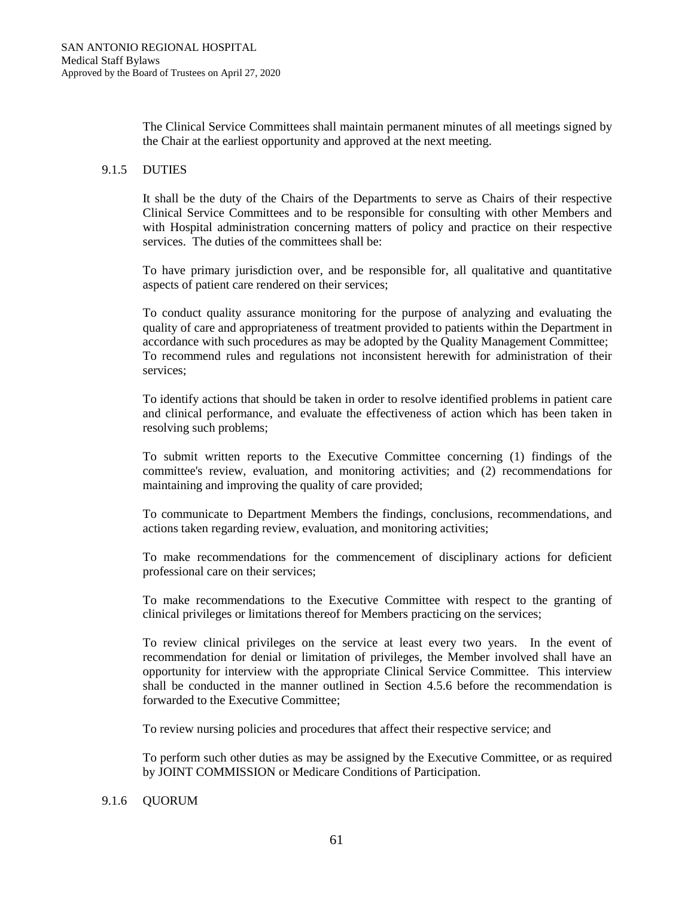The Clinical Service Committees shall maintain permanent minutes of all meetings signed by the Chair at the earliest opportunity and approved at the next meeting.

### 9.1.5 DUTIES

It shall be the duty of the Chairs of the Departments to serve as Chairs of their respective Clinical Service Committees and to be responsible for consulting with other Members and with Hospital administration concerning matters of policy and practice on their respective services. The duties of the committees shall be:

To have primary jurisdiction over, and be responsible for, all qualitative and quantitative aspects of patient care rendered on their services;

To conduct quality assurance monitoring for the purpose of analyzing and evaluating the quality of care and appropriateness of treatment provided to patients within the Department in accordance with such procedures as may be adopted by the Quality Management Committee; To recommend rules and regulations not inconsistent herewith for administration of their services;

To identify actions that should be taken in order to resolve identified problems in patient care and clinical performance, and evaluate the effectiveness of action which has been taken in resolving such problems;

To submit written reports to the Executive Committee concerning (1) findings of the committee's review, evaluation, and monitoring activities; and (2) recommendations for maintaining and improving the quality of care provided;

To communicate to Department Members the findings, conclusions, recommendations, and actions taken regarding review, evaluation, and monitoring activities;

To make recommendations for the commencement of disciplinary actions for deficient professional care on their services;

To make recommendations to the Executive Committee with respect to the granting of clinical privileges or limitations thereof for Members practicing on the services;

To review clinical privileges on the service at least every two years. In the event of recommendation for denial or limitation of privileges, the Member involved shall have an opportunity for interview with the appropriate Clinical Service Committee. This interview shall be conducted in the manner outlined in Section 4.5.6 before the recommendation is forwarded to the Executive Committee;

To review nursing policies and procedures that affect their respective service; and

To perform such other duties as may be assigned by the Executive Committee, or as required by JOINT COMMISSION or Medicare Conditions of Participation.

### 9.1.6 QUORUM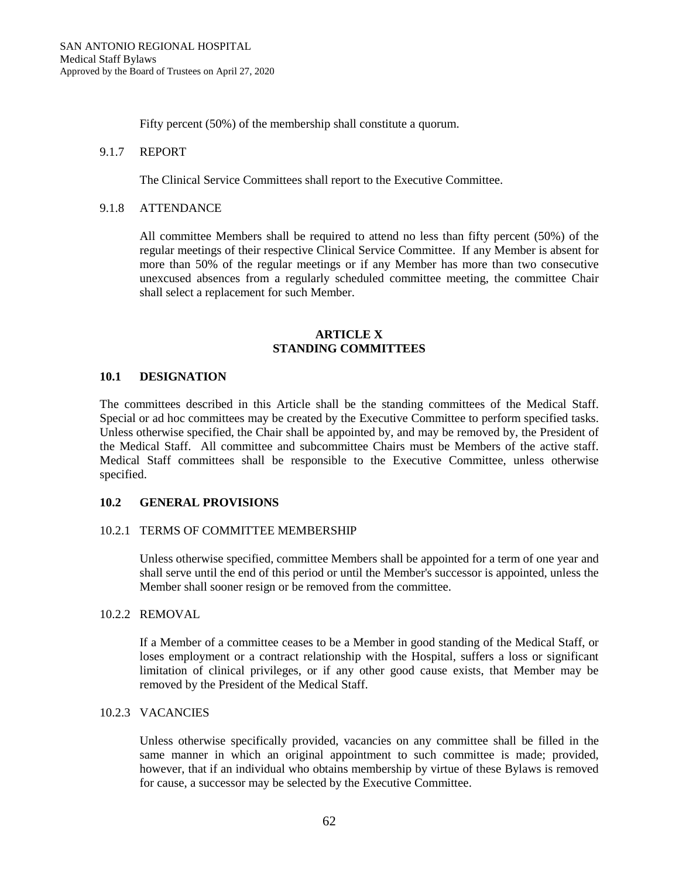Fifty percent (50%) of the membership shall constitute a quorum.

9.1.7 REPORT

The Clinical Service Committees shall report to the Executive Committee.

9.1.8 ATTENDANCE

All committee Members shall be required to attend no less than fifty percent (50%) of the regular meetings of their respective Clinical Service Committee. If any Member is absent for more than 50% of the regular meetings or if any Member has more than two consecutive unexcused absences from a regularly scheduled committee meeting, the committee Chair shall select a replacement for such Member.

# ARTICLE X
# STANDING COMMITTEES

## 10.1 DESIGNATION

The committees described in this Article shall be the standing committees of the Medical Staff. Special or ad hoc committees may be created by the Executive Committee to perform specified tasks. Unless otherwise specified, the Chair shall be appointed by, and may be removed by, the President of the Medical Staff. All committee and subcommittee Chairs must be Members of the active staff. Medical Staff committees shall be responsible to the Executive Committee, unless otherwise specified.

## 10.2 GENERAL PROVISIONS

10.2.1 TERMS OF COMMITTEE MEMBERSHIP

Unless otherwise specified, committee Members shall be appointed for a term of one year and shall serve until the end of this period or until the Member's successor is appointed, unless the Member shall sooner resign or be removed from the committee.

10.2.2 REMOVAL

If a Member of a committee ceases to be a Member in good standing of the Medical Staff, or loses employment or a contract relationship with the Hospital, suffers a loss or significant limitation of clinical privileges, or if any other good cause exists, that Member may be removed by the President of the Medical Staff.

10.2.3 VACANCIES

Unless otherwise specifically provided, vacancies on any committee shall be filled in the same manner in which an original appointment to such committee is made; provided, however, that if an individual who obtains membership by virtue of these Bylaws is removed for cause, a successor may be selected by the Executive Committee.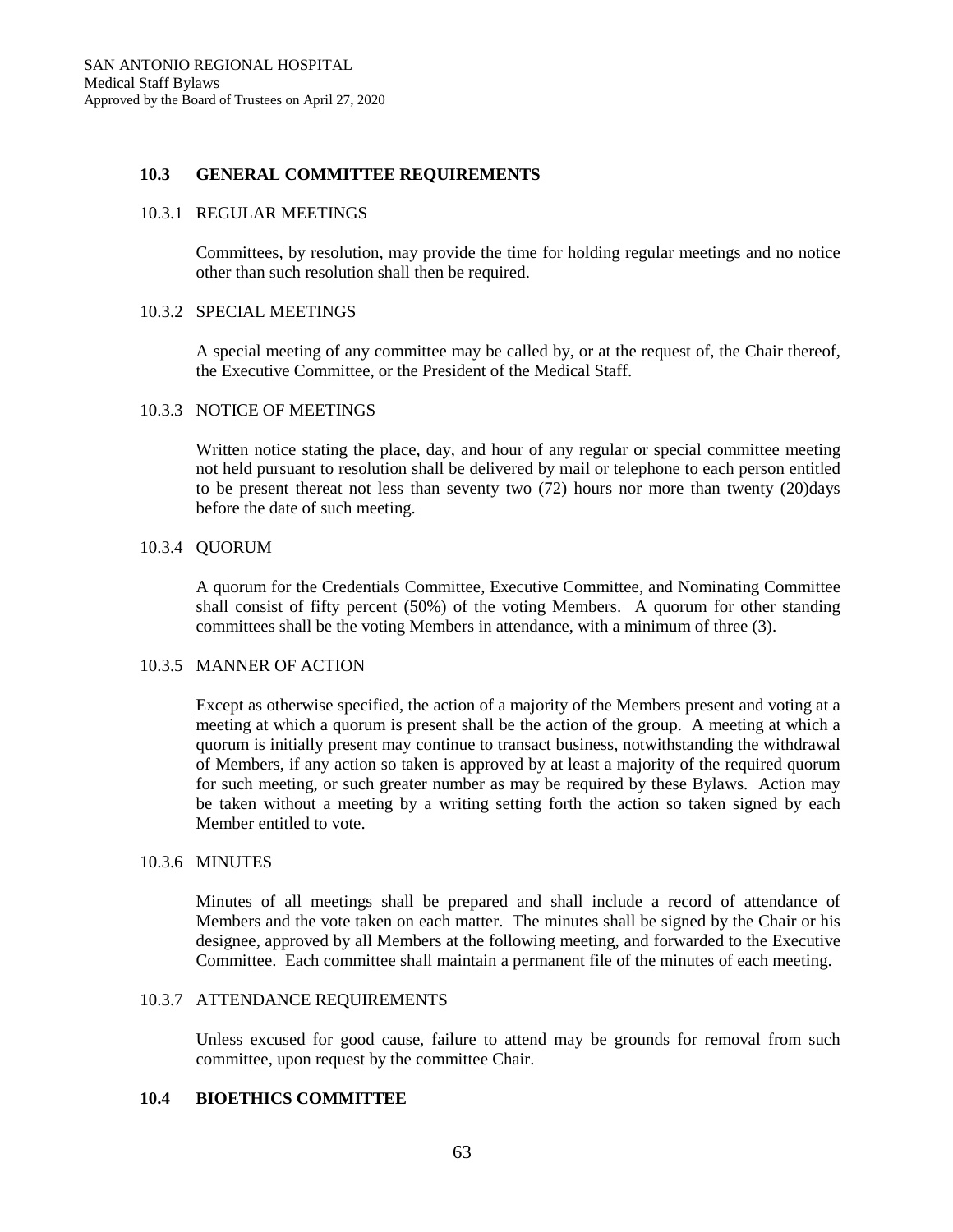## 10.3 GENERAL COMMITTEE REQUIREMENTS

### 10.3.1 REGULAR MEETINGS

Committees, by resolution, may provide the time for holding regular meetings and no notice other than such resolution shall then be required.

### 10.3.2 SPECIAL MEETINGS

A special meeting of any committee may be called by, or at the request of, the Chair thereof, the Executive Committee, or the President of the Medical Staff.

### 10.3.3 NOTICE OF MEETINGS

Written notice stating the place, day, and hour of any regular or special committee meeting not held pursuant to resolution shall be delivered by mail or telephone to each person entitled to be present thereat not less than seventy two (72) hours nor more than twenty (20)days before the date of such meeting.

### 10.3.4 QUORUM

A quorum for the Credentials Committee, Executive Committee, and Nominating Committee shall consist of fifty percent (50%) of the voting Members. A quorum for other standing committees shall be the voting Members in attendance, with a minimum of three (3).

### 10.3.5 MANNER OF ACTION

Except as otherwise specified, the action of a majority of the Members present and voting at a meeting at which a quorum is present shall be the action of the group. A meeting at which a quorum is initially present may continue to transact business, notwithstanding the withdrawal of Members, if any action so taken is approved by at least a majority of the required quorum for such meeting, or such greater number as may be required by these Bylaws. Action may be taken without a meeting by a writing setting forth the action so taken signed by each Member entitled to vote.

### 10.3.6 MINUTES

Minutes of all meetings shall be prepared and shall include a record of attendance of Members and the vote taken on each matter. The minutes shall be signed by the Chair or his designee, approved by all Members at the following meeting, and forwarded to the Executive Committee. Each committee shall maintain a permanent file of the minutes of each meeting.

### 10.3.7 ATTENDANCE REQUIREMENTS

Unless excused for good cause, failure to attend may be grounds for removal from such committee, upon request by the committee Chair.

## 10.4 BIOETHICS COMMITTEE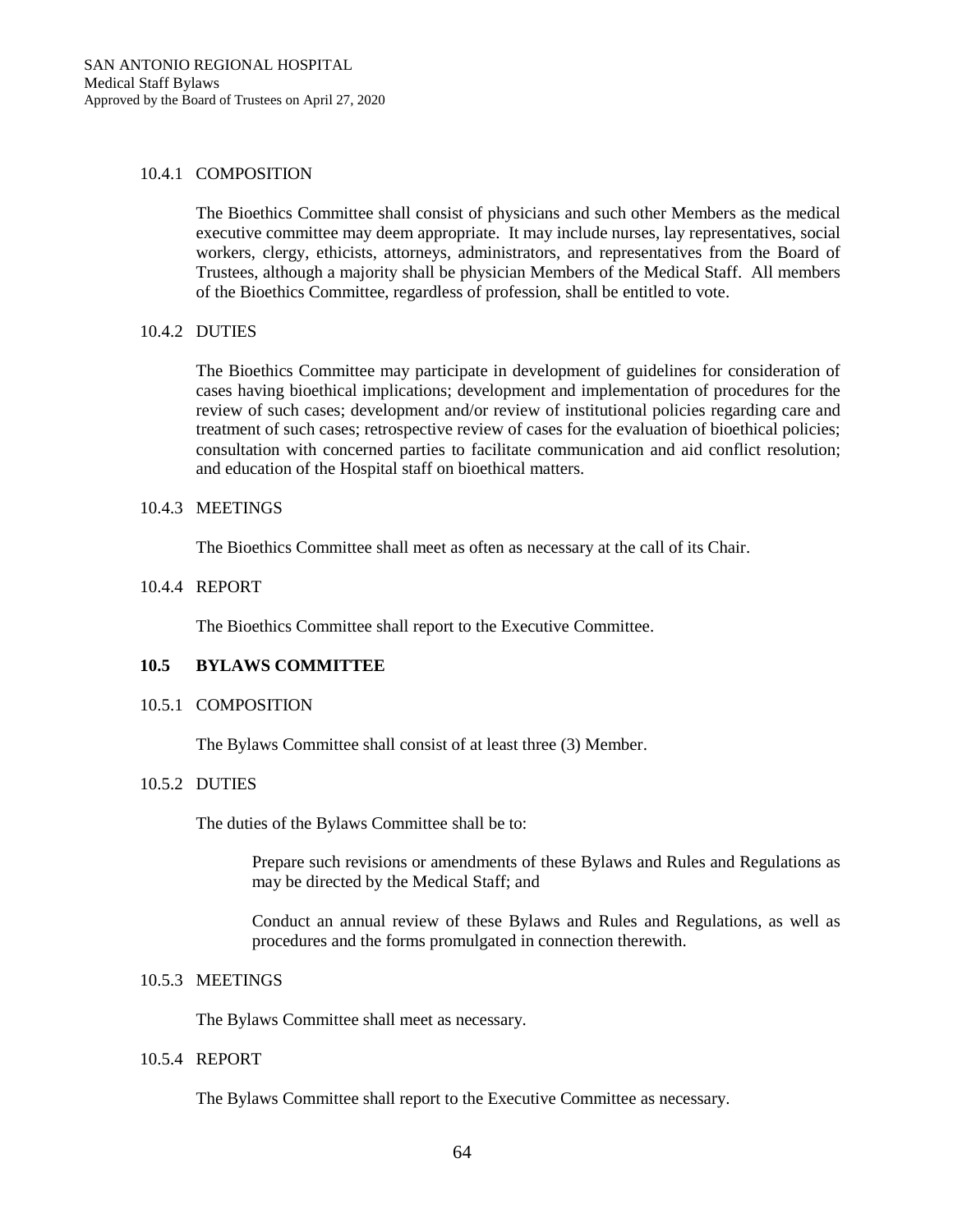10.4.1 COMPOSITION

The Bioethics Committee shall consist of physicians and such other Members as the medical executive committee may deem appropriate. It may include nurses, lay representatives, social workers, clergy, ethicists, attorneys, administrators, and representatives from the Board of Trustees, although a majority shall be physician Members of the Medical Staff. All members of the Bioethics Committee, regardless of profession, shall be entitled to vote.

10.4.2 DUTIES

The Bioethics Committee may participate in development of guidelines for consideration of cases having bioethical implications; development and implementation of procedures for the review of such cases; development and/or review of institutional policies regarding care and treatment of such cases; retrospective review of cases for the evaluation of bioethical policies; consultation with concerned parties to facilitate communication and aid conflict resolution; and education of the Hospital staff on bioethical matters.

10.4.3 MEETINGS

The Bioethics Committee shall meet as often as necessary at the call of its Chair.

10.4.4 REPORT

The Bioethics Committee shall report to the Executive Committee.

## 10.5 BYLAWS COMMITTEE

10.5.1 COMPOSITION

The Bylaws Committee shall consist of at least three (3) Member.

10.5.2 DUTIES

The duties of the Bylaws Committee shall be to:

Prepare such revisions or amendments of these Bylaws and Rules and Regulations as may be directed by the Medical Staff; and

Conduct an annual review of these Bylaws and Rules and Regulations, as well as procedures and the forms promulgated in connection therewith.

10.5.3 MEETINGS

The Bylaws Committee shall meet as necessary.

10.5.4 REPORT

The Bylaws Committee shall report to the Executive Committee as necessary.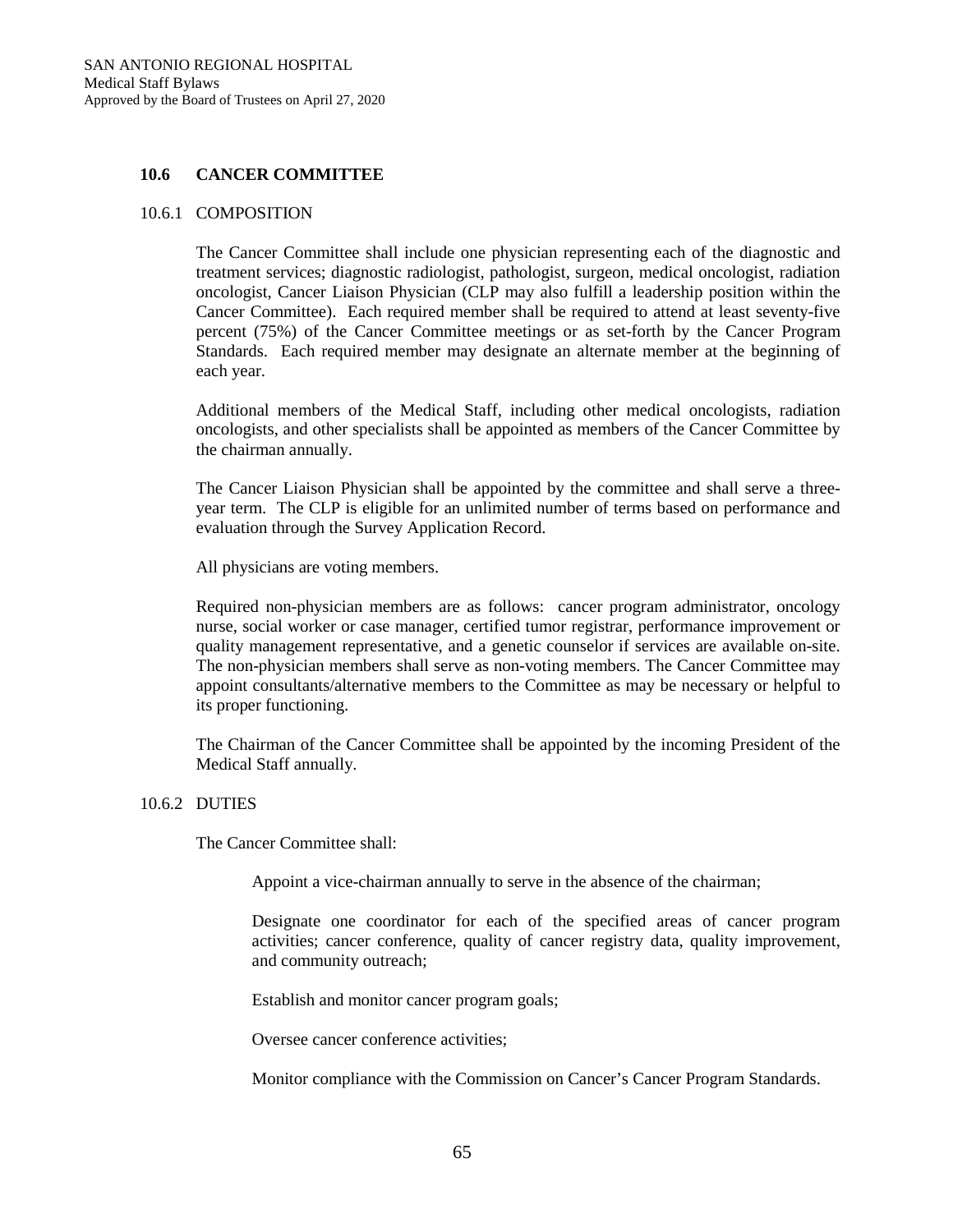## 10.6 CANCER COMMITTEE

### 10.6.1 COMPOSITION

The Cancer Committee shall include one physician representing each of the diagnostic and treatment services; diagnostic radiologist, pathologist, surgeon, medical oncologist, radiation oncologist, Cancer Liaison Physician (CLP may also fulfill a leadership position within the Cancer Committee). Each required member shall be required to attend at least seventy-five percent (75%) of the Cancer Committee meetings or as set-forth by the Cancer Program Standards. Each required member may designate an alternate member at the beginning of each year.

Additional members of the Medical Staff, including other medical oncologists, radiation oncologists, and other specialists shall be appointed as members of the Cancer Committee by the chairman annually.

The Cancer Liaison Physician shall be appointed by the committee and shall serve a three-year term. The CLP is eligible for an unlimited number of terms based on performance and evaluation through the Survey Application Record.

All physicians are voting members.

Required non-physician members are as follows: cancer program administrator, oncology nurse, social worker or case manager, certified tumor registrar, performance improvement or quality management representative, and a genetic counselor if services are available on-site. The non-physician members shall serve as non-voting members. The Cancer Committee may appoint consultants/alternative members to the Committee as may be necessary or helpful to its proper functioning.

The Chairman of the Cancer Committee shall be appointed by the incoming President of the Medical Staff annually.

### 10.6.2 DUTIES

The Cancer Committee shall:

Appoint a vice-chairman annually to serve in the absence of the chairman;

Designate one coordinator for each of the specified areas of cancer program activities; cancer conference, quality of cancer registry data, quality improvement, and community outreach;

Establish and monitor cancer program goals;

Oversee cancer conference activities;

Monitor compliance with the Commission on Cancer's Cancer Program Standards.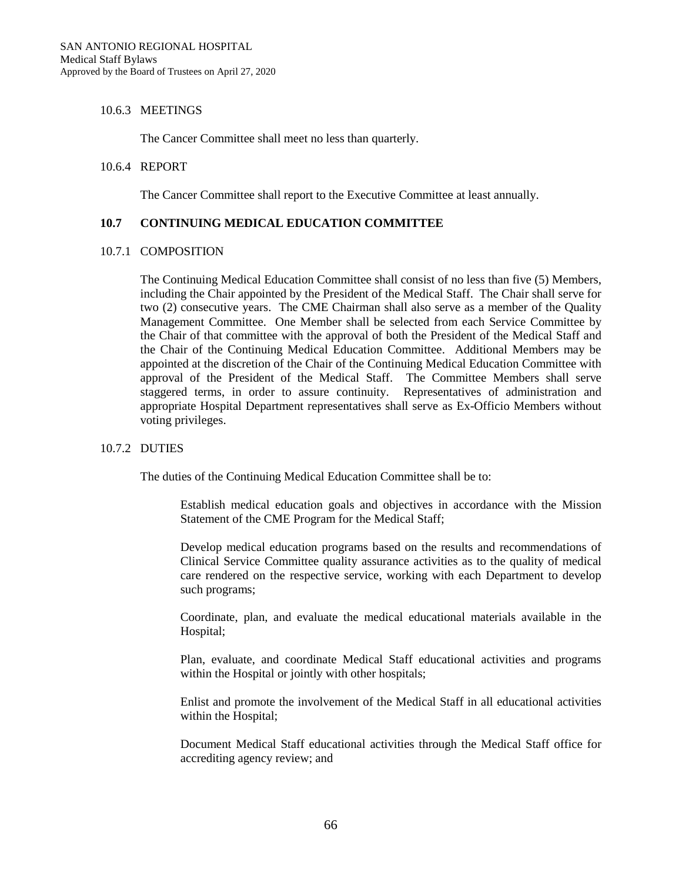10.6.3 MEETINGS

The Cancer Committee shall meet no less than quarterly.

10.6.4 REPORT

The Cancer Committee shall report to the Executive Committee at least annually.

## 10.7 CONTINUING MEDICAL EDUCATION COMMITTEE

10.7.1 COMPOSITION

The Continuing Medical Education Committee shall consist of no less than five (5) Members, including the Chair appointed by the President of the Medical Staff. The Chair shall serve for two (2) consecutive years. The CME Chairman shall also serve as a member of the Quality Management Committee. One Member shall be selected from each Service Committee by the Chair of that committee with the approval of both the President of the Medical Staff and the Chair of the Continuing Medical Education Committee. Additional Members may be appointed at the discretion of the Chair of the Continuing Medical Education Committee with approval of the President of the Medical Staff. The Committee Members shall serve staggered terms, in order to assure continuity. Representatives of administration and appropriate Hospital Department representatives shall serve as Ex-Officio Members without voting privileges.

10.7.2 DUTIES

The duties of the Continuing Medical Education Committee shall be to:

Establish medical education goals and objectives in accordance with the Mission Statement of the CME Program for the Medical Staff;

Develop medical education programs based on the results and recommendations of Clinical Service Committee quality assurance activities as to the quality of medical care rendered on the respective service, working with each Department to develop such programs;

Coordinate, plan, and evaluate the medical educational materials available in the Hospital;

Plan, evaluate, and coordinate Medical Staff educational activities and programs within the Hospital or jointly with other hospitals;

Enlist and promote the involvement of the Medical Staff in all educational activities within the Hospital;

Document Medical Staff educational activities through the Medical Staff office for accrediting agency review; and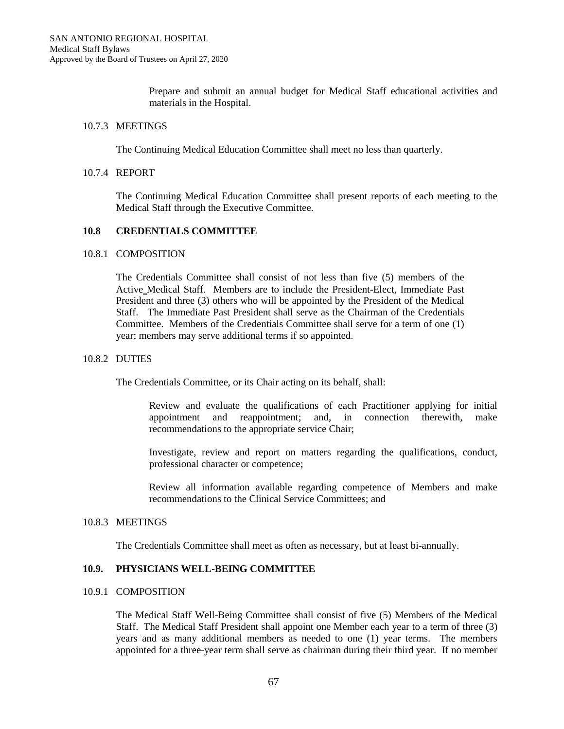Prepare and submit an annual budget for Medical Staff educational activities and materials in the Hospital.

10.7.3 MEETINGS

The Continuing Medical Education Committee shall meet no less than quarterly.

10.7.4 REPORT

The Continuing Medical Education Committee shall present reports of each meeting to the Medical Staff through the Executive Committee.

## 10.8 CREDENTIALS COMMITTEE

10.8.1 COMPOSITION

The Credentials Committee shall consist of not less than five (5) members of the Active Medical Staff. Members are to include the President-Elect, Immediate Past President and three (3) others who will be appointed by the President of the Medical Staff. The Immediate Past President shall serve as the Chairman of the Credentials Committee. Members of the Credentials Committee shall serve for a term of one (1) year; members may serve additional terms if so appointed.

10.8.2 DUTIES

The Credentials Committee, or its Chair acting on its behalf, shall:

Review and evaluate the qualifications of each Practitioner applying for initial appointment and reappointment; and, in connection therewith, make recommendations to the appropriate service Chair;

Investigate, review and report on matters regarding the qualifications, conduct, professional character or competence;

Review all information available regarding competence of Members and make recommendations to the Clinical Service Committees; and

10.8.3 MEETINGS

The Credentials Committee shall meet as often as necessary, but at least bi-annually.

## 10.9. PHYSICIANS WELL-BEING COMMITTEE

10.9.1 COMPOSITION

The Medical Staff Well-Being Committee shall consist of five (5) Members of the Medical Staff. The Medical Staff President shall appoint one Member each year to a term of three (3) years and as many additional members as needed to one (1) year terms. The members appointed for a three-year term shall serve as chairman during their third year. If no member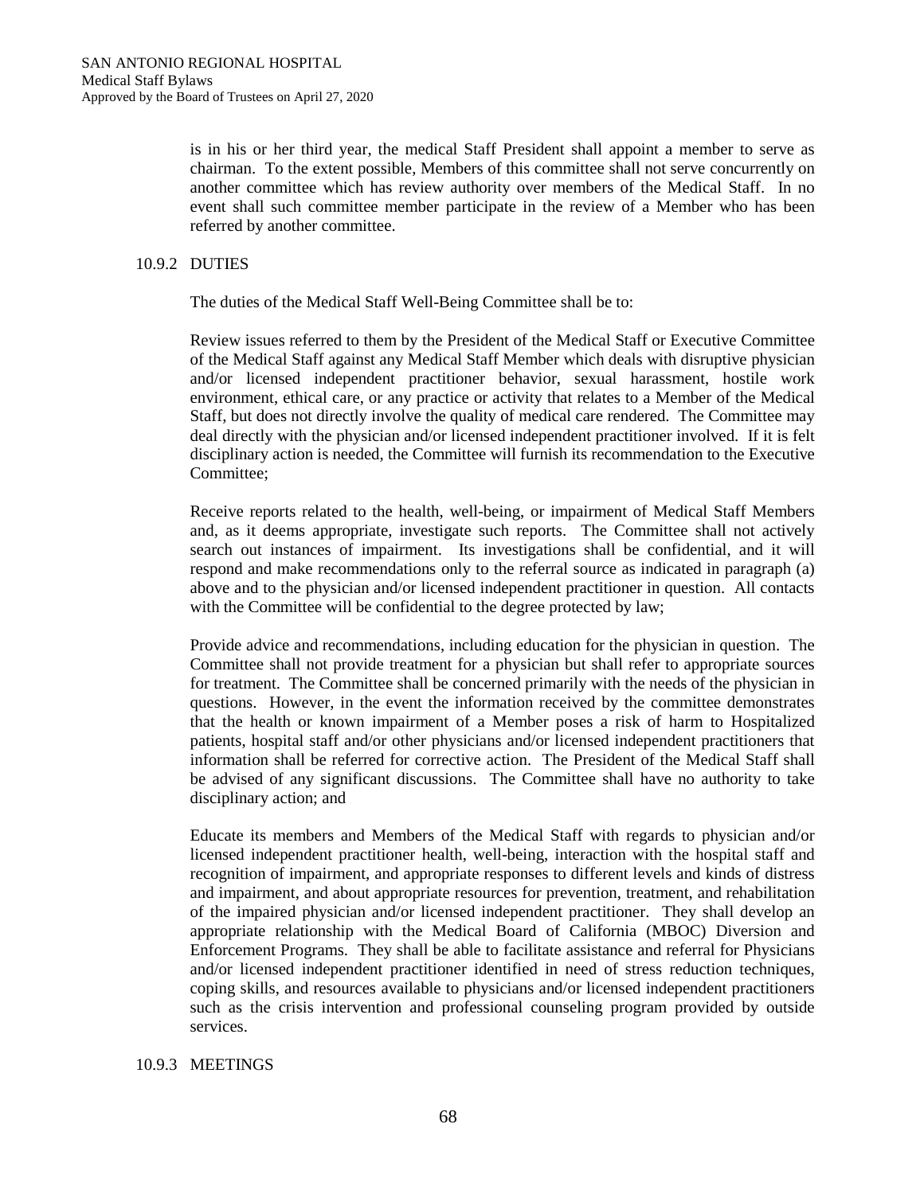is in his or her third year, the medical Staff President shall appoint a member to serve as chairman. To the extent possible, Members of this committee shall not serve concurrently on another committee which has review authority over members of the Medical Staff. In no event shall such committee member participate in the review of a Member who has been referred by another committee.

### 10.9.2 DUTIES

The duties of the Medical Staff Well-Being Committee shall be to:

Review issues referred to them by the President of the Medical Staff or Executive Committee of the Medical Staff against any Medical Staff Member which deals with disruptive physician and/or licensed independent practitioner behavior, sexual harassment, hostile work environment, ethical care, or any practice or activity that relates to a Member of the Medical Staff, but does not directly involve the quality of medical care rendered. The Committee may deal directly with the physician and/or licensed independent practitioner involved. If it is felt disciplinary action is needed, the Committee will furnish its recommendation to the Executive Committee;

Receive reports related to the health, well-being, or impairment of Medical Staff Members and, as it deems appropriate, investigate such reports. The Committee shall not actively search out instances of impairment. Its investigations shall be confidential, and it will respond and make recommendations only to the referral source as indicated in paragraph (a) above and to the physician and/or licensed independent practitioner in question. All contacts with the Committee will be confidential to the degree protected by law;

Provide advice and recommendations, including education for the physician in question. The Committee shall not provide treatment for a physician but shall refer to appropriate sources for treatment. The Committee shall be concerned primarily with the needs of the physician in questions. However, in the event the information received by the committee demonstrates that the health or known impairment of a Member poses a risk of harm to Hospitalized patients, hospital staff and/or other physicians and/or licensed independent practitioners that information shall be referred for corrective action. The President of the Medical Staff shall be advised of any significant discussions. The Committee shall have no authority to take disciplinary action; and

Educate its members and Members of the Medical Staff with regards to physician and/or licensed independent practitioner health, well-being, interaction with the hospital staff and recognition of impairment, and appropriate responses to different levels and kinds of distress and impairment, and about appropriate resources for prevention, treatment, and rehabilitation of the impaired physician and/or licensed independent practitioner. They shall develop an appropriate relationship with the Medical Board of California (MBOC) Diversion and Enforcement Programs. They shall be able to facilitate assistance and referral for Physicians and/or licensed independent practitioner identified in need of stress reduction techniques, coping skills, and resources available to physicians and/or licensed independent practitioners such as the crisis intervention and professional counseling program provided by outside services.

### 10.9.3 MEETINGS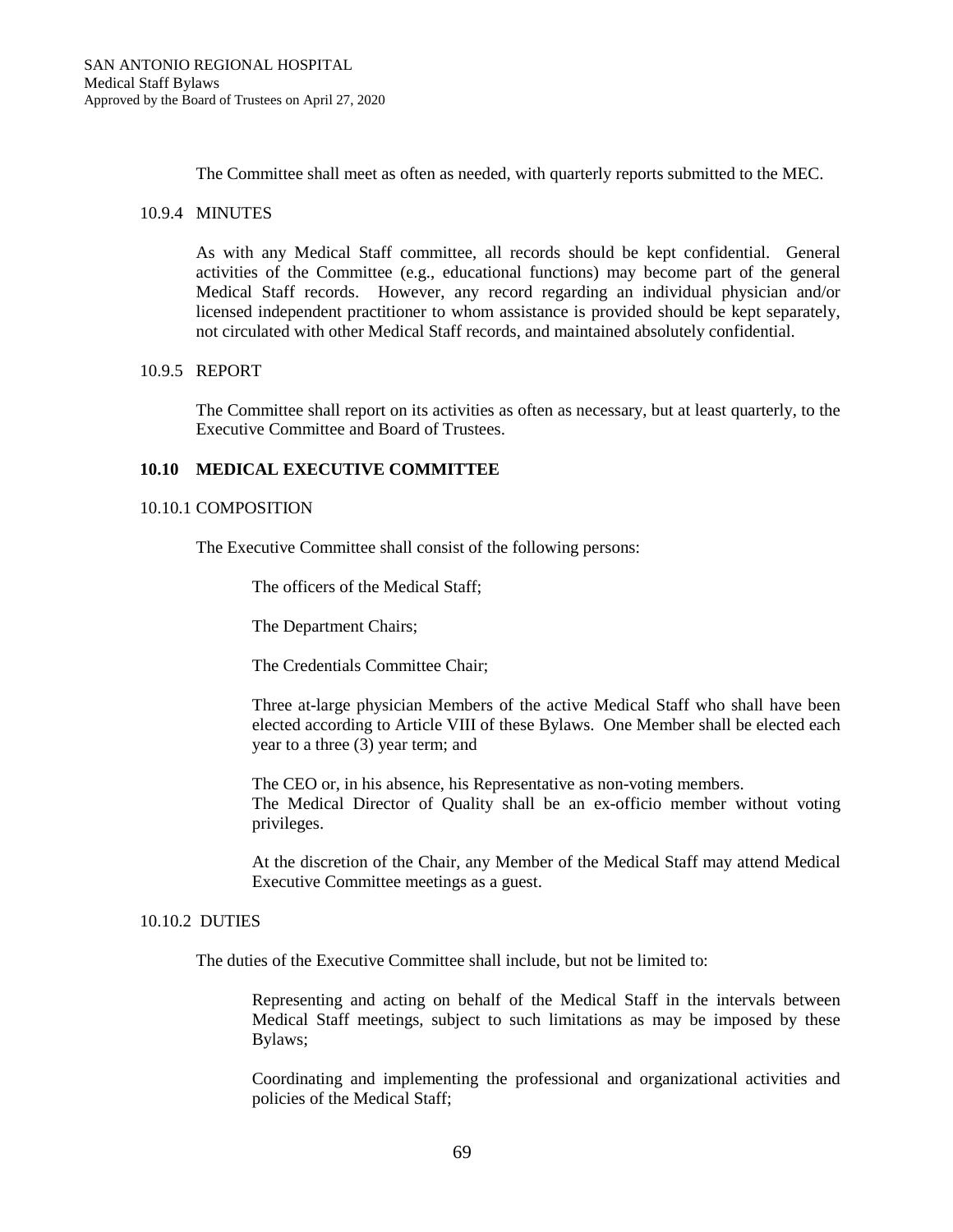The Committee shall meet as often as needed, with quarterly reports submitted to the MEC.

10.9.4 MINUTES

As with any Medical Staff committee, all records should be kept confidential. General activities of the Committee (e.g., educational functions) may become part of the general Medical Staff records. However, any record regarding an individual physician and/or licensed independent practitioner to whom assistance is provided should be kept separately, not circulated with other Medical Staff records, and maintained absolutely confidential.

10.9.5 REPORT

The Committee shall report on its activities as often as necessary, but at least quarterly, to the Executive Committee and Board of Trustees.

## 10.10 MEDICAL EXECUTIVE COMMITTEE

10.10.1 COMPOSITION

The Executive Committee shall consist of the following persons:

The officers of the Medical Staff;

The Department Chairs;

The Credentials Committee Chair;

Three at-large physician Members of the active Medical Staff who shall have been elected according to Article VIII of these Bylaws. One Member shall be elected each year to a three (3) year term; and

The CEO or, in his absence, his Representative as non-voting members.
The Medical Director of Quality shall be an ex-officio member without voting privileges.

At the discretion of the Chair, any Member of the Medical Staff may attend Medical Executive Committee meetings as a guest.

10.10.2 DUTIES

The duties of the Executive Committee shall include, but not be limited to:

Representing and acting on behalf of the Medical Staff in the intervals between Medical Staff meetings, subject to such limitations as may be imposed by these Bylaws;

Coordinating and implementing the professional and organizational activities and policies of the Medical Staff;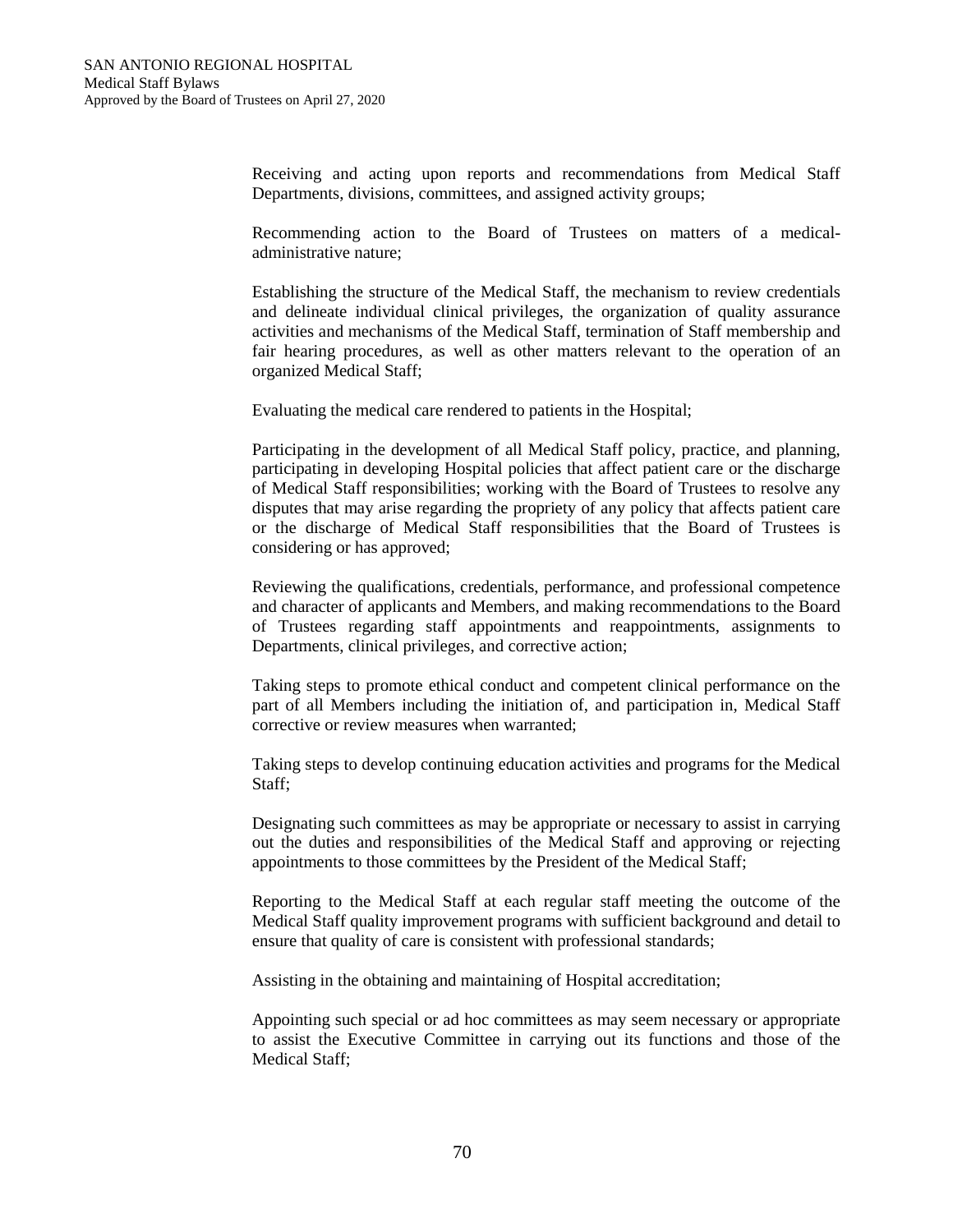Receiving and acting upon reports and recommendations from Medical Staff Departments, divisions, committees, and assigned activity groups;

Recommending action to the Board of Trustees on matters of a medical-administrative nature;

Establishing the structure of the Medical Staff, the mechanism to review credentials and delineate individual clinical privileges, the organization of quality assurance activities and mechanisms of the Medical Staff, termination of Staff membership and fair hearing procedures, as well as other matters relevant to the operation of an organized Medical Staff;

Evaluating the medical care rendered to patients in the Hospital;

Participating in the development of all Medical Staff policy, practice, and planning, participating in developing Hospital policies that affect patient care or the discharge of Medical Staff responsibilities; working with the Board of Trustees to resolve any disputes that may arise regarding the propriety of any policy that affects patient care or the discharge of Medical Staff responsibilities that the Board of Trustees is considering or has approved;

Reviewing the qualifications, credentials, performance, and professional competence and character of applicants and Members, and making recommendations to the Board of Trustees regarding staff appointments and reappointments, assignments to Departments, clinical privileges, and corrective action;

Taking steps to promote ethical conduct and competent clinical performance on the part of all Members including the initiation of, and participation in, Medical Staff corrective or review measures when warranted;

Taking steps to develop continuing education activities and programs for the Medical Staff;

Designating such committees as may be appropriate or necessary to assist in carrying out the duties and responsibilities of the Medical Staff and approving or rejecting appointments to those committees by the President of the Medical Staff;

Reporting to the Medical Staff at each regular staff meeting the outcome of the Medical Staff quality improvement programs with sufficient background and detail to ensure that quality of care is consistent with professional standards;

Assisting in the obtaining and maintaining of Hospital accreditation;

Appointing such special or ad hoc committees as may seem necessary or appropriate to assist the Executive Committee in carrying out its functions and those of the Medical Staff;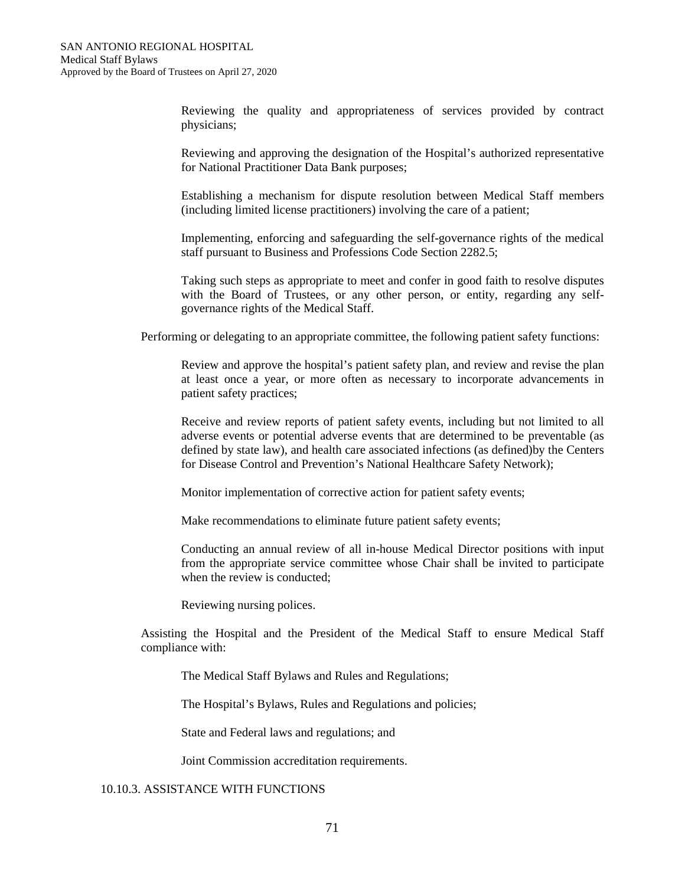Reviewing the quality and appropriateness of services provided by contract physicians;

Reviewing and approving the designation of the Hospital's authorized representative for National Practitioner Data Bank purposes;

Establishing a mechanism for dispute resolution between Medical Staff members (including limited license practitioners) involving the care of a patient;

Implementing, enforcing and safeguarding the self-governance rights of the medical staff pursuant to Business and Professions Code Section 2282.5;

Taking such steps as appropriate to meet and confer in good faith to resolve disputes with the Board of Trustees, or any other person, or entity, regarding any self-governance rights of the Medical Staff.

Performing or delegating to an appropriate committee, the following patient safety functions:

Review and approve the hospital's patient safety plan, and review and revise the plan at least once a year, or more often as necessary to incorporate advancements in patient safety practices;

Receive and review reports of patient safety events, including but not limited to all adverse events or potential adverse events that are determined to be preventable (as defined by state law), and health care associated infections (as defined)by the Centers for Disease Control and Prevention's National Healthcare Safety Network);

Monitor implementation of corrective action for patient safety events;

Make recommendations to eliminate future patient safety events;

Conducting an annual review of all in-house Medical Director positions with input from the appropriate service committee whose Chair shall be invited to participate when the review is conducted;

Reviewing nursing polices.

Assisting the Hospital and the President of the Medical Staff to ensure Medical Staff compliance with:

The Medical Staff Bylaws and Rules and Regulations;

The Hospital's Bylaws, Rules and Regulations and policies;

State and Federal laws and regulations; and

Joint Commission accreditation requirements.

10.10.3. ASSISTANCE WITH FUNCTIONS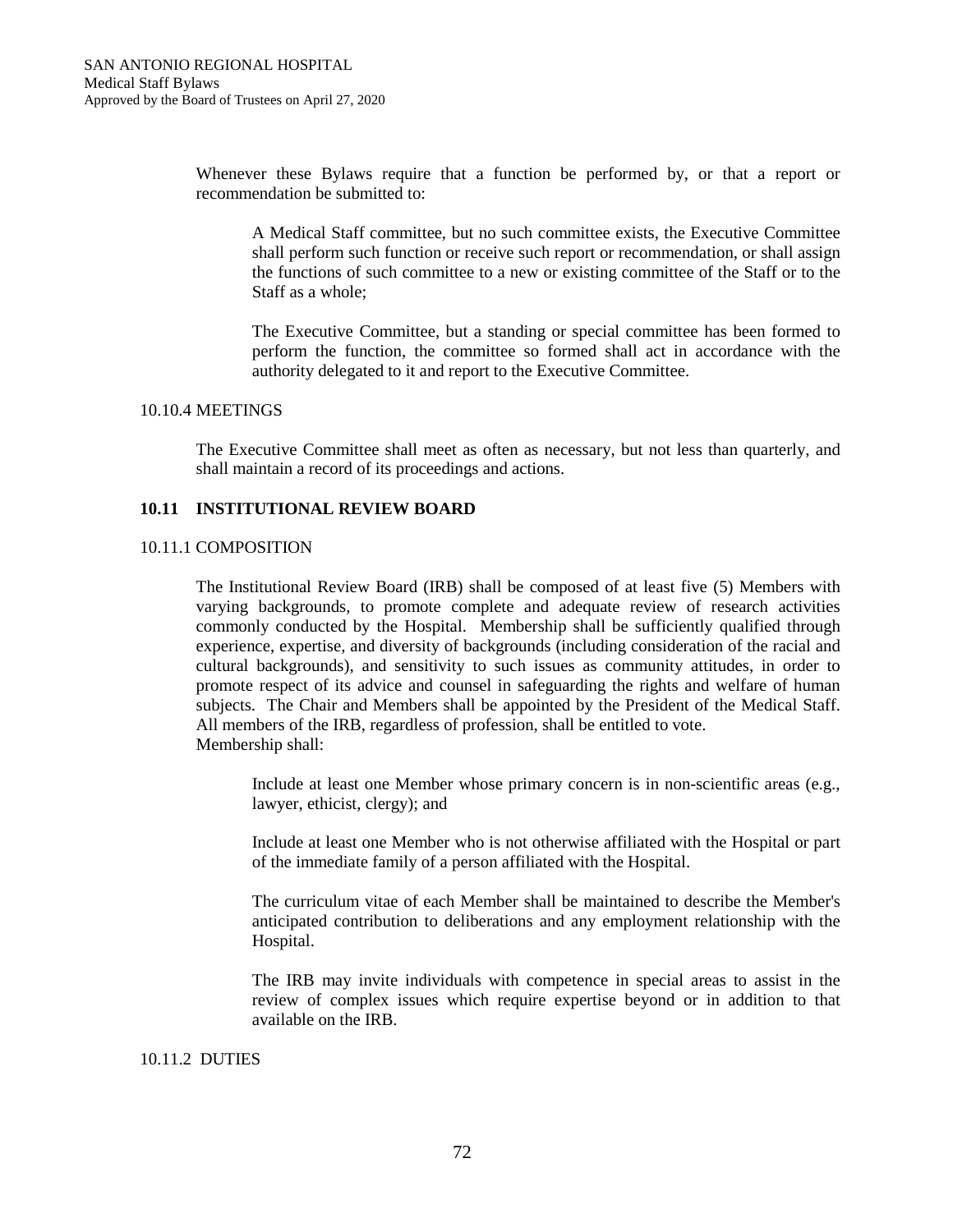Whenever these Bylaws require that a function be performed by, or that a report or recommendation be submitted to:

A Medical Staff committee, but no such committee exists, the Executive Committee shall perform such function or receive such report or recommendation, or shall assign the functions of such committee to a new or existing committee of the Staff or to the Staff as a whole;

The Executive Committee, but a standing or special committee has been formed to perform the function, the committee so formed shall act in accordance with the authority delegated to it and report to the Executive Committee.

10.10.4 MEETINGS

The Executive Committee shall meet as often as necessary, but not less than quarterly, and shall maintain a record of its proceedings and actions.

## 10.11 INSTITUTIONAL REVIEW BOARD

10.11.1 COMPOSITION

The Institutional Review Board (IRB) shall be composed of at least five (5) Members with varying backgrounds, to promote complete and adequate review of research activities commonly conducted by the Hospital. Membership shall be sufficiently qualified through experience, expertise, and diversity of backgrounds (including consideration of the racial and cultural backgrounds), and sensitivity to such issues as community attitudes, in order to promote respect of its advice and counsel in safeguarding the rights and welfare of human subjects. The Chair and Members shall be appointed by the President of the Medical Staff. All members of the IRB, regardless of profession, shall be entitled to vote.
Membership shall:

Include at least one Member whose primary concern is in non-scientific areas (e.g., lawyer, ethicist, clergy); and

Include at least one Member who is not otherwise affiliated with the Hospital or part of the immediate family of a person affiliated with the Hospital.

The curriculum vitae of each Member shall be maintained to describe the Member's anticipated contribution to deliberations and any employment relationship with the Hospital.

The IRB may invite individuals with competence in special areas to assist in the review of complex issues which require expertise beyond or in addition to that available on the IRB.

10.11.2 DUTIES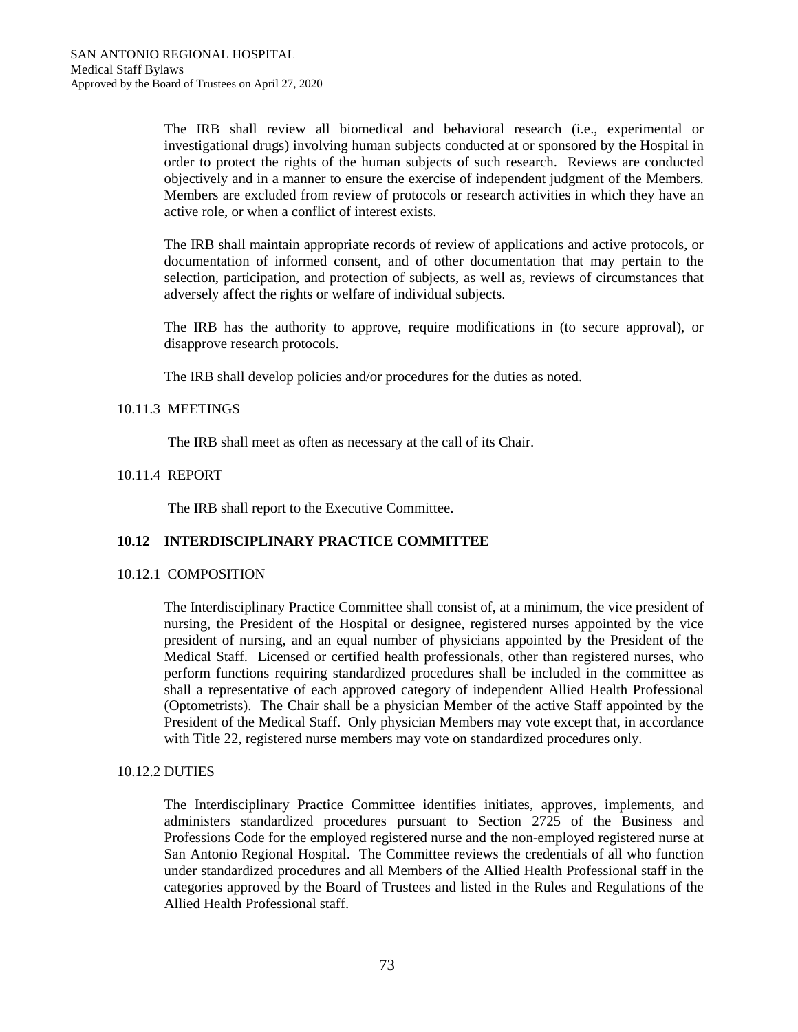The IRB shall review all biomedical and behavioral research (i.e., experimental or investigational drugs) involving human subjects conducted at or sponsored by the Hospital in order to protect the rights of the human subjects of such research. Reviews are conducted objectively and in a manner to ensure the exercise of independent judgment of the Members. Members are excluded from review of protocols or research activities in which they have an active role, or when a conflict of interest exists.

The IRB shall maintain appropriate records of review of applications and active protocols, or documentation of informed consent, and of other documentation that may pertain to the selection, participation, and protection of subjects, as well as, reviews of circumstances that adversely affect the rights or welfare of individual subjects.

The IRB has the authority to approve, require modifications in (to secure approval), or disapprove research protocols.

The IRB shall develop policies and/or procedures for the duties as noted.

10.11.3 MEETINGS

The IRB shall meet as often as necessary at the call of its Chair.

10.11.4 REPORT

The IRB shall report to the Executive Committee.

### 10.12 INTERDISCIPLINARY PRACTICE COMMITTEE

10.12.1 COMPOSITION

The Interdisciplinary Practice Committee shall consist of, at a minimum, the vice president of nursing, the President of the Hospital or designee, registered nurses appointed by the vice president of nursing, and an equal number of physicians appointed by the President of the Medical Staff. Licensed or certified health professionals, other than registered nurses, who perform functions requiring standardized procedures shall be included in the committee as shall a representative of each approved category of independent Allied Health Professional (Optometrists). The Chair shall be a physician Member of the active Staff appointed by the President of the Medical Staff. Only physician Members may vote except that, in accordance with Title 22, registered nurse members may vote on standardized procedures only.

10.12.2 DUTIES

The Interdisciplinary Practice Committee identifies initiates, approves, implements, and administers standardized procedures pursuant to Section 2725 of the Business and Professions Code for the employed registered nurse and the non-employed registered nurse at San Antonio Regional Hospital. The Committee reviews the credentials of all who function under standardized procedures and all Members of the Allied Health Professional staff in the categories approved by the Board of Trustees and listed in the Rules and Regulations of the Allied Health Professional staff.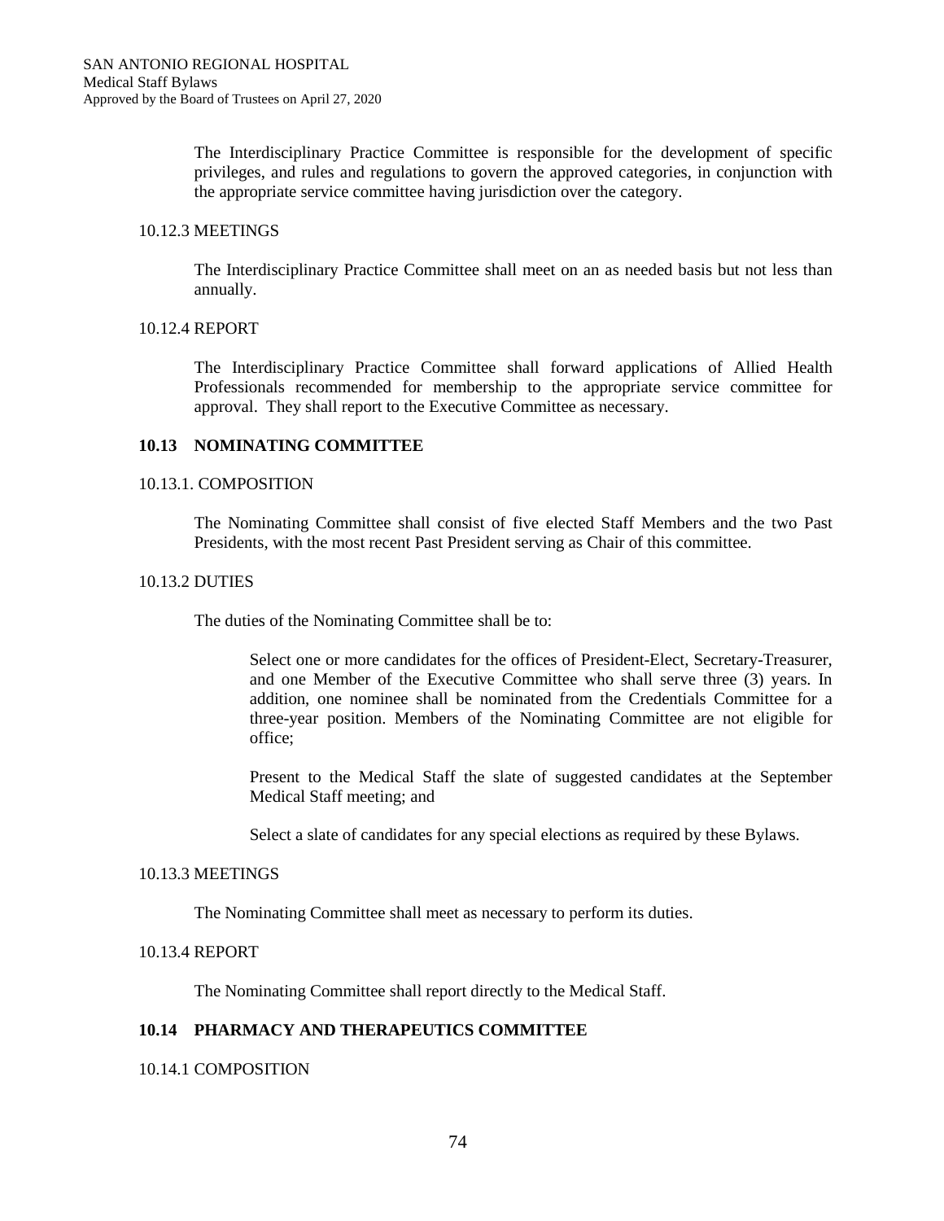The Interdisciplinary Practice Committee is responsible for the development of specific privileges, and rules and regulations to govern the approved categories, in conjunction with the appropriate service committee having jurisdiction over the category.

10.12.3 MEETINGS

The Interdisciplinary Practice Committee shall meet on an as needed basis but not less than annually.

10.12.4 REPORT

The Interdisciplinary Practice Committee shall forward applications of Allied Health Professionals recommended for membership to the appropriate service committee for approval. They shall report to the Executive Committee as necessary.

## 10.13 NOMINATING COMMITTEE

10.13.1. COMPOSITION

The Nominating Committee shall consist of five elected Staff Members and the two Past Presidents, with the most recent Past President serving as Chair of this committee.

10.13.2 DUTIES

The duties of the Nominating Committee shall be to:

Select one or more candidates for the offices of President-Elect, Secretary-Treasurer, and one Member of the Executive Committee who shall serve three (3) years. In addition, one nominee shall be nominated from the Credentials Committee for a three-year position. Members of the Nominating Committee are not eligible for office;

Present to the Medical Staff the slate of suggested candidates at the September Medical Staff meeting; and

Select a slate of candidates for any special elections as required by these Bylaws.

10.13.3 MEETINGS

The Nominating Committee shall meet as necessary to perform its duties.

10.13.4 REPORT

The Nominating Committee shall report directly to the Medical Staff.

## 10.14 PHARMACY AND THERAPEUTICS COMMITTEE

10.14.1 COMPOSITION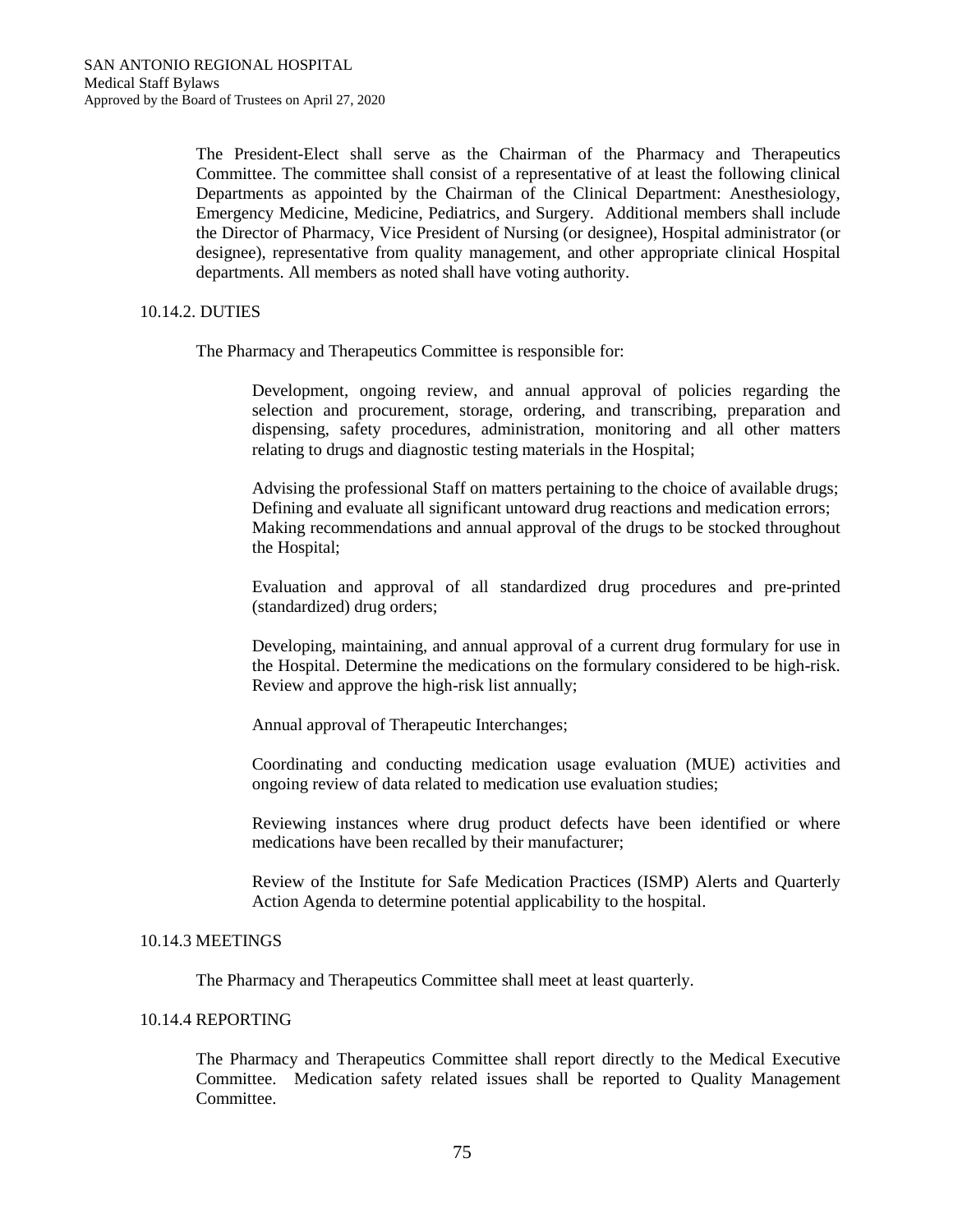The President-Elect shall serve as the Chairman of the Pharmacy and Therapeutics Committee. The committee shall consist of a representative of at least the following clinical Departments as appointed by the Chairman of the Clinical Department: Anesthesiology, Emergency Medicine, Medicine, Pediatrics, and Surgery. Additional members shall include the Director of Pharmacy, Vice President of Nursing (or designee), Hospital administrator (or designee), representative from quality management, and other appropriate clinical Hospital departments. All members as noted shall have voting authority.

#### 10.14.2. DUTIES

The Pharmacy and Therapeutics Committee is responsible for:

Development, ongoing review, and annual approval of policies regarding the selection and procurement, storage, ordering, and transcribing, preparation and dispensing, safety procedures, administration, monitoring and all other matters relating to drugs and diagnostic testing materials in the Hospital;

Advising the professional Staff on matters pertaining to the choice of available drugs; Defining and evaluate all significant untoward drug reactions and medication errors; Making recommendations and annual approval of the drugs to be stocked throughout the Hospital;

Evaluation and approval of all standardized drug procedures and pre-printed (standardized) drug orders;

Developing, maintaining, and annual approval of a current drug formulary for use in the Hospital. Determine the medications on the formulary considered to be high-risk. Review and approve the high-risk list annually;

Annual approval of Therapeutic Interchanges;

Coordinating and conducting medication usage evaluation (MUE) activities and ongoing review of data related to medication use evaluation studies;

Reviewing instances where drug product defects have been identified or where medications have been recalled by their manufacturer;

Review of the Institute for Safe Medication Practices (ISMP) Alerts and Quarterly Action Agenda to determine potential applicability to the hospital.

#### 10.14.3 MEETINGS

The Pharmacy and Therapeutics Committee shall meet at least quarterly.

#### 10.14.4 REPORTING

The Pharmacy and Therapeutics Committee shall report directly to the Medical Executive Committee. Medication safety related issues shall be reported to Quality Management Committee.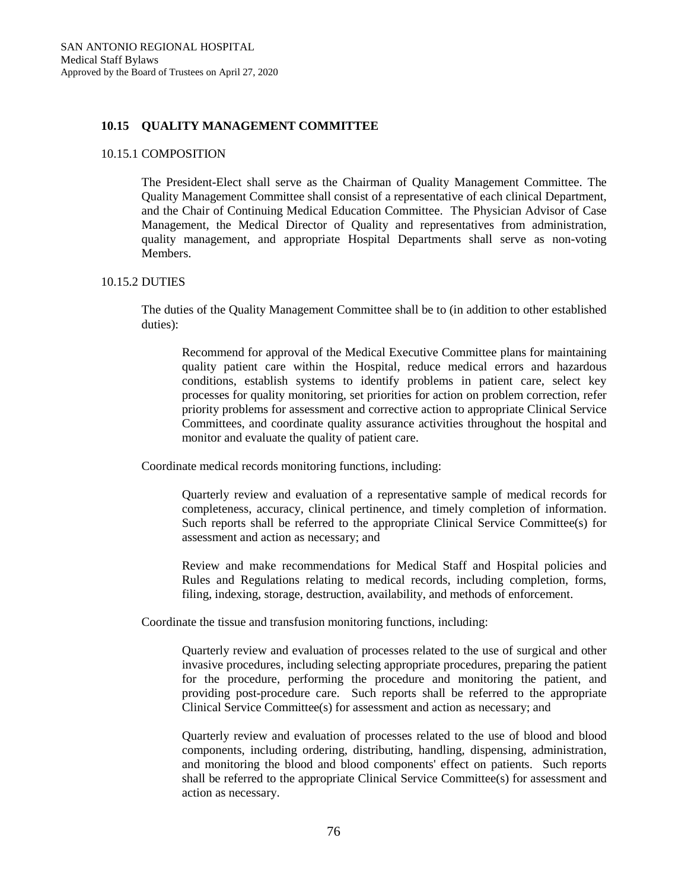### 10.15 QUALITY MANAGEMENT COMMITTEE

#### 10.15.1 COMPOSITION

The President-Elect shall serve as the Chairman of Quality Management Committee. The Quality Management Committee shall consist of a representative of each clinical Department, and the Chair of Continuing Medical Education Committee. The Physician Advisor of Case Management, the Medical Director of Quality and representatives from administration, quality management, and appropriate Hospital Departments shall serve as non-voting Members.

#### 10.15.2 DUTIES

The duties of the Quality Management Committee shall be to (in addition to other established duties):

> Recommend for approval of the Medical Executive Committee plans for maintaining quality patient care within the Hospital, reduce medical errors and hazardous conditions, establish systems to identify problems in patient care, select key processes for quality monitoring, set priorities for action on problem correction, refer priority problems for assessment and corrective action to appropriate Clinical Service Committees, and coordinate quality assurance activities throughout the hospital and monitor and evaluate the quality of patient care.

Coordinate medical records monitoring functions, including:

> Quarterly review and evaluation of a representative sample of medical records for completeness, accuracy, clinical pertinence, and timely completion of information. Such reports shall be referred to the appropriate Clinical Service Committee(s) for assessment and action as necessary; and
>
> Review and make recommendations for Medical Staff and Hospital policies and Rules and Regulations relating to medical records, including completion, forms, filing, indexing, storage, destruction, availability, and methods of enforcement.

Coordinate the tissue and transfusion monitoring functions, including:

> Quarterly review and evaluation of processes related to the use of surgical and other invasive procedures, including selecting appropriate procedures, preparing the patient for the procedure, performing the procedure and monitoring the patient, and providing post-procedure care. Such reports shall be referred to the appropriate Clinical Service Committee(s) for assessment and action as necessary; and
>
> Quarterly review and evaluation of processes related to the use of blood and blood components, including ordering, distributing, handling, dispensing, administration, and monitoring the blood and blood components' effect on patients. Such reports shall be referred to the appropriate Clinical Service Committee(s) for assessment and action as necessary.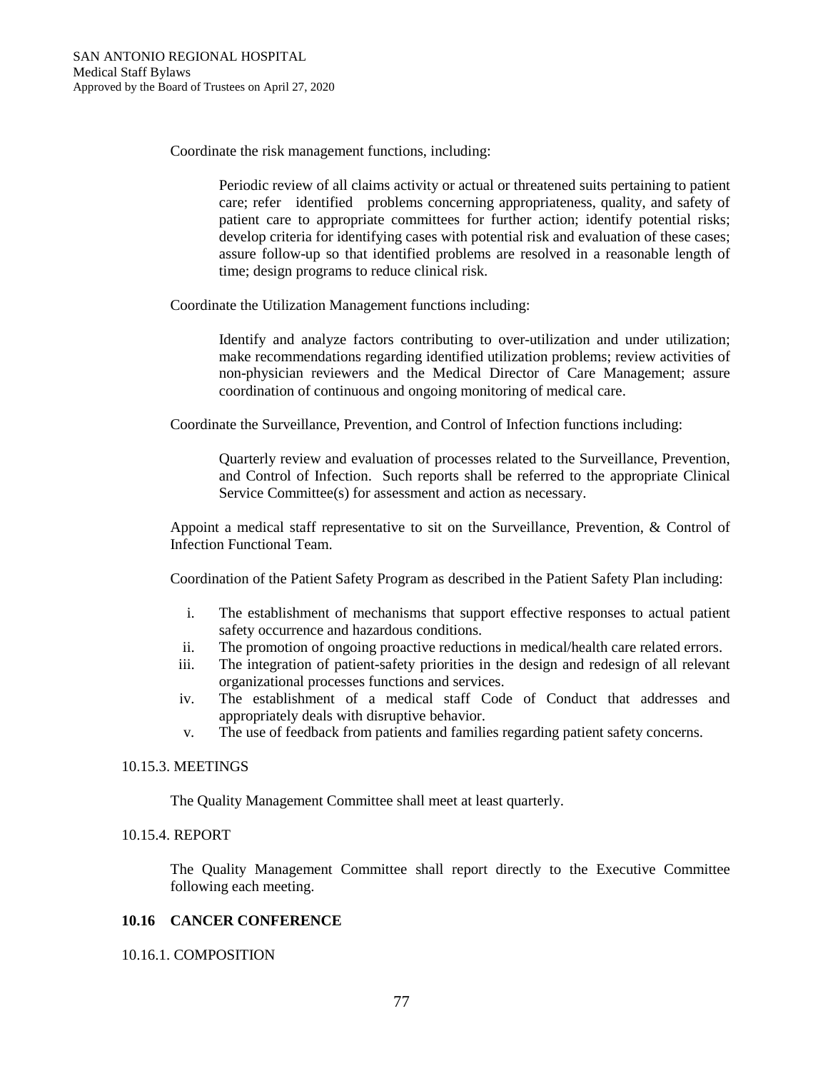Coordinate the risk management functions, including:

Periodic review of all claims activity or actual or threatened suits pertaining to patient care; refer identified problems concerning appropriateness, quality, and safety of patient care to appropriate committees for further action; identify potential risks; develop criteria for identifying cases with potential risk and evaluation of these cases; assure follow-up so that identified problems are resolved in a reasonable length of time; design programs to reduce clinical risk.

Coordinate the Utilization Management functions including:

Identify and analyze factors contributing to over-utilization and under utilization; make recommendations regarding identified utilization problems; review activities of non-physician reviewers and the Medical Director of Care Management; assure coordination of continuous and ongoing monitoring of medical care.

Coordinate the Surveillance, Prevention, and Control of Infection functions including:

Quarterly review and evaluation of processes related to the Surveillance, Prevention, and Control of Infection. Such reports shall be referred to the appropriate Clinical Service Committee(s) for assessment and action as necessary.

Appoint a medical staff representative to sit on the Surveillance, Prevention, & Control of Infection Functional Team.

Coordination of the Patient Safety Program as described in the Patient Safety Plan including:

i. The establishment of mechanisms that support effective responses to actual patient safety occurrence and hazardous conditions.
ii. The promotion of ongoing proactive reductions in medical/health care related errors.
iii. The integration of patient-safety priorities in the design and redesign of all relevant organizational processes functions and services.
iv. The establishment of a medical staff Code of Conduct that addresses and appropriately deals with disruptive behavior.
v. The use of feedback from patients and families regarding patient safety concerns.

10.15.3. MEETINGS

The Quality Management Committee shall meet at least quarterly.

10.15.4. REPORT

The Quality Management Committee shall report directly to the Executive Committee following each meeting.

## 10.16 CANCER CONFERENCE

10.16.1. COMPOSITION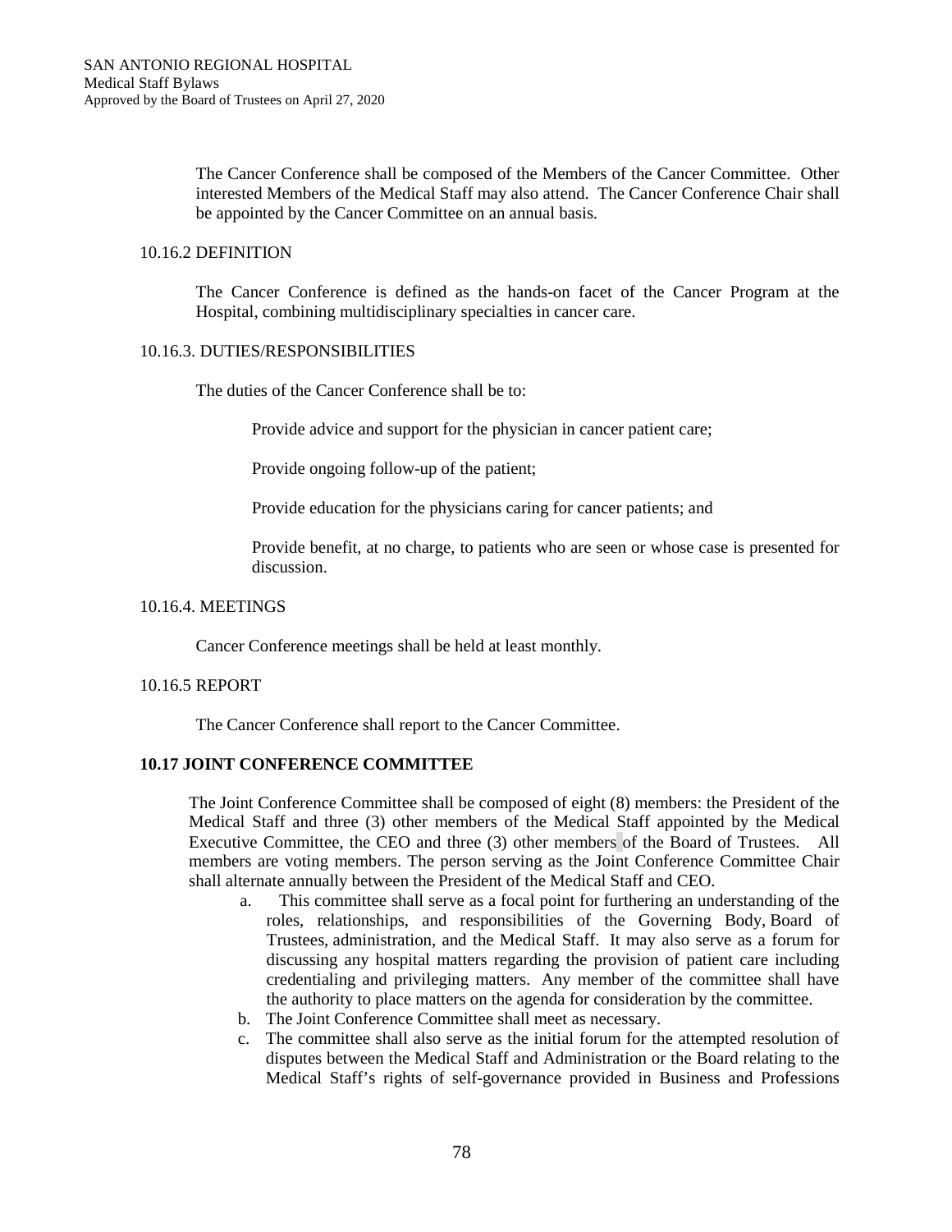The Cancer Conference shall be composed of the Members of the Cancer Committee. Other interested Members of the Medical Staff may also attend. The Cancer Conference Chair shall be appointed by the Cancer Committee on an annual basis.

10.16.2 DEFINITION

The Cancer Conference is defined as the hands-on facet of the Cancer Program at the Hospital, combining multidisciplinary specialties in cancer care.

10.16.3. DUTIES/RESPONSIBILITIES

The duties of the Cancer Conference shall be to:

Provide advice and support for the physician in cancer patient care;

Provide ongoing follow-up of the patient;

Provide education for the physicians caring for cancer patients; and

Provide benefit, at no charge, to patients who are seen or whose case is presented for discussion.

10.16.4. MEETINGS

Cancer Conference meetings shall be held at least monthly.

10.16.5 REPORT

The Cancer Conference shall report to the Cancer Committee.

**10.17 JOINT CONFERENCE COMMITTEE**

The Joint Conference Committee shall be composed of eight (8) members: the President of the Medical Staff and three (3) other members of the Medical Staff appointed by the Medical Executive Committee, the CEO and three (3) other members of the Board of Trustees. All members are voting members. The person serving as the Joint Conference Committee Chair shall alternate annually between the President of the Medical Staff and CEO.

a. This committee shall serve as a focal point for furthering an understanding of the roles, relationships, and responsibilities of the Governing Body, Board of Trustees, administration, and the Medical Staff. It may also serve as a forum for discussing any hospital matters regarding the provision of patient care including credentialing and privileging matters. Any member of the committee shall have the authority to place matters on the agenda for consideration by the committee.

b. The Joint Conference Committee shall meet as necessary.

c. The committee shall also serve as the initial forum for the attempted resolution of disputes between the Medical Staff and Administration or the Board relating to the Medical Staff's rights of self-governance provided in Business and Professions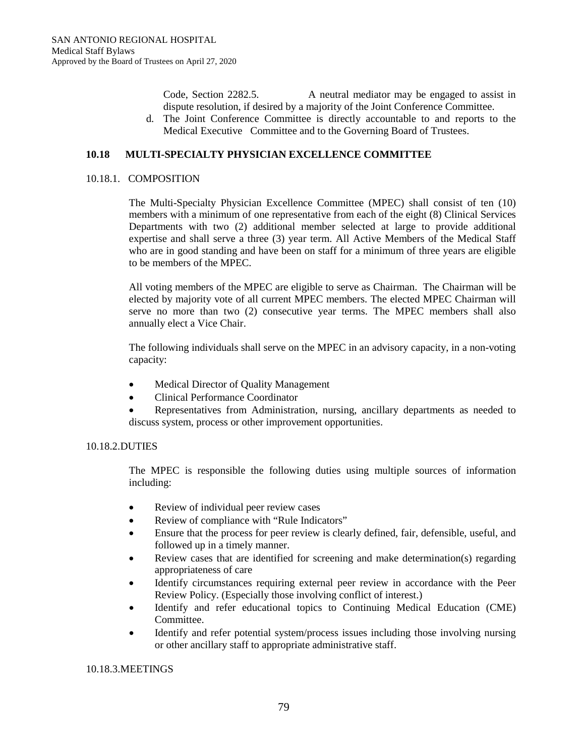Code, Section 2282.5. A neutral mediator may be engaged to assist in dispute resolution, if desired by a majority of the Joint Conference Committee.

d. The Joint Conference Committee is directly accountable to and reports to the Medical Executive Committee and to the Governing Board of Trustees.

## 10.18 MULTI-SPECIALTY PHYSICIAN EXCELLENCE COMMITTEE

### 10.18.1. COMPOSITION

The Multi-Specialty Physician Excellence Committee (MPEC) shall consist of ten (10) members with a minimum of one representative from each of the eight (8) Clinical Services Departments with two (2) additional member selected at large to provide additional expertise and shall serve a three (3) year term. All Active Members of the Medical Staff who are in good standing and have been on staff for a minimum of three years are eligible to be members of the MPEC.

All voting members of the MPEC are eligible to serve as Chairman. The Chairman will be elected by majority vote of all current MPEC members. The elected MPEC Chairman will serve no more than two (2) consecutive year terms. The MPEC members shall also annually elect a Vice Chair.

The following individuals shall serve on the MPEC in an advisory capacity, in a non-voting capacity:

- Medical Director of Quality Management
- Clinical Performance Coordinator
- Representatives from Administration, nursing, ancillary departments as needed to discuss system, process or other improvement opportunities.

### 10.18.2. DUTIES

The MPEC is responsible the following duties using multiple sources of information including:

- Review of individual peer review cases
- Review of compliance with "Rule Indicators"
- Ensure that the process for peer review is clearly defined, fair, defensible, useful, and followed up in a timely manner.
- Review cases that are identified for screening and make determination(s) regarding appropriateness of care
- Identify circumstances requiring external peer review in accordance with the Peer Review Policy. (Especially those involving conflict of interest.)
- Identify and refer educational topics to Continuing Medical Education (CME) Committee.
- Identify and refer potential system/process issues including those involving nursing or other ancillary staff to appropriate administrative staff.

### 10.18.3. MEETINGS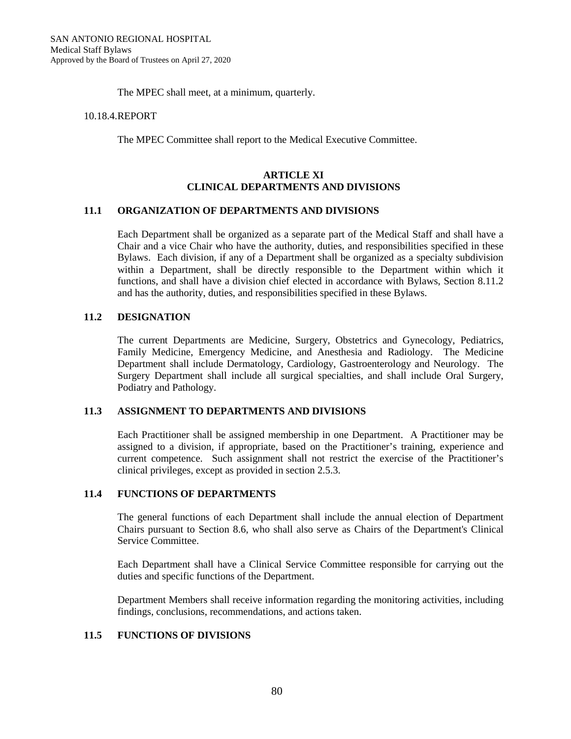The MPEC shall meet, at a minimum, quarterly.

10.18.4. REPORT

The MPEC Committee shall report to the Medical Executive Committee.

## ARTICLE XI
## CLINICAL DEPARTMENTS AND DIVISIONS

### 11.1 ORGANIZATION OF DEPARTMENTS AND DIVISIONS

Each Department shall be organized as a separate part of the Medical Staff and shall have a Chair and a vice Chair who have the authority, duties, and responsibilities specified in these Bylaws. Each division, if any of a Department shall be organized as a specialty subdivision within a Department, shall be directly responsible to the Department within which it functions, and shall have a division chief elected in accordance with Bylaws, Section 8.11.2 and has the authority, duties, and responsibilities specified in these Bylaws.

### 11.2 DESIGNATION

The current Departments are Medicine, Surgery, Obstetrics and Gynecology, Pediatrics, Family Medicine, Emergency Medicine, and Anesthesia and Radiology. The Medicine Department shall include Dermatology, Cardiology, Gastroenterology and Neurology. The Surgery Department shall include all surgical specialties, and shall include Oral Surgery, Podiatry and Pathology.

### 11.3 ASSIGNMENT TO DEPARTMENTS AND DIVISIONS

Each Practitioner shall be assigned membership in one Department. A Practitioner may be assigned to a division, if appropriate, based on the Practitioner's training, experience and current competence. Such assignment shall not restrict the exercise of the Practitioner's clinical privileges, except as provided in section 2.5.3.

### 11.4 FUNCTIONS OF DEPARTMENTS

The general functions of each Department shall include the annual election of Department Chairs pursuant to Section 8.6, who shall also serve as Chairs of the Department's Clinical Service Committee.

Each Department shall have a Clinical Service Committee responsible for carrying out the duties and specific functions of the Department.

Department Members shall receive information regarding the monitoring activities, including findings, conclusions, recommendations, and actions taken.

### 11.5 FUNCTIONS OF DIVISIONS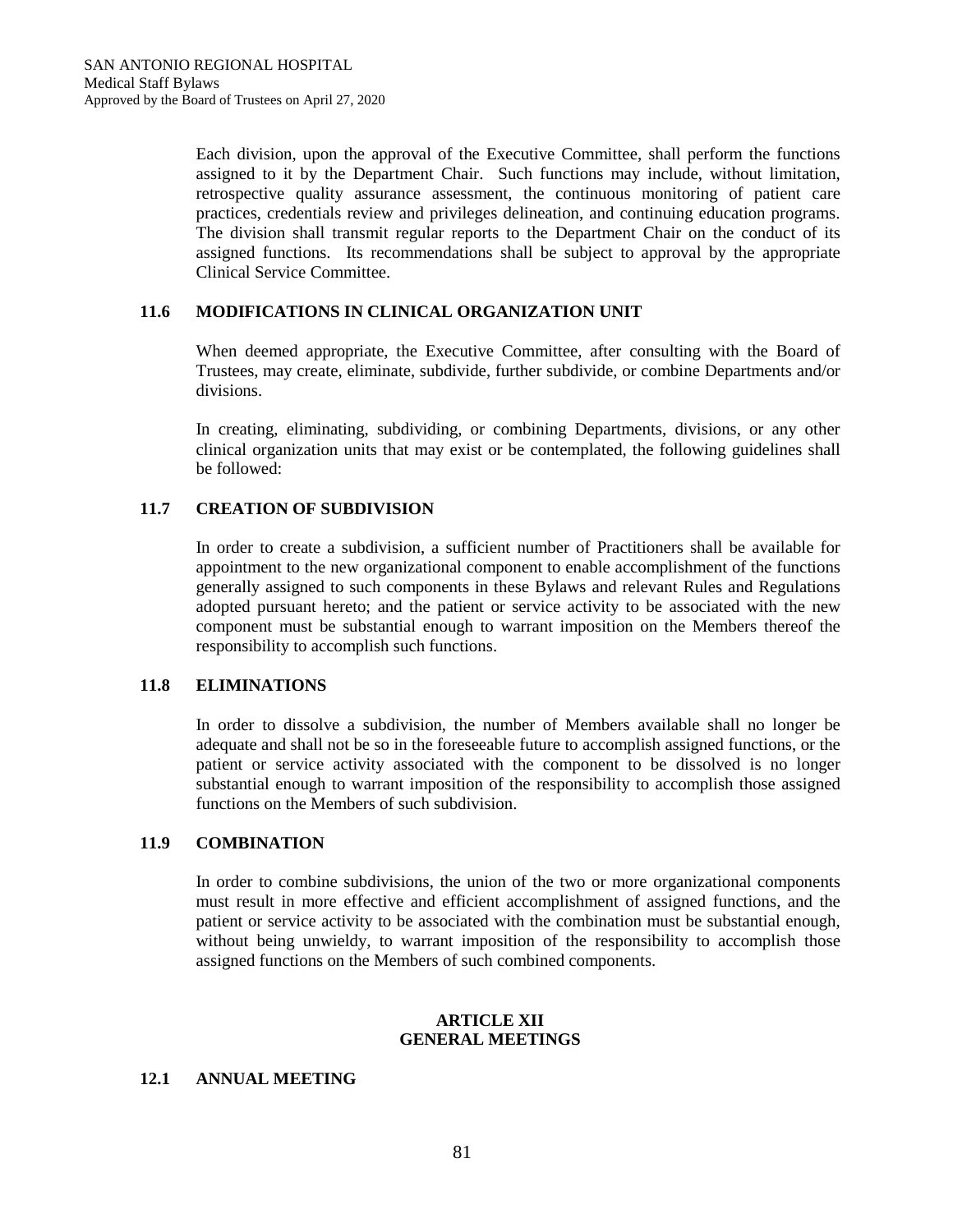Each division, upon the approval of the Executive Committee, shall perform the functions assigned to it by the Department Chair. Such functions may include, without limitation, retrospective quality assurance assessment, the continuous monitoring of patient care practices, credentials review and privileges delineation, and continuing education programs. The division shall transmit regular reports to the Department Chair on the conduct of its assigned functions. Its recommendations shall be subject to approval by the appropriate Clinical Service Committee.

### 11.6 MODIFICATIONS IN CLINICAL ORGANIZATION UNIT

When deemed appropriate, the Executive Committee, after consulting with the Board of Trustees, may create, eliminate, subdivide, further subdivide, or combine Departments and/or divisions.

In creating, eliminating, subdividing, or combining Departments, divisions, or any other clinical organization units that may exist or be contemplated, the following guidelines shall be followed:

### 11.7 CREATION OF SUBDIVISION

In order to create a subdivision, a sufficient number of Practitioners shall be available for appointment to the new organizational component to enable accomplishment of the functions generally assigned to such components in these Bylaws and relevant Rules and Regulations adopted pursuant hereto; and the patient or service activity to be associated with the new component must be substantial enough to warrant imposition on the Members thereof the responsibility to accomplish such functions.

### 11.8 ELIMINATIONS

In order to dissolve a subdivision, the number of Members available shall no longer be adequate and shall not be so in the foreseeable future to accomplish assigned functions, or the patient or service activity associated with the component to be dissolved is no longer substantial enough to warrant imposition of the responsibility to accomplish those assigned functions on the Members of such subdivision.

### 11.9 COMBINATION

In order to combine subdivisions, the union of the two or more organizational components must result in more effective and efficient accomplishment of assigned functions, and the patient or service activity to be associated with the combination must be substantial enough, without being unwieldy, to warrant imposition of the responsibility to accomplish those assigned functions on the Members of such combined components.

## ARTICLE XII
## GENERAL MEETINGS

### 12.1 ANNUAL MEETING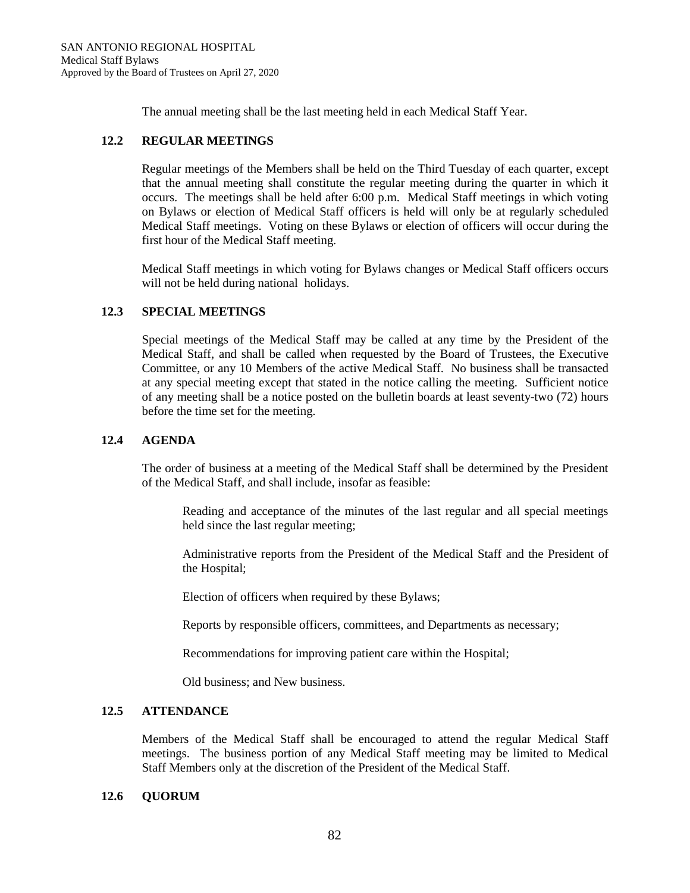The annual meeting shall be the last meeting held in each Medical Staff Year.

### 12.2 REGULAR MEETINGS

Regular meetings of the Members shall be held on the Third Tuesday of each quarter, except that the annual meeting shall constitute the regular meeting during the quarter in which it occurs. The meetings shall be held after 6:00 p.m. Medical Staff meetings in which voting on Bylaws or election of Medical Staff officers is held will only be at regularly scheduled Medical Staff meetings. Voting on these Bylaws or election of officers will occur during the first hour of the Medical Staff meeting.

Medical Staff meetings in which voting for Bylaws changes or Medical Staff officers occurs will not be held during national holidays.

### 12.3 SPECIAL MEETINGS

Special meetings of the Medical Staff may be called at any time by the President of the Medical Staff, and shall be called when requested by the Board of Trustees, the Executive Committee, or any 10 Members of the active Medical Staff. No business shall be transacted at any special meeting except that stated in the notice calling the meeting. Sufficient notice of any meeting shall be a notice posted on the bulletin boards at least seventy-two (72) hours before the time set for the meeting.

### 12.4 AGENDA

The order of business at a meeting of the Medical Staff shall be determined by the President of the Medical Staff, and shall include, insofar as feasible:

Reading and acceptance of the minutes of the last regular and all special meetings held since the last regular meeting;

Administrative reports from the President of the Medical Staff and the President of the Hospital;

Election of officers when required by these Bylaws;

Reports by responsible officers, committees, and Departments as necessary;

Recommendations for improving patient care within the Hospital;

Old business; and New business.

### 12.5 ATTENDANCE

Members of the Medical Staff shall be encouraged to attend the regular Medical Staff meetings. The business portion of any Medical Staff meeting may be limited to Medical Staff Members only at the discretion of the President of the Medical Staff.

### 12.6 QUORUM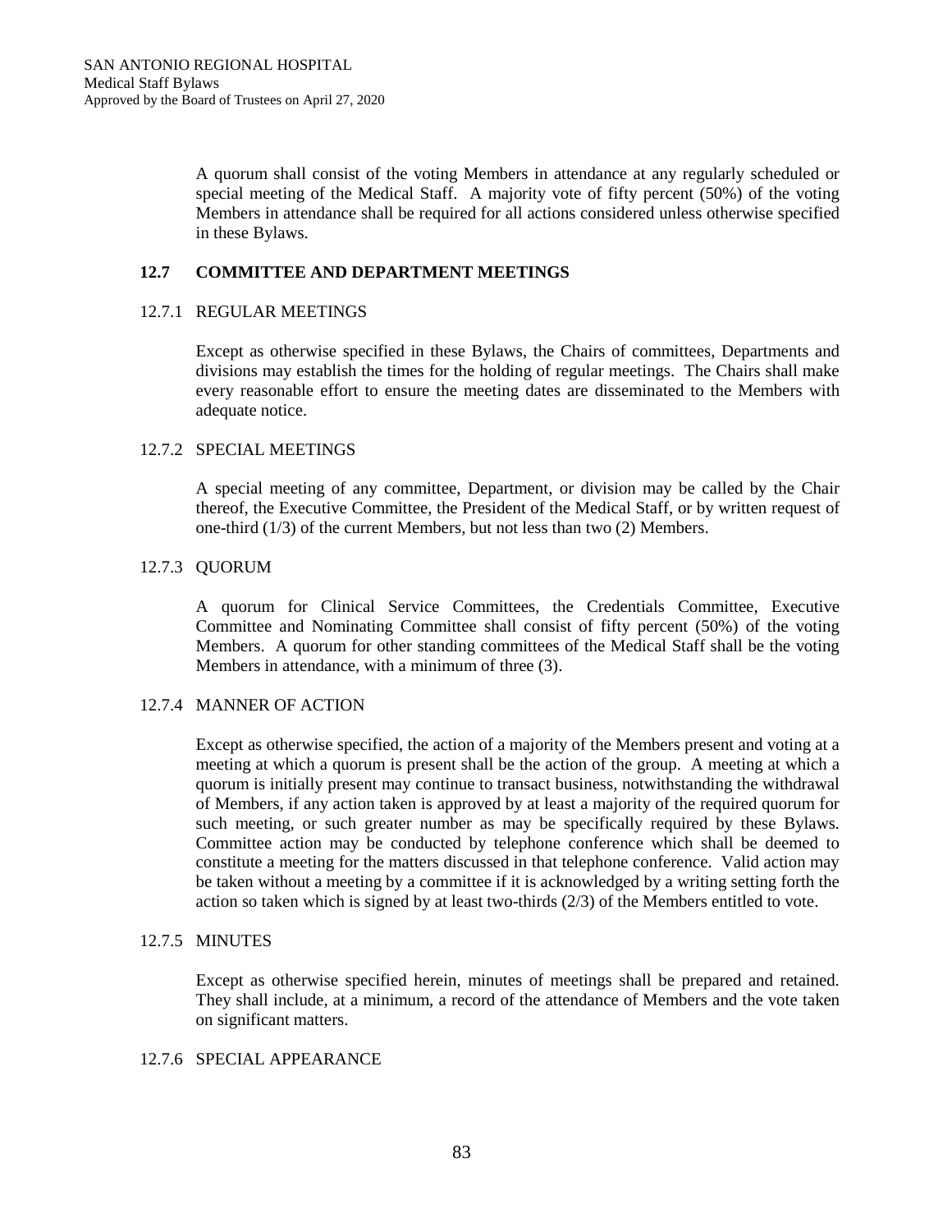A quorum shall consist of the voting Members in attendance at any regularly scheduled or special meeting of the Medical Staff. A majority vote of fifty percent (50%) of the voting Members in attendance shall be required for all actions considered unless otherwise specified in these Bylaws.

## 12.7 COMMITTEE AND DEPARTMENT MEETINGS

### 12.7.1 REGULAR MEETINGS

Except as otherwise specified in these Bylaws, the Chairs of committees, Departments and divisions may establish the times for the holding of regular meetings. The Chairs shall make every reasonable effort to ensure the meeting dates are disseminated to the Members with adequate notice.

### 12.7.2 SPECIAL MEETINGS

A special meeting of any committee, Department, or division may be called by the Chair thereof, the Executive Committee, the President of the Medical Staff, or by written request of one-third (1/3) of the current Members, but not less than two (2) Members.

### 12.7.3 QUORUM

A quorum for Clinical Service Committees, the Credentials Committee, Executive Committee and Nominating Committee shall consist of fifty percent (50%) of the voting Members. A quorum for other standing committees of the Medical Staff shall be the voting Members in attendance, with a minimum of three (3).

### 12.7.4 MANNER OF ACTION

Except as otherwise specified, the action of a majority of the Members present and voting at a meeting at which a quorum is present shall be the action of the group. A meeting at which a quorum is initially present may continue to transact business, notwithstanding the withdrawal of Members, if any action taken is approved by at least a majority of the required quorum for such meeting, or such greater number as may be specifically required by these Bylaws. Committee action may be conducted by telephone conference which shall be deemed to constitute a meeting for the matters discussed in that telephone conference. Valid action may be taken without a meeting by a committee if it is acknowledged by a writing setting forth the action so taken which is signed by at least two-thirds (2/3) of the Members entitled to vote.

### 12.7.5 MINUTES

Except as otherwise specified herein, minutes of meetings shall be prepared and retained. They shall include, at a minimum, a record of the attendance of Members and the vote taken on significant matters.

### 12.7.6 SPECIAL APPEARANCE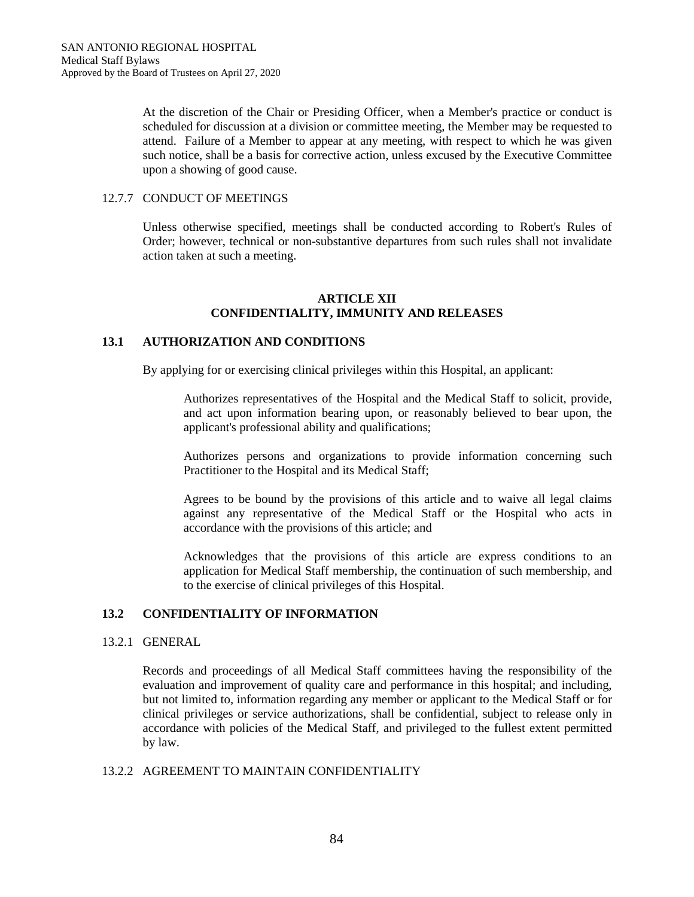At the discretion of the Chair or Presiding Officer, when a Member's practice or conduct is scheduled for discussion at a division or committee meeting, the Member may be requested to attend. Failure of a Member to appear at any meeting, with respect to which he was given such notice, shall be a basis for corrective action, unless excused by the Executive Committee upon a showing of good cause.

12.7.7 CONDUCT OF MEETINGS

Unless otherwise specified, meetings shall be conducted according to Robert's Rules of Order; however, technical or non-substantive departures from such rules shall not invalidate action taken at such a meeting.

## ARTICLE XII
## CONFIDENTIALITY, IMMUNITY AND RELEASES

### 13.1 AUTHORIZATION AND CONDITIONS

By applying for or exercising clinical privileges within this Hospital, an applicant:

Authorizes representatives of the Hospital and the Medical Staff to solicit, provide, and act upon information bearing upon, or reasonably believed to bear upon, the applicant's professional ability and qualifications;

Authorizes persons and organizations to provide information concerning such Practitioner to the Hospital and its Medical Staff;

Agrees to be bound by the provisions of this article and to waive all legal claims against any representative of the Medical Staff or the Hospital who acts in accordance with the provisions of this article; and

Acknowledges that the provisions of this article are express conditions to an application for Medical Staff membership, the continuation of such membership, and to the exercise of clinical privileges of this Hospital.

### 13.2 CONFIDENTIALITY OF INFORMATION

13.2.1 GENERAL

Records and proceedings of all Medical Staff committees having the responsibility of the evaluation and improvement of quality care and performance in this hospital; and including, but not limited to, information regarding any member or applicant to the Medical Staff or for clinical privileges or service authorizations, shall be confidential, subject to release only in accordance with policies of the Medical Staff, and privileged to the fullest extent permitted by law.

13.2.2 AGREEMENT TO MAINTAIN CONFIDENTIALITY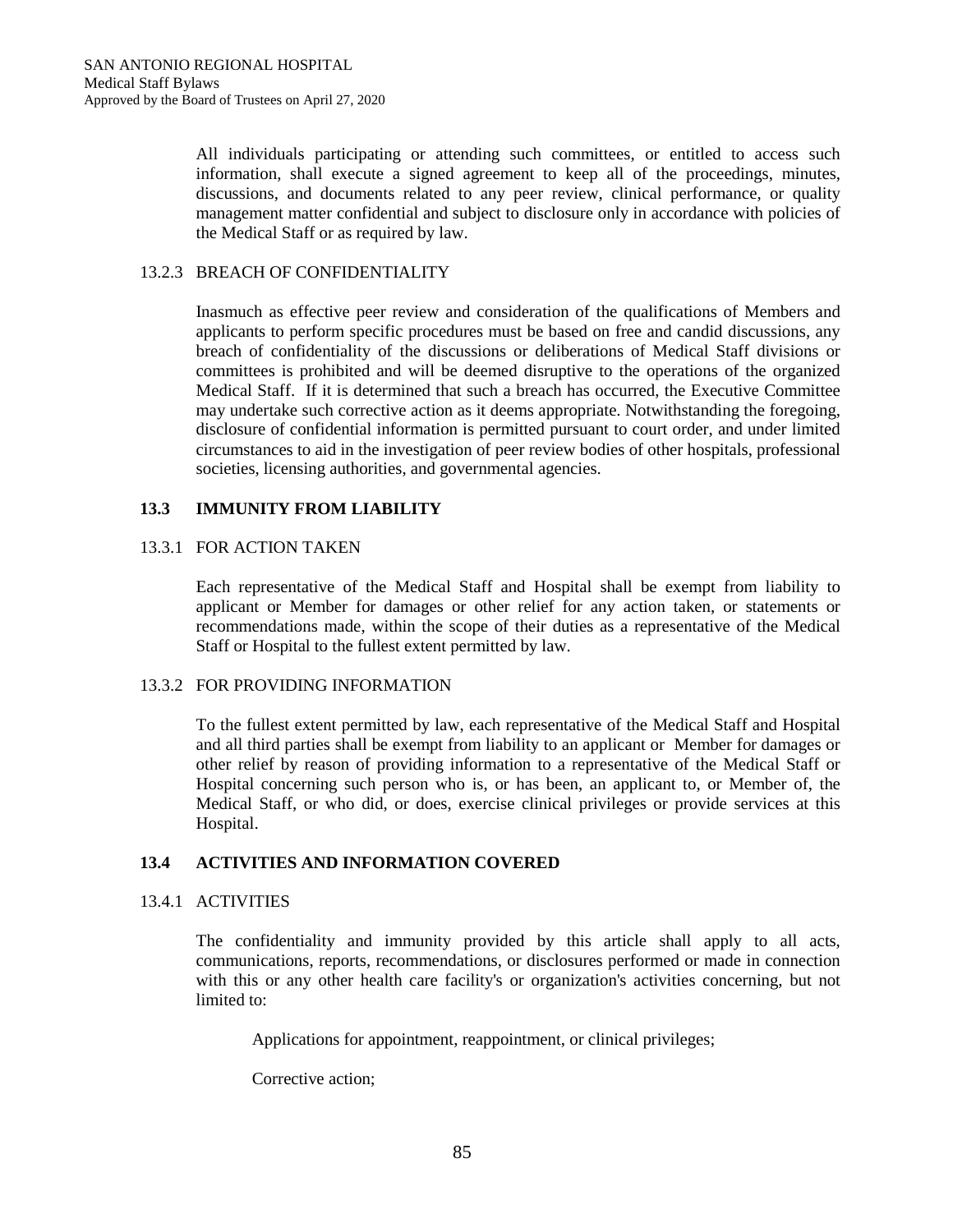All individuals participating or attending such committees, or entitled to access such information, shall execute a signed agreement to keep all of the proceedings, minutes, discussions, and documents related to any peer review, clinical performance, or quality management matter confidential and subject to disclosure only in accordance with policies of the Medical Staff or as required by law.

#### 13.2.3 BREACH OF CONFIDENTIALITY

Inasmuch as effective peer review and consideration of the qualifications of Members and applicants to perform specific procedures must be based on free and candid discussions, any breach of confidentiality of the discussions or deliberations of Medical Staff divisions or committees is prohibited and will be deemed disruptive to the operations of the organized Medical Staff. If it is determined that such a breach has occurred, the Executive Committee may undertake such corrective action as it deems appropriate. Notwithstanding the foregoing, disclosure of confidential information is permitted pursuant to court order, and under limited circumstances to aid in the investigation of peer review bodies of other hospitals, professional societies, licensing authorities, and governmental agencies.

### 13.3 IMMUNITY FROM LIABILITY

#### 13.3.1 FOR ACTION TAKEN

Each representative of the Medical Staff and Hospital shall be exempt from liability to applicant or Member for damages or other relief for any action taken, or statements or recommendations made, within the scope of their duties as a representative of the Medical Staff or Hospital to the fullest extent permitted by law.

#### 13.3.2 FOR PROVIDING INFORMATION

To the fullest extent permitted by law, each representative of the Medical Staff and Hospital and all third parties shall be exempt from liability to an applicant or Member for damages or other relief by reason of providing information to a representative of the Medical Staff or Hospital concerning such person who is, or has been, an applicant to, or Member of, the Medical Staff, or who did, or does, exercise clinical privileges or provide services at this Hospital.

### 13.4 ACTIVITIES AND INFORMATION COVERED

#### 13.4.1 ACTIVITIES

The confidentiality and immunity provided by this article shall apply to all acts, communications, reports, recommendations, or disclosures performed or made in connection with this or any other health care facility's or organization's activities concerning, but not limited to:

Applications for appointment, reappointment, or clinical privileges;

Corrective action;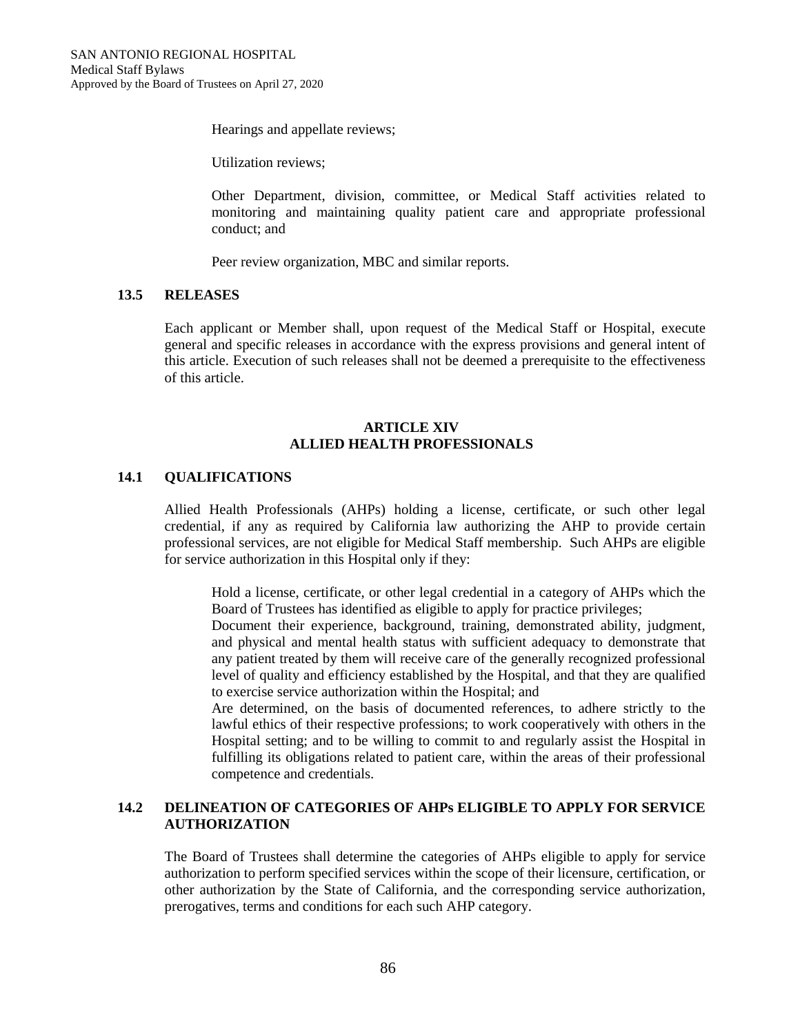Hearings and appellate reviews;

Utilization reviews;

Other Department, division, committee, or Medical Staff activities related to monitoring and maintaining quality patient care and appropriate professional conduct; and

Peer review organization, MBC and similar reports.

### 13.5 RELEASES

Each applicant or Member shall, upon request of the Medical Staff or Hospital, execute general and specific releases in accordance with the express provisions and general intent of this article. Execution of such releases shall not be deemed a prerequisite to the effectiveness of this article.

## ARTICLE XIV
## ALLIED HEALTH PROFESSIONALS

### 14.1 QUALIFICATIONS

Allied Health Professionals (AHPs) holding a license, certificate, or such other legal credential, if any as required by California law authorizing the AHP to provide certain professional services, are not eligible for Medical Staff membership. Such AHPs are eligible for service authorization in this Hospital only if they:

Hold a license, certificate, or other legal credential in a category of AHPs which the Board of Trustees has identified as eligible to apply for practice privileges;

Document their experience, background, training, demonstrated ability, judgment, and physical and mental health status with sufficient adequacy to demonstrate that any patient treated by them will receive care of the generally recognized professional level of quality and efficiency established by the Hospital, and that they are qualified to exercise service authorization within the Hospital; and

Are determined, on the basis of documented references, to adhere strictly to the lawful ethics of their respective professions; to work cooperatively with others in the Hospital setting; and to be willing to commit to and regularly assist the Hospital in fulfilling its obligations related to patient care, within the areas of their professional competence and credentials.

### 14.2 DELINEATION OF CATEGORIES OF AHPs ELIGIBLE TO APPLY FOR SERVICE AUTHORIZATION

The Board of Trustees shall determine the categories of AHPs eligible to apply for service authorization to perform specified services within the scope of their licensure, certification, or other authorization by the State of California, and the corresponding service authorization, prerogatives, terms and conditions for each such AHP category.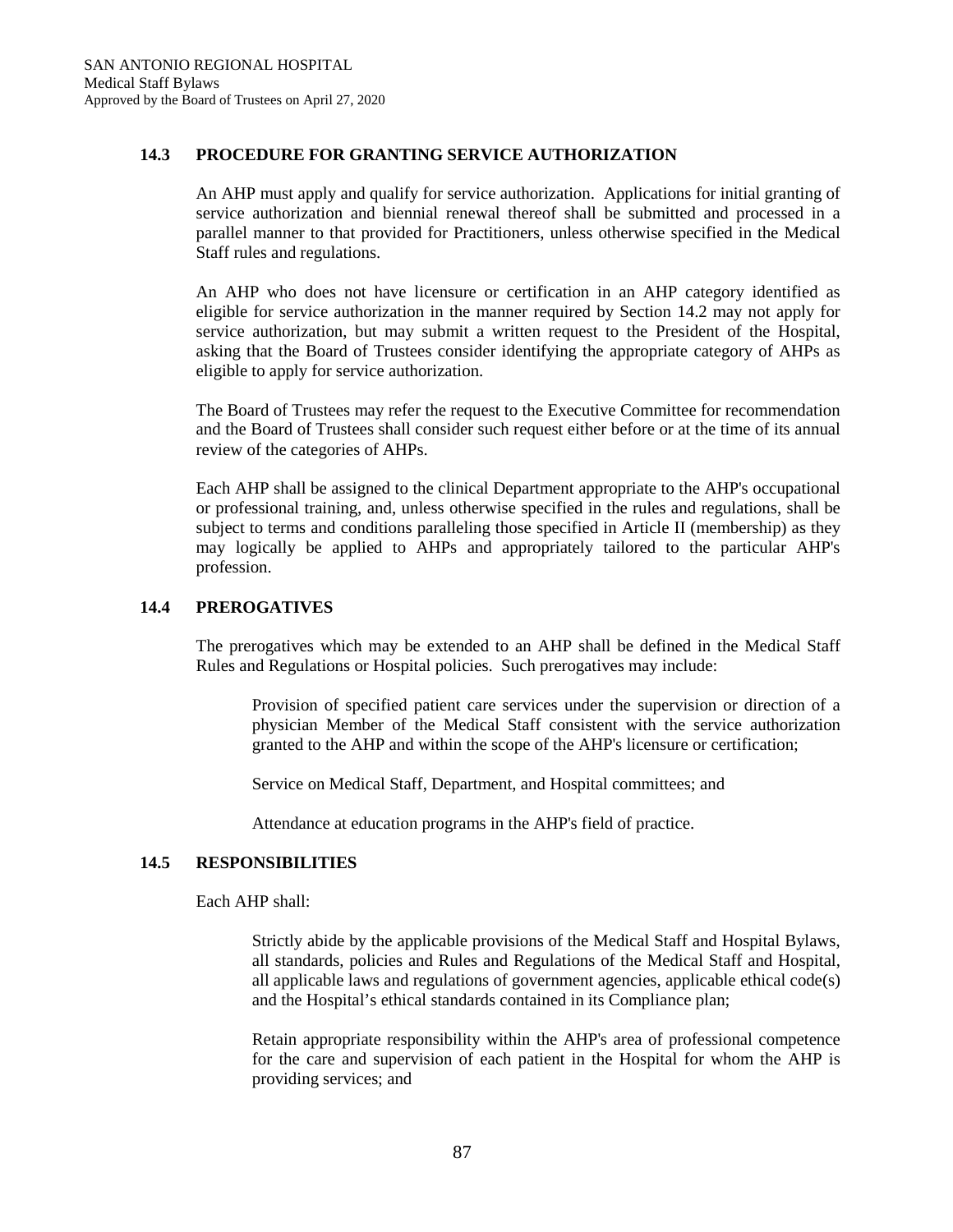### 14.3 PROCEDURE FOR GRANTING SERVICE AUTHORIZATION

An AHP must apply and qualify for service authorization. Applications for initial granting of service authorization and biennial renewal thereof shall be submitted and processed in a parallel manner to that provided for Practitioners, unless otherwise specified in the Medical Staff rules and regulations.

An AHP who does not have licensure or certification in an AHP category identified as eligible for service authorization in the manner required by Section 14.2 may not apply for service authorization, but may submit a written request to the President of the Hospital, asking that the Board of Trustees consider identifying the appropriate category of AHPs as eligible to apply for service authorization.

The Board of Trustees may refer the request to the Executive Committee for recommendation and the Board of Trustees shall consider such request either before or at the time of its annual review of the categories of AHPs.

Each AHP shall be assigned to the clinical Department appropriate to the AHP's occupational or professional training, and, unless otherwise specified in the rules and regulations, shall be subject to terms and conditions paralleling those specified in Article II (membership) as they may logically be applied to AHPs and appropriately tailored to the particular AHP's profession.

### 14.4 PREROGATIVES

The prerogatives which may be extended to an AHP shall be defined in the Medical Staff Rules and Regulations or Hospital policies. Such prerogatives may include:

Provision of specified patient care services under the supervision or direction of a physician Member of the Medical Staff consistent with the service authorization granted to the AHP and within the scope of the AHP's licensure or certification;

Service on Medical Staff, Department, and Hospital committees; and

Attendance at education programs in the AHP's field of practice.

### 14.5 RESPONSIBILITIES

Each AHP shall:

Strictly abide by the applicable provisions of the Medical Staff and Hospital Bylaws, all standards, policies and Rules and Regulations of the Medical Staff and Hospital, all applicable laws and regulations of government agencies, applicable ethical code(s) and the Hospital's ethical standards contained in its Compliance plan;

Retain appropriate responsibility within the AHP's area of professional competence for the care and supervision of each patient in the Hospital for whom the AHP is providing services; and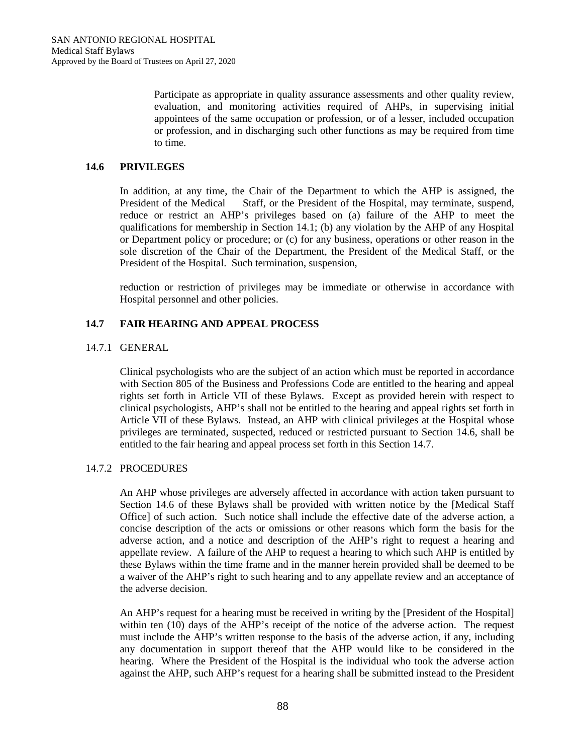Participate as appropriate in quality assurance assessments and other quality review, evaluation, and monitoring activities required of AHPs, in supervising initial appointees of the same occupation or profession, or of a lesser, included occupation or profession, and in discharging such other functions as may be required from time to time.

## 14.6 PRIVILEGES

In addition, at any time, the Chair of the Department to which the AHP is assigned, the President of the Medical Staff, or the President of the Hospital, may terminate, suspend, reduce or restrict an AHP's privileges based on (a) failure of the AHP to meet the qualifications for membership in Section 14.1; (b) any violation by the AHP of any Hospital or Department policy or procedure; or (c) for any business, operations or other reason in the sole discretion of the Chair of the Department, the President of the Medical Staff, or the President of the Hospital. Such termination, suspension,

reduction or restriction of privileges may be immediate or otherwise in accordance with Hospital personnel and other policies.

## 14.7 FAIR HEARING AND APPEAL PROCESS

### 14.7.1 GENERAL

Clinical psychologists who are the subject of an action which must be reported in accordance with Section 805 of the Business and Professions Code are entitled to the hearing and appeal rights set forth in Article VII of these Bylaws. Except as provided herein with respect to clinical psychologists, AHP's shall not be entitled to the hearing and appeal rights set forth in Article VII of these Bylaws. Instead, an AHP with clinical privileges at the Hospital whose privileges are terminated, suspected, reduced or restricted pursuant to Section 14.6, shall be entitled to the fair hearing and appeal process set forth in this Section 14.7.

### 14.7.2 PROCEDURES

An AHP whose privileges are adversely affected in accordance with action taken pursuant to Section 14.6 of these Bylaws shall be provided with written notice by the [Medical Staff Office] of such action. Such notice shall include the effective date of the adverse action, a concise description of the acts or omissions or other reasons which form the basis for the adverse action, and a notice and description of the AHP's right to request a hearing and appellate review. A failure of the AHP to request a hearing to which such AHP is entitled by these Bylaws within the time frame and in the manner herein provided shall be deemed to be a waiver of the AHP's right to such hearing and to any appellate review and an acceptance of the adverse decision.

An AHP's request for a hearing must be received in writing by the [President of the Hospital] within ten (10) days of the AHP's receipt of the notice of the adverse action. The request must include the AHP's written response to the basis of the adverse action, if any, including any documentation in support thereof that the AHP would like to be considered in the hearing. Where the President of the Hospital is the individual who took the adverse action against the AHP, such AHP's request for a hearing shall be submitted instead to the President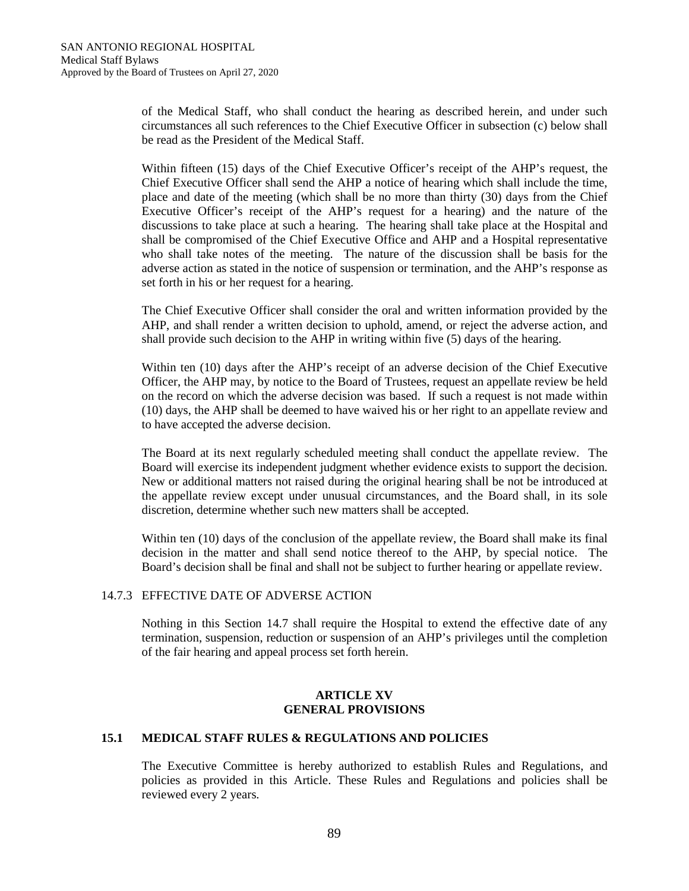of the Medical Staff, who shall conduct the hearing as described herein, and under such circumstances all such references to the Chief Executive Officer in subsection (c) below shall be read as the President of the Medical Staff.

Within fifteen (15) days of the Chief Executive Officer's receipt of the AHP's request, the Chief Executive Officer shall send the AHP a notice of hearing which shall include the time, place and date of the meeting (which shall be no more than thirty (30) days from the Chief Executive Officer's receipt of the AHP's request for a hearing) and the nature of the discussions to take place at such a hearing. The hearing shall take place at the Hospital and shall be compromised of the Chief Executive Office and AHP and a Hospital representative who shall take notes of the meeting. The nature of the discussion shall be basis for the adverse action as stated in the notice of suspension or termination, and the AHP's response as set forth in his or her request for a hearing.

The Chief Executive Officer shall consider the oral and written information provided by the AHP, and shall render a written decision to uphold, amend, or reject the adverse action, and shall provide such decision to the AHP in writing within five (5) days of the hearing.

Within ten (10) days after the AHP's receipt of an adverse decision of the Chief Executive Officer, the AHP may, by notice to the Board of Trustees, request an appellate review be held on the record on which the adverse decision was based. If such a request is not made within (10) days, the AHP shall be deemed to have waived his or her right to an appellate review and to have accepted the adverse decision.

The Board at its next regularly scheduled meeting shall conduct the appellate review. The Board will exercise its independent judgment whether evidence exists to support the decision. New or additional matters not raised during the original hearing shall be not be introduced at the appellate review except under unusual circumstances, and the Board shall, in its sole discretion, determine whether such new matters shall be accepted.

Within ten (10) days of the conclusion of the appellate review, the Board shall make its final decision in the matter and shall send notice thereof to the AHP, by special notice. The Board's decision shall be final and shall not be subject to further hearing or appellate review.

#### 14.7.3 EFFECTIVE DATE OF ADVERSE ACTION

Nothing in this Section 14.7 shall require the Hospital to extend the effective date of any termination, suspension, reduction or suspension of an AHP's privileges until the completion of the fair hearing and appeal process set forth herein.

## ARTICLE XV
## GENERAL PROVISIONS

### 15.1 MEDICAL STAFF RULES & REGULATIONS AND POLICIES

The Executive Committee is hereby authorized to establish Rules and Regulations, and policies as provided in this Article. These Rules and Regulations and policies shall be reviewed every 2 years.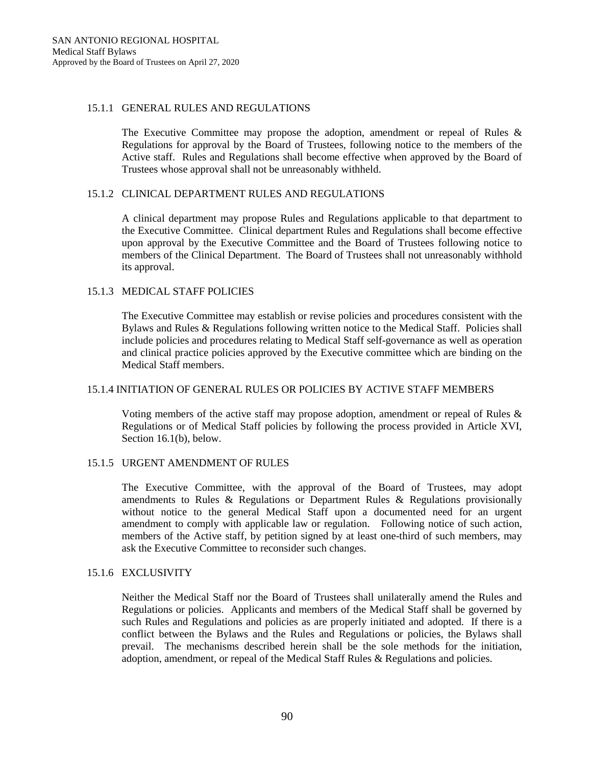#### 15.1.1 GENERAL RULES AND REGULATIONS

The Executive Committee may propose the adoption, amendment or repeal of Rules & Regulations for approval by the Board of Trustees, following notice to the members of the Active staff. Rules and Regulations shall become effective when approved by the Board of Trustees whose approval shall not be unreasonably withheld.

#### 15.1.2 CLINICAL DEPARTMENT RULES AND REGULATIONS

A clinical department may propose Rules and Regulations applicable to that department to the Executive Committee. Clinical department Rules and Regulations shall become effective upon approval by the Executive Committee and the Board of Trustees following notice to members of the Clinical Department. The Board of Trustees shall not unreasonably withhold its approval.

#### 15.1.3 MEDICAL STAFF POLICIES

The Executive Committee may establish or revise policies and procedures consistent with the Bylaws and Rules & Regulations following written notice to the Medical Staff. Policies shall include policies and procedures relating to Medical Staff self-governance as well as operation and clinical practice policies approved by the Executive committee which are binding on the Medical Staff members.

#### 15.1.4 INITIATION OF GENERAL RULES OR POLICIES BY ACTIVE STAFF MEMBERS

Voting members of the active staff may propose adoption, amendment or repeal of Rules & Regulations or of Medical Staff policies by following the process provided in Article XVI, Section 16.1(b), below.

#### 15.1.5 URGENT AMENDMENT OF RULES

The Executive Committee, with the approval of the Board of Trustees, may adopt amendments to Rules & Regulations or Department Rules & Regulations provisionally without notice to the general Medical Staff upon a documented need for an urgent amendment to comply with applicable law or regulation. Following notice of such action, members of the Active staff, by petition signed by at least one-third of such members, may ask the Executive Committee to reconsider such changes.

#### 15.1.6 EXCLUSIVITY

Neither the Medical Staff nor the Board of Trustees shall unilaterally amend the Rules and Regulations or policies. Applicants and members of the Medical Staff shall be governed by such Rules and Regulations and policies as are properly initiated and adopted. If there is a conflict between the Bylaws and the Rules and Regulations or policies, the Bylaws shall prevail. The mechanisms described herein shall be the sole methods for the initiation, adoption, amendment, or repeal of the Medical Staff Rules & Regulations and policies.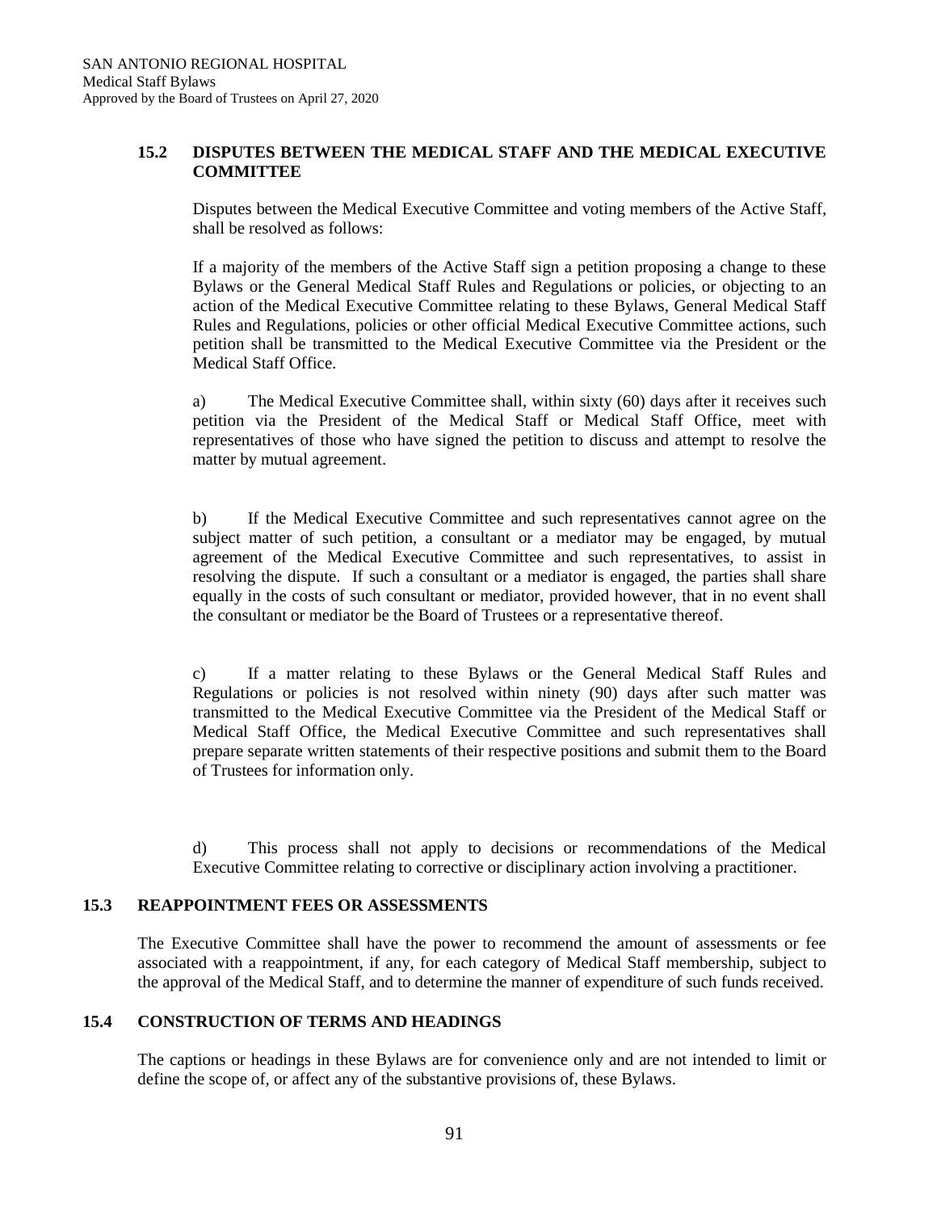## 15.2 DISPUTES BETWEEN THE MEDICAL STAFF AND THE MEDICAL EXECUTIVE COMMITTEE

Disputes between the Medical Executive Committee and voting members of the Active Staff, shall be resolved as follows:

If a majority of the members of the Active Staff sign a petition proposing a change to these Bylaws or the General Medical Staff Rules and Regulations or policies, or objecting to an action of the Medical Executive Committee relating to these Bylaws, General Medical Staff Rules and Regulations, policies or other official Medical Executive Committee actions, such petition shall be transmitted to the Medical Executive Committee via the President or the Medical Staff Office.

a) The Medical Executive Committee shall, within sixty (60) days after it receives such petition via the President of the Medical Staff or Medical Staff Office, meet with representatives of those who have signed the petition to discuss and attempt to resolve the matter by mutual agreement.

b) If the Medical Executive Committee and such representatives cannot agree on the subject matter of such petition, a consultant or a mediator may be engaged, by mutual agreement of the Medical Executive Committee and such representatives, to assist in resolving the dispute. If such a consultant or a mediator is engaged, the parties shall share equally in the costs of such consultant or mediator, provided however, that in no event shall the consultant or mediator be the Board of Trustees or a representative thereof.

c) If a matter relating to these Bylaws or the General Medical Staff Rules and Regulations or policies is not resolved within ninety (90) days after such matter was transmitted to the Medical Executive Committee via the President of the Medical Staff or Medical Staff Office, the Medical Executive Committee and such representatives shall prepare separate written statements of their respective positions and submit them to the Board of Trustees for information only.

d) This process shall not apply to decisions or recommendations of the Medical Executive Committee relating to corrective or disciplinary action involving a practitioner.

## 15.3 REAPPOINTMENT FEES OR ASSESSMENTS

The Executive Committee shall have the power to recommend the amount of assessments or fee associated with a reappointment, if any, for each category of Medical Staff membership, subject to the approval of the Medical Staff, and to determine the manner of expenditure of such funds received.

## 15.4 CONSTRUCTION OF TERMS AND HEADINGS

The captions or headings in these Bylaws are for convenience only and are not intended to limit or define the scope of, or affect any of the substantive provisions of, these Bylaws.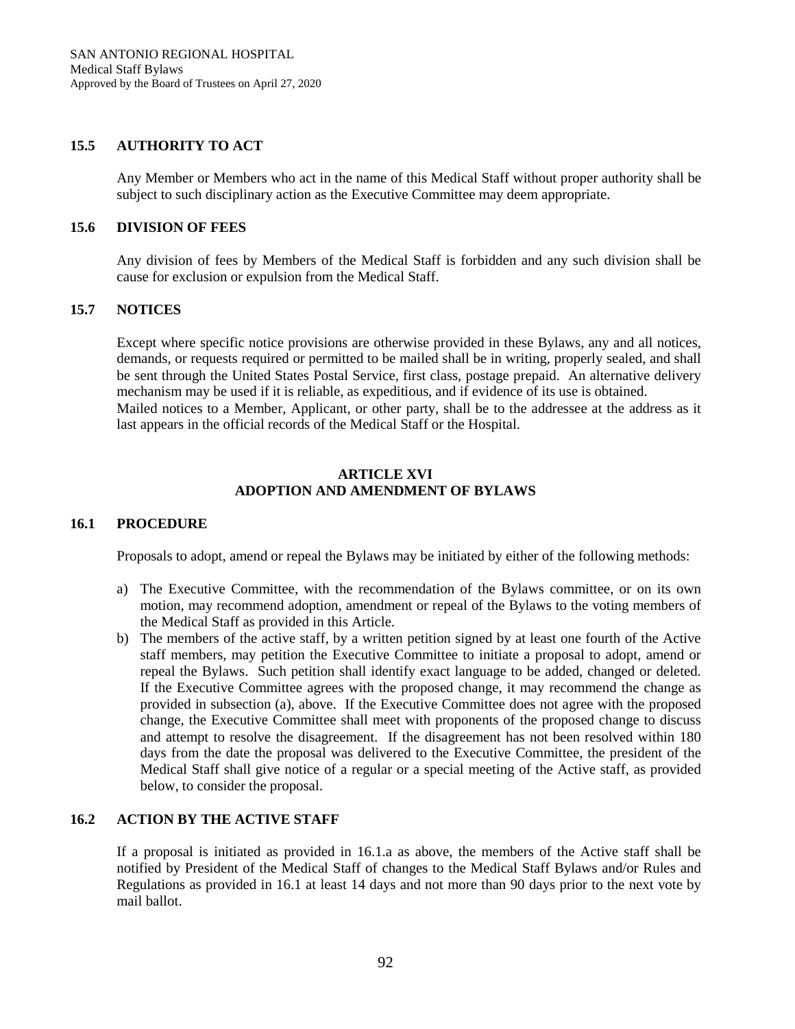### 15.5 AUTHORITY TO ACT

Any Member or Members who act in the name of this Medical Staff without proper authority shall be subject to such disciplinary action as the Executive Committee may deem appropriate.

### 15.6 DIVISION OF FEES

Any division of fees by Members of the Medical Staff is forbidden and any such division shall be cause for exclusion or expulsion from the Medical Staff.

### 15.7 NOTICES

Except where specific notice provisions are otherwise provided in these Bylaws, any and all notices, demands, or requests required or permitted to be mailed shall be in writing, properly sealed, and shall be sent through the United States Postal Service, first class, postage prepaid. An alternative delivery mechanism may be used if it is reliable, as expeditious, and if evidence of its use is obtained.
Mailed notices to a Member, Applicant, or other party, shall be to the addressee at the address as it last appears in the official records of the Medical Staff or the Hospital.

## ARTICLE XVI
## ADOPTION AND AMENDMENT OF BYLAWS

### 16.1 PROCEDURE

Proposals to adopt, amend or repeal the Bylaws may be initiated by either of the following methods:

a) The Executive Committee, with the recommendation of the Bylaws committee, or on its own motion, may recommend adoption, amendment or repeal of the Bylaws to the voting members of the Medical Staff as provided in this Article.
b) The members of the active staff, by a written petition signed by at least one fourth of the Active staff members, may petition the Executive Committee to initiate a proposal to adopt, amend or repeal the Bylaws. Such petition shall identify exact language to be added, changed or deleted. If the Executive Committee agrees with the proposed change, it may recommend the change as provided in subsection (a), above. If the Executive Committee does not agree with the proposed change, the Executive Committee shall meet with proponents of the proposed change to discuss and attempt to resolve the disagreement. If the disagreement has not been resolved within 180 days from the date the proposal was delivered to the Executive Committee, the president of the Medical Staff shall give notice of a regular or a special meeting of the Active staff, as provided below, to consider the proposal.

### 16.2 ACTION BY THE ACTIVE STAFF

If a proposal is initiated as provided in 16.1.a as above, the members of the Active staff shall be notified by President of the Medical Staff of changes to the Medical Staff Bylaws and/or Rules and Regulations as provided in 16.1 at least 14 days and not more than 90 days prior to the next vote by mail ballot.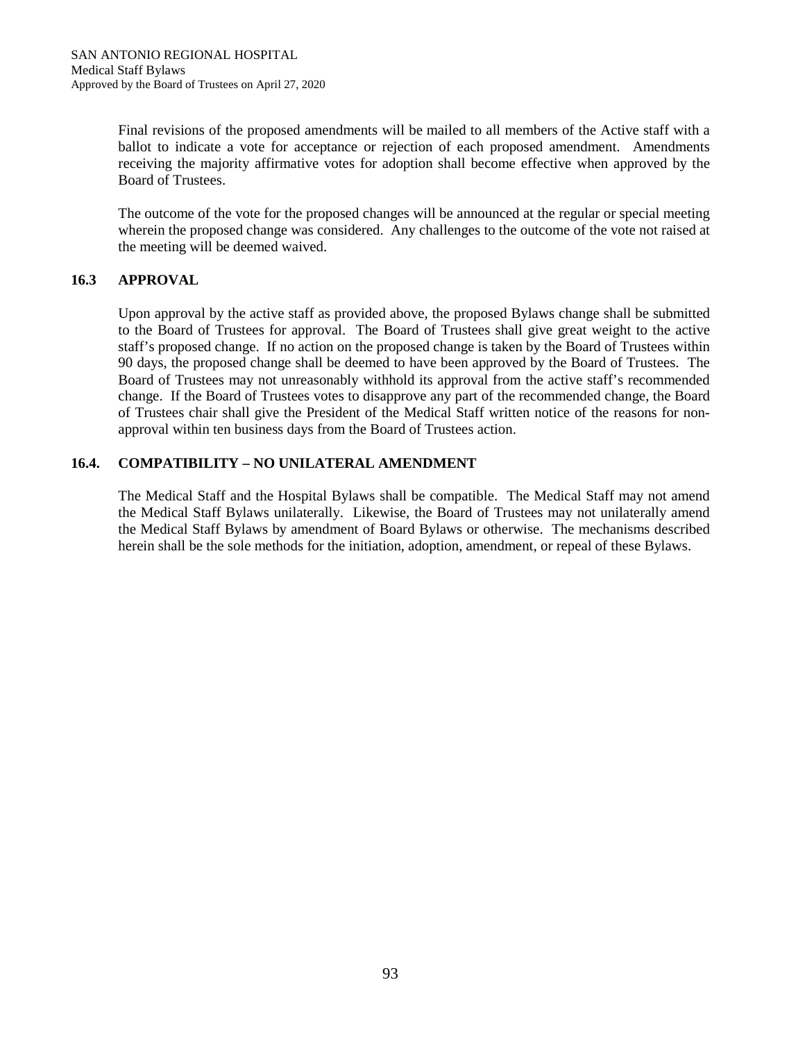Final revisions of the proposed amendments will be mailed to all members of the Active staff with a ballot to indicate a vote for acceptance or rejection of each proposed amendment. Amendments receiving the majority affirmative votes for adoption shall become effective when approved by the Board of Trustees.

The outcome of the vote for the proposed changes will be announced at the regular or special meeting wherein the proposed change was considered. Any challenges to the outcome of the vote not raised at the meeting will be deemed waived.

### 16.3 APPROVAL

Upon approval by the active staff as provided above, the proposed Bylaws change shall be submitted to the Board of Trustees for approval. The Board of Trustees shall give great weight to the active staff's proposed change. If no action on the proposed change is taken by the Board of Trustees within 90 days, the proposed change shall be deemed to have been approved by the Board of Trustees. The Board of Trustees may not unreasonably withhold its approval from the active staff's recommended change. If the Board of Trustees votes to disapprove any part of the recommended change, the Board of Trustees chair shall give the President of the Medical Staff written notice of the reasons for non-approval within ten business days from the Board of Trustees action.

### 16.4. COMPATIBILITY – NO UNILATERAL AMENDMENT

The Medical Staff and the Hospital Bylaws shall be compatible. The Medical Staff may not amend the Medical Staff Bylaws unilaterally. Likewise, the Board of Trustees may not unilaterally amend the Medical Staff Bylaws by amendment of Board Bylaws or otherwise. The mechanisms described herein shall be the sole methods for the initiation, adoption, amendment, or repeal of these Bylaws.